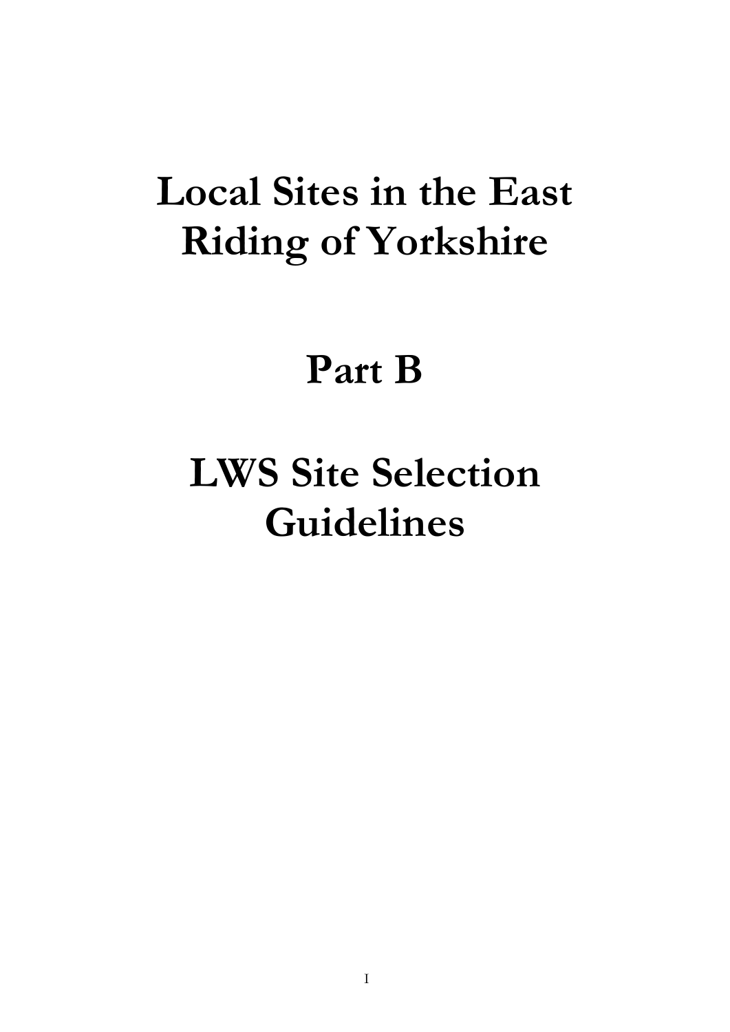# Local Sites in the East Riding of Yorkshire

# Part B

# LWS Site Selection Guidelines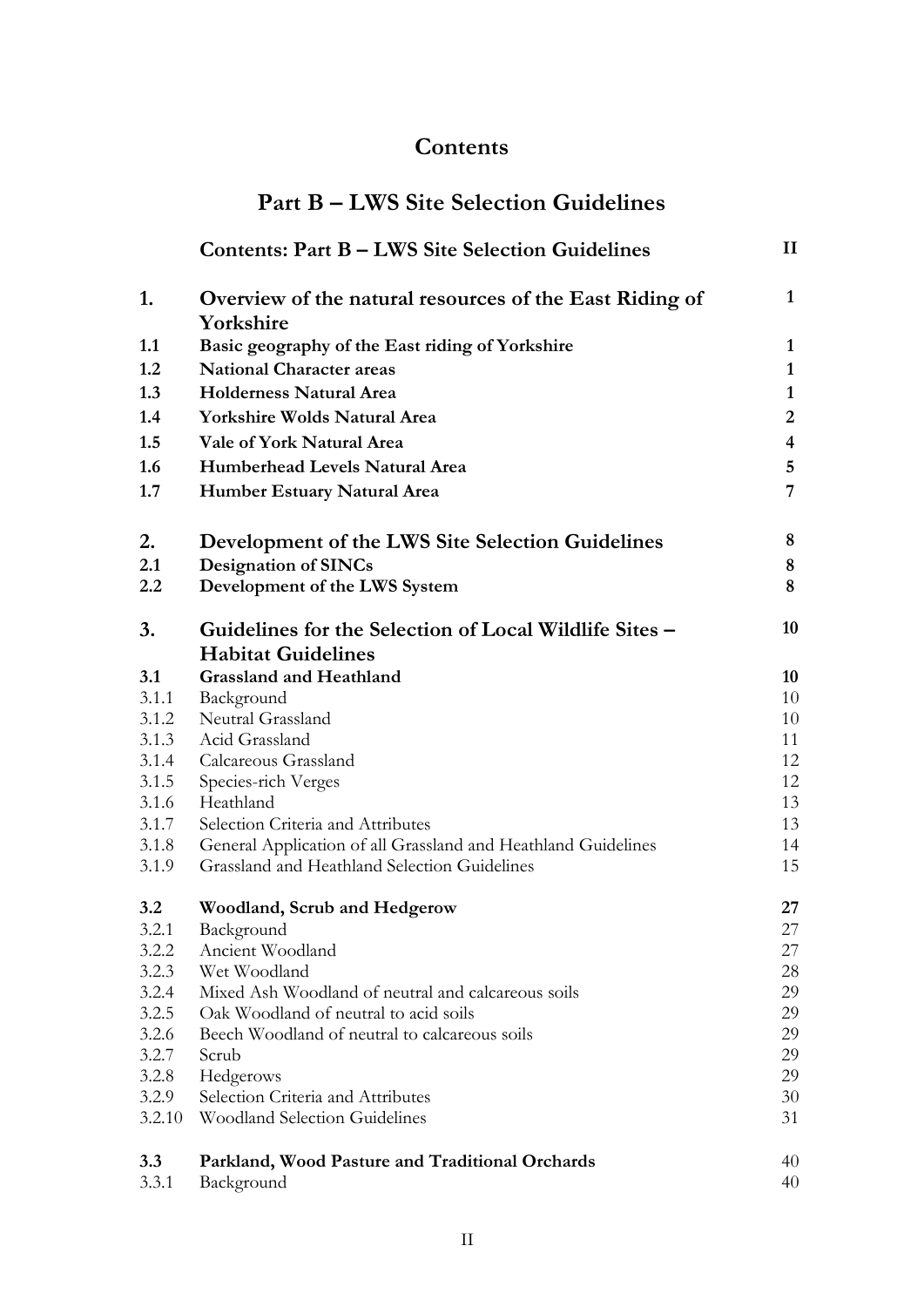# Contents

## Part B – LWS Site Selection Guidelines

| | | |
|---|---|---|
| | **Contents: Part B – LWS Site Selection Guidelines** | **II** |
| **1.** | **Overview of the natural resources of the East Riding of Yorkshire** | **1** |
| **1.1** | **Basic geography of the East riding of Yorkshire** | **1** |
| **1.2** | **National Character areas** | **1** |
| **1.3** | **Holderness Natural Area** | **1** |
| **1.4** | **Yorkshire Wolds Natural Area** | **2** |
| **1.5** | **Vale of York Natural Area** | **4** |
| **1.6** | **Humberhead Levels Natural Area** | **5** |
| **1.7** | **Humber Estuary Natural Area** | **7** |
| **2.** | **Development of the LWS Site Selection Guidelines** | **8** |
| **2.1** | **Designation of SINCs** | **8** |
| **2.2** | **Development of the LWS System** | **8** |
| **3.** | **Guidelines for the Selection of Local Wildlife Sites – Habitat Guidelines** | **10** |
| **3.1** | **Grassland and Heathland** | **10** |
| 3.1.1 | Background | 10 |
| 3.1.2 | Neutral Grassland | 10 |
| 3.1.3 | Acid Grassland | 11 |
| 3.1.4 | Calcareous Grassland | 12 |
| 3.1.5 | Species-rich Verges | 12 |
| 3.1.6 | Heathland | 13 |
| 3.1.7 | Selection Criteria and Attributes | 13 |
| 3.1.8 | General Application of all Grassland and Heathland Guidelines | 14 |
| 3.1.9 | Grassland and Heathland Selection Guidelines | 15 |
| **3.2** | **Woodland, Scrub and Hedgerow** | **27** |
| 3.2.1 | Background | 27 |
| 3.2.2 | Ancient Woodland | 27 |
| 3.2.3 | Wet Woodland | 28 |
| 3.2.4 | Mixed Ash Woodland of neutral and calcareous soils | 29 |
| 3.2.5 | Oak Woodland of neutral to acid soils | 29 |
| 3.2.6 | Beech Woodland of neutral to calcareous soils | 29 |
| 3.2.7 | Scrub | 29 |
| 3.2.8 | Hedgerows | 29 |
| 3.2.9 | Selection Criteria and Attributes | 30 |
| 3.2.10 | Woodland Selection Guidelines | 31 |
| **3.3** | **Parkland, Wood Pasture and Traditional Orchards** | 40 |
| 3.3.1 | Background | 40 |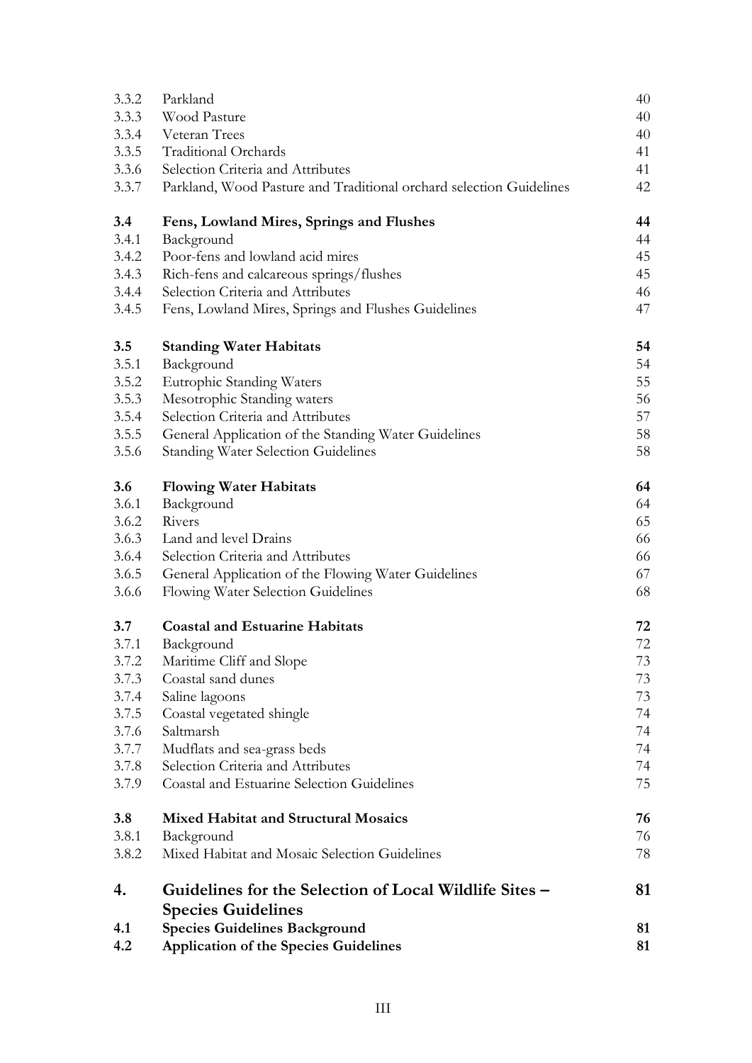| | | |
|---|---|---|
| 3.3.2 | Parkland | 40 |
| 3.3.3 | Wood Pasture | 40 |
| 3.3.4 | Veteran Trees | 40 |
| 3.3.5 | Traditional Orchards | 41 |
| 3.3.6 | Selection Criteria and Attributes | 41 |
| 3.3.7 | Parkland, Wood Pasture and Traditional orchard selection Guidelines | 42 |
| **3.4** | **Fens, Lowland Mires, Springs and Flushes** | **44** |
| 3.4.1 | Background | 44 |
| 3.4.2 | Poor-fens and lowland acid mires | 45 |
| 3.4.3 | Rich-fens and calcareous springs/flushes | 45 |
| 3.4.4 | Selection Criteria and Attributes | 46 |
| 3.4.5 | Fens, Lowland Mires, Springs and Flushes Guidelines | 47 |
| **3.5** | **Standing Water Habitats** | **54** |
| 3.5.1 | Background | 54 |
| 3.5.2 | Eutrophic Standing Waters | 55 |
| 3.5.3 | Mesotrophic Standing waters | 56 |
| 3.5.4 | Selection Criteria and Attributes | 57 |
| 3.5.5 | General Application of the Standing Water Guidelines | 58 |
| 3.5.6 | Standing Water Selection Guidelines | 58 |
| **3.6** | **Flowing Water Habitats** | **64** |
| 3.6.1 | Background | 64 |
| 3.6.2 | Rivers | 65 |
| 3.6.3 | Land and level Drains | 66 |
| 3.6.4 | Selection Criteria and Attributes | 66 |
| 3.6.5 | General Application of the Flowing Water Guidelines | 67 |
| 3.6.6 | Flowing Water Selection Guidelines | 68 |
| **3.7** | **Coastal and Estuarine Habitats** | **72** |
| 3.7.1 | Background | 72 |
| 3.7.2 | Maritime Cliff and Slope | 73 |
| 3.7.3 | Coastal sand dunes | 73 |
| 3.7.4 | Saline lagoons | 73 |
| 3.7.5 | Coastal vegetated shingle | 74 |
| 3.7.6 | Saltmarsh | 74 |
| 3.7.7 | Mudflats and sea-grass beds | 74 |
| 3.7.8 | Selection Criteria and Attributes | 74 |
| 3.7.9 | Coastal and Estuarine Selection Guidelines | 75 |
| **3.8** | **Mixed Habitat and Structural Mosaics** | **76** |
| 3.8.1 | Background | 76 |
| 3.8.2 | Mixed Habitat and Mosaic Selection Guidelines | 78 |
| **4.** | **Guidelines for the Selection of Local Wildlife Sites – Species Guidelines** | **81** |
| **4.1** | **Species Guidelines Background** | **81** |
| **4.2** | **Application of the Species Guidelines** | **81** |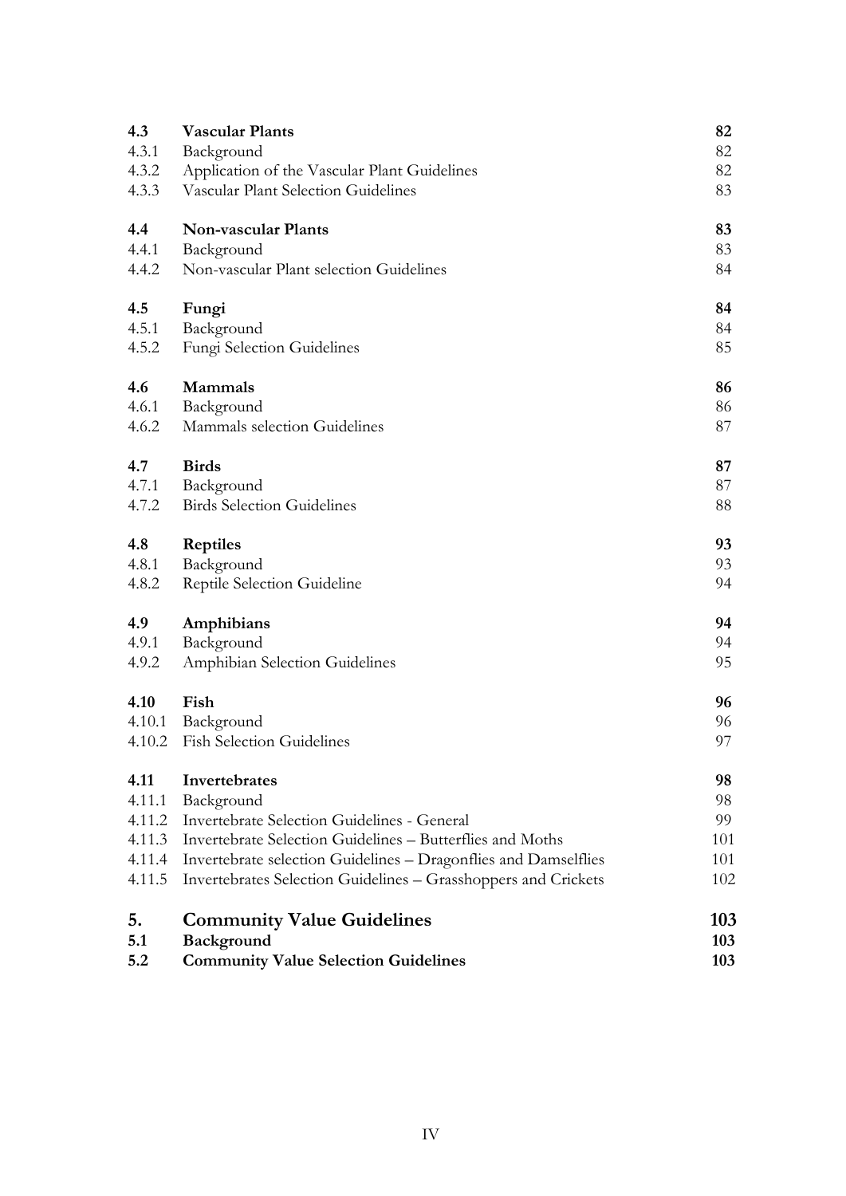| | | |
|---|---|---|
| **4.3** | **Vascular Plants** | **82** |
| 4.3.1 | Background | 82 |
| 4.3.2 | Application of the Vascular Plant Guidelines | 82 |
| 4.3.3 | Vascular Plant Selection Guidelines | 83 |
| **4.4** | **Non-vascular Plants** | **83** |
| 4.4.1 | Background | 83 |
| 4.4.2 | Non-vascular Plant selection Guidelines | 84 |
| **4.5** | **Fungi** | **84** |
| 4.5.1 | Background | 84 |
| 4.5.2 | Fungi Selection Guidelines | 85 |
| **4.6** | **Mammals** | **86** |
| 4.6.1 | Background | 86 |
| 4.6.2 | Mammals selection Guidelines | 87 |
| **4.7** | **Birds** | **87** |
| 4.7.1 | Background | 87 |
| 4.7.2 | Birds Selection Guidelines | 88 |
| **4.8** | **Reptiles** | **93** |
| 4.8.1 | Background | 93 |
| 4.8.2 | Reptile Selection Guideline | 94 |
| **4.9** | **Amphibians** | **94** |
| 4.9.1 | Background | 94 |
| 4.9.2 | Amphibian Selection Guidelines | 95 |
| **4.10** | **Fish** | **96** |
| 4.10.1 | Background | 96 |
| 4.10.2 | Fish Selection Guidelines | 97 |
| **4.11** | **Invertebrates** | **98** |
| 4.11.1 | Background | 98 |
| 4.11.2 | Invertebrate Selection Guidelines - General | 99 |
| 4.11.3 | Invertebrate Selection Guidelines – Butterflies and Moths | 101 |
| 4.11.4 | Invertebrate selection Guidelines – Dragonflies and Damselflies | 101 |
| 4.11.5 | Invertebrates Selection Guidelines – Grasshoppers and Crickets | 102 |
| **5.** | **Community Value Guidelines** | **103** |
| **5.1** | **Background** | **103** |
| **5.2** | **Community Value Selection Guidelines** | **103** |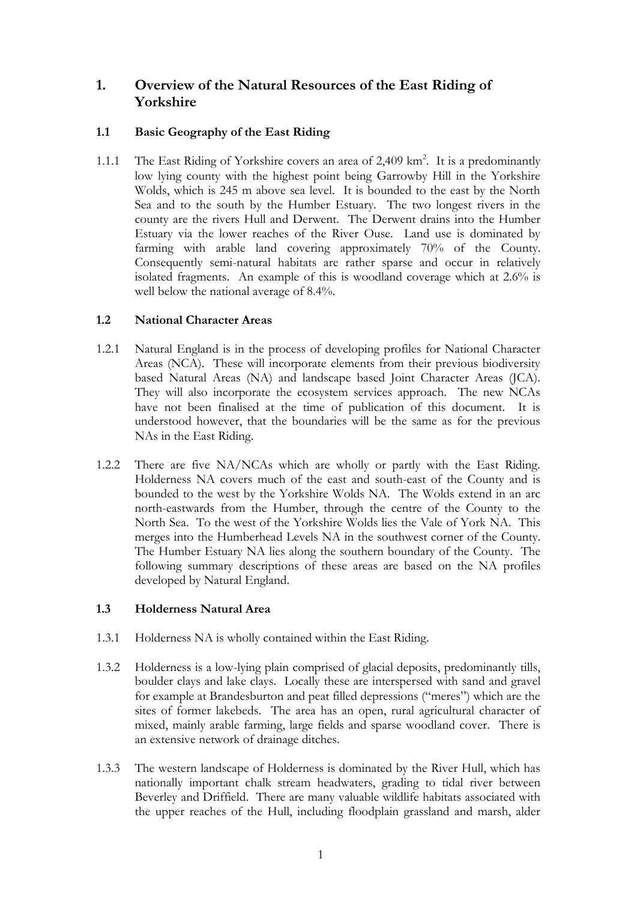# 1. Overview of the Natural Resources of the East Riding of Yorkshire

## 1.1 Basic Geography of the East Riding

1.1.1 The East Riding of Yorkshire covers an area of 2,409 km$^2$. It is a predominantly low lying county with the highest point being Garrowby Hill in the Yorkshire Wolds, which is 245 m above sea level. It is bounded to the east by the North Sea and to the south by the Humber Estuary. The two longest rivers in the county are the rivers Hull and Derwent. The Derwent drains into the Humber Estuary via the lower reaches of the River Ouse. Land use is dominated by farming with arable land covering approximately 70% of the County. Consequently semi-natural habitats are rather sparse and occur in relatively isolated fragments. An example of this is woodland coverage which at 2.6% is well below the national average of 8.4%.

## 1.2 National Character Areas

1.2.1 Natural England is in the process of developing profiles for National Character Areas (NCA). These will incorporate elements from their previous biodiversity based Natural Areas (NA) and landscape based Joint Character Areas (JCA). They will also incorporate the ecosystem services approach. The new NCAs have not been finalised at the time of publication of this document. It is understood however, that the boundaries will be the same as for the previous NAs in the East Riding.

1.2.2 There are five NA/NCAs which are wholly or partly with the East Riding. Holderness NA covers much of the east and south-east of the County and is bounded to the west by the Yorkshire Wolds NA. The Wolds extend in an arc north-eastwards from the Humber, through the centre of the County to the North Sea. To the west of the Yorkshire Wolds lies the Vale of York NA. This merges into the Humberhead Levels NA in the southwest corner of the County. The Humber Estuary NA lies along the southern boundary of the County. The following summary descriptions of these areas are based on the NA profiles developed by Natural England.

## 1.3 Holderness Natural Area

1.3.1 Holderness NA is wholly contained within the East Riding.

1.3.2 Holderness is a low-lying plain comprised of glacial deposits, predominantly tills, boulder clays and lake clays. Locally these are interspersed with sand and gravel for example at Brandesburton and peat filled depressions ("meres") which are the sites of former lakebeds. The area has an open, rural agricultural character of mixed, mainly arable farming, large fields and sparse woodland cover. There is an extensive network of drainage ditches.

1.3.3 The western landscape of Holderness is dominated by the River Hull, which has nationally important chalk stream headwaters, grading to tidal river between Beverley and Driffield. There are many valuable wildlife habitats associated with the upper reaches of the Hull, including floodplain grassland and marsh, alder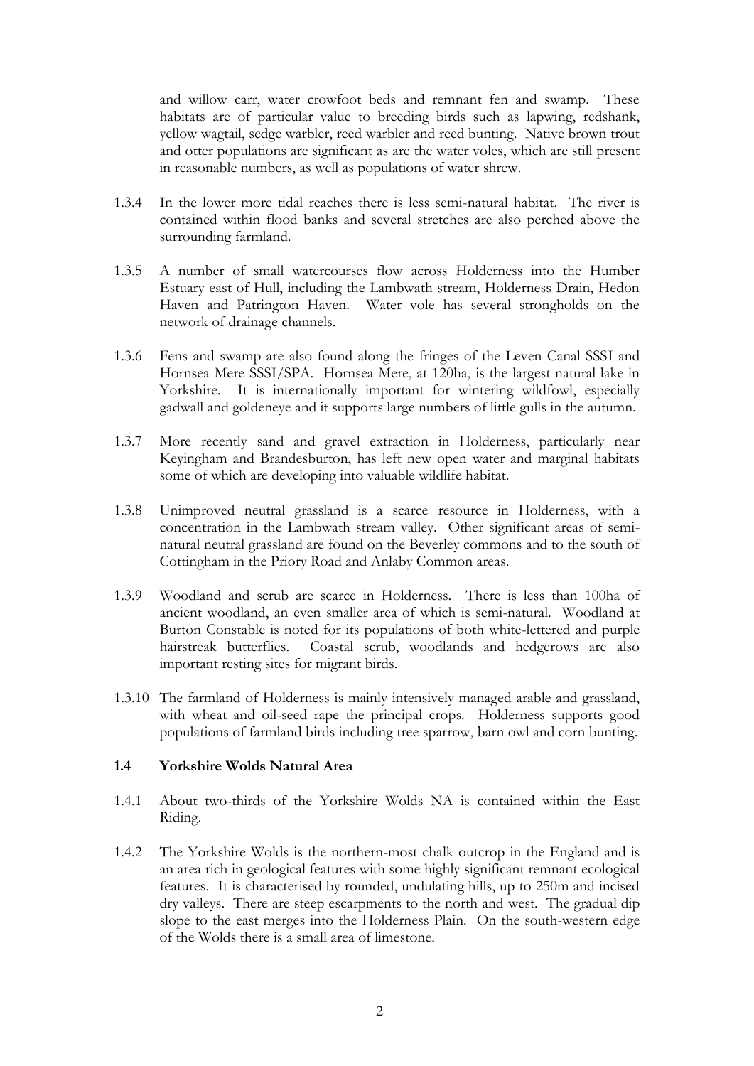and willow carr, water crowfoot beds and remnant fen and swamp. These habitats are of particular value to breeding birds such as lapwing, redshank, yellow wagtail, sedge warbler, reed warbler and reed bunting. Native brown trout and otter populations are significant as are the water voles, which are still present in reasonable numbers, as well as populations of water shrew.

1.3.4 In the lower more tidal reaches there is less semi-natural habitat. The river is contained within flood banks and several stretches are also perched above the surrounding farmland.

1.3.5 A number of small watercourses flow across Holderness into the Humber Estuary east of Hull, including the Lambwath stream, Holderness Drain, Hedon Haven and Patrington Haven. Water vole has several strongholds on the network of drainage channels.

1.3.6 Fens and swamp are also found along the fringes of the Leven Canal SSSI and Hornsea Mere SSSI/SPA. Hornsea Mere, at 120ha, is the largest natural lake in Yorkshire. It is internationally important for wintering wildfowl, especially gadwall and goldeneye and it supports large numbers of little gulls in the autumn.

1.3.7 More recently sand and gravel extraction in Holderness, particularly near Keyingham and Brandesburton, has left new open water and marginal habitats some of which are developing into valuable wildlife habitat.

1.3.8 Unimproved neutral grassland is a scarce resource in Holderness, with a concentration in the Lambwath stream valley. Other significant areas of semi-natural neutral grassland are found on the Beverley commons and to the south of Cottingham in the Priory Road and Anlaby Common areas.

1.3.9 Woodland and scrub are scarce in Holderness. There is less than 100ha of ancient woodland, an even smaller area of which is semi-natural. Woodland at Burton Constable is noted for its populations of both white-lettered and purple hairstreak butterflies. Coastal scrub, woodlands and hedgerows are also important resting sites for migrant birds.

1.3.10 The farmland of Holderness is mainly intensively managed arable and grassland, with wheat and oil-seed rape the principal crops. Holderness supports good populations of farmland birds including tree sparrow, barn owl and corn bunting.

### 1.4 Yorkshire Wolds Natural Area

1.4.1 About two-thirds of the Yorkshire Wolds NA is contained within the East Riding.

1.4.2 The Yorkshire Wolds is the northern-most chalk outcrop in the England and is an area rich in geological features with some highly significant remnant ecological features. It is characterised by rounded, undulating hills, up to 250m and incised dry valleys. There are steep escarpments to the north and west. The gradual dip slope to the east merges into the Holderness Plain. On the south-western edge of the Wolds there is a small area of limestone.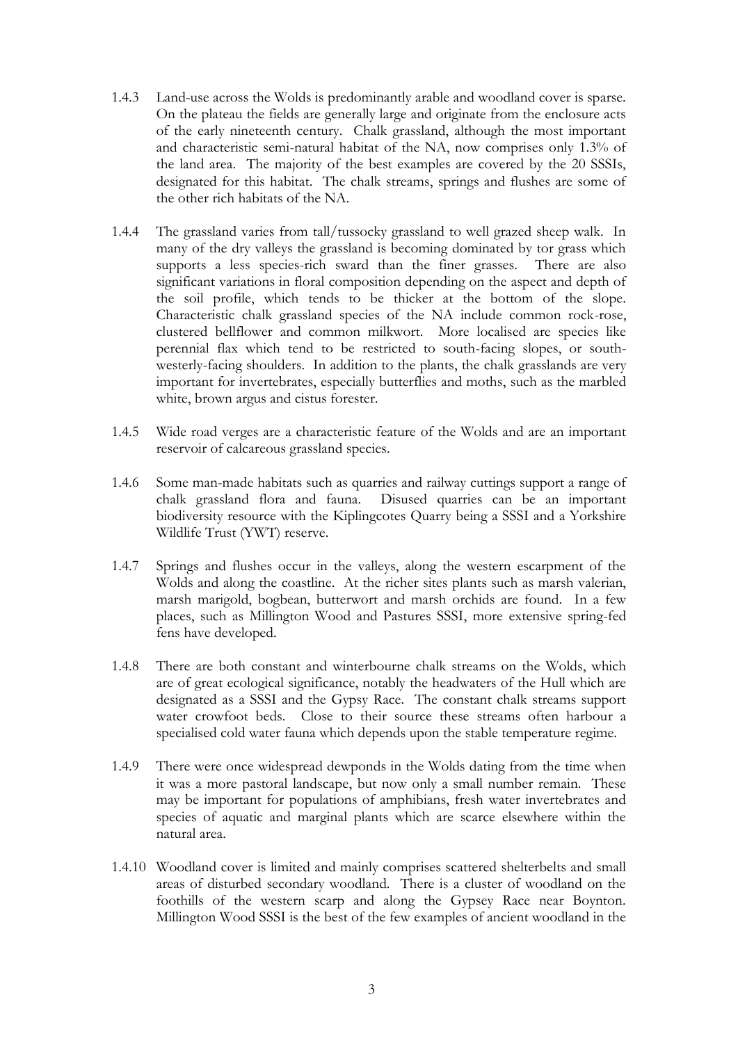1.4.3 Land-use across the Wolds is predominantly arable and woodland cover is sparse. On the plateau the fields are generally large and originate from the enclosure acts of the early nineteenth century. Chalk grassland, although the most important and characteristic semi-natural habitat of the NA, now comprises only 1.3% of the land area. The majority of the best examples are covered by the 20 SSSIs, designated for this habitat. The chalk streams, springs and flushes are some of the other rich habitats of the NA.

1.4.4 The grassland varies from tall/tussocky grassland to well grazed sheep walk. In many of the dry valleys the grassland is becoming dominated by tor grass which supports a less species-rich sward than the finer grasses. There are also significant variations in floral composition depending on the aspect and depth of the soil profile, which tends to be thicker at the bottom of the slope. Characteristic chalk grassland species of the NA include common rock-rose, clustered bellflower and common milkwort. More localised are species like perennial flax which tend to be restricted to south-facing slopes, or south-westerly-facing shoulders. In addition to the plants, the chalk grasslands are very important for invertebrates, especially butterflies and moths, such as the marbled white, brown argus and cistus forester.

1.4.5 Wide road verges are a characteristic feature of the Wolds and are an important reservoir of calcareous grassland species.

1.4.6 Some man-made habitats such as quarries and railway cuttings support a range of chalk grassland flora and fauna. Disused quarries can be an important biodiversity resource with the Kiplingcotes Quarry being a SSSI and a Yorkshire Wildlife Trust (YWT) reserve.

1.4.7 Springs and flushes occur in the valleys, along the western escarpment of the Wolds and along the coastline. At the richer sites plants such as marsh valerian, marsh marigold, bogbean, butterwort and marsh orchids are found. In a few places, such as Millington Wood and Pastures SSSI, more extensive spring-fed fens have developed.

1.4.8 There are both constant and winterbourne chalk streams on the Wolds, which are of great ecological significance, notably the headwaters of the Hull which are designated as a SSSI and the Gypsy Race. The constant chalk streams support water crowfoot beds. Close to their source these streams often harbour a specialised cold water fauna which depends upon the stable temperature regime.

1.4.9 There were once widespread dewponds in the Wolds dating from the time when it was a more pastoral landscape, but now only a small number remain. These may be important for populations of amphibians, fresh water invertebrates and species of aquatic and marginal plants which are scarce elsewhere within the natural area.

1.4.10 Woodland cover is limited and mainly comprises scattered shelterbelts and small areas of disturbed secondary woodland. There is a cluster of woodland on the foothills of the western scarp and along the Gypsey Race near Boynton. Millington Wood SSSI is the best of the few examples of ancient woodland in the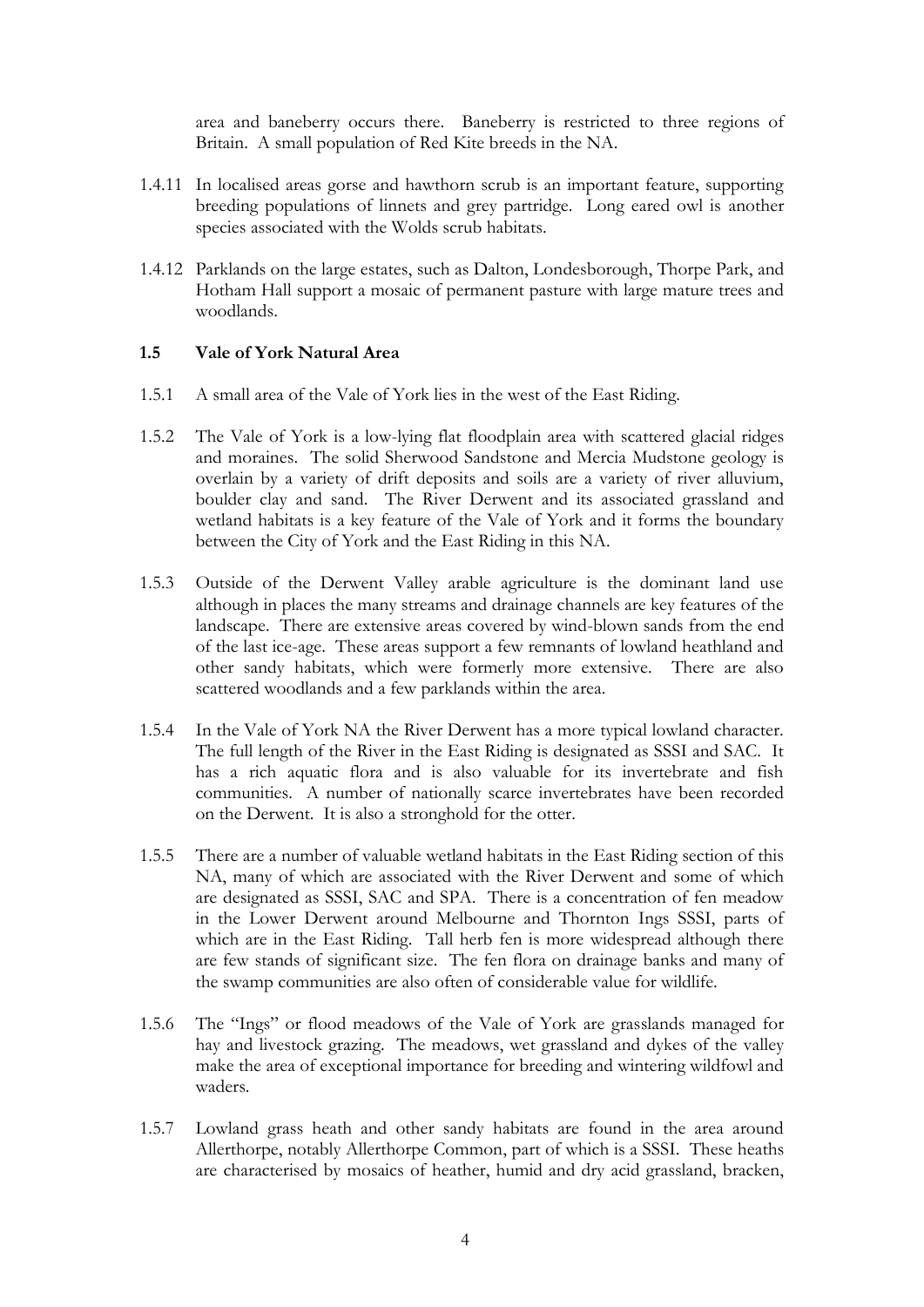area and baneberry occurs there. Baneberry is restricted to three regions of Britain. A small population of Red Kite breeds in the NA.

1.4.11 In localised areas gorse and hawthorn scrub is an important feature, supporting breeding populations of linnets and grey partridge. Long eared owl is another species associated with the Wolds scrub habitats.

1.4.12 Parklands on the large estates, such as Dalton, Londesborough, Thorpe Park, and Hotham Hall support a mosaic of permanent pasture with large mature trees and woodlands.

### 1.5 Vale of York Natural Area

1.5.1 A small area of the Vale of York lies in the west of the East Riding.

1.5.2 The Vale of York is a low-lying flat floodplain area with scattered glacial ridges and moraines. The solid Sherwood Sandstone and Mercia Mudstone geology is overlain by a variety of drift deposits and soils are a variety of river alluvium, boulder clay and sand. The River Derwent and its associated grassland and wetland habitats is a key feature of the Vale of York and it forms the boundary between the City of York and the East Riding in this NA.

1.5.3 Outside of the Derwent Valley arable agriculture is the dominant land use although in places the many streams and drainage channels are key features of the landscape. There are extensive areas covered by wind-blown sands from the end of the last ice-age. These areas support a few remnants of lowland heathland and other sandy habitats, which were formerly more extensive. There are also scattered woodlands and a few parklands within the area.

1.5.4 In the Vale of York NA the River Derwent has a more typical lowland character. The full length of the River in the East Riding is designated as SSSI and SAC. It has a rich aquatic flora and is also valuable for its invertebrate and fish communities. A number of nationally scarce invertebrates have been recorded on the Derwent. It is also a stronghold for the otter.

1.5.5 There are a number of valuable wetland habitats in the East Riding section of this NA, many of which are associated with the River Derwent and some of which are designated as SSSI, SAC and SPA. There is a concentration of fen meadow in the Lower Derwent around Melbourne and Thornton Ings SSSI, parts of which are in the East Riding. Tall herb fen is more widespread although there are few stands of significant size. The fen flora on drainage banks and many of the swamp communities are also often of considerable value for wildlife.

1.5.6 The "Ings" or flood meadows of the Vale of York are grasslands managed for hay and livestock grazing. The meadows, wet grassland and dykes of the valley make the area of exceptional importance for breeding and wintering wildfowl and waders.

1.5.7 Lowland grass heath and other sandy habitats are found in the area around Allerthorpe, notably Allerthorpe Common, part of which is a SSSI. These heaths are characterised by mosaics of heather, humid and dry acid grassland, bracken,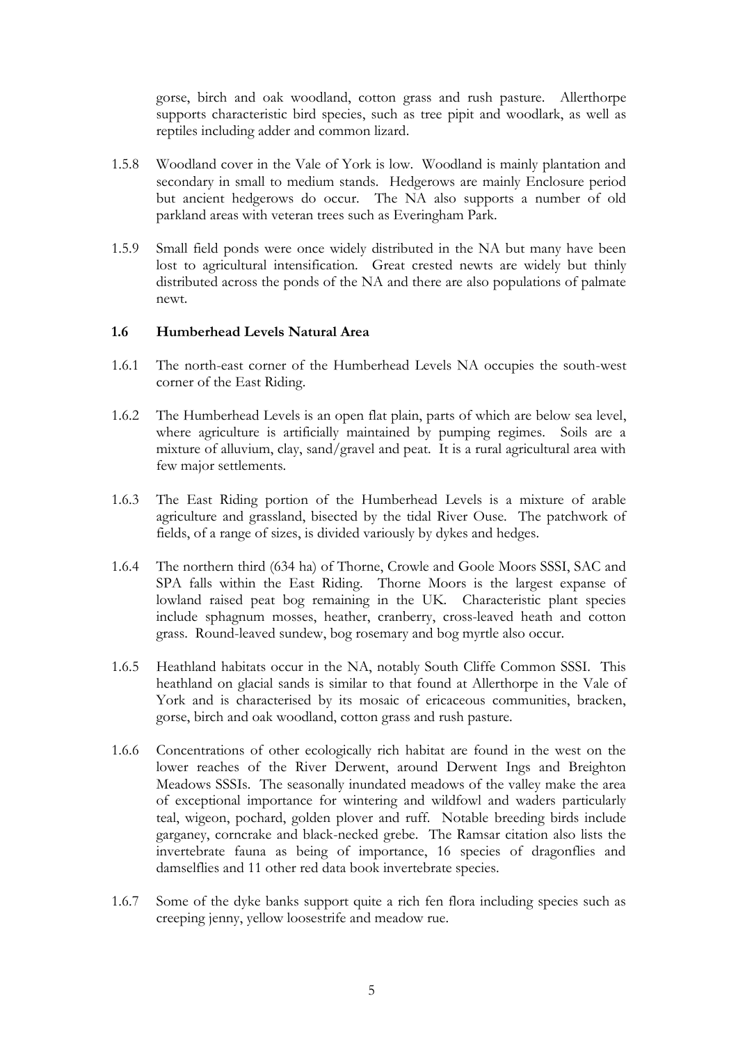gorse, birch and oak woodland, cotton grass and rush pasture. Allerthorpe supports characteristic bird species, such as tree pipit and woodlark, as well as reptiles including adder and common lizard.

1.5.8 Woodland cover in the Vale of York is low. Woodland is mainly plantation and secondary in small to medium stands. Hedgerows are mainly Enclosure period but ancient hedgerows do occur. The NA also supports a number of old parkland areas with veteran trees such as Everingham Park.

1.5.9 Small field ponds were once widely distributed in the NA but many have been lost to agricultural intensification. Great crested newts are widely but thinly distributed across the ponds of the NA and there are also populations of palmate newt.

### 1.6 Humberhead Levels Natural Area

1.6.1 The north-east corner of the Humberhead Levels NA occupies the south-west corner of the East Riding.

1.6.2 The Humberhead Levels is an open flat plain, parts of which are below sea level, where agriculture is artificially maintained by pumping regimes. Soils are a mixture of alluvium, clay, sand/gravel and peat. It is a rural agricultural area with few major settlements.

1.6.3 The East Riding portion of the Humberhead Levels is a mixture of arable agriculture and grassland, bisected by the tidal River Ouse. The patchwork of fields, of a range of sizes, is divided variously by dykes and hedges.

1.6.4 The northern third (634 ha) of Thorne, Crowle and Goole Moors SSSI, SAC and SPA falls within the East Riding. Thorne Moors is the largest expanse of lowland raised peat bog remaining in the UK. Characteristic plant species include sphagnum mosses, heather, cranberry, cross-leaved heath and cotton grass. Round-leaved sundew, bog rosemary and bog myrtle also occur.

1.6.5 Heathland habitats occur in the NA, notably South Cliffe Common SSSI. This heathland on glacial sands is similar to that found at Allerthorpe in the Vale of York and is characterised by its mosaic of ericaceous communities, bracken, gorse, birch and oak woodland, cotton grass and rush pasture.

1.6.6 Concentrations of other ecologically rich habitat are found in the west on the lower reaches of the River Derwent, around Derwent Ings and Breighton Meadows SSSIs. The seasonally inundated meadows of the valley make the area of exceptional importance for wintering and wildfowl and waders particularly teal, wigeon, pochard, golden plover and ruff. Notable breeding birds include garganey, corncrake and black-necked grebe. The Ramsar citation also lists the invertebrate fauna as being of importance, 16 species of dragonflies and damselflies and 11 other red data book invertebrate species.

1.6.7 Some of the dyke banks support quite a rich fen flora including species such as creeping jenny, yellow loosestrife and meadow rue.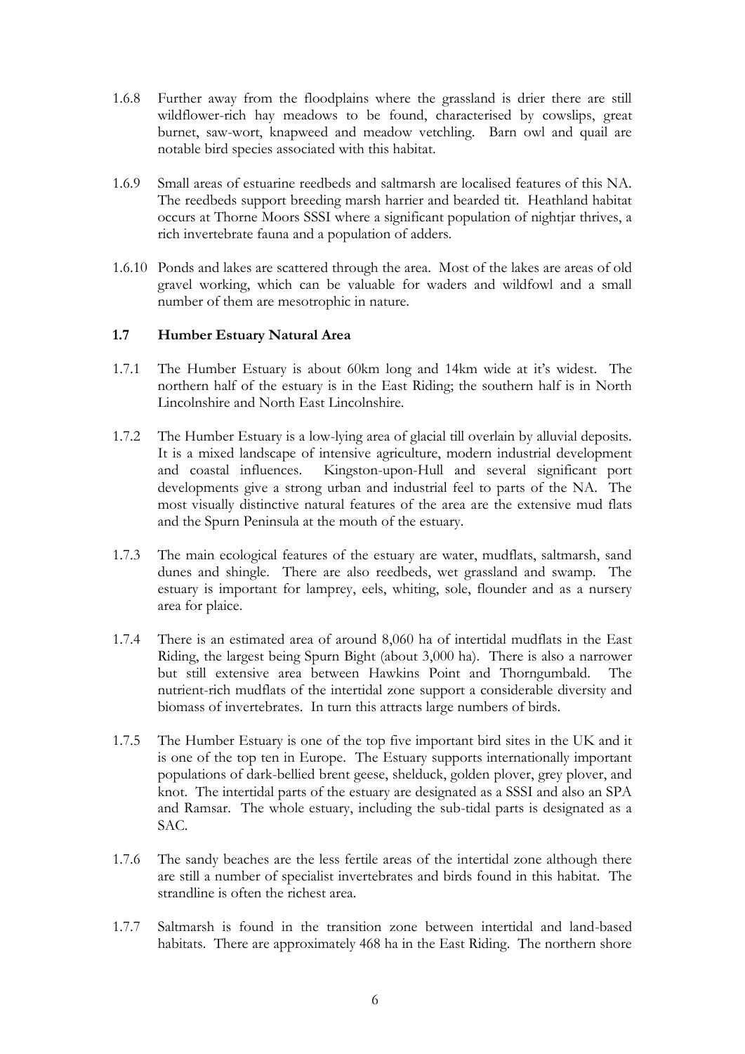1.6.8 Further away from the floodplains where the grassland is drier there are still wildflower-rich hay meadows to be found, characterised by cowslips, great burnet, saw-wort, knapweed and meadow vetchling. Barn owl and quail are notable bird species associated with this habitat.

1.6.9 Small areas of estuarine reedbeds and saltmarsh are localised features of this NA. The reedbeds support breeding marsh harrier and bearded tit. Heathland habitat occurs at Thorne Moors SSSI where a significant population of nightjar thrives, a rich invertebrate fauna and a population of adders.

1.6.10 Ponds and lakes are scattered through the area. Most of the lakes are areas of old gravel working, which can be valuable for waders and wildfowl and a small number of them are mesotrophic in nature.

## 1.7 Humber Estuary Natural Area

1.7.1 The Humber Estuary is about 60km long and 14km wide at it's widest. The northern half of the estuary is in the East Riding; the southern half is in North Lincolnshire and North East Lincolnshire.

1.7.2 The Humber Estuary is a low-lying area of glacial till overlain by alluvial deposits. It is a mixed landscape of intensive agriculture, modern industrial development and coastal influences. Kingston-upon-Hull and several significant port developments give a strong urban and industrial feel to parts of the NA. The most visually distinctive natural features of the area are the extensive mud flats and the Spurn Peninsula at the mouth of the estuary.

1.7.3 The main ecological features of the estuary are water, mudflats, saltmarsh, sand dunes and shingle. There are also reedbeds, wet grassland and swamp. The estuary is important for lamprey, eels, whiting, sole, flounder and as a nursery area for plaice.

1.7.4 There is an estimated area of around 8,060 ha of intertidal mudflats in the East Riding, the largest being Spurn Bight (about 3,000 ha). There is also a narrower but still extensive area between Hawkins Point and Thorngumbald. The nutrient-rich mudflats of the intertidal zone support a considerable diversity and biomass of invertebrates. In turn this attracts large numbers of birds.

1.7.5 The Humber Estuary is one of the top five important bird sites in the UK and it is one of the top ten in Europe. The Estuary supports internationally important populations of dark-bellied brent geese, shelduck, golden plover, grey plover, and knot. The intertidal parts of the estuary are designated as a SSSI and also an SPA and Ramsar. The whole estuary, including the sub-tidal parts is designated as a SAC.

1.7.6 The sandy beaches are the less fertile areas of the intertidal zone although there are still a number of specialist invertebrates and birds found in this habitat. The strandline is often the richest area.

1.7.7 Saltmarsh is found in the transition zone between intertidal and land-based habitats. There are approximately 468 ha in the East Riding. The northern shore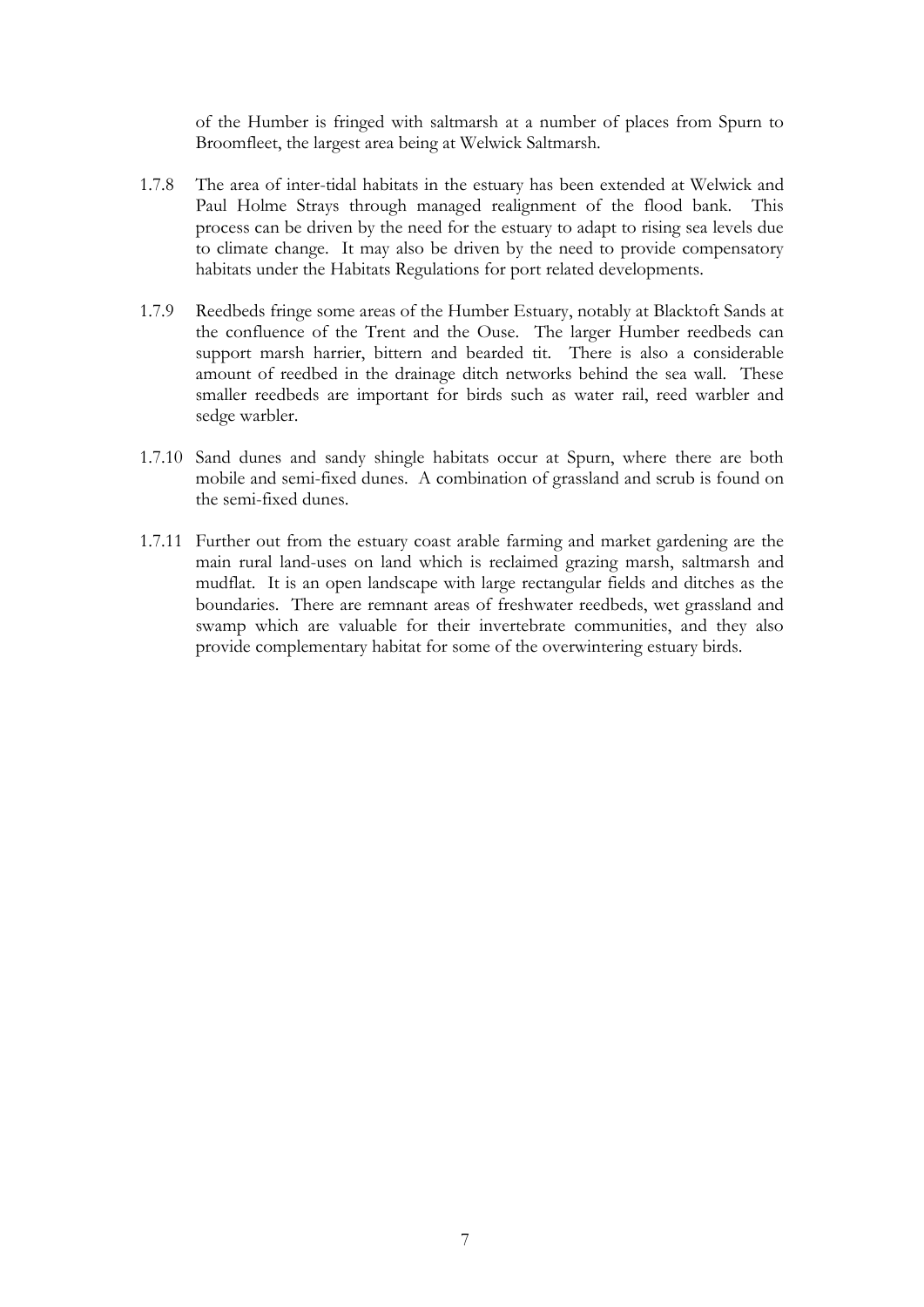of the Humber is fringed with saltmarsh at a number of places from Spurn to Broomfleet, the largest area being at Welwick Saltmarsh.

1.7.8 The area of inter-tidal habitats in the estuary has been extended at Welwick and Paul Holme Strays through managed realignment of the flood bank. This process can be driven by the need for the estuary to adapt to rising sea levels due to climate change. It may also be driven by the need to provide compensatory habitats under the Habitats Regulations for port related developments.

1.7.9 Reedbeds fringe some areas of the Humber Estuary, notably at Blacktoft Sands at the confluence of the Trent and the Ouse. The larger Humber reedbeds can support marsh harrier, bittern and bearded tit. There is also a considerable amount of reedbed in the drainage ditch networks behind the sea wall. These smaller reedbeds are important for birds such as water rail, reed warbler and sedge warbler.

1.7.10 Sand dunes and sandy shingle habitats occur at Spurn, where there are both mobile and semi-fixed dunes. A combination of grassland and scrub is found on the semi-fixed dunes.

1.7.11 Further out from the estuary coast arable farming and market gardening are the main rural land-uses on land which is reclaimed grazing marsh, saltmarsh and mudflat. It is an open landscape with large rectangular fields and ditches as the boundaries. There are remnant areas of freshwater reedbeds, wet grassland and swamp which are valuable for their invertebrate communities, and they also provide complementary habitat for some of the overwintering estuary birds.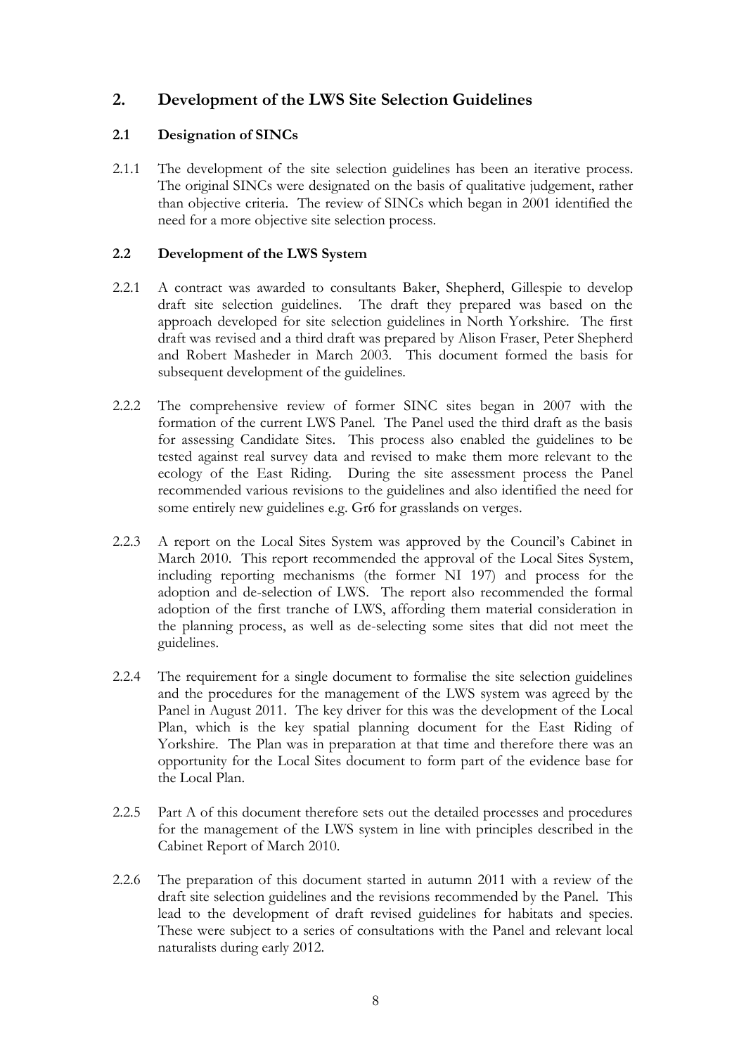## 2. Development of the LWS Site Selection Guidelines

### 2.1 Designation of SINCs

2.1.1 The development of the site selection guidelines has been an iterative process. The original SINCs were designated on the basis of qualitative judgement, rather than objective criteria. The review of SINCs which began in 2001 identified the need for a more objective site selection process.

### 2.2 Development of the LWS System

2.2.1 A contract was awarded to consultants Baker, Shepherd, Gillespie to develop draft site selection guidelines. The draft they prepared was based on the approach developed for site selection guidelines in North Yorkshire. The first draft was revised and a third draft was prepared by Alison Fraser, Peter Shepherd and Robert Masheder in March 2003. This document formed the basis for subsequent development of the guidelines.

2.2.2 The comprehensive review of former SINC sites began in 2007 with the formation of the current LWS Panel. The Panel used the third draft as the basis for assessing Candidate Sites. This process also enabled the guidelines to be tested against real survey data and revised to make them more relevant to the ecology of the East Riding. During the site assessment process the Panel recommended various revisions to the guidelines and also identified the need for some entirely new guidelines e.g. Gr6 for grasslands on verges.

2.2.3 A report on the Local Sites System was approved by the Council's Cabinet in March 2010. This report recommended the approval of the Local Sites System, including reporting mechanisms (the former NI 197) and process for the adoption and de-selection of LWS. The report also recommended the formal adoption of the first tranche of LWS, affording them material consideration in the planning process, as well as de-selecting some sites that did not meet the guidelines.

2.2.4 The requirement for a single document to formalise the site selection guidelines and the procedures for the management of the LWS system was agreed by the Panel in August 2011. The key driver for this was the development of the Local Plan, which is the key spatial planning document for the East Riding of Yorkshire. The Plan was in preparation at that time and therefore there was an opportunity for the Local Sites document to form part of the evidence base for the Local Plan.

2.2.5 Part A of this document therefore sets out the detailed processes and procedures for the management of the LWS system in line with principles described in the Cabinet Report of March 2010.

2.2.6 The preparation of this document started in autumn 2011 with a review of the draft site selection guidelines and the revisions recommended by the Panel. This lead to the development of draft revised guidelines for habitats and species. These were subject to a series of consultations with the Panel and relevant local naturalists during early 2012.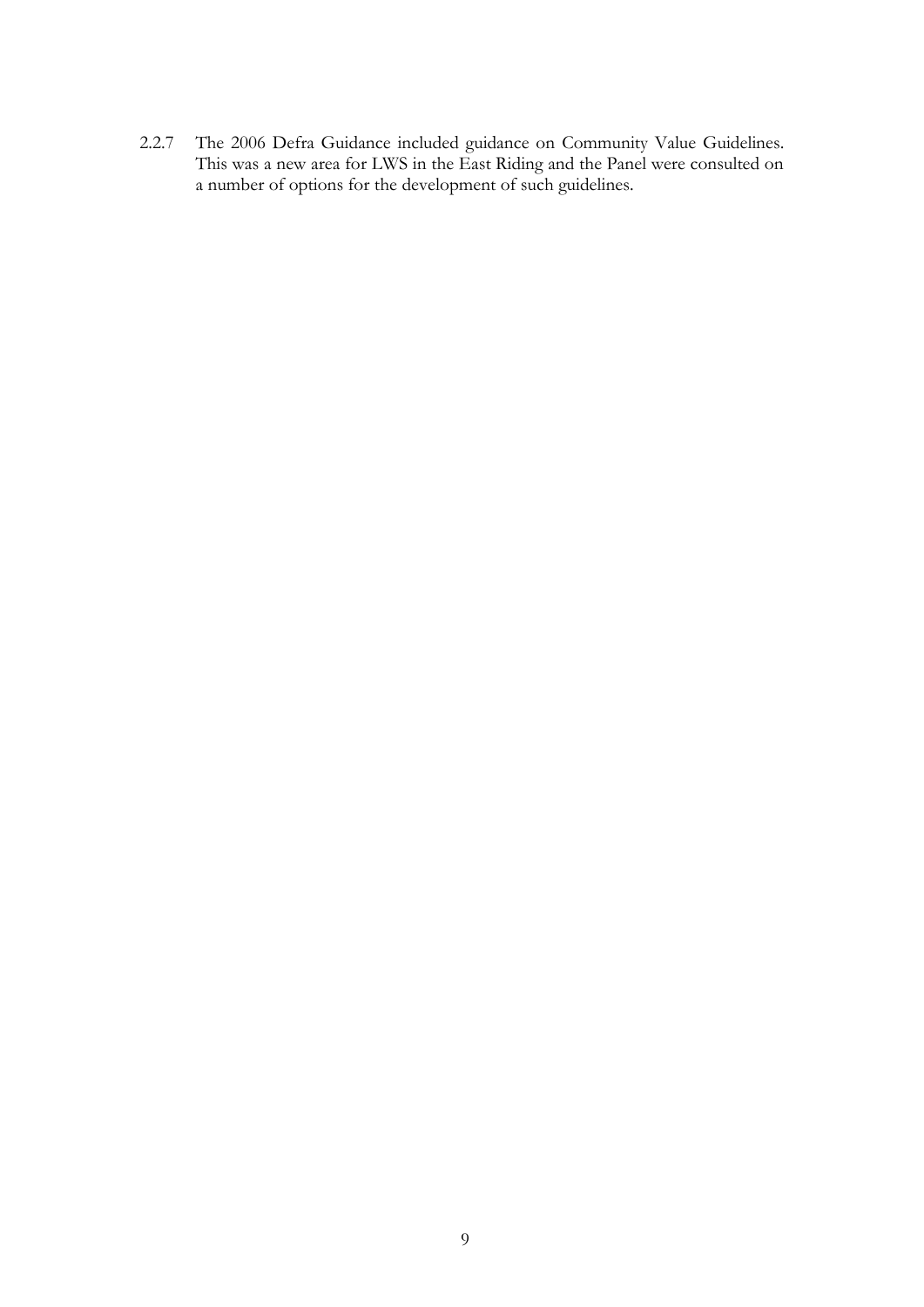2.2.7 The 2006 Defra Guidance included guidance on Community Value Guidelines. This was a new area for LWS in the East Riding and the Panel were consulted on a number of options for the development of such guidelines.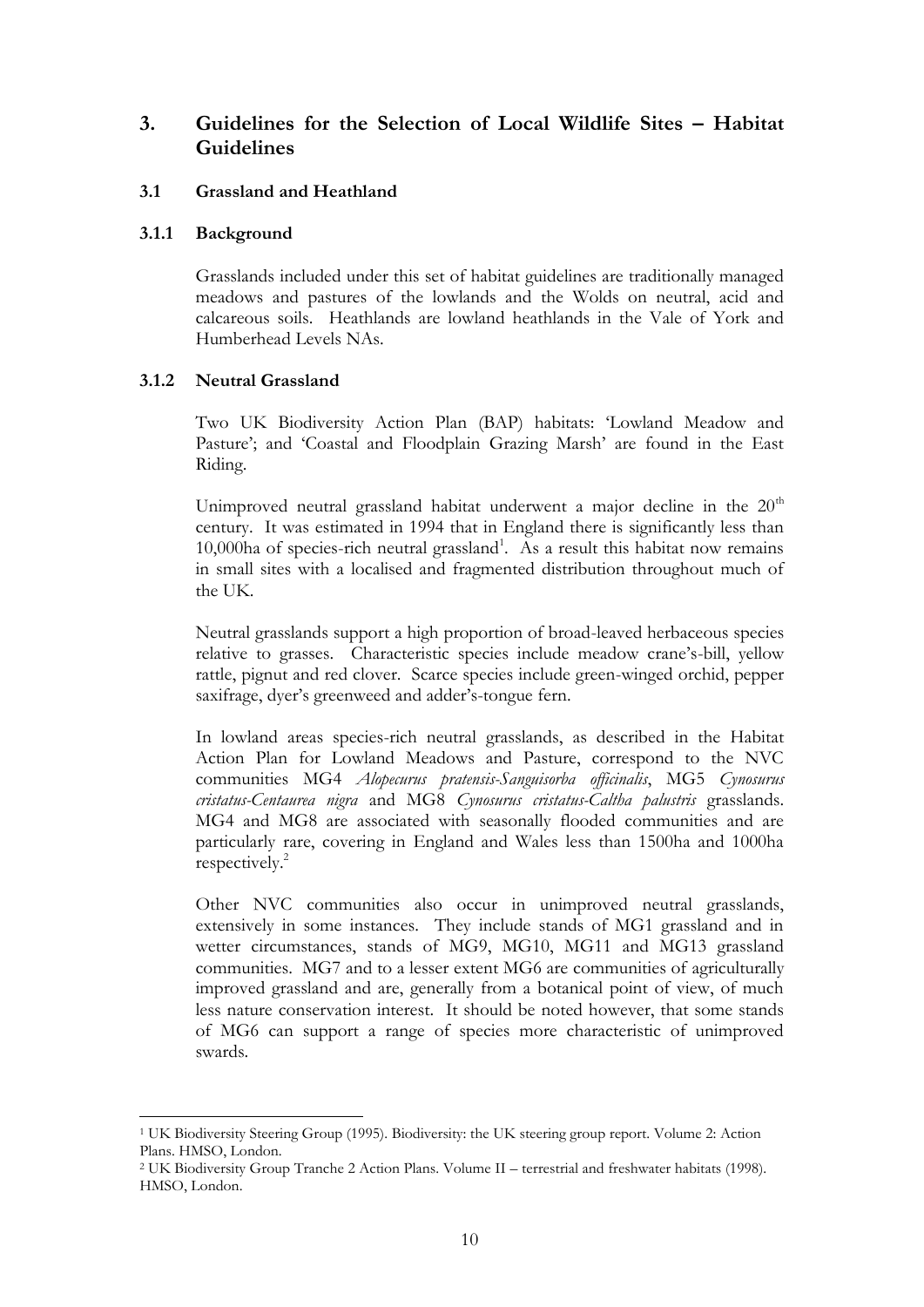## 3. Guidelines for the Selection of Local Wildlife Sites – Habitat Guidelines

### 3.1 Grassland and Heathland

#### 3.1.1 Background

Grasslands included under this set of habitat guidelines are traditionally managed meadows and pastures of the lowlands and the Wolds on neutral, acid and calcareous soils. Heathlands are lowland heathlands in the Vale of York and Humberhead Levels NAs.

#### 3.1.2 Neutral Grassland

Two UK Biodiversity Action Plan (BAP) habitats: 'Lowland Meadow and Pasture'; and 'Coastal and Floodplain Grazing Marsh' are found in the East Riding.

Unimproved neutral grassland habitat underwent a major decline in the 20th century. It was estimated in 1994 that in England there is significantly less than 10,000ha of species-rich neutral grassland[1]. As a result this habitat now remains in small sites with a localised and fragmented distribution throughout much of the UK.

Neutral grasslands support a high proportion of broad-leaved herbaceous species relative to grasses. Characteristic species include meadow crane's-bill, yellow rattle, pignut and red clover. Scarce species include green-winged orchid, pepper saxifrage, dyer's greenweed and adder's-tongue fern.

In lowland areas species-rich neutral grasslands, as described in the Habitat Action Plan for Lowland Meadows and Pasture, correspond to the NVC communities MG4 *Alopecurus pratensis-Sanguisorba officinalis*, MG5 *Cynosurus cristatus-Centaurea nigra* and MG8 *Cynosurus cristatus-Caltha palustris* grasslands. MG4 and MG8 are associated with seasonally flooded communities and are particularly rare, covering in England and Wales less than 1500ha and 1000ha respectively.[2]

Other NVC communities also occur in unimproved neutral grasslands, extensively in some instances. They include stands of MG1 grassland and in wetter circumstances, stands of MG9, MG10, MG11 and MG13 grassland communities. MG7 and to a lesser extent MG6 are communities of agriculturally improved grassland and are, generally from a botanical point of view, of much less nature conservation interest. It should be noted however, that some stands of MG6 can support a range of species more characteristic of unimproved swards.

---

[1] UK Biodiversity Steering Group (1995). Biodiversity: the UK steering group report. Volume 2: Action Plans. HMSO, London.

[2] UK Biodiversity Group Tranche 2 Action Plans. Volume II – terrestrial and freshwater habitats (1998). HMSO, London.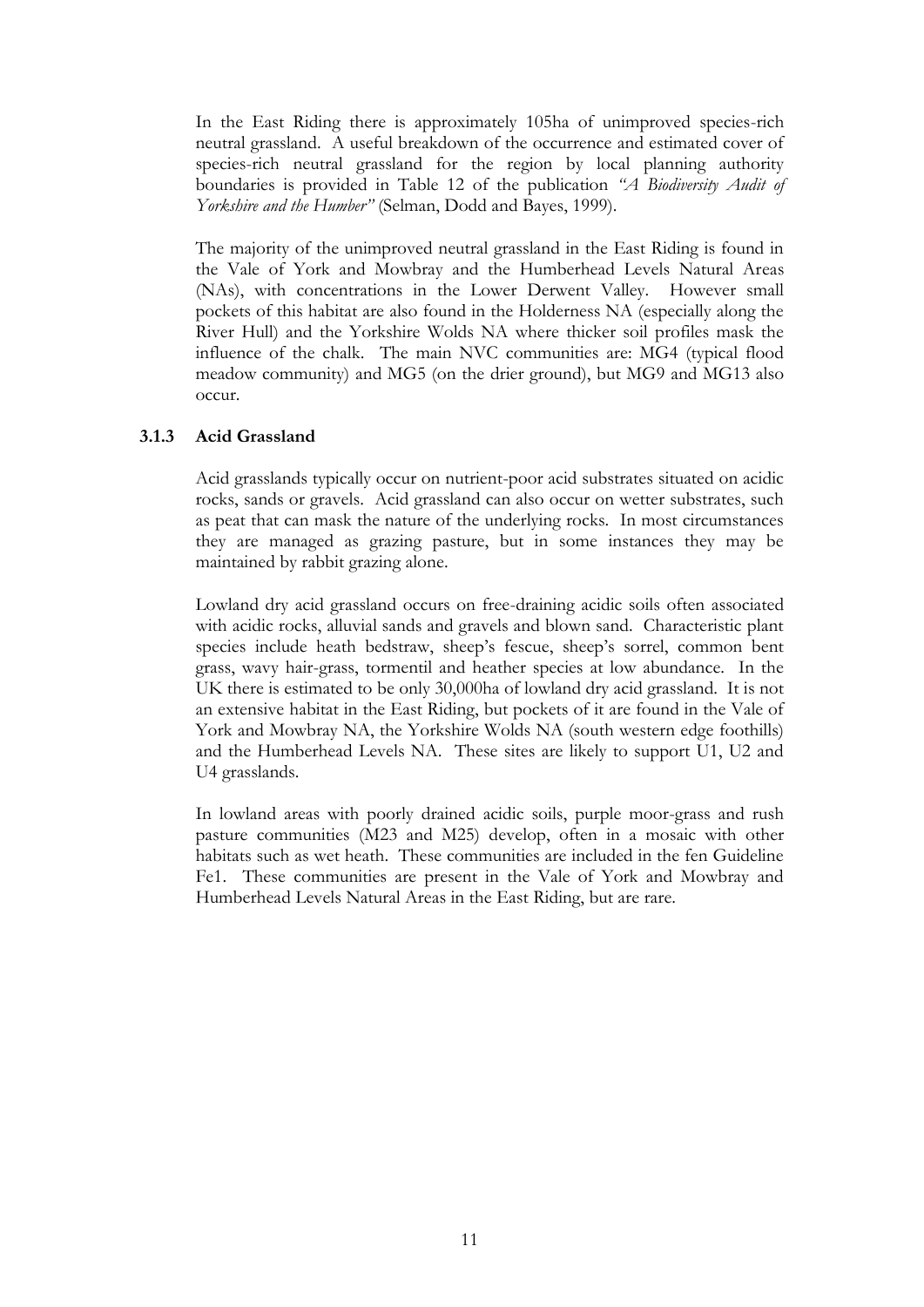In the East Riding there is approximately 105ha of unimproved species-rich neutral grassland. A useful breakdown of the occurrence and estimated cover of species-rich neutral grassland for the region by local planning authority boundaries is provided in Table 12 of the publication *"A Biodiversity Audit of Yorkshire and the Humber"* (Selman, Dodd and Bayes, 1999).

The majority of the unimproved neutral grassland in the East Riding is found in the Vale of York and Mowbray and the Humberhead Levels Natural Areas (NAs), with concentrations in the Lower Derwent Valley. However small pockets of this habitat are also found in the Holderness NA (especially along the River Hull) and the Yorkshire Wolds NA where thicker soil profiles mask the influence of the chalk. The main NVC communities are: MG4 (typical flood meadow community) and MG5 (on the drier ground), but MG9 and MG13 also occur.

### 3.1.3 Acid Grassland

Acid grasslands typically occur on nutrient-poor acid substrates situated on acidic rocks, sands or gravels. Acid grassland can also occur on wetter substrates, such as peat that can mask the nature of the underlying rocks. In most circumstances they are managed as grazing pasture, but in some instances they may be maintained by rabbit grazing alone.

Lowland dry acid grassland occurs on free-draining acidic soils often associated with acidic rocks, alluvial sands and gravels and blown sand. Characteristic plant species include heath bedstraw, sheep's fescue, sheep's sorrel, common bent grass, wavy hair-grass, tormentil and heather species at low abundance. In the UK there is estimated to be only 30,000ha of lowland dry acid grassland. It is not an extensive habitat in the East Riding, but pockets of it are found in the Vale of York and Mowbray NA, the Yorkshire Wolds NA (south western edge foothills) and the Humberhead Levels NA. These sites are likely to support U1, U2 and U4 grasslands.

In lowland areas with poorly drained acidic soils, purple moor-grass and rush pasture communities (M23 and M25) develop, often in a mosaic with other habitats such as wet heath. These communities are included in the fen Guideline Fe1. These communities are present in the Vale of York and Mowbray and Humberhead Levels Natural Areas in the East Riding, but are rare.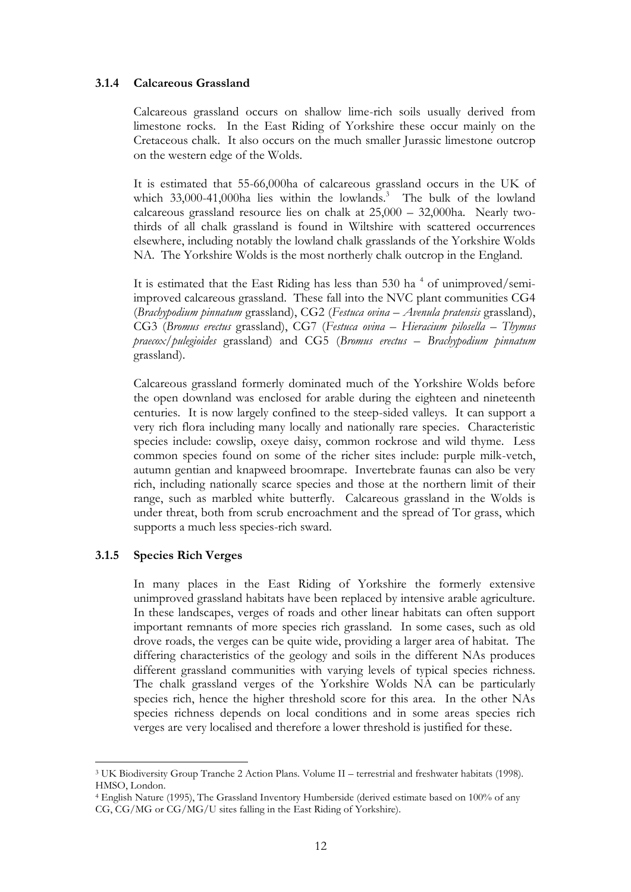### 3.1.4 Calcareous Grassland

Calcareous grassland occurs on shallow lime-rich soils usually derived from limestone rocks. In the East Riding of Yorkshire these occur mainly on the Cretaceous chalk. It also occurs on the much smaller Jurassic limestone outcrop on the western edge of the Wolds.

It is estimated that 55-66,000ha of calcareous grassland occurs in the UK of which 33,000-41,000ha lies within the lowlands.[3] The bulk of the lowland calcareous grassland resource lies on chalk at 25,000 – 32,000ha. Nearly two-thirds of all chalk grassland is found in Wiltshire with scattered occurrences elsewhere, including notably the lowland chalk grasslands of the Yorkshire Wolds NA. The Yorkshire Wolds is the most northerly chalk outcrop in the England.

It is estimated that the East Riding has less than 530 ha [4] of unimproved/semi-improved calcareous grassland. These fall into the NVC plant communities CG4 (*Brachypodium pinnatum* grassland), CG2 (*Festuca ovina – Avenula pratensis* grassland), CG3 (*Bromus erectus* grassland), CG7 (*Festuca ovina – Hieracium pilosella – Thymus praecox/pulegioides* grassland) and CG5 (*Bromus erectus – Brachypodium pinnatum* grassland).

Calcareous grassland formerly dominated much of the Yorkshire Wolds before the open downland was enclosed for arable during the eighteen and nineteenth centuries. It is now largely confined to the steep-sided valleys. It can support a very rich flora including many locally and nationally rare species. Characteristic species include: cowslip, oxeye daisy, common rockrose and wild thyme. Less common species found on some of the richer sites include: purple milk-vetch, autumn gentian and knapweed broomrape. Invertebrate faunas can also be very rich, including nationally scarce species and those at the northern limit of their range, such as marbled white butterfly. Calcareous grassland in the Wolds is under threat, both from scrub encroachment and the spread of Tor grass, which supports a much less species-rich sward.

### 3.1.5 Species Rich Verges

In many places in the East Riding of Yorkshire the formerly extensive unimproved grassland habitats have been replaced by intensive arable agriculture. In these landscapes, verges of roads and other linear habitats can often support important remnants of more species rich grassland. In some cases, such as old drove roads, the verges can be quite wide, providing a larger area of habitat. The differing characteristics of the geology and soils in the different NAs produces different grassland communities with varying levels of typical species richness. The chalk grassland verges of the Yorkshire Wolds NA can be particularly species rich, hence the higher threshold score for this area. In the other NAs species richness depends on local conditions and in some areas species rich verges are very localised and therefore a lower threshold is justified for these.

---

[3] UK Biodiversity Group Tranche 2 Action Plans. Volume II – terrestrial and freshwater habitats (1998). HMSO, London.

[4] English Nature (1995), The Grassland Inventory Humberside (derived estimate based on 100% of any CG, CG/MG or CG/MG/U sites falling in the East Riding of Yorkshire).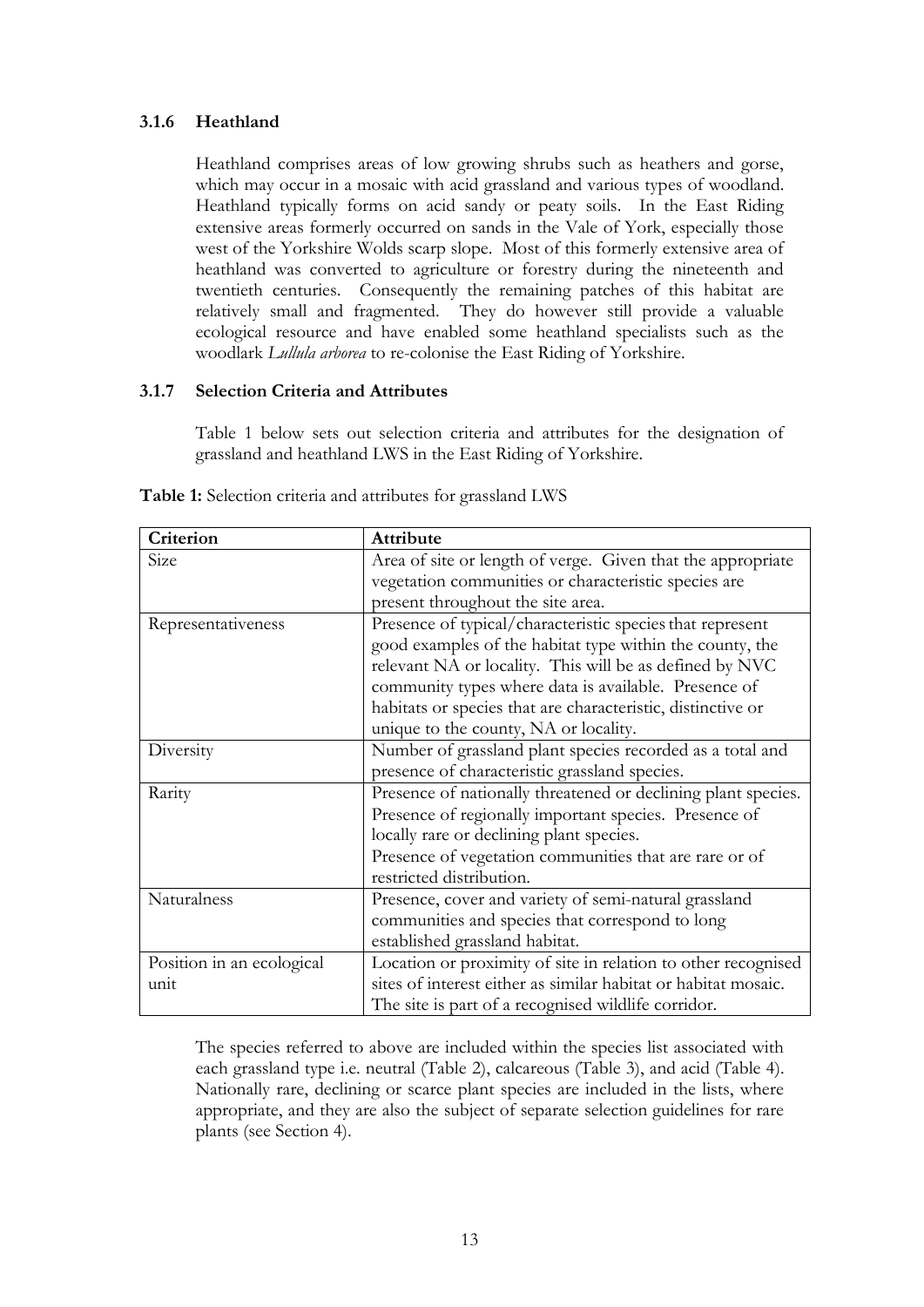### 3.1.6 Heathland

Heathland comprises areas of low growing shrubs such as heathers and gorse, which may occur in a mosaic with acid grassland and various types of woodland. Heathland typically forms on acid sandy or peaty soils. In the East Riding extensive areas formerly occurred on sands in the Vale of York, especially those west of the Yorkshire Wolds scarp slope. Most of this formerly extensive area of heathland was converted to agriculture or forestry during the nineteenth and twentieth centuries. Consequently the remaining patches of this habitat are relatively small and fragmented. They do however still provide a valuable ecological resource and have enabled some heathland specialists such as the woodlark *Lullula arborea* to re-colonise the East Riding of Yorkshire.

### 3.1.7 Selection Criteria and Attributes

Table 1 below sets out selection criteria and attributes for the designation of grassland and heathland LWS in the East Riding of Yorkshire.

**Table 1:** Selection criteria and attributes for grassland LWS

| Criterion | Attribute |
|---|---|
| Size | Area of site or length of verge. Given that the appropriate vegetation communities or characteristic species are present throughout the site area. |
| Representativeness | Presence of typical/characteristic species that represent good examples of the habitat type within the county, the relevant NA or locality. This will be as defined by NVC community types where data is available. Presence of habitats or species that are characteristic, distinctive or unique to the county, NA or locality. |
| Diversity | Number of grassland plant species recorded as a total and presence of characteristic grassland species. |
| Rarity | Presence of nationally threatened or declining plant species. Presence of regionally important species. Presence of locally rare or declining plant species.<br>Presence of vegetation communities that are rare or of restricted distribution. |
| Naturalness | Presence, cover and variety of semi-natural grassland communities and species that correspond to long established grassland habitat. |
| Position in an ecological unit | Location or proximity of site in relation to other recognised sites of interest either as similar habitat or habitat mosaic. The site is part of a recognised wildlife corridor. |

The species referred to above are included within the species list associated with each grassland type i.e. neutral (Table 2), calcareous (Table 3), and acid (Table 4). Nationally rare, declining or scarce plant species are included in the lists, where appropriate, and they are also the subject of separate selection guidelines for rare plants (see Section 4).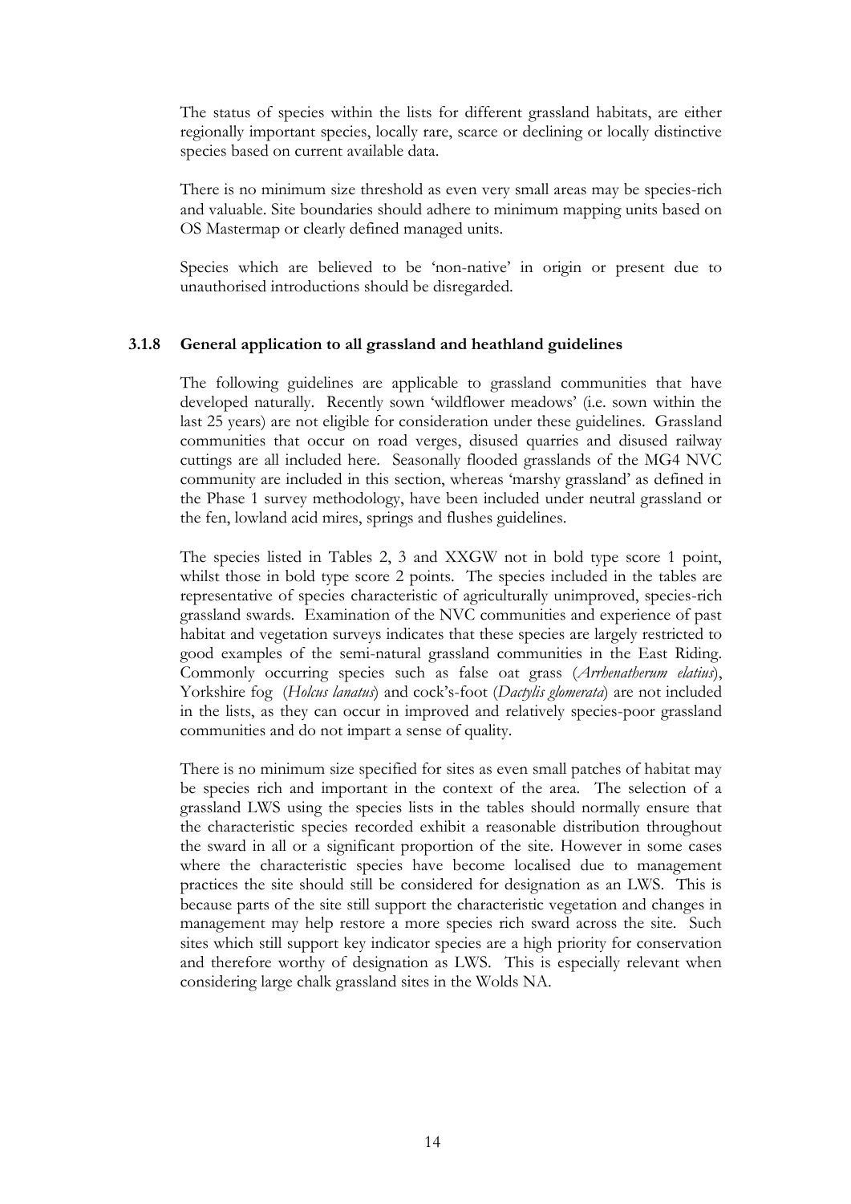The status of species within the lists for different grassland habitats, are either regionally important species, locally rare, scarce or declining or locally distinctive species based on current available data.

There is no minimum size threshold as even very small areas may be species-rich and valuable. Site boundaries should adhere to minimum mapping units based on OS Mastermap or clearly defined managed units.

Species which are believed to be 'non-native' in origin or present due to unauthorised introductions should be disregarded.

### 3.1.8 General application to all grassland and heathland guidelines

The following guidelines are applicable to grassland communities that have developed naturally. Recently sown 'wildflower meadows' (i.e. sown within the last 25 years) are not eligible for consideration under these guidelines. Grassland communities that occur on road verges, disused quarries and disused railway cuttings are all included here. Seasonally flooded grasslands of the MG4 NVC community are included in this section, whereas 'marshy grassland' as defined in the Phase 1 survey methodology, have been included under neutral grassland or the fen, lowland acid mires, springs and flushes guidelines.

The species listed in Tables 2, 3 and XXGW not in bold type score 1 point, whilst those in bold type score 2 points. The species included in the tables are representative of species characteristic of agriculturally unimproved, species-rich grassland swards. Examination of the NVC communities and experience of past habitat and vegetation surveys indicates that these species are largely restricted to good examples of the semi-natural grassland communities in the East Riding. Commonly occurring species such as false oat grass (*Arrhenatherum elatius*), Yorkshire fog (*Holcus lanatus*) and cock's-foot (*Dactylis glomerata*) are not included in the lists, as they can occur in improved and relatively species-poor grassland communities and do not impart a sense of quality.

There is no minimum size specified for sites as even small patches of habitat may be species rich and important in the context of the area. The selection of a grassland LWS using the species lists in the tables should normally ensure that the characteristic species recorded exhibit a reasonable distribution throughout the sward in all or a significant proportion of the site. However in some cases where the characteristic species have become localised due to management practices the site should still be considered for designation as an LWS. This is because parts of the site still support the characteristic vegetation and changes in management may help restore a more species rich sward across the site. Such sites which still support key indicator species are a high priority for conservation and therefore worthy of designation as LWS. This is especially relevant when considering large chalk grassland sites in the Wolds NA.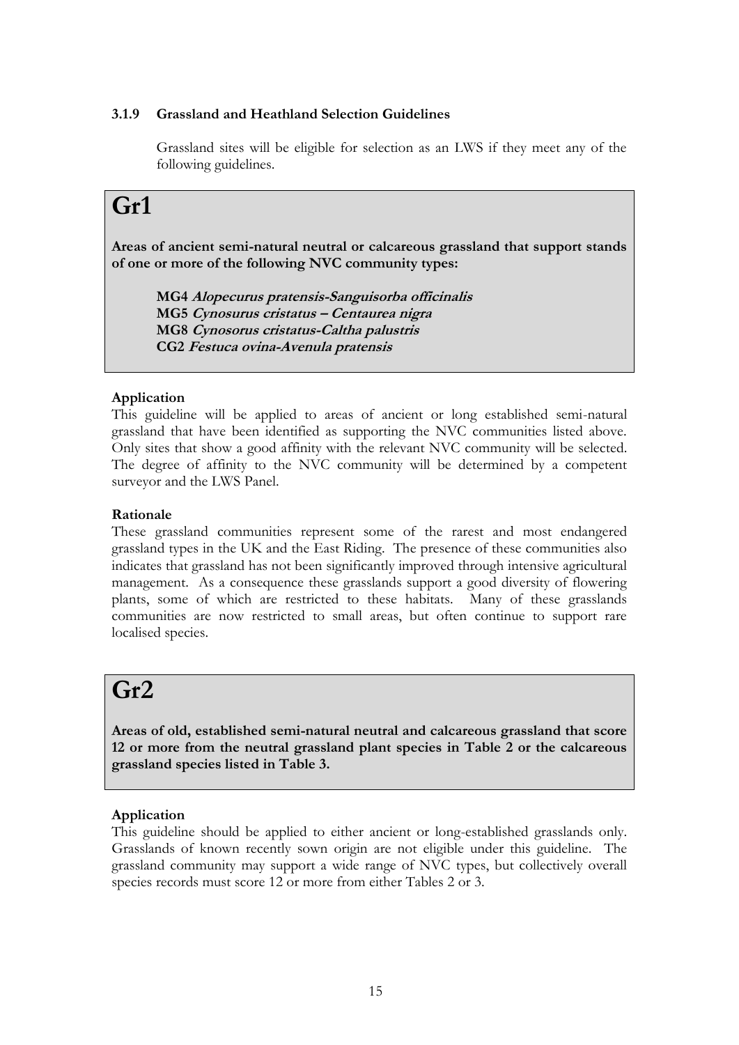### 3.1.9 Grassland and Heathland Selection Guidelines

Grassland sites will be eligible for selection as an LWS if they meet any of the following guidelines.

## Gr1

**Areas of ancient semi-natural neutral or calcareous grassland that support stands of one or more of the following NVC community types:**

**MG4 *Alopecurus pratensis-Sanguisorba officinalis***
**MG5 *Cynosurus cristatus – Centaurea nigra***
**MG8 *Cynosorus cristatus-Caltha palustris***
**CG2 *Festuca ovina-Avenula pratensis***

**Application**

This guideline will be applied to areas of ancient or long established semi-natural grassland that have been identified as supporting the NVC communities listed above. Only sites that show a good affinity with the relevant NVC community will be selected. The degree of affinity to the NVC community will be determined by a competent surveyor and the LWS Panel.

**Rationale**

These grassland communities represent some of the rarest and most endangered grassland types in the UK and the East Riding. The presence of these communities also indicates that grassland has not been significantly improved through intensive agricultural management. As a consequence these grasslands support a good diversity of flowering plants, some of which are restricted to these habitats. Many of these grasslands communities are now restricted to small areas, but often continue to support rare localised species.

## Gr2

**Areas of old, established semi-natural neutral and calcareous grassland that score 12 or more from the neutral grassland plant species in Table 2 or the calcareous grassland species listed in Table 3.**

**Application**

This guideline should be applied to either ancient or long-established grasslands only. Grasslands of known recently sown origin are not eligible under this guideline. The grassland community may support a wide range of NVC types, but collectively overall species records must score 12 or more from either Tables 2 or 3.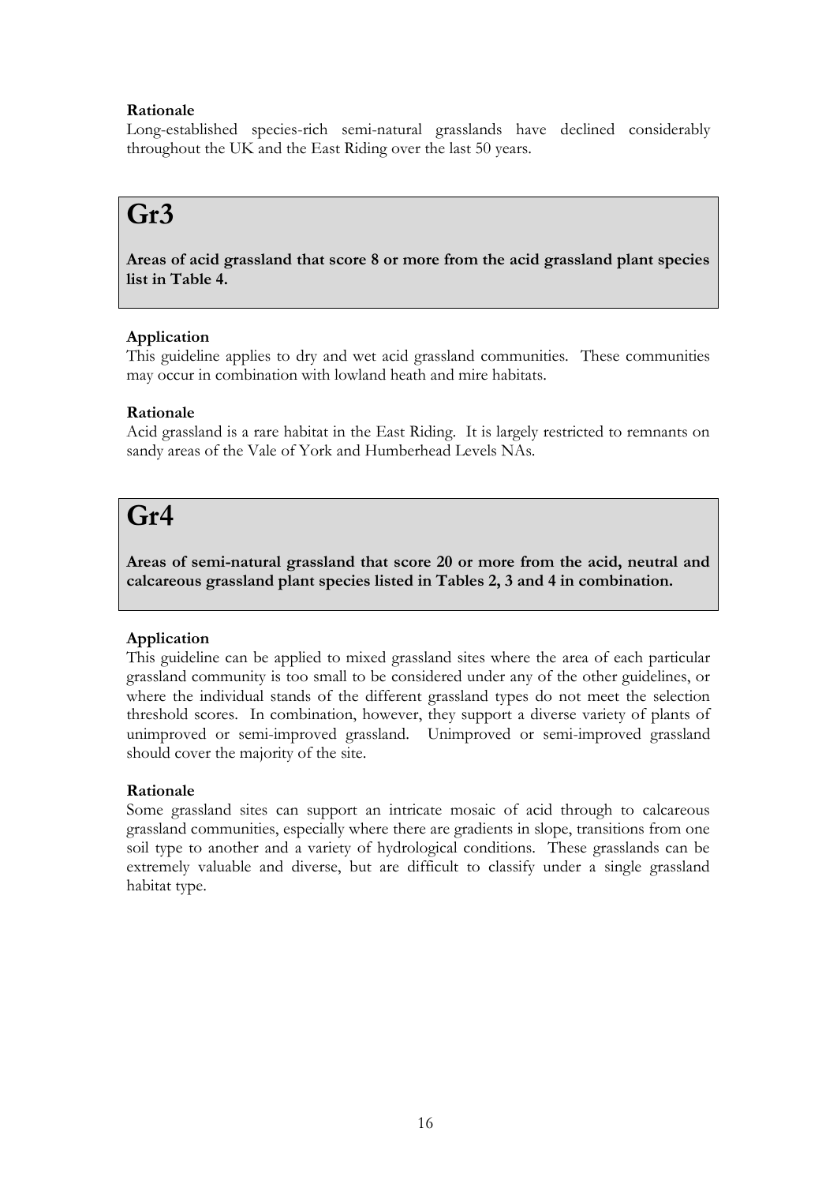**Rationale**
Long-established species-rich semi-natural grasslands have declined considerably throughout the UK and the East Riding over the last 50 years.

# Gr3

**Areas of acid grassland that score 8 or more from the acid grassland plant species list in Table 4.**

**Application**
This guideline applies to dry and wet acid grassland communities. These communities may occur in combination with lowland heath and mire habitats.

**Rationale**
Acid grassland is a rare habitat in the East Riding. It is largely restricted to remnants on sandy areas of the Vale of York and Humberhead Levels NAs.

# Gr4

**Areas of semi-natural grassland that score 20 or more from the acid, neutral and calcareous grassland plant species listed in Tables 2, 3 and 4 in combination.**

**Application**
This guideline can be applied to mixed grassland sites where the area of each particular grassland community is too small to be considered under any of the other guidelines, or where the individual stands of the different grassland types do not meet the selection threshold scores. In combination, however, they support a diverse variety of plants of unimproved or semi-improved grassland. Unimproved or semi-improved grassland should cover the majority of the site.

**Rationale**
Some grassland sites can support an intricate mosaic of acid through to calcareous grassland communities, especially where there are gradients in slope, transitions from one soil type to another and a variety of hydrological conditions. These grasslands can be extremely valuable and diverse, but are difficult to classify under a single grassland habitat type.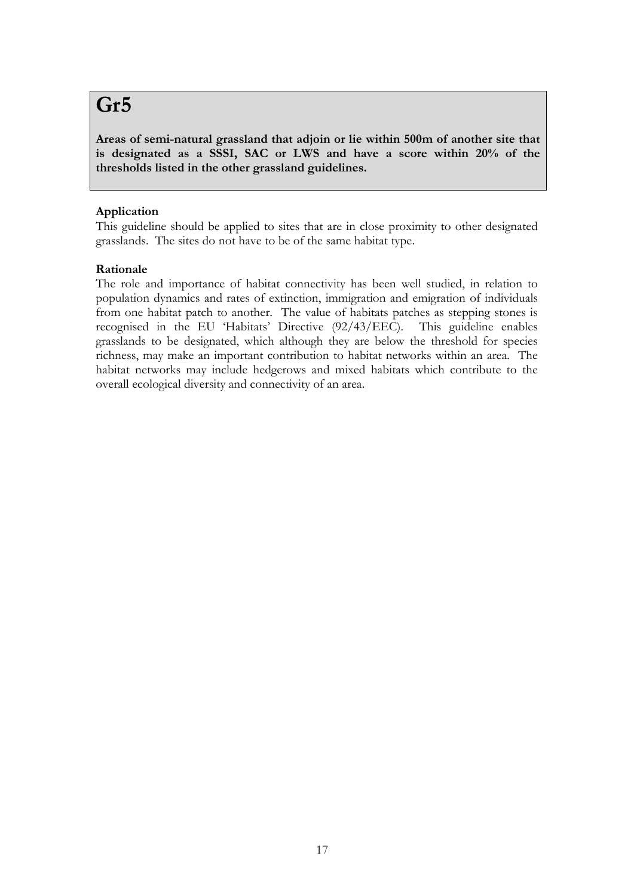# Gr5

**Areas of semi-natural grassland that adjoin or lie within 500m of another site that is designated as a SSSI, SAC or LWS and have a score within 20% of the thresholds listed in the other grassland guidelines.**

**Application**

This guideline should be applied to sites that are in close proximity to other designated grasslands. The sites do not have to be of the same habitat type.

**Rationale**

The role and importance of habitat connectivity has been well studied, in relation to population dynamics and rates of extinction, immigration and emigration of individuals from one habitat patch to another. The value of habitats patches as stepping stones is recognised in the EU 'Habitats' Directive (92/43/EEC). This guideline enables grasslands to be designated, which although they are below the threshold for species richness, may make an important contribution to habitat networks within an area. The habitat networks may include hedgerows and mixed habitats which contribute to the overall ecological diversity and connectivity of an area.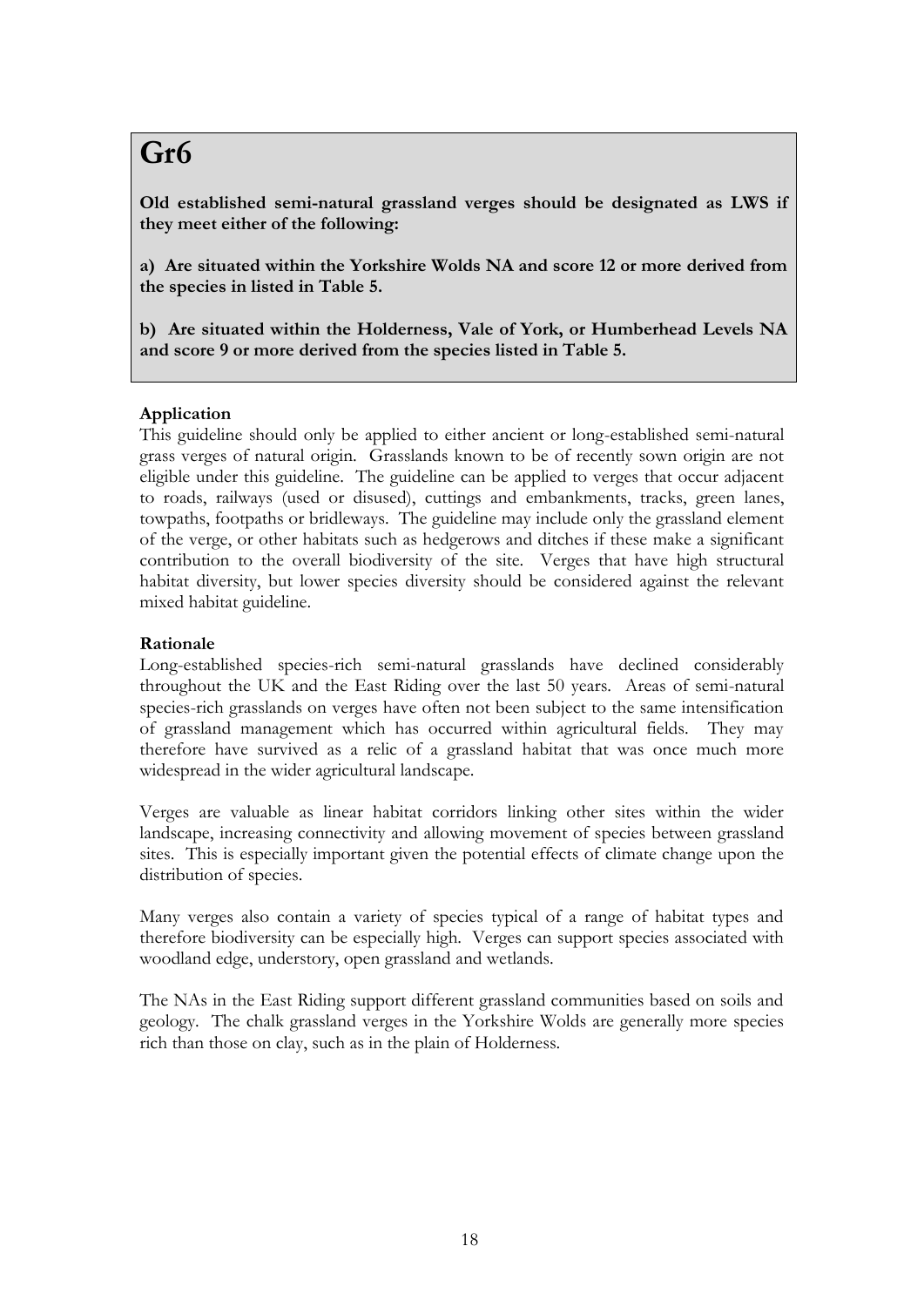# Gr6

**Old established semi-natural grassland verges should be designated as LWS if they meet either of the following:**

**a) Are situated within the Yorkshire Wolds NA and score 12 or more derived from the species in listed in Table 5.**

**b) Are situated within the Holderness, Vale of York, or Humberhead Levels NA and score 9 or more derived from the species listed in Table 5.**

**Application**

This guideline should only be applied to either ancient or long-established semi-natural grass verges of natural origin. Grasslands known to be of recently sown origin are not eligible under this guideline. The guideline can be applied to verges that occur adjacent to roads, railways (used or disused), cuttings and embankments, tracks, green lanes, towpaths, footpaths or bridleways. The guideline may include only the grassland element of the verge, or other habitats such as hedgerows and ditches if these make a significant contribution to the overall biodiversity of the site. Verges that have high structural habitat diversity, but lower species diversity should be considered against the relevant mixed habitat guideline.

**Rationale**

Long-established species-rich semi-natural grasslands have declined considerably throughout the UK and the East Riding over the last 50 years. Areas of semi-natural species-rich grasslands on verges have often not been subject to the same intensification of grassland management which has occurred within agricultural fields. They may therefore have survived as a relic of a grassland habitat that was once much more widespread in the wider agricultural landscape.

Verges are valuable as linear habitat corridors linking other sites within the wider landscape, increasing connectivity and allowing movement of species between grassland sites. This is especially important given the potential effects of climate change upon the distribution of species.

Many verges also contain a variety of species typical of a range of habitat types and therefore biodiversity can be especially high. Verges can support species associated with woodland edge, understory, open grassland and wetlands.

The NAs in the East Riding support different grassland communities based on soils and geology. The chalk grassland verges in the Yorkshire Wolds are generally more species rich than those on clay, such as in the plain of Holderness.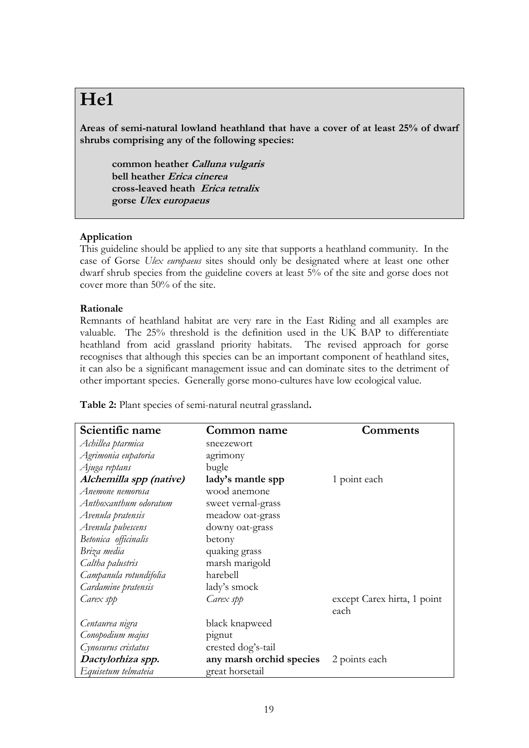# He1

**Areas of semi-natural lowland heathland that have a cover of at least 25% of dwarf shrubs comprising any of the following species:**

> **common heather *Calluna vulgaris***
> **bell heather *Erica cinerea***
> **cross-leaved heath *Erica tetralix***
> **gorse *Ulex europaeus***

**Application**

This guideline should be applied to any site that supports a heathland community. In the case of Gorse *Ulex europaeus* sites should only be designated where at least one other dwarf shrub species from the guideline covers at least 5% of the site and gorse does not cover more than 50% of the site.

**Rationale**

Remnants of heathland habitat are very rare in the East Riding and all examples are valuable. The 25% threshold is the definition used in the UK BAP to differentiate heathland from acid grassland priority habitats. The revised approach for gorse recognises that although this species can be an important component of heathland sites, it can also be a significant management issue and can dominate sites to the detriment of other important species. Generally gorse mono-cultures have low ecological value.

**Table 2:** Plant species of semi-natural neutral grassland**.**

| Scientific name | Common name | Comments |
|---|---|---|
| *Achillea ptarmica* | sneezewort | |
| *Agrimonia eupatoria* | agrimony | |
| *Ajuga reptans* | bugle | |
| ***Alchemilla spp (native)*** | **lady's mantle spp** | 1 point each |
| *Anemone nemorosa* | wood anemone | |
| *Anthoxanthum odoratum* | sweet vernal-grass | |
| *Avenula pratensis* | meadow oat-grass | |
| *Avenula pubescens* | downy oat-grass | |
| *Betonica officinalis* | betony | |
| *Briza media* | quaking grass | |
| *Caltha palustris* | marsh marigold | |
| *Campanula rotundifolia* | harebell | |
| *Cardamine pratensis* | lady's smock | |
| *Carex spp* | *Carex spp* | except Carex hirta, 1 point each |
| *Centaurea nigra* | black knapweed | |
| *Conopodium majus* | pignut | |
| *Cynosurus cristatus* | crested dog's-tail | |
| ***Dactylorhiza spp.*** | **any marsh orchid species** | 2 points each |
| *Equisetum telmateia* | great horsetail | |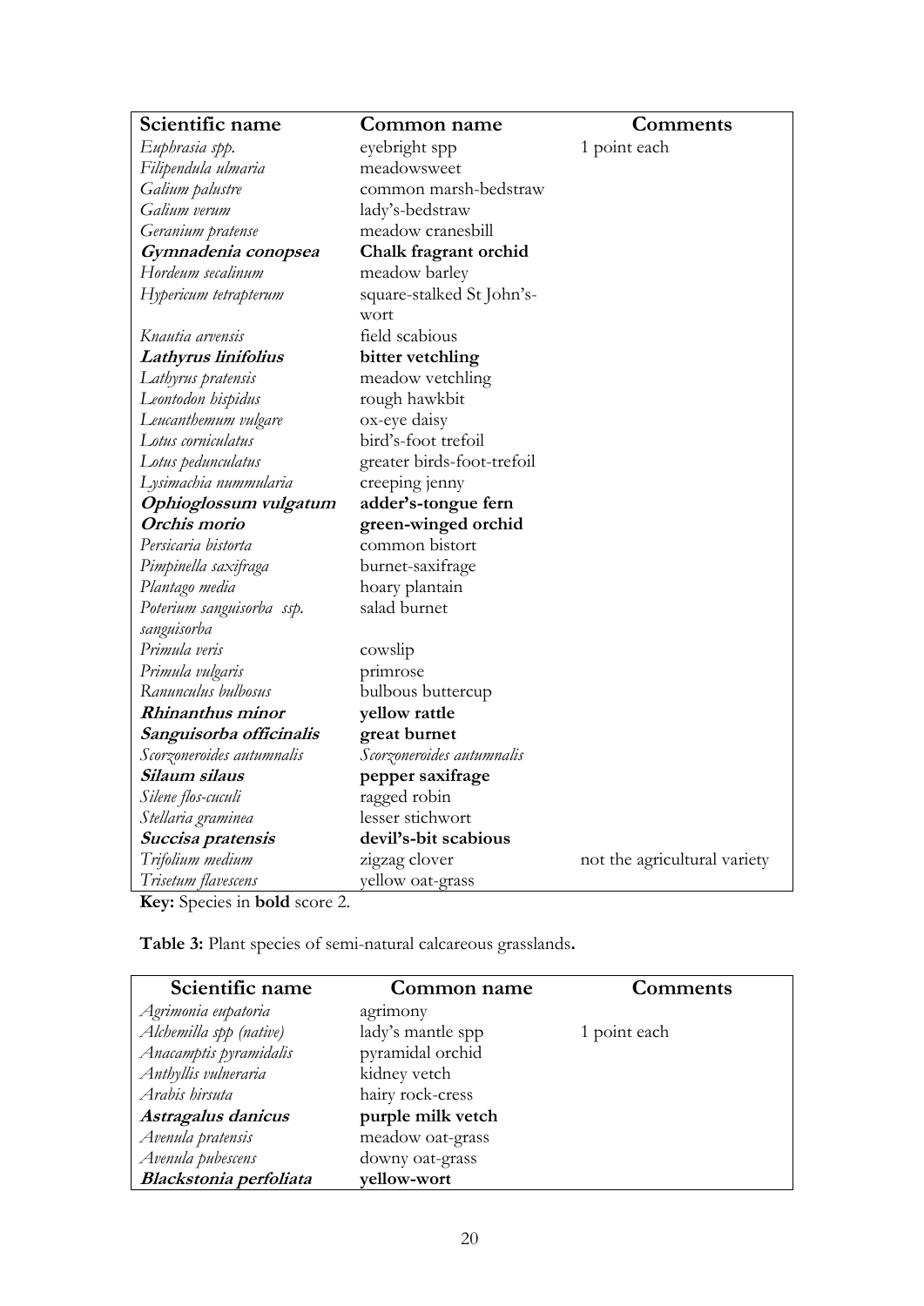| Scientific name | Common name | Comments |
|---|---|---|
| *Euphrasia spp.* | eyebright spp | 1 point each |
| *Filipendula ulmaria* | meadowsweet | |
| *Galium palustre* | common marsh-bedstraw | |
| *Galium verum* | lady's-bedstraw | |
| *Geranium pratense* | meadow cranesbill | |
| ***Gymnadenia conopsea*** | **Chalk fragrant orchid** | |
| *Hordeum secalinum* | meadow barley | |
| *Hypericum tetrapterum* | square-stalked St John's-wort | |
| *Knautia arvensis* | field scabious | |
| ***Lathyrus linifolius*** | **bitter vetchling** | |
| *Lathyrus pratensis* | meadow vetchling | |
| *Leontodon hispidus* | rough hawkbit | |
| *Leucanthemum vulgare* | ox-eye daisy | |
| *Lotus corniculatus* | bird's-foot trefoil | |
| *Lotus pedunculatus* | greater birds-foot-trefoil | |
| *Lysimachia nummularia* | creeping jenny | |
| ***Ophioglossum vulgatum*** | **adder's-tongue fern** | |
| ***Orchis morio*** | **green-winged orchid** | |
| *Persicaria bistorta* | common bistort | |
| *Pimpinella saxifraga* | burnet-saxifrage | |
| *Plantago media* | hoary plantain | |
| *Poterium sanguisorba ssp. sanguisorba* | salad burnet | |
| *Primula veris* | cowslip | |
| *Primula vulgaris* | primrose | |
| *Ranunculus bulbosus* | bulbous buttercup | |
| ***Rhinanthus minor*** | **yellow rattle** | |
| ***Sanguisorba officinalis*** | **great burnet** | |
| *Scorzoneroides autumnalis* | *Scorzoneroides autumnalis* | |
| ***Silaum silaus*** | **pepper saxifrage** | |
| *Silene flos-cuculi* | ragged robin | |
| *Stellaria graminea* | lesser stichwort | |
| ***Succisa pratensis*** | **devil's-bit scabious** | |
| *Trifolium medium* | zigzag clover | not the agricultural variety |
| *Trisetum flavescens* | yellow oat-grass | |

**Key:** Species in **bold** score 2.

**Table 3:** Plant species of semi-natural calcareous grasslands**.**

| Scientific name | Common name | Comments |
|---|---|---|
| *Agrimonia eupatoria* | agrimony | |
| *Alchemilla spp (native)* | lady's mantle spp | 1 point each |
| *Anacamptis pyramidalis* | pyramidal orchid | |
| *Anthyllis vulneraria* | kidney vetch | |
| *Arabis hirsuta* | hairy rock-cress | |
| ***Astragalus danicus*** | **purple milk vetch** | |
| *Avenula pratensis* | meadow oat-grass | |
| *Avenula pubescens* | downy oat-grass | |
| ***Blackstonia perfoliata*** | **yellow-wort** | |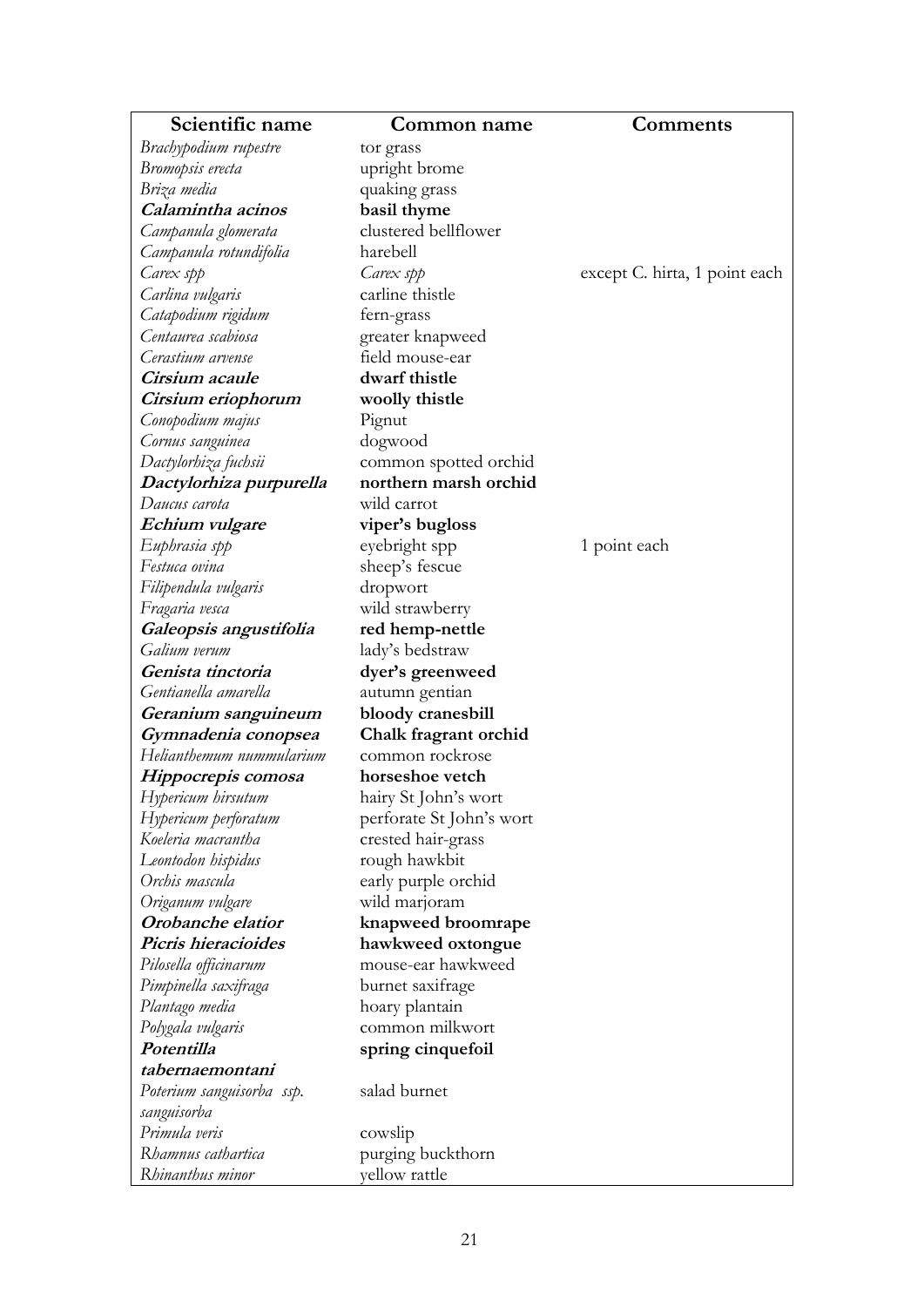| Scientific name | Common name | Comments |
| --- | --- | --- |
| *Brachypodium rupestre* | tor grass | |
| *Bromopsis erecta* | upright brome | |
| *Briza media* | quaking grass | |
| ***Calamintha acinos*** | **basil thyme** | |
| *Campanula glomerata* | clustered bellflower | |
| *Campanula rotundifolia* | harebell | |
| *Carex spp* | *Carex spp* | except C. hirta, 1 point each |
| *Carlina vulgaris* | carline thistle | |
| *Catapodium rigidum* | fern-grass | |
| *Centaurea scabiosa* | greater knapweed | |
| *Cerastium arvense* | field mouse-ear | |
| ***Cirsium acaule*** | **dwarf thistle** | |
| ***Cirsium eriophorum*** | **woolly thistle** | |
| *Conopodium majus* | Pignut | |
| *Cornus sanguinea* | dogwood | |
| *Dactylorhiza fuchsii* | common spotted orchid | |
| ***Dactylorhiza purpurella*** | **northern marsh orchid** | |
| *Daucus carota* | wild carrot | |
| ***Echium vulgare*** | **viper's bugloss** | |
| *Euphrasia spp* | eyebright spp | 1 point each |
| *Festuca ovina* | sheep's fescue | |
| *Filipendula vulgaris* | dropwort | |
| *Fragaria vesca* | wild strawberry | |
| ***Galeopsis angustifolia*** | **red hemp-nettle** | |
| *Galium verum* | lady's bedstraw | |
| ***Genista tinctoria*** | **dyer's greenweed** | |
| *Gentianella amarella* | autumn gentian | |
| ***Geranium sanguineum*** | **bloody cranesbill** | |
| ***Gymnadenia conopsea*** | **Chalk fragrant orchid** | |
| *Helianthemum nummularium* | common rockrose | |
| ***Hippocrepis comosa*** | **horseshoe vetch** | |
| *Hypericum hirsutum* | hairy St John's wort | |
| *Hypericum perforatum* | perforate St John's wort | |
| *Koeleria macrantha* | crested hair-grass | |
| *Leontodon hispidus* | rough hawkbit | |
| *Orchis mascula* | early purple orchid | |
| *Origanum vulgare* | wild marjoram | |
| ***Orobanche elatior*** | **knapweed broomrape** | |
| ***Picris hieracioides*** | **hawkweed oxtongue** | |
| *Pilosella officinarum* | mouse-ear hawkweed | |
| *Pimpinella saxifraga* | burnet saxifrage | |
| *Plantago media* | hoary plantain | |
| *Polygala vulgaris* | common milkwort | |
| ***Potentilla tabernaemontani*** | **spring cinquefoil** | |
| *Poterium sanguisorba ssp. sanguisorba* | salad burnet | |
| *Primula veris* | cowslip | |
| *Rhamnus cathartica* | purging buckthorn | |
| *Rhinanthus minor* | yellow rattle | |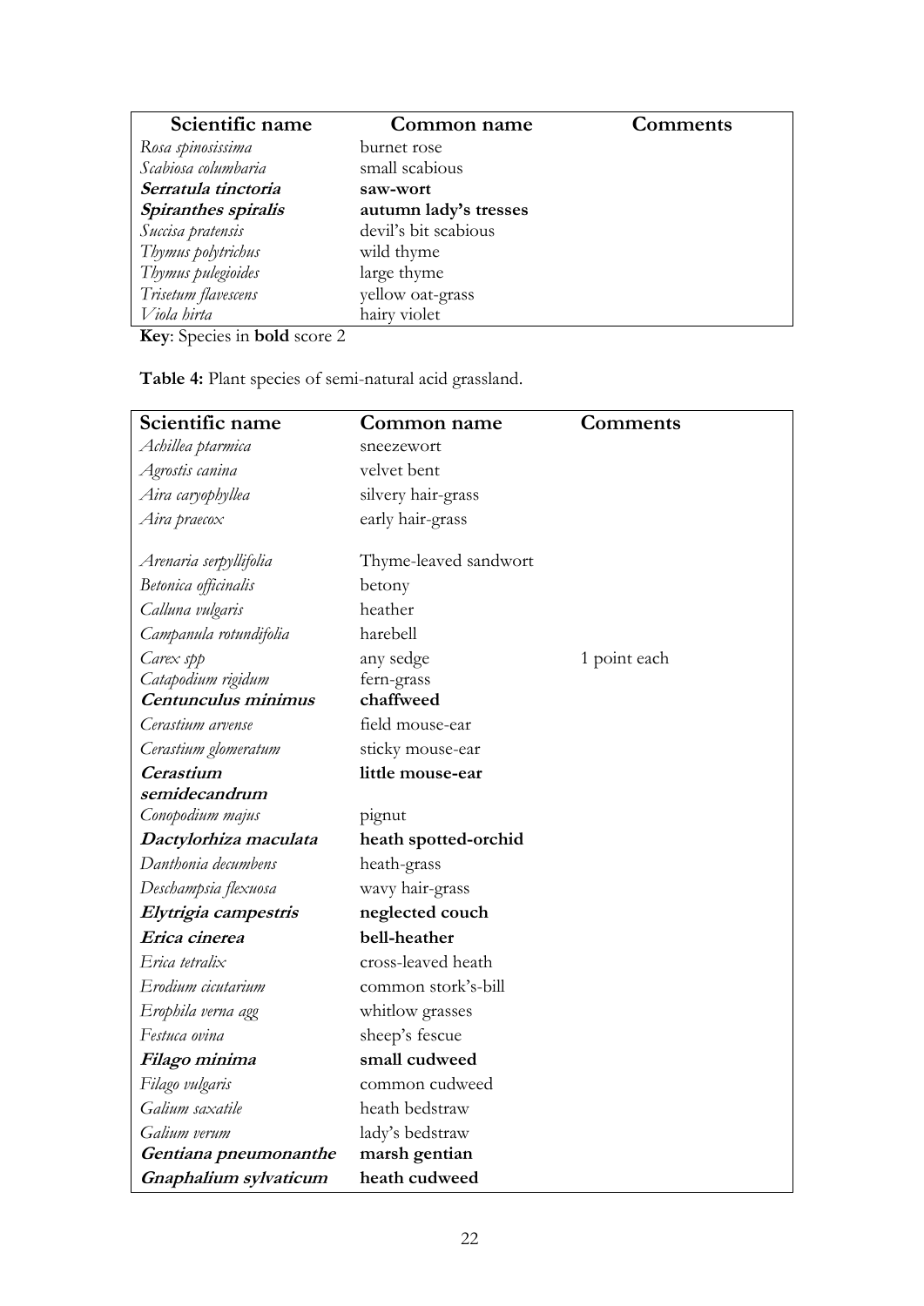| Scientific name | Common name | Comments |
|---|---|---|
| *Rosa spinosissima* | burnet rose | |
| *Scabiosa columbaria* | small scabious | |
| ***Serratula tinctoria*** | **saw-wort** | |
| ***Spiranthes spiralis*** | **autumn lady's tresses** | |
| *Succisa pratensis* | devil's bit scabious | |
| *Thymus polytrichus* | wild thyme | |
| *Thymus pulegioides* | large thyme | |
| *Trisetum flavescens* | yellow oat-grass | |
| *Viola hirta* | hairy violet | |

**Key**: Species in **bold** score 2

**Table 4:** Plant species of semi-natural acid grassland.

| Scientific name | Common name | Comments |
|---|---|---|
| *Achillea ptarmica* | sneezewort | |
| *Agrostis canina* | velvet bent | |
| *Aira caryophyllea* | silvery hair-grass | |
| *Aira praecox* | early hair-grass | |
| *Arenaria serpyllifolia* | Thyme-leaved sandwort | |
| *Betonica officinalis* | betony | |
| *Calluna vulgaris* | heather | |
| *Campanula rotundifolia* | harebell | |
| *Carex spp* | any sedge | 1 point each |
| *Catapodium rigidum* | fern-grass | |
| ***Centunculus minimus*** | **chaffweed** | |
| *Cerastium arvense* | field mouse-ear | |
| *Cerastium glomeratum* | sticky mouse-ear | |
| ***Cerastium semidecandrum*** | **little mouse-ear** | |
| *Conopodium majus* | pignut | |
| ***Dactylorhiza maculata*** | **heath spotted-orchid** | |
| *Danthonia decumbens* | heath-grass | |
| *Deschampsia flexuosa* | wavy hair-grass | |
| ***Elytrigia campestris*** | **neglected couch** | |
| ***Erica cinerea*** | **bell-heather** | |
| *Erica tetralix* | cross-leaved heath | |
| *Erodium cicutarium* | common stork's-bill | |
| *Erophila verna agg* | whitlow grasses | |
| *Festuca ovina* | sheep's fescue | |
| ***Filago minima*** | **small cudweed** | |
| *Filago vulgaris* | common cudweed | |
| *Galium saxatile* | heath bedstraw | |
| *Galium verum* | lady's bedstraw | |
| ***Gentiana pneumonanthe*** | **marsh gentian** | |
| ***Gnaphalium sylvaticum*** | **heath cudweed** | |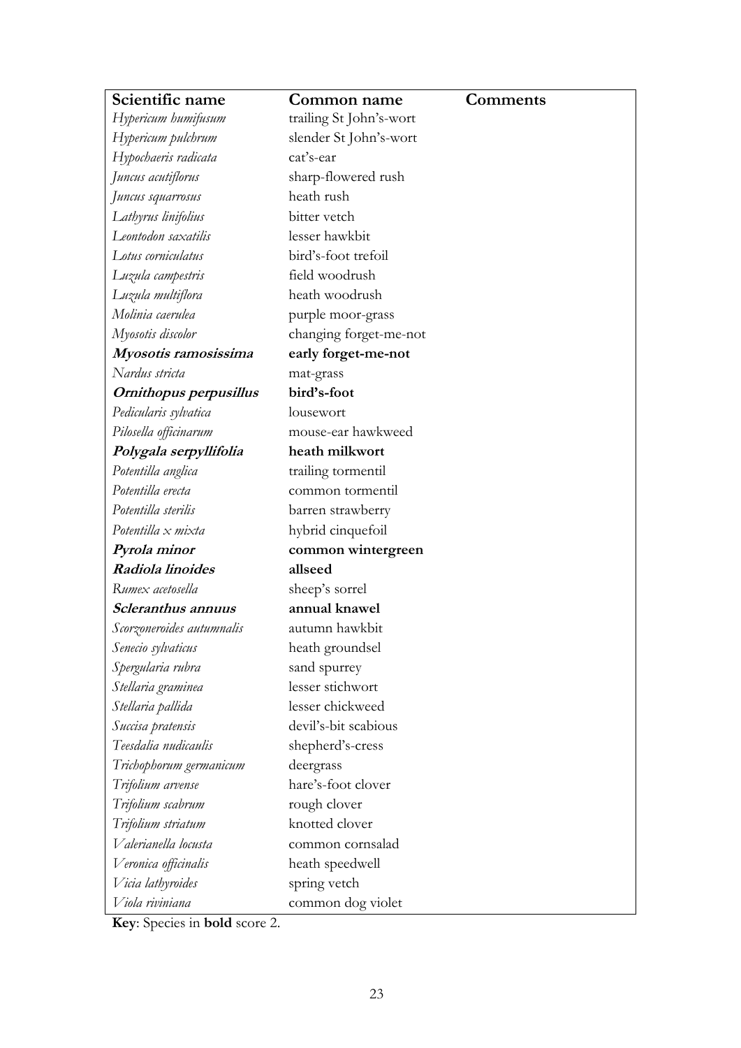| Scientific name | Common name | Comments |
|---|---|---|
| *Hypericum humifusum* | trailing St John's-wort | |
| *Hypericum pulchrum* | slender St John's-wort | |
| *Hypochaeris radicata* | cat's-ear | |
| *Juncus acutiflorus* | sharp-flowered rush | |
| *Juncus squarrosus* | heath rush | |
| *Lathyrus linifolius* | bitter vetch | |
| *Leontodon saxatilis* | lesser hawkbit | |
| *Lotus corniculatus* | bird's-foot trefoil | |
| *Luzula campestris* | field woodrush | |
| *Luzula multiflora* | heath woodrush | |
| *Molinia caerulea* | purple moor-grass | |
| *Myosotis discolor* | changing forget-me-not | |
| ***Myosotis ramosissima*** | **early forget-me-not** | |
| *Nardus stricta* | mat-grass | |
| ***Ornithopus perpusillus*** | **bird's-foot** | |
| *Pedicularis sylvatica* | lousewort | |
| *Pilosella officinarum* | mouse-ear hawkweed | |
| ***Polygala serpyllifolia*** | **heath milkwort** | |
| *Potentilla anglica* | trailing tormentil | |
| *Potentilla erecta* | common tormentil | |
| *Potentilla sterilis* | barren strawberry | |
| *Potentilla x mixta* | hybrid cinquefoil | |
| ***Pyrola minor*** | **common wintergreen** | |
| ***Radiola linoides*** | **allseed** | |
| *Rumex acetosella* | sheep's sorrel | |
| ***Scleranthus annuus*** | **annual knawel** | |
| *Scorzoneroides autumnalis* | autumn hawkbit | |
| *Senecio sylvaticus* | heath groundsel | |
| *Spergularia rubra* | sand spurrey | |
| *Stellaria graminea* | lesser stichwort | |
| *Stellaria pallida* | lesser chickweed | |
| *Succisa pratensis* | devil's-bit scabious | |
| *Teesdalia nudicaulis* | shepherd's-cress | |
| *Trichophorum germanicum* | deergrass | |
| *Trifolium arvense* | hare's-foot clover | |
| *Trifolium scabrum* | rough clover | |
| *Trifolium striatum* | knotted clover | |
| *Valerianella locusta* | common cornsalad | |
| *Veronica officinalis* | heath speedwell | |
| *Vicia lathyroides* | spring vetch | |
| *Viola riviniana* | common dog violet | |

**Key**: Species in **bold** score 2.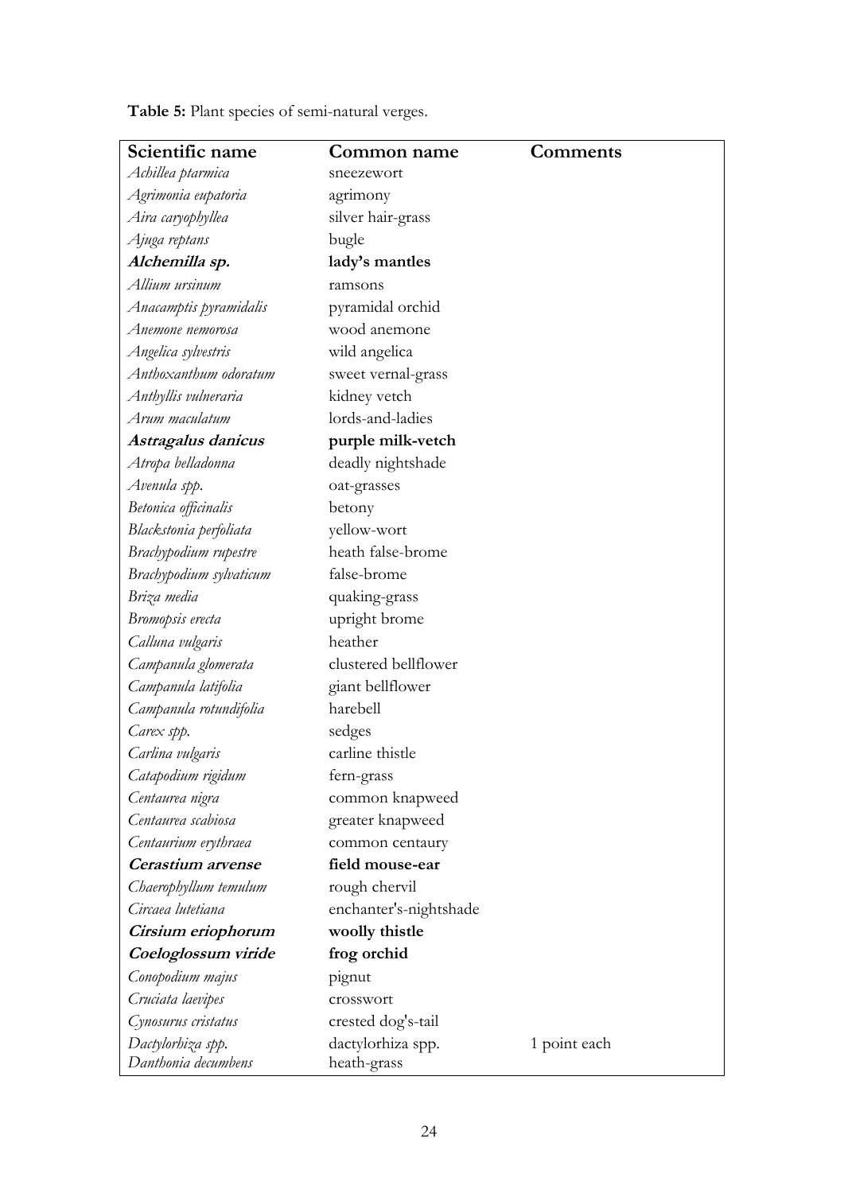**Table 5:** Plant species of semi-natural verges.

| Scientific name | Common name | Comments |
|---|---|---|
| *Achillea ptarmica* | sneezewort | |
| *Agrimonia eupatoria* | agrimony | |
| *Aira caryophyllea* | silver hair-grass | |
| *Ajuga reptans* | bugle | |
| ***Alchemilla sp.*** | **lady's mantles** | |
| *Allium ursinum* | ramsons | |
| *Anacamptis pyramidalis* | pyramidal orchid | |
| *Anemone nemorosa* | wood anemone | |
| *Angelica sylvestris* | wild angelica | |
| *Anthoxanthum odoratum* | sweet vernal-grass | |
| *Anthyllis vulneraria* | kidney vetch | |
| *Arum maculatum* | lords-and-ladies | |
| ***Astragalus danicus*** | **purple milk-vetch** | |
| *Atropa belladonna* | deadly nightshade | |
| *Avenula spp.* | oat-grasses | |
| *Betonica officinalis* | betony | |
| *Blackstonia perfoliata* | yellow-wort | |
| *Brachypodium rupestre* | heath false-brome | |
| *Brachypodium sylvaticum* | false-brome | |
| *Briza media* | quaking-grass | |
| *Bromopsis erecta* | upright brome | |
| *Calluna vulgaris* | heather | |
| *Campanula glomerata* | clustered bellflower | |
| *Campanula latifolia* | giant bellflower | |
| *Campanula rotundifolia* | harebell | |
| *Carex spp.* | sedges | |
| *Carlina vulgaris* | carline thistle | |
| *Catapodium rigidum* | fern-grass | |
| *Centaurea nigra* | common knapweed | |
| *Centaurea scabiosa* | greater knapweed | |
| *Centaurium erythraea* | common centaury | |
| ***Cerastium arvense*** | **field mouse-ear** | |
| *Chaerophyllum temulum* | rough chervil | |
| *Circaea lutetiana* | enchanter's-nightshade | |
| ***Cirsium eriophorum*** | **woolly thistle** | |
| ***Coeloglossum viride*** | **frog orchid** | |
| *Conopodium majus* | pignut | |
| *Cruciata laevipes* | crosswort | |
| *Cynosurus cristatus* | crested dog's-tail | |
| *Dactylorhiza spp.* | dactylorhiza spp. | 1 point each |
| *Danthonia decumbens* | heath-grass | |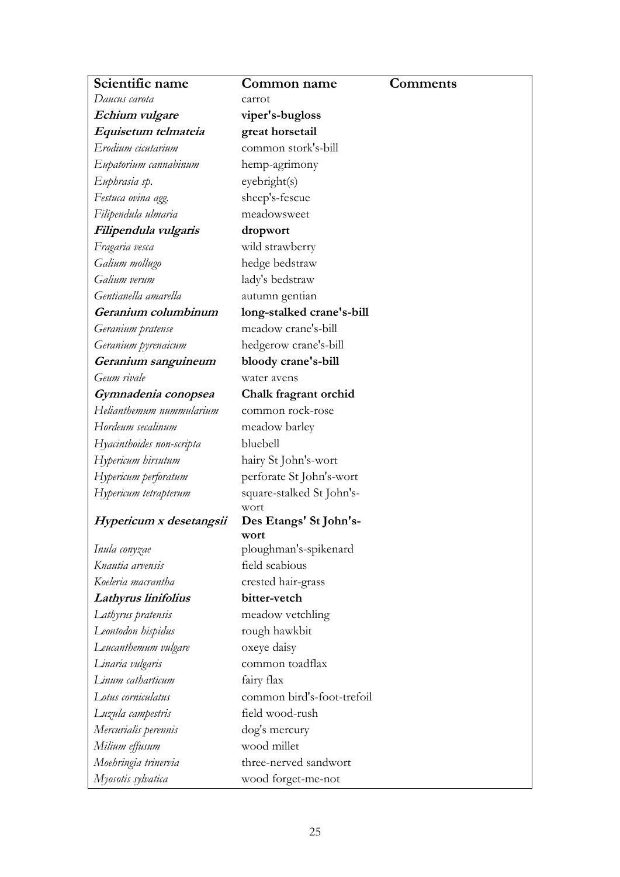| Scientific name | Common name | Comments |
|---|---|---|
| *Daucus carota* | carrot | |
| ***Echium vulgare*** | **viper's-bugloss** | |
| ***Equisetum telmateia*** | **great horsetail** | |
| *Erodium cicutarium* | common stork's-bill | |
| *Eupatorium cannabinum* | hemp-agrimony | |
| *Euphrasia sp.* | eyebright(s) | |
| *Festuca ovina agg.* | sheep's-fescue | |
| *Filipendula ulmaria* | meadowsweet | |
| ***Filipendula vulgaris*** | **dropwort** | |
| *Fragaria vesca* | wild strawberry | |
| *Galium mollugo* | hedge bedstraw | |
| *Galium verum* | lady's bedstraw | |
| *Gentianella amarella* | autumn gentian | |
| ***Geranium columbinum*** | **long-stalked crane's-bill** | |
| *Geranium pratense* | meadow crane's-bill | |
| *Geranium pyrenaicum* | hedgerow crane's-bill | |
| ***Geranium sanguineum*** | **bloody crane's-bill** | |
| *Geum rivale* | water avens | |
| ***Gymnadenia conopsea*** | **Chalk fragrant orchid** | |
| *Helianthemum nummularium* | common rock-rose | |
| *Hordeum secalinum* | meadow barley | |
| *Hyacinthoides non-scripta* | bluebell | |
| *Hypericum hirsutum* | hairy St John's-wort | |
| *Hypericum perforatum* | perforate St John's-wort | |
| *Hypericum tetrapterum* | square-stalked St John's-wort | |
| ***Hypericum x desetangsii*** | **Des Etangs' St John's-wort** | |
| *Inula conyzae* | ploughman's-spikenard | |
| *Knautia arvensis* | field scabious | |
| *Koeleria macrantha* | crested hair-grass | |
| ***Lathyrus linifolius*** | **bitter-vetch** | |
| *Lathyrus pratensis* | meadow vetchling | |
| *Leontodon hispidus* | rough hawkbit | |
| *Leucanthemum vulgare* | oxeye daisy | |
| *Linaria vulgaris* | common toadflax | |
| *Linum catharticum* | fairy flax | |
| *Lotus corniculatus* | common bird's-foot-trefoil | |
| *Luzula campestris* | field wood-rush | |
| *Mercurialis perennis* | dog's mercury | |
| *Milium effusum* | wood millet | |
| *Moehringia trinervia* | three-nerved sandwort | |
| *Myosotis sylvatica* | wood forget-me-not | |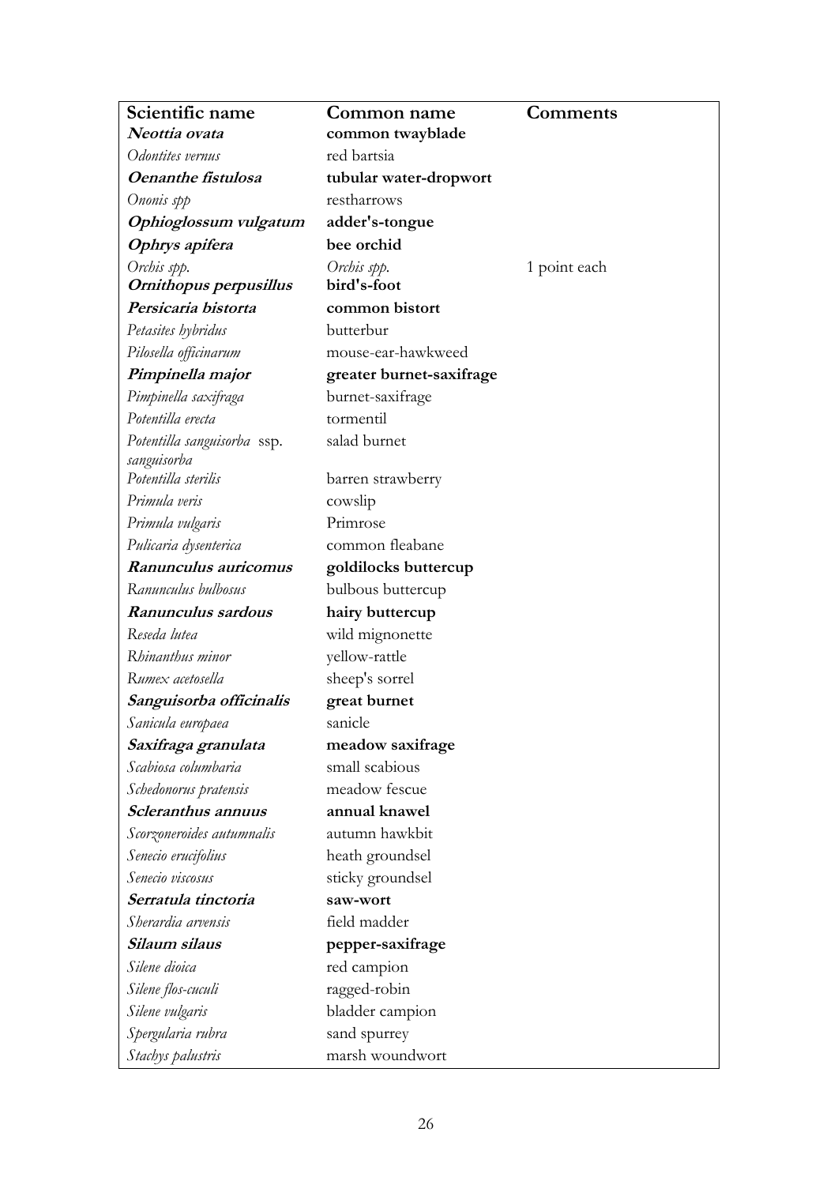| Scientific name | Common name | Comments |
|---|---|---|
| ***Neottia ovata*** | **common twayblade** | |
| *Odontites vernus* | red bartsia | |
| ***Oenanthe fistulosa*** | **tubular water-dropwort** | |
| *Ononis spp* | restharrows | |
| ***Ophioglossum vulgatum*** | **adder's-tongue** | |
| ***Ophrys apifera*** | **bee orchid** | |
| *Orchis spp.* | *Orchis spp.* | 1 point each |
| ***Ornithopus perpusillus*** | **bird's-foot** | |
| ***Persicaria bistorta*** | **common bistort** | |
| *Petasites hybridus* | butterbur | |
| *Pilosella officinarum* | mouse-ear-hawkweed | |
| ***Pimpinella major*** | **greater burnet-saxifrage** | |
| *Pimpinella saxifraga* | burnet-saxifrage | |
| *Potentilla erecta* | tormentil | |
| *Potentilla sanguisorba* ssp. *sanguisorba* | salad burnet | |
| *Potentilla sterilis* | barren strawberry | |
| *Primula veris* | cowslip | |
| *Primula vulgaris* | Primrose | |
| *Pulicaria dysenterica* | common fleabane | |
| ***Ranunculus auricomus*** | **goldilocks buttercup** | |
| *Ranunculus bulbosus* | bulbous buttercup | |
| ***Ranunculus sardous*** | **hairy buttercup** | |
| *Reseda lutea* | wild mignonette | |
| *Rhinanthus minor* | yellow-rattle | |
| *Rumex acetosella* | sheep's sorrel | |
| ***Sanguisorba officinalis*** | **great burnet** | |
| *Sanicula europaea* | sanicle | |
| ***Saxifraga granulata*** | **meadow saxifrage** | |
| *Scabiosa columbaria* | small scabious | |
| *Schedonorus pratensis* | meadow fescue | |
| ***Scleranthus annuus*** | **annual knawel** | |
| *Scorzoneroides autumnalis* | autumn hawkbit | |
| *Senecio erucifolius* | heath groundsel | |
| *Senecio viscosus* | sticky groundsel | |
| ***Serratula tinctoria*** | **saw-wort** | |
| *Sherardia arvensis* | field madder | |
| ***Silaum silaus*** | **pepper-saxifrage** | |
| *Silene dioica* | red campion | |
| *Silene flos-cuculi* | ragged-robin | |
| *Silene vulgaris* | bladder campion | |
| *Spergularia rubra* | sand spurrey | |
| *Stachys palustris* | marsh woundwort | |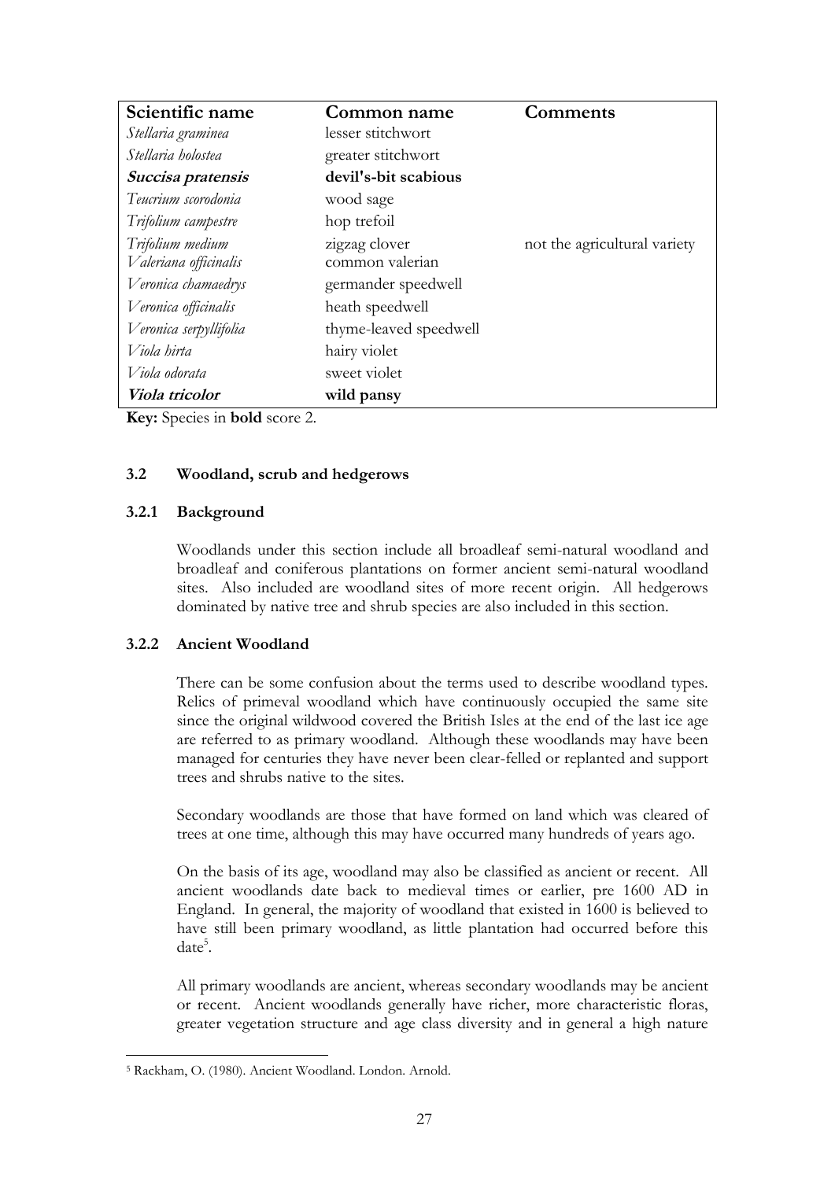| Scientific name | Common name | Comments |
|---|---|---|
| *Stellaria graminea* | lesser stitchwort | |
| *Stellaria holostea* | greater stitchwort | |
| ***Succisa pratensis*** | **devil's-bit scabious** | |
| *Teucrium scorodonia* | wood sage | |
| *Trifolium campestre* | hop trefoil | |
| *Trifolium medium* | zigzag clover | not the agricultural variety |
| *Valeriana officinalis* | common valerian | |
| *Veronica chamaedrys* | germander speedwell | |
| *Veronica officinalis* | heath speedwell | |
| *Veronica serpyllifolia* | thyme-leaved speedwell | |
| *Viola hirta* | hairy violet | |
| *Viola odorata* | sweet violet | |
| ***Viola tricolor*** | **wild pansy** | |

**Key:** Species in **bold** score 2.

### 3.2 Woodland, scrub and hedgerows

#### 3.2.1 Background

Woodlands under this section include all broadleaf semi-natural woodland and broadleaf and coniferous plantations on former ancient semi-natural woodland sites. Also included are woodland sites of more recent origin. All hedgerows dominated by native tree and shrub species are also included in this section.

#### 3.2.2 Ancient Woodland

There can be some confusion about the terms used to describe woodland types. Relics of primeval woodland which have continuously occupied the same site since the original wildwood covered the British Isles at the end of the last ice age are referred to as primary woodland. Although these woodlands may have been managed for centuries they have never been clear-felled or replanted and support trees and shrubs native to the sites.

Secondary woodlands are those that have formed on land which was cleared of trees at one time, although this may have occurred many hundreds of years ago.

On the basis of its age, woodland may also be classified as ancient or recent. All ancient woodlands date back to medieval times or earlier, pre 1600 AD in England. In general, the majority of woodland that existed in 1600 is believed to have still been primary woodland, as little plantation had occurred before this date[5].

All primary woodlands are ancient, whereas secondary woodlands may be ancient or recent. Ancient woodlands generally have richer, more characteristic floras, greater vegetation structure and age class diversity and in general a high nature

[5] Rackham, O. (1980). Ancient Woodland. London. Arnold.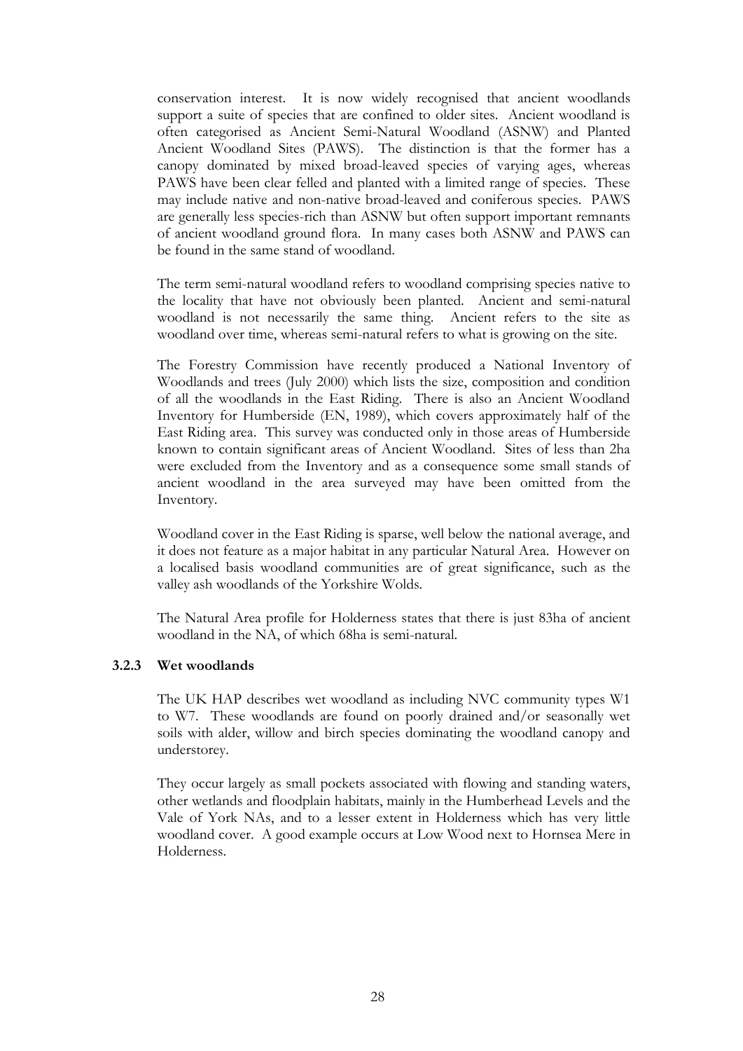conservation interest. It is now widely recognised that ancient woodlands support a suite of species that are confined to older sites. Ancient woodland is often categorised as Ancient Semi-Natural Woodland (ASNW) and Planted Ancient Woodland Sites (PAWS). The distinction is that the former has a canopy dominated by mixed broad-leaved species of varying ages, whereas PAWS have been clear felled and planted with a limited range of species. These may include native and non-native broad-leaved and coniferous species. PAWS are generally less species-rich than ASNW but often support important remnants of ancient woodland ground flora. In many cases both ASNW and PAWS can be found in the same stand of woodland.

The term semi-natural woodland refers to woodland comprising species native to the locality that have not obviously been planted. Ancient and semi-natural woodland is not necessarily the same thing. Ancient refers to the site as woodland over time, whereas semi-natural refers to what is growing on the site.

The Forestry Commission have recently produced a National Inventory of Woodlands and trees (July 2000) which lists the size, composition and condition of all the woodlands in the East Riding. There is also an Ancient Woodland Inventory for Humberside (EN, 1989), which covers approximately half of the East Riding area. This survey was conducted only in those areas of Humberside known to contain significant areas of Ancient Woodland. Sites of less than 2ha were excluded from the Inventory and as a consequence some small stands of ancient woodland in the area surveyed may have been omitted from the Inventory.

Woodland cover in the East Riding is sparse, well below the national average, and it does not feature as a major habitat in any particular Natural Area. However on a localised basis woodland communities are of great significance, such as the valley ash woodlands of the Yorkshire Wolds.

The Natural Area profile for Holderness states that there is just 83ha of ancient woodland in the NA, of which 68ha is semi-natural.

### 3.2.3 Wet woodlands

The UK HAP describes wet woodland as including NVC community types W1 to W7. These woodlands are found on poorly drained and/or seasonally wet soils with alder, willow and birch species dominating the woodland canopy and understorey.

They occur largely as small pockets associated with flowing and standing waters, other wetlands and floodplain habitats, mainly in the Humberhead Levels and the Vale of York NAs, and to a lesser extent in Holderness which has very little woodland cover. A good example occurs at Low Wood next to Hornsea Mere in Holderness.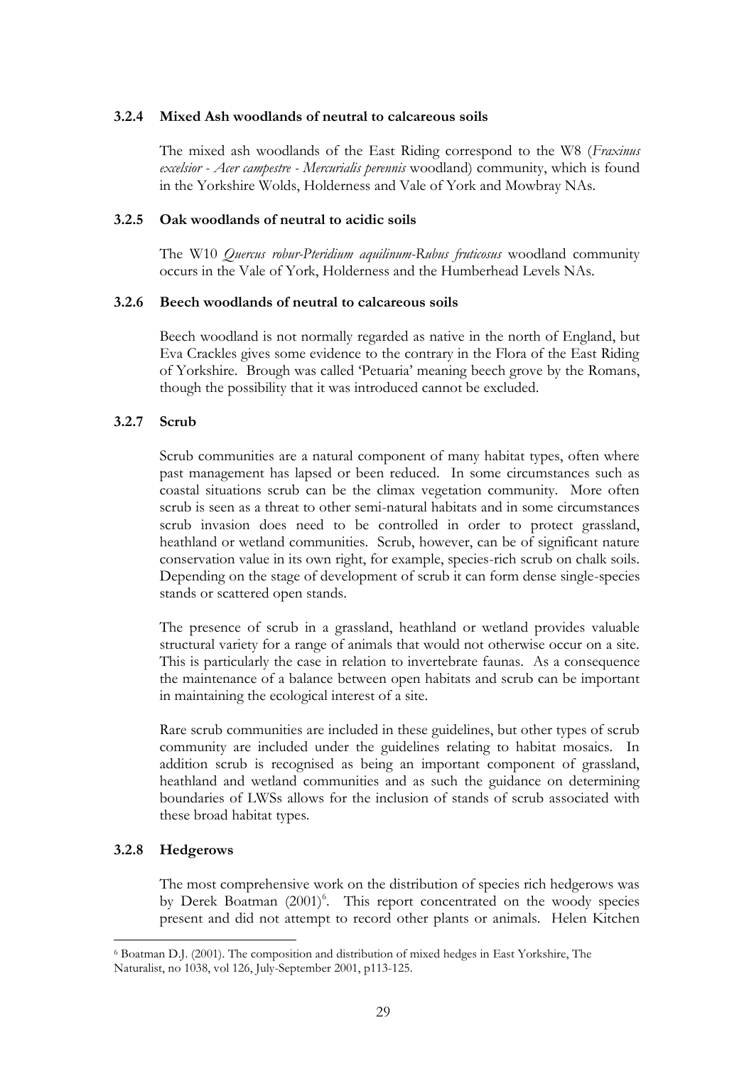### 3.2.4 Mixed Ash woodlands of neutral to calcareous soils

The mixed ash woodlands of the East Riding correspond to the W8 (*Fraxinus excelsior - Acer campestre - Mercurialis perennis* woodland) community, which is found in the Yorkshire Wolds, Holderness and Vale of York and Mowbray NAs.

### 3.2.5 Oak woodlands of neutral to acidic soils

The W10 *Quercus robur-Pteridium aquilinum-Rubus fruticosus* woodland community occurs in the Vale of York, Holderness and the Humberhead Levels NAs.

### 3.2.6 Beech woodlands of neutral to calcareous soils

Beech woodland is not normally regarded as native in the north of England, but Eva Crackles gives some evidence to the contrary in the Flora of the East Riding of Yorkshire. Brough was called 'Petuaria' meaning beech grove by the Romans, though the possibility that it was introduced cannot be excluded.

### 3.2.7 Scrub

Scrub communities are a natural component of many habitat types, often where past management has lapsed or been reduced. In some circumstances such as coastal situations scrub can be the climax vegetation community. More often scrub is seen as a threat to other semi-natural habitats and in some circumstances scrub invasion does need to be controlled in order to protect grassland, heathland or wetland communities. Scrub, however, can be of significant nature conservation value in its own right, for example, species-rich scrub on chalk soils. Depending on the stage of development of scrub it can form dense single-species stands or scattered open stands.

The presence of scrub in a grassland, heathland or wetland provides valuable structural variety for a range of animals that would not otherwise occur on a site. This is particularly the case in relation to invertebrate faunas. As a consequence the maintenance of a balance between open habitats and scrub can be important in maintaining the ecological interest of a site.

Rare scrub communities are included in these guidelines, but other types of scrub community are included under the guidelines relating to habitat mosaics. In addition scrub is recognised as being an important component of grassland, heathland and wetland communities and as such the guidance on determining boundaries of LWSs allows for the inclusion of stands of scrub associated with these broad habitat types.

### 3.2.8 Hedgerows

The most comprehensive work on the distribution of species rich hedgerows was by Derek Boatman (2001)[6]. This report concentrated on the woody species present and did not attempt to record other plants or animals. Helen Kitchen

[6] Boatman D.J. (2001). The composition and distribution of mixed hedges in East Yorkshire, The Naturalist, no 1038, vol 126, July-September 2001, p113-125.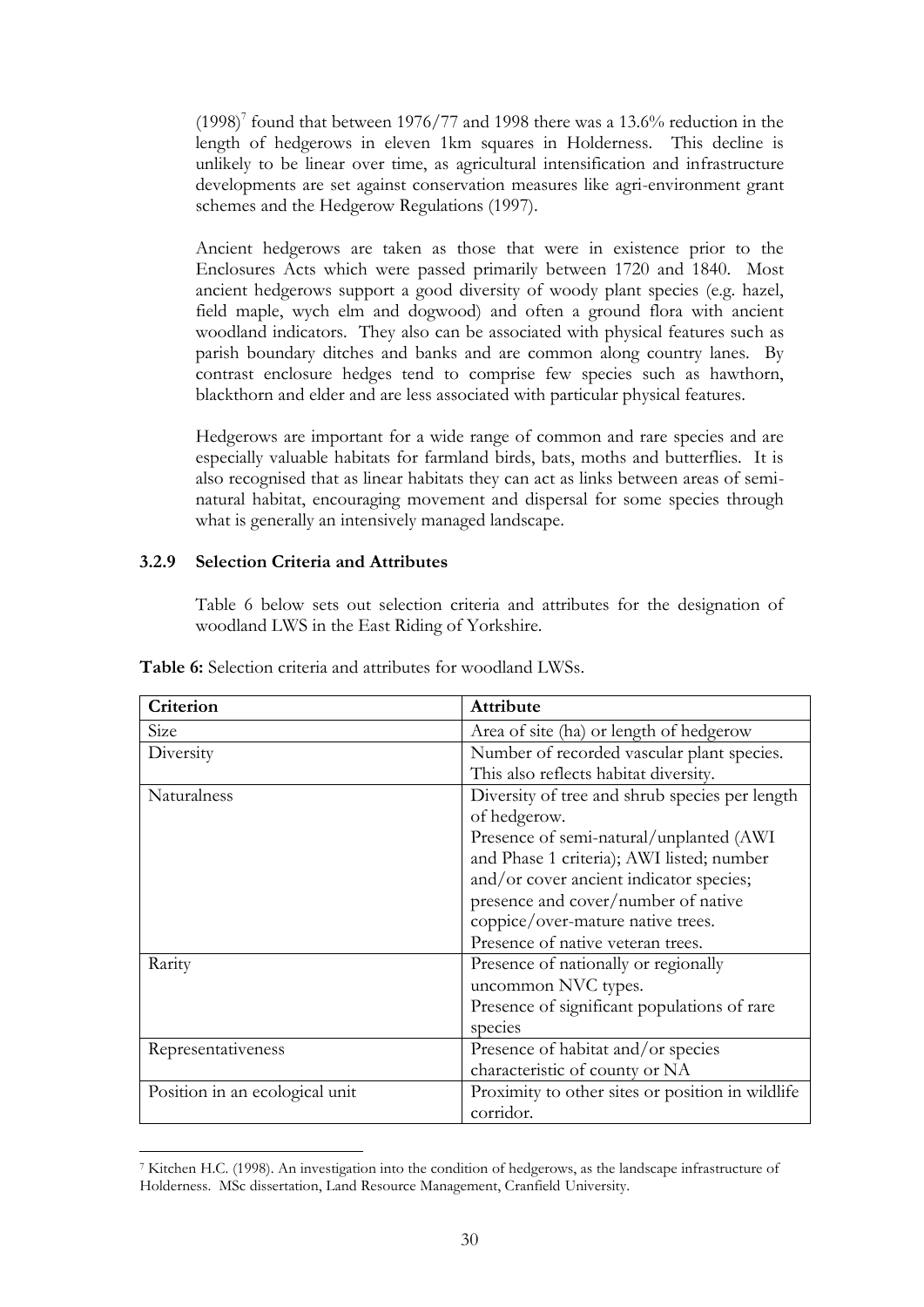(1998)[7] found that between 1976/77 and 1998 there was a 13.6% reduction in the length of hedgerows in eleven 1km squares in Holderness. This decline is unlikely to be linear over time, as agricultural intensification and infrastructure developments are set against conservation measures like agri-environment grant schemes and the Hedgerow Regulations (1997).

Ancient hedgerows are taken as those that were in existence prior to the Enclosures Acts which were passed primarily between 1720 and 1840. Most ancient hedgerows support a good diversity of woody plant species (e.g. hazel, field maple, wych elm and dogwood) and often a ground flora with ancient woodland indicators. They also can be associated with physical features such as parish boundary ditches and banks and are common along country lanes. By contrast enclosure hedges tend to comprise few species such as hawthorn, blackthorn and elder and are less associated with particular physical features.

Hedgerows are important for a wide range of common and rare species and are especially valuable habitats for farmland birds, bats, moths and butterflies. It is also recognised that as linear habitats they can act as links between areas of semi-natural habitat, encouraging movement and dispersal for some species through what is generally an intensively managed landscape.

### 3.2.9 Selection Criteria and Attributes

Table 6 below sets out selection criteria and attributes for the designation of woodland LWS in the East Riding of Yorkshire.

**Table 6:** Selection criteria and attributes for woodland LWSs.

| Criterion | Attribute |
|---|---|
| Size | Area of site (ha) or length of hedgerow |
| Diversity | Number of recorded vascular plant species. This also reflects habitat diversity. |
| Naturalness | Diversity of tree and shrub species per length of hedgerow. Presence of semi-natural/unplanted (AWI and Phase 1 criteria); AWI listed; number and/or cover ancient indicator species; presence and cover/number of native coppice/over-mature native trees. Presence of native veteran trees. |
| Rarity | Presence of nationally or regionally uncommon NVC types. Presence of significant populations of rare species |
| Representativeness | Presence of habitat and/or species characteristic of county or NA |
| Position in an ecological unit | Proximity to other sites or position in wildlife corridor. |

[7] Kitchen H.C. (1998). An investigation into the condition of hedgerows, as the landscape infrastructure of Holderness. MSc dissertation, Land Resource Management, Cranfield University.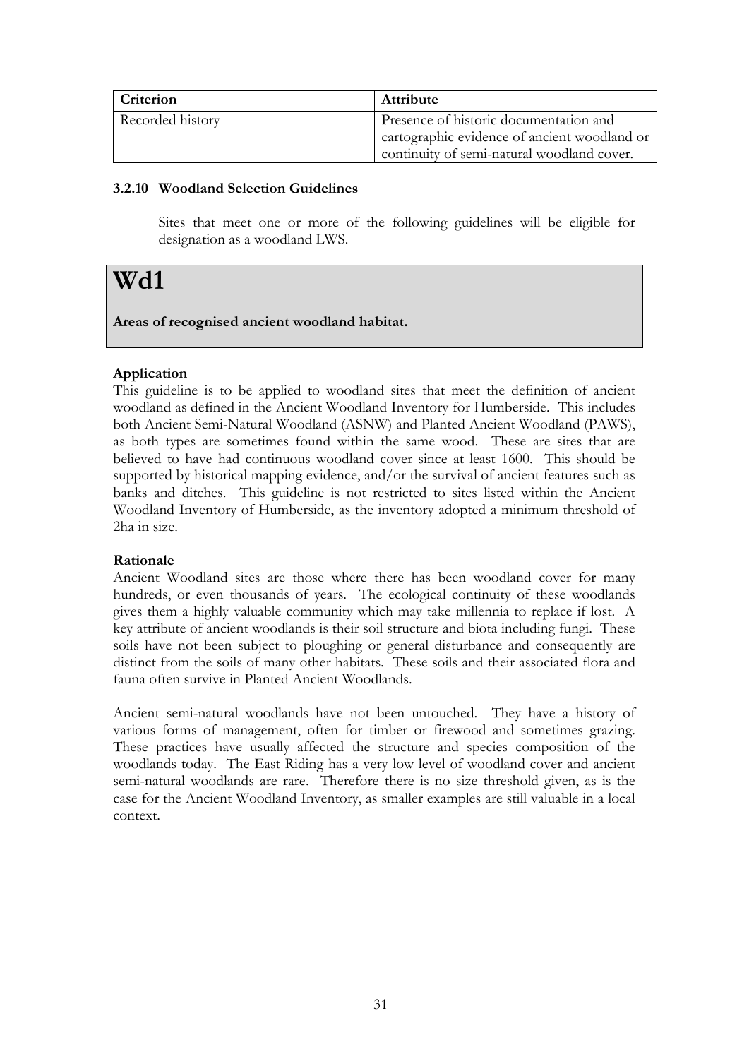| Criterion | Attribute |
|---|---|
| Recorded history | Presence of historic documentation and cartographic evidence of ancient woodland or continuity of semi-natural woodland cover. |

### 3.2.10 Woodland Selection Guidelines

Sites that meet one or more of the following guidelines will be eligible for designation as a woodland LWS.

# Wd1

**Areas of recognised ancient woodland habitat.**

**Application**

This guideline is to be applied to woodland sites that meet the definition of ancient woodland as defined in the Ancient Woodland Inventory for Humberside. This includes both Ancient Semi-Natural Woodland (ASNW) and Planted Ancient Woodland (PAWS), as both types are sometimes found within the same wood. These are sites that are believed to have had continuous woodland cover since at least 1600. This should be supported by historical mapping evidence, and/or the survival of ancient features such as banks and ditches. This guideline is not restricted to sites listed within the Ancient Woodland Inventory of Humberside, as the inventory adopted a minimum threshold of 2ha in size.

**Rationale**

Ancient Woodland sites are those where there has been woodland cover for many hundreds, or even thousands of years. The ecological continuity of these woodlands gives them a highly valuable community which may take millennia to replace if lost. A key attribute of ancient woodlands is their soil structure and biota including fungi. These soils have not been subject to ploughing or general disturbance and consequently are distinct from the soils of many other habitats. These soils and their associated flora and fauna often survive in Planted Ancient Woodlands.

Ancient semi-natural woodlands have not been untouched. They have a history of various forms of management, often for timber or firewood and sometimes grazing. These practices have usually affected the structure and species composition of the woodlands today. The East Riding has a very low level of woodland cover and ancient semi-natural woodlands are rare. Therefore there is no size threshold given, as is the case for the Ancient Woodland Inventory, as smaller examples are still valuable in a local context.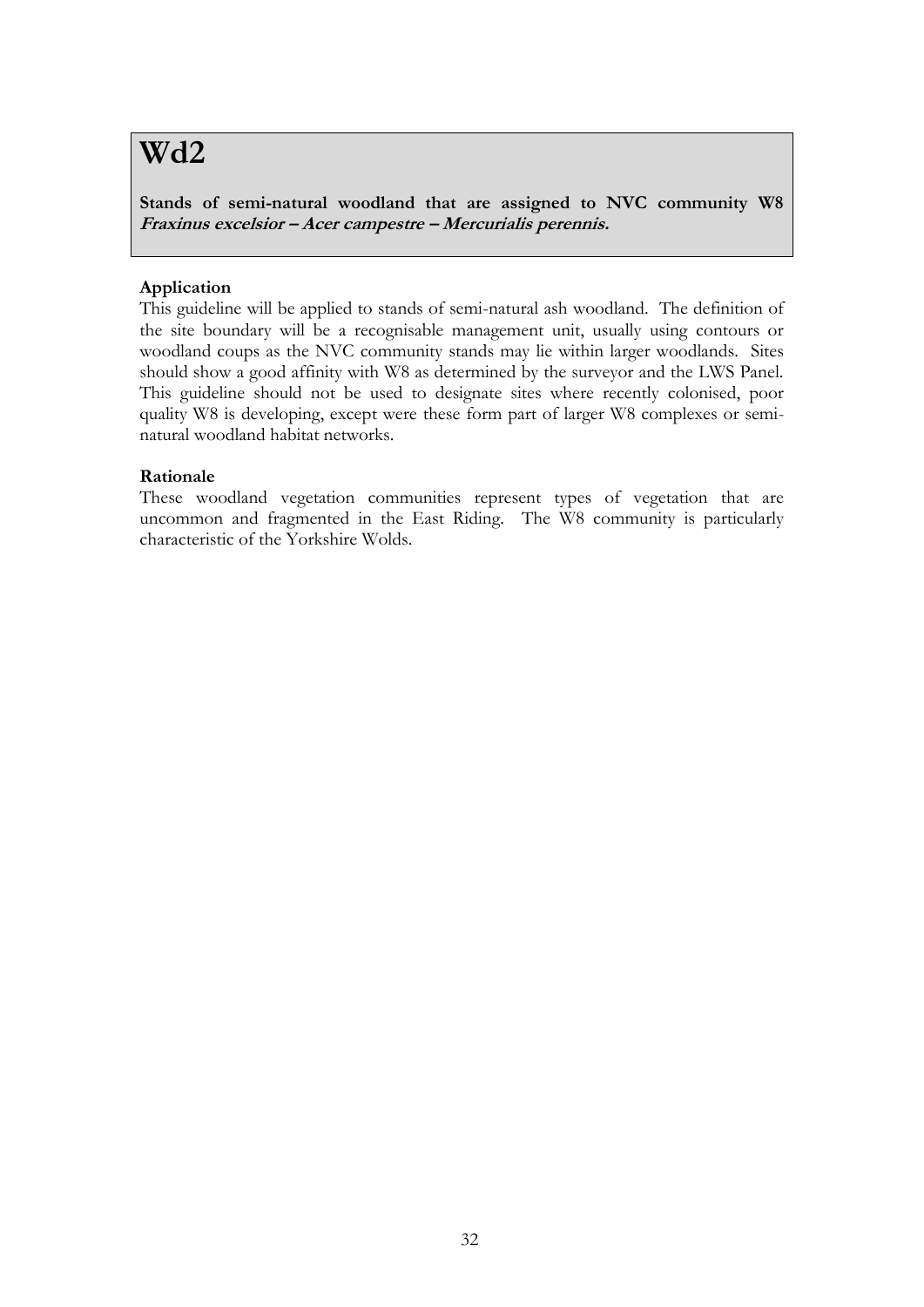# Wd2

**Stands of semi-natural woodland that are assigned to NVC community W8 *Fraxinus excelsior – Acer campestre – Mercurialis perennis.***

**Application**

This guideline will be applied to stands of semi-natural ash woodland. The definition of the site boundary will be a recognisable management unit, usually using contours or woodland coups as the NVC community stands may lie within larger woodlands. Sites should show a good affinity with W8 as determined by the surveyor and the LWS Panel. This guideline should not be used to designate sites where recently colonised, poor quality W8 is developing, except were these form part of larger W8 complexes or semi-natural woodland habitat networks.

**Rationale**

These woodland vegetation communities represent types of vegetation that are uncommon and fragmented in the East Riding. The W8 community is particularly characteristic of the Yorkshire Wolds.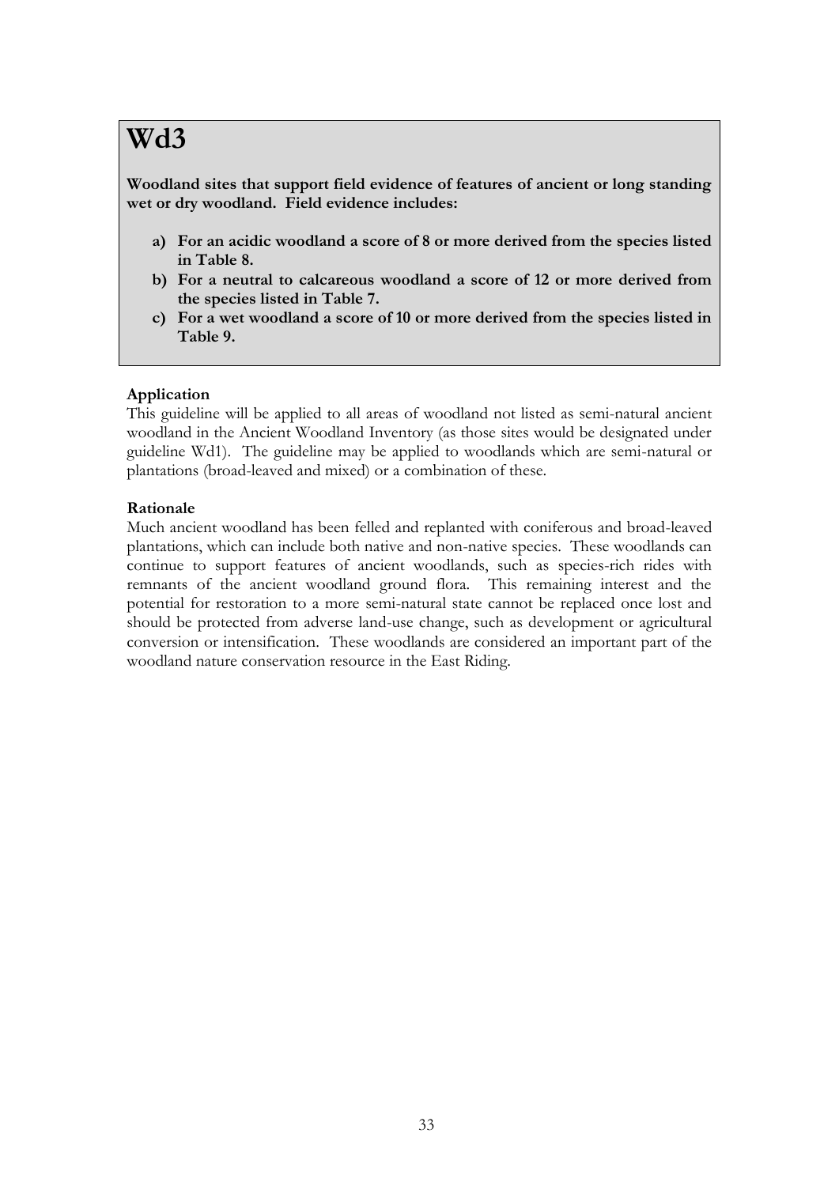# Wd3

**Woodland sites that support field evidence of features of ancient or long standing wet or dry woodland. Field evidence includes:**

- **a) For an acidic woodland a score of 8 or more derived from the species listed in Table 8.**
- **b) For a neutral to calcareous woodland a score of 12 or more derived from the species listed in Table 7.**
- **c) For a wet woodland a score of 10 or more derived from the species listed in Table 9.**

**Application**

This guideline will be applied to all areas of woodland not listed as semi-natural ancient woodland in the Ancient Woodland Inventory (as those sites would be designated under guideline Wd1). The guideline may be applied to woodlands which are semi-natural or plantations (broad-leaved and mixed) or a combination of these.

**Rationale**

Much ancient woodland has been felled and replanted with coniferous and broad-leaved plantations, which can include both native and non-native species. These woodlands can continue to support features of ancient woodlands, such as species-rich rides with remnants of the ancient woodland ground flora. This remaining interest and the potential for restoration to a more semi-natural state cannot be replaced once lost and should be protected from adverse land-use change, such as development or agricultural conversion or intensification. These woodlands are considered an important part of the woodland nature conservation resource in the East Riding.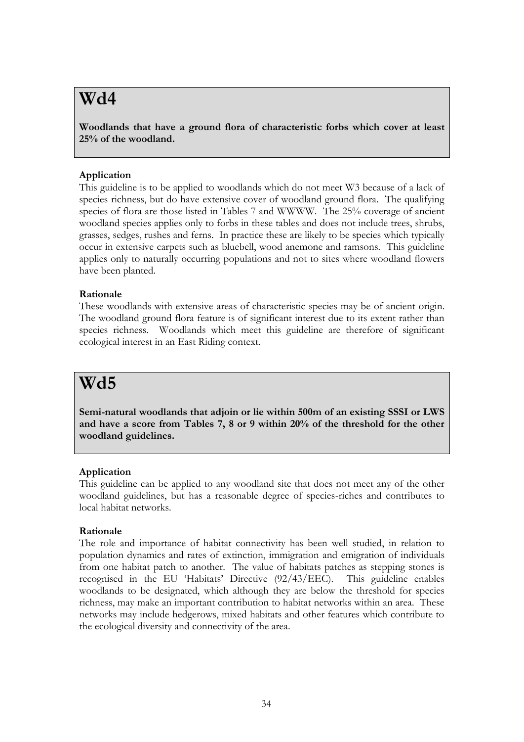# Wd4

**Woodlands that have a ground flora of characteristic forbs which cover at least 25% of the woodland.**

**Application**

This guideline is to be applied to woodlands which do not meet W3 because of a lack of species richness, but do have extensive cover of woodland ground flora. The qualifying species of flora are those listed in Tables 7 and WWWW. The 25% coverage of ancient woodland species applies only to forbs in these tables and does not include trees, shrubs, grasses, sedges, rushes and ferns. In practice these are likely to be species which typically occur in extensive carpets such as bluebell, wood anemone and ramsons. This guideline applies only to naturally occurring populations and not to sites where woodland flowers have been planted.

**Rationale**

These woodlands with extensive areas of characteristic species may be of ancient origin. The woodland ground flora feature is of significant interest due to its extent rather than species richness. Woodlands which meet this guideline are therefore of significant ecological interest in an East Riding context.

# Wd5

**Semi-natural woodlands that adjoin or lie within 500m of an existing SSSI or LWS and have a score from Tables 7, 8 or 9 within 20% of the threshold for the other woodland guidelines.**

**Application**

This guideline can be applied to any woodland site that does not meet any of the other woodland guidelines, but has a reasonable degree of species-riches and contributes to local habitat networks.

**Rationale**

The role and importance of habitat connectivity has been well studied, in relation to population dynamics and rates of extinction, immigration and emigration of individuals from one habitat patch to another. The value of habitats patches as stepping stones is recognised in the EU 'Habitats' Directive (92/43/EEC). This guideline enables woodlands to be designated, which although they are below the threshold for species richness, may make an important contribution to habitat networks within an area. These networks may include hedgerows, mixed habitats and other features which contribute to the ecological diversity and connectivity of the area.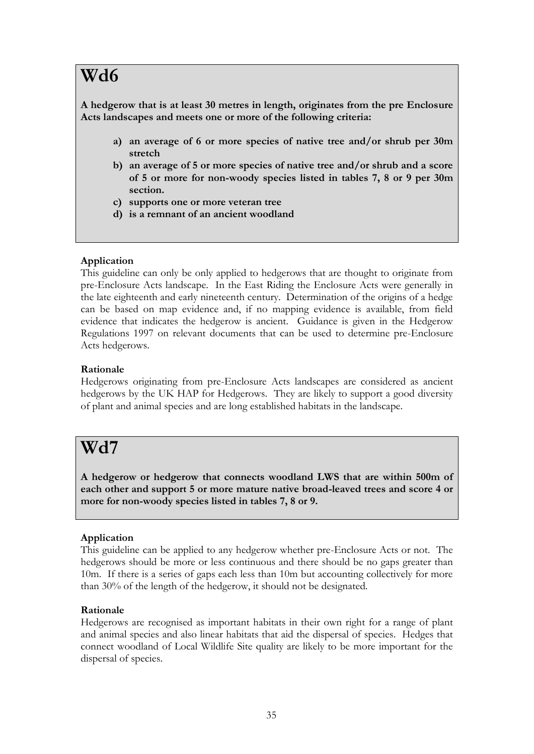# Wd6

**A hedgerow that is at least 30 metres in length, originates from the pre Enclosure Acts landscapes and meets one or more of the following criteria:**

- **a) an average of 6 or more species of native tree and/or shrub per 30m stretch**
- **b) an average of 5 or more species of native tree and/or shrub and a score of 5 or more for non-woody species listed in tables 7, 8 or 9 per 30m section.**
- **c) supports one or more veteran tree**
- **d) is a remnant of an ancient woodland**

### Application

This guideline can only be only applied to hedgerows that are thought to originate from pre-Enclosure Acts landscape. In the East Riding the Enclosure Acts were generally in the late eighteenth and early nineteenth century. Determination of the origins of a hedge can be based on map evidence and, if no mapping evidence is available, from field evidence that indicates the hedgerow is ancient. Guidance is given in the Hedgerow Regulations 1997 on relevant documents that can be used to determine pre-Enclosure Acts hedgerows.

### Rationale

Hedgerows originating from pre-Enclosure Acts landscapes are considered as ancient hedgerows by the UK HAP for Hedgerows. They are likely to support a good diversity of plant and animal species and are long established habitats in the landscape.

# Wd7

**A hedgerow or hedgerow that connects woodland LWS that are within 500m of each other and support 5 or more mature native broad-leaved trees and score 4 or more for non-woody species listed in tables 7, 8 or 9.**

### Application

This guideline can be applied to any hedgerow whether pre-Enclosure Acts or not. The hedgerows should be more or less continuous and there should be no gaps greater than 10m. If there is a series of gaps each less than 10m but accounting collectively for more than 30% of the length of the hedgerow, it should not be designated.

### Rationale

Hedgerows are recognised as important habitats in their own right for a range of plant and animal species and also linear habitats that aid the dispersal of species. Hedges that connect woodland of Local Wildlife Site quality are likely to be more important for the dispersal of species.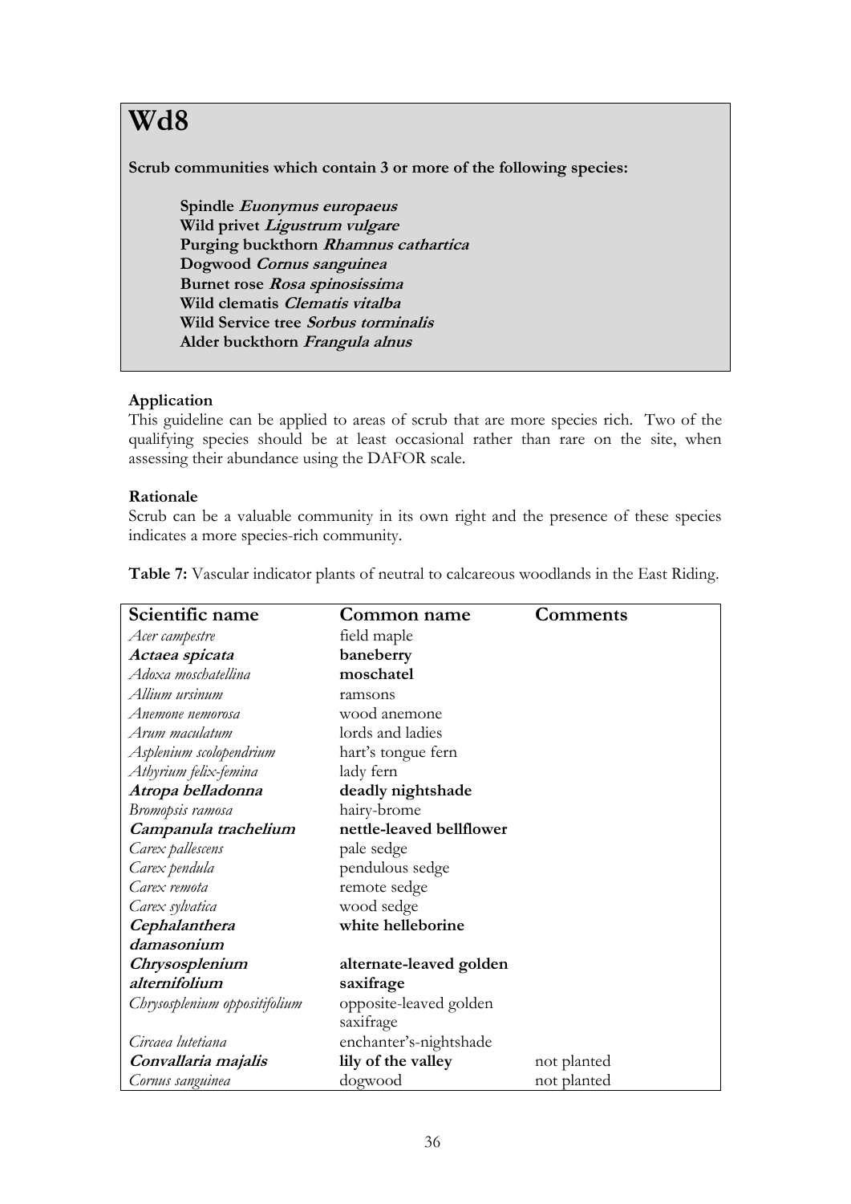# Wd8

**Scrub communities which contain 3 or more of the following species:**

> **Spindle *Euonymus europaeus***
> **Wild privet *Ligustrum vulgare***
> **Purging buckthorn *Rhamnus cathartica***
> **Dogwood *Cornus sanguinea***
> **Burnet rose *Rosa spinosissima***
> **Wild clematis *Clematis vitalba***
> **Wild Service tree *Sorbus torminalis***
> **Alder buckthorn *Frangula alnus***

**Application**

This guideline can be applied to areas of scrub that are more species rich. Two of the qualifying species should be at least occasional rather than rare on the site, when assessing their abundance using the DAFOR scale.

**Rationale**

Scrub can be a valuable community in its own right and the presence of these species indicates a more species-rich community.

**Table 7:** Vascular indicator plants of neutral to calcareous woodlands in the East Riding.

| Scientific name | Common name | Comments |
|---|---|---|
| *Acer campestre* | field maple | |
| ***Actaea spicata*** | **baneberry** | |
| *Adoxa moschatellina* | **moschatel** | |
| *Allium ursinum* | ramsons | |
| *Anemone nemorosa* | wood anemone | |
| *Arum maculatum* | lords and ladies | |
| *Asplenium scolopendrium* | hart's tongue fern | |
| *Athyrium felix-femina* | lady fern | |
| ***Atropa belladonna*** | **deadly nightshade** | |
| *Bromopsis ramosa* | hairy-brome | |
| ***Campanula trachelium*** | **nettle-leaved bellflower** | |
| *Carex pallescens* | pale sedge | |
| *Carex pendula* | pendulous sedge | |
| *Carex remota* | remote sedge | |
| *Carex sylvatica* | wood sedge | |
| ***Cephalanthera damasonium*** | **white helleborine** | |
| ***Chrysosplenium alternifolium*** | **alternate-leaved golden saxifrage** | |
| *Chrysosplenium oppositifolium* | opposite-leaved golden saxifrage | |
| *Circaea lutetiana* | enchanter's-nightshade | |
| ***Convallaria majalis*** | **lily of the valley** | not planted |
| *Cornus sanguinea* | dogwood | not planted |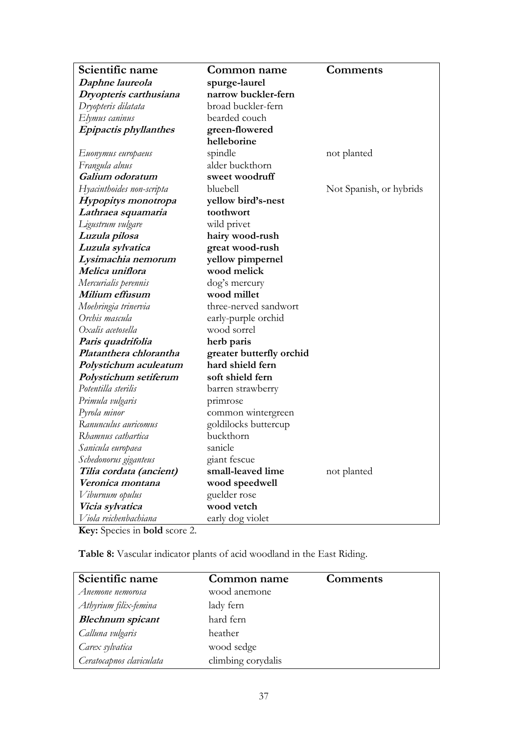| Scientific name | Common name | Comments |
| --- | --- | --- |
| ***Daphne laureola*** | **spurge-laurel** | |
| ***Dryopteris carthusiana*** | **narrow buckler-fern** | |
| *Dryopteris dilatata* | broad buckler-fern | |
| *Elymus caninus* | bearded couch | |
| ***Epipactis phyllanthes*** | **green-flowered helleborine** | |
| *Euonymus europaeus* | spindle | not planted |
| *Frangula alnus* | alder buckthorn | |
| ***Galium odoratum*** | **sweet woodruff** | |
| *Hyacinthoides non-scripta* | bluebell | Not Spanish, or hybrids |
| ***Hypopitys monotropa*** | **yellow bird's-nest** | |
| ***Lathraea squamaria*** | **toothwort** | |
| *Ligustrum vulgare* | wild privet | |
| ***Luzula pilosa*** | **hairy wood-rush** | |
| ***Luzula sylvatica*** | **great wood-rush** | |
| ***Lysimachia nemorum*** | **yellow pimpernel** | |
| ***Melica uniflora*** | **wood melick** | |
| *Mercurialis perennis* | dog's mercury | |
| ***Milium effusum*** | **wood millet** | |
| *Moehringia trinervia* | three-nerved sandwort | |
| *Orchis mascula* | early-purple orchid | |
| *Oxalis acetosella* | wood sorrel | |
| ***Paris quadrifolia*** | **herb paris** | |
| ***Platanthera chlorantha*** | **greater butterfly orchid** | |
| ***Polystichum aculeatum*** | **hard shield fern** | |
| ***Polystichum setiferum*** | **soft shield fern** | |
| *Potentilla sterilis* | barren strawberry | |
| *Primula vulgaris* | primrose | |
| *Pyrola minor* | common wintergreen | |
| *Ranunculus auricomus* | goldilocks buttercup | |
| *Rhamnus cathartica* | buckthorn | |
| *Sanicula europaea* | sanicle | |
| *Schedonorus giganteus* | giant fescue | |
| ***Tilia cordata (ancient)*** | **small-leaved lime** | not planted |
| ***Veronica montana*** | **wood speedwell** | |
| *Viburnum opulus* | guelder rose | |
| ***Vicia sylvatica*** | **wood vetch** | |
| *Viola reichenbachiana* | early dog violet | |

**Key:** Species in **bold** score 2.

**Table 8:** Vascular indicator plants of acid woodland in the East Riding.

| Scientific name | Common name | Comments |
| --- | --- | --- |
| *Anemone nemorosa* | wood anemone | |
| *Athyrium filix-femina* | lady fern | |
| ***Blechnum spicant*** | hard fern | |
| *Calluna vulgaris* | heather | |
| *Carex sylvatica* | wood sedge | |
| *Ceratocapnos claviculata* | climbing corydalis | |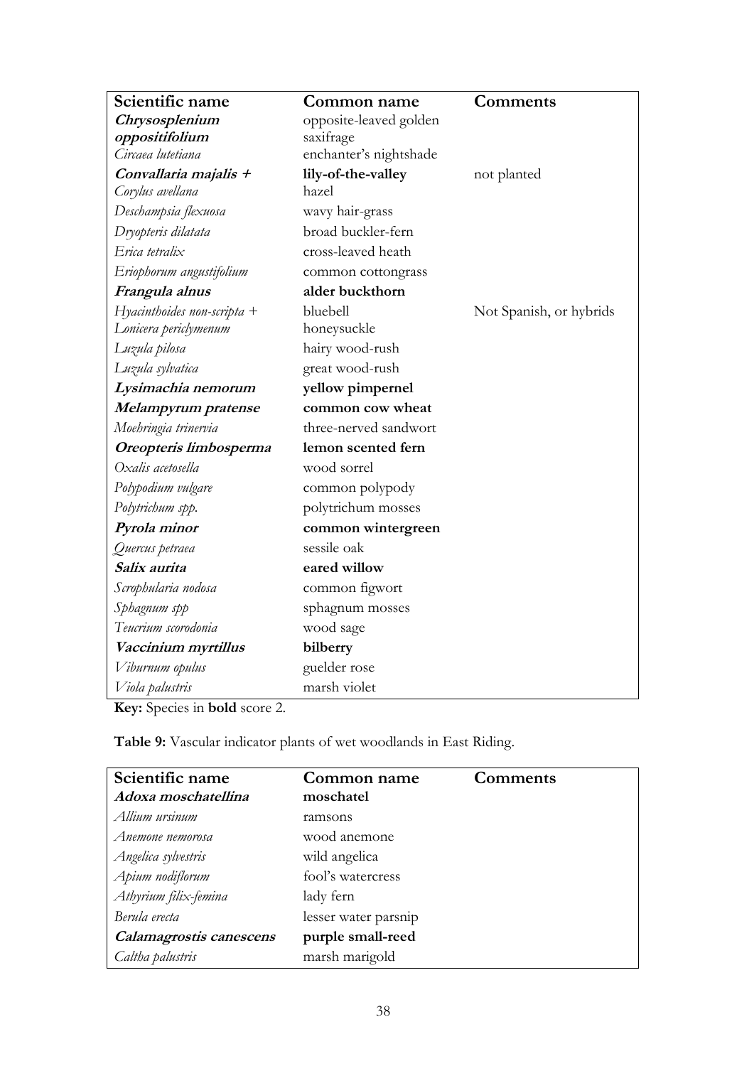| Scientific name | Common name | Comments |
|---|---|---|
| ***Chrysosplenium oppositifolium*** | opposite-leaved golden saxifrage | |
| *Circaea lutetiana* | enchanter's nightshade | |
| ***Convallaria majalis +*** | **lily-of-the-valley** | not planted |
| *Corylus avellana* | hazel | |
| *Deschampsia flexuosa* | wavy hair-grass | |
| *Dryopteris dilatata* | broad buckler-fern | |
| *Erica tetralix* | cross-leaved heath | |
| *Eriophorum angustifolium* | common cottongrass | |
| ***Frangula alnus*** | **alder buckthorn** | |
| *Hyacinthoides non-scripta +* | bluebell | Not Spanish, or hybrids |
| *Lonicera periclymenum* | honeysuckle | |
| *Luzula pilosa* | hairy wood-rush | |
| *Luzula sylvatica* | great wood-rush | |
| ***Lysimachia nemorum*** | **yellow pimpernel** | |
| ***Melampyrum pratense*** | **common cow wheat** | |
| *Moehringia trinervia* | three-nerved sandwort | |
| ***Oreopteris limbosperma*** | **lemon scented fern** | |
| *Oxalis acetosella* | wood sorrel | |
| *Polypodium vulgare* | common polypody | |
| *Polytrichum spp.* | polytrichum mosses | |
| ***Pyrola minor*** | **common wintergreen** | |
| *Quercus petraea* | sessile oak | |
| ***Salix aurita*** | **eared willow** | |
| *Scrophularia nodosa* | common figwort | |
| *Sphagnum spp* | sphagnum mosses | |
| *Teucrium scorodonia* | wood sage | |
| ***Vaccinium myrtillus*** | **bilberry** | |
| *Viburnum opulus* | guelder rose | |
| *Viola palustris* | marsh violet | |

**Key:** Species in **bold** score 2.

**Table 9:** Vascular indicator plants of wet woodlands in East Riding.

| Scientific name | Common name | Comments |
|---|---|---|
| ***Adoxa moschatellina*** | **moschatel** | |
| *Allium ursinum* | ramsons | |
| *Anemone nemorosa* | wood anemone | |
| *Angelica sylvestris* | wild angelica | |
| *Apium nodiflorum* | fool's watercress | |
| *Athyrium filix-femina* | lady fern | |
| *Berula erecta* | lesser water parsnip | |
| ***Calamagrostis canescens*** | **purple small-reed** | |
| *Caltha palustris* | marsh marigold | |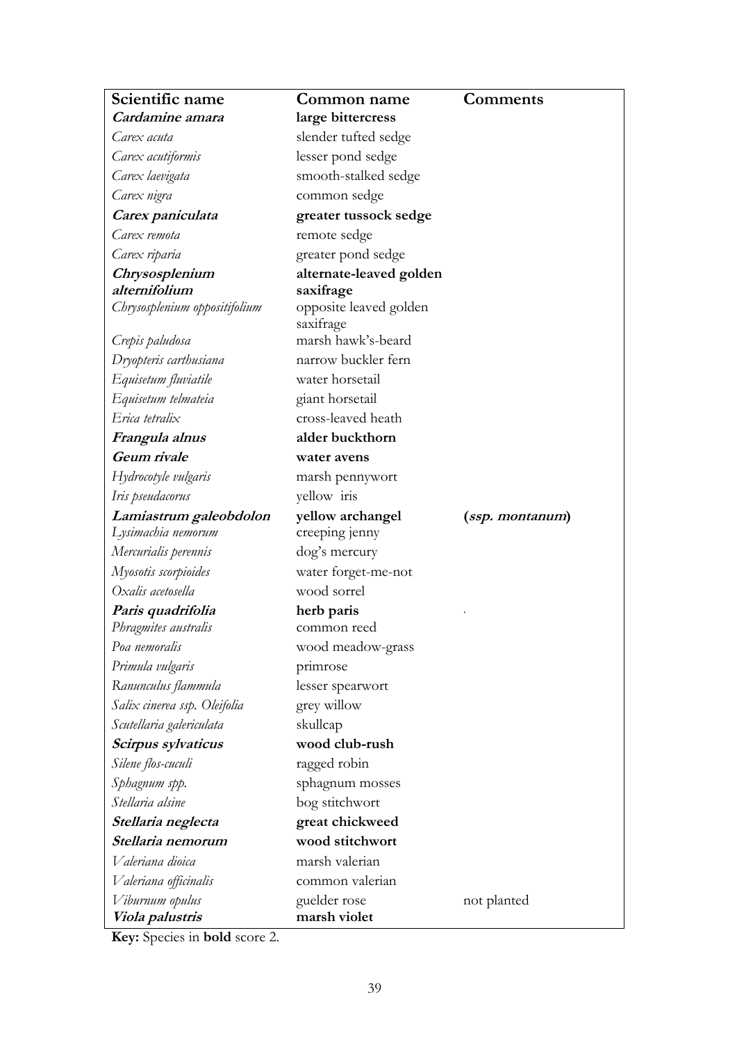| Scientific name | Common name | Comments |
|---|---|---|
| ***Cardamine amara*** | **large bittercress** | |
| *Carex acuta* | slender tufted sedge | |
| *Carex acutiformis* | lesser pond sedge | |
| *Carex laevigata* | smooth-stalked sedge | |
| *Carex nigra* | common sedge | |
| ***Carex paniculata*** | **greater tussock sedge** | |
| *Carex remota* | remote sedge | |
| *Carex riparia* | greater pond sedge | |
| ***Chrysosplenium alternifolium*** | **alternate-leaved golden saxifrage** | |
| *Chrysosplenium oppositifolium* | opposite leaved golden saxifrage | |
| *Crepis paludosa* | marsh hawk's-beard | |
| *Dryopteris carthusiana* | narrow buckler fern | |
| *Equisetum fluviatile* | water horsetail | |
| *Equisetum telmateia* | giant horsetail | |
| *Erica tetralix* | cross-leaved heath | |
| ***Frangula alnus*** | **alder buckthorn** | |
| ***Geum rivale*** | **water avens** | |
| *Hydrocotyle vulgaris* | marsh pennywort | |
| *Iris pseudacorus* | yellow iris | |
| ***Lamiastrum galeobdolon*** | **yellow archangel** | **(*ssp. montanum*)** |
| *Lysimachia nemorum* | creeping jenny | |
| *Mercurialis perennis* | dog's mercury | |
| *Myosotis scorpioides* | water forget-me-not | |
| *Oxalis acetosella* | wood sorrel | |
| ***Paris quadrifolia*** | **herb paris** | . |
| *Phragmites australis* | common reed | |
| *Poa nemoralis* | wood meadow-grass | |
| *Primula vulgaris* | primrose | |
| *Ranunculus flammula* | lesser spearwort | |
| *Salix cinerea ssp. Oleifolia* | grey willow | |
| *Scutellaria galericulata* | skullcap | |
| ***Scirpus sylvaticus*** | **wood club-rush** | |
| *Silene flos-cuculi* | ragged robin | |
| *Sphagnum spp.* | sphagnum mosses | |
| *Stellaria alsine* | bog stitchwort | |
| ***Stellaria neglecta*** | **great chickweed** | |
| ***Stellaria nemorum*** | **wood stitchwort** | |
| *Valeriana dioica* | marsh valerian | |
| *Valeriana officinalis* | common valerian | |
| *Viburnum opulus* | guelder rose | not planted |
| ***Viola palustris*** | **marsh violet** | |

**Key:** Species in **bold** score 2.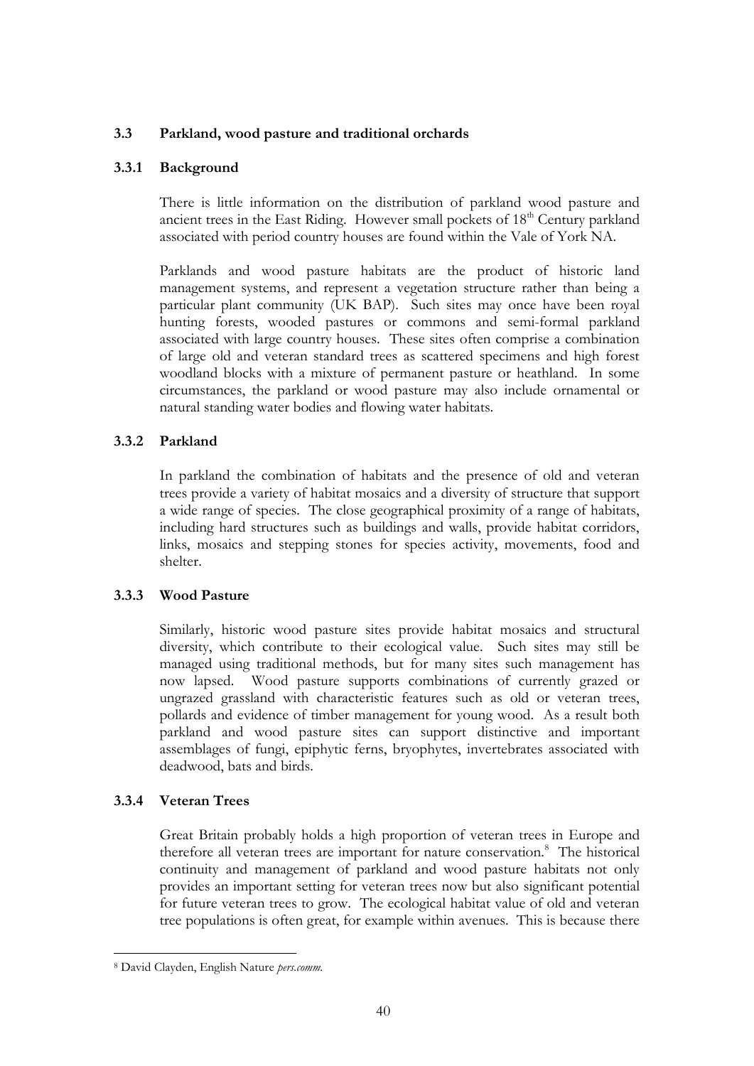### 3.3 Parkland, wood pasture and traditional orchards

#### 3.3.1 Background

There is little information on the distribution of parkland wood pasture and ancient trees in the East Riding. However small pockets of 18th Century parkland associated with period country houses are found within the Vale of York NA.

Parklands and wood pasture habitats are the product of historic land management systems, and represent a vegetation structure rather than being a particular plant community (UK BAP). Such sites may once have been royal hunting forests, wooded pastures or commons and semi-formal parkland associated with large country houses. These sites often comprise a combination of large old and veteran standard trees as scattered specimens and high forest woodland blocks with a mixture of permanent pasture or heathland. In some circumstances, the parkland or wood pasture may also include ornamental or natural standing water bodies and flowing water habitats.

#### 3.3.2 Parkland

In parkland the combination of habitats and the presence of old and veteran trees provide a variety of habitat mosaics and a diversity of structure that support a wide range of species. The close geographical proximity of a range of habitats, including hard structures such as buildings and walls, provide habitat corridors, links, mosaics and stepping stones for species activity, movements, food and shelter.

#### 3.3.3 Wood Pasture

Similarly, historic wood pasture sites provide habitat mosaics and structural diversity, which contribute to their ecological value. Such sites may still be managed using traditional methods, but for many sites such management has now lapsed. Wood pasture supports combinations of currently grazed or ungrazed grassland with characteristic features such as old or veteran trees, pollards and evidence of timber management for young wood. As a result both parkland and wood pasture sites can support distinctive and important assemblages of fungi, epiphytic ferns, bryophytes, invertebrates associated with deadwood, bats and birds.

#### 3.3.4 Veteran Trees

Great Britain probably holds a high proportion of veteran trees in Europe and therefore all veteran trees are important for nature conservation.[8] The historical continuity and management of parkland and wood pasture habitats not only provides an important setting for veteran trees now but also significant potential for future veteran trees to grow. The ecological habitat value of old and veteran tree populations is often great, for example within avenues. This is because there

---

[8] David Clayden, English Nature *pers.comm.*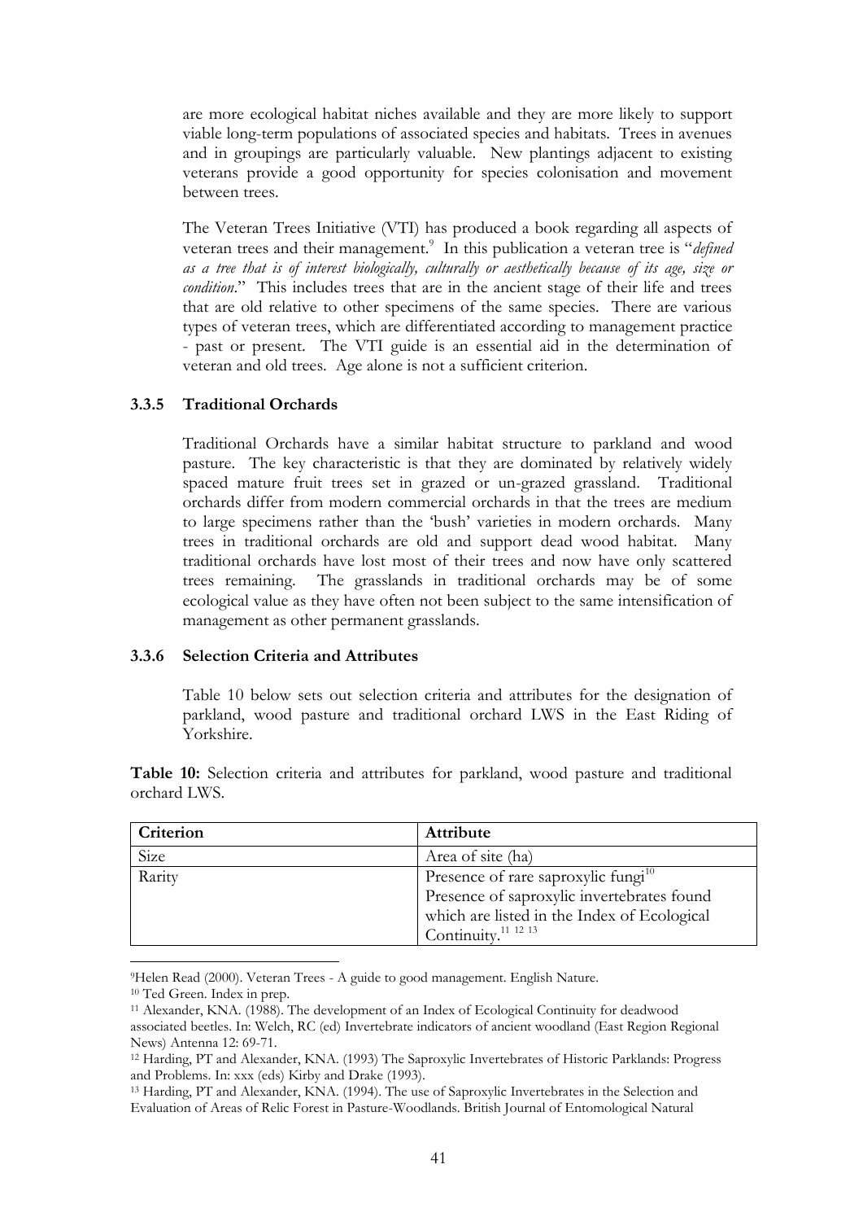are more ecological habitat niches available and they are more likely to support viable long-term populations of associated species and habitats. Trees in avenues and in groupings are particularly valuable. New plantings adjacent to existing veterans provide a good opportunity for species colonisation and movement between trees.

The Veteran Trees Initiative (VTI) has produced a book regarding all aspects of veteran trees and their management.[9] In this publication a veteran tree is "*defined as a tree that is of interest biologically, culturally or aesthetically because of its age, size or condition*." This includes trees that are in the ancient stage of their life and trees that are old relative to other specimens of the same species. There are various types of veteran trees, which are differentiated according to management practice - past or present. The VTI guide is an essential aid in the determination of veteran and old trees. Age alone is not a sufficient criterion.

### 3.3.5 Traditional Orchards

Traditional Orchards have a similar habitat structure to parkland and wood pasture. The key characteristic is that they are dominated by relatively widely spaced mature fruit trees set in grazed or un-grazed grassland. Traditional orchards differ from modern commercial orchards in that the trees are medium to large specimens rather than the 'bush' varieties in modern orchards. Many trees in traditional orchards are old and support dead wood habitat. Many traditional orchards have lost most of their trees and now have only scattered trees remaining. The grasslands in traditional orchards may be of some ecological value as they have often not been subject to the same intensification of management as other permanent grasslands.

### 3.3.6 Selection Criteria and Attributes

Table 10 below sets out selection criteria and attributes for the designation of parkland, wood pasture and traditional orchard LWS in the East Riding of Yorkshire.

**Table 10:** Selection criteria and attributes for parkland, wood pasture and traditional orchard LWS.

| Criterion | Attribute |
|---|---|
| Size | Area of site (ha) |
| Rarity | Presence of rare saproxylic fungi[10]<br>Presence of saproxylic invertebrates found which are listed in the Index of Ecological Continuity.[11 12 13] |

---

[9] Helen Read (2000). Veteran Trees - A guide to good management. English Nature.

[10] Ted Green. Index in prep.

[11] Alexander, KNA. (1988). The development of an Index of Ecological Continuity for deadwood associated beetles. In: Welch, RC (ed) Invertebrate indicators of ancient woodland (East Region Regional News) Antenna 12: 69-71.

[12] Harding, PT and Alexander, KNA. (1993) The Saproxylic Invertebrates of Historic Parklands: Progress and Problems. In: xxx (eds) Kirby and Drake (1993).

[13] Harding, PT and Alexander, KNA. (1994). The use of Saproxylic Invertebrates in the Selection and Evaluation of Areas of Relic Forest in Pasture-Woodlands. British Journal of Entomological Natural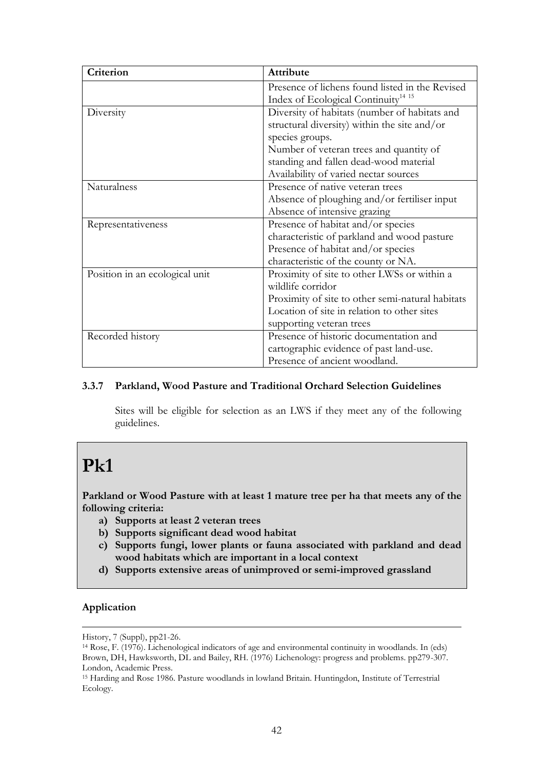| Criterion | Attribute |
|---|---|
| | Presence of lichens found listed in the Revised Index of Ecological Continuity[14 15] |
| Diversity | Diversity of habitats (number of habitats and structural diversity) within the site and/or species groups.<br>Number of veteran trees and quantity of standing and fallen dead-wood material<br>Availability of varied nectar sources |
| Naturalness | Presence of native veteran trees<br>Absence of ploughing and/or fertiliser input<br>Absence of intensive grazing |
| Representativeness | Presence of habitat and/or species characteristic of parkland and wood pasture<br>Presence of habitat and/or species characteristic of the county or NA. |
| Position in an ecological unit | Proximity of site to other LWSs or within a wildlife corridor<br>Proximity of site to other semi-natural habitats<br>Location of site in relation to other sites supporting veteran trees |
| Recorded history | Presence of historic documentation and cartographic evidence of past land-use.<br>Presence of ancient woodland. |

### 3.3.7 Parkland, Wood Pasture and Traditional Orchard Selection Guidelines

Sites will be eligible for selection as an LWS if they meet any of the following guidelines.

# Pk1

**Parkland or Wood Pasture with at least 1 mature tree per ha that meets any of the following criteria:**

a) **Supports at least 2 veteran trees**
b) **Supports significant dead wood habitat**
c) **Supports fungi, lower plants or fauna associated with parkland and dead wood habitats which are important in a local context**
d) **Supports extensive areas of unimproved or semi-improved grassland**

**Application**

---

History, 7 (Suppl), pp21-26.

[14] Rose, F. (1976). Lichenological indicators of age and environmental continuity in woodlands. In (eds) Brown, DH, Hawksworth, DL and Bailey, RH. (1976) Lichenology: progress and problems. pp279-307. London, Academic Press.

[15] Harding and Rose 1986. Pasture woodlands in lowland Britain. Huntingdon, Institute of Terrestrial Ecology.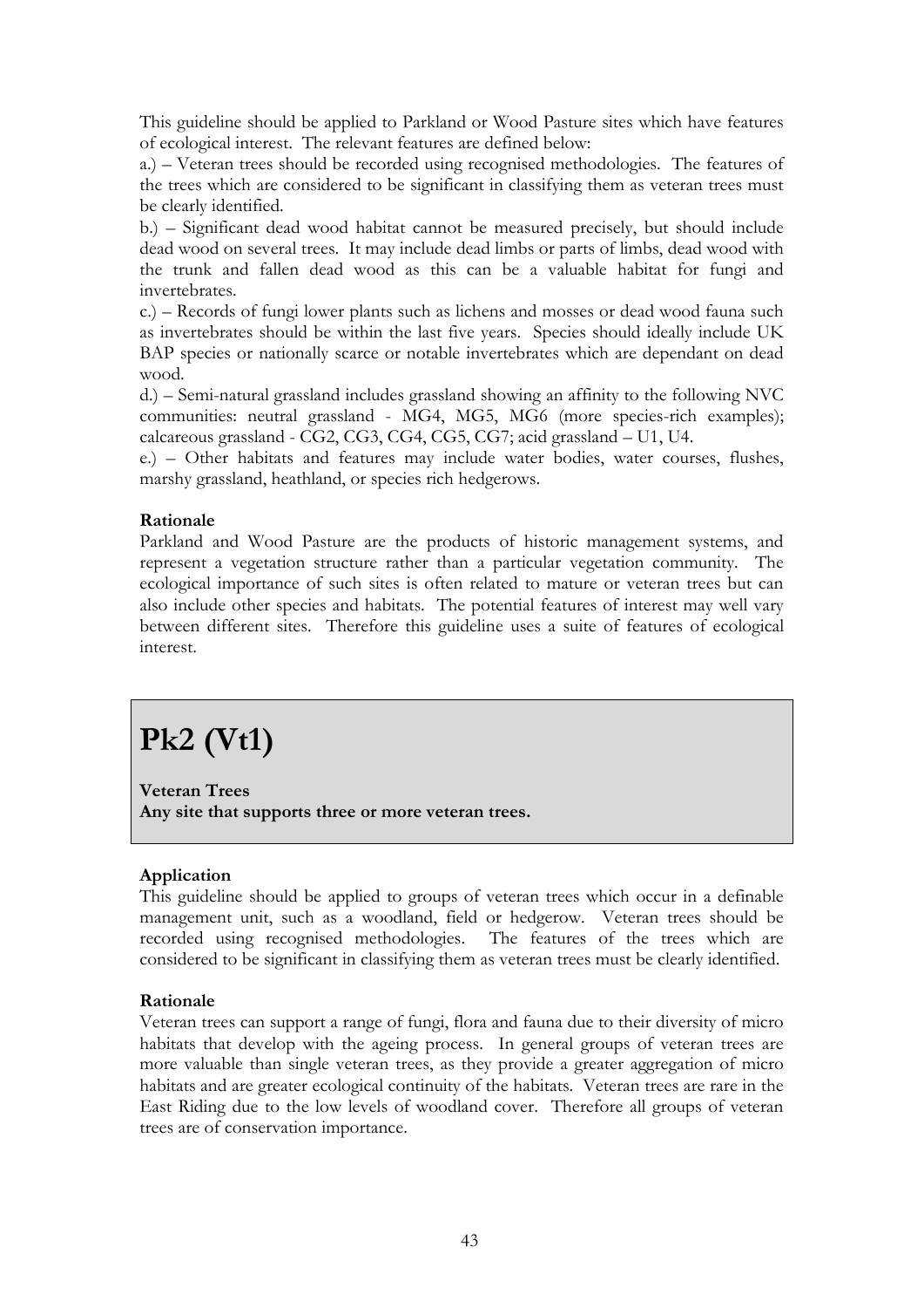This guideline should be applied to Parkland or Wood Pasture sites which have features of ecological interest. The relevant features are defined below:

a.) – Veteran trees should be recorded using recognised methodologies. The features of the trees which are considered to be significant in classifying them as veteran trees must be clearly identified.

b.) – Significant dead wood habitat cannot be measured precisely, but should include dead wood on several trees. It may include dead limbs or parts of limbs, dead wood with the trunk and fallen dead wood as this can be a valuable habitat for fungi and invertebrates.

c.) – Records of fungi lower plants such as lichens and mosses or dead wood fauna such as invertebrates should be within the last five years. Species should ideally include UK BAP species or nationally scarce or notable invertebrates which are dependant on dead wood.

d.) – Semi-natural grassland includes grassland showing an affinity to the following NVC communities: neutral grassland - MG4, MG5, MG6 (more species-rich examples); calcareous grassland - CG2, CG3, CG4, CG5, CG7; acid grassland – U1, U4.

e.) – Other habitats and features may include water bodies, water courses, flushes, marshy grassland, heathland, or species rich hedgerows.

**Rationale**

Parkland and Wood Pasture are the products of historic management systems, and represent a vegetation structure rather than a particular vegetation community. The ecological importance of such sites is often related to mature or veteran trees but can also include other species and habitats. The potential features of interest may well vary between different sites. Therefore this guideline uses a suite of features of ecological interest.

# Pk2 (Vt1)

**Veteran Trees**

**Any site that supports three or more veteran trees.**

**Application**

This guideline should be applied to groups of veteran trees which occur in a definable management unit, such as a woodland, field or hedgerow. Veteran trees should be recorded using recognised methodologies. The features of the trees which are considered to be significant in classifying them as veteran trees must be clearly identified.

**Rationale**

Veteran trees can support a range of fungi, flora and fauna due to their diversity of micro habitats that develop with the ageing process. In general groups of veteran trees are more valuable than single veteran trees, as they provide a greater aggregation of micro habitats and are greater ecological continuity of the habitats. Veteran trees are rare in the East Riding due to the low levels of woodland cover. Therefore all groups of veteran trees are of conservation importance.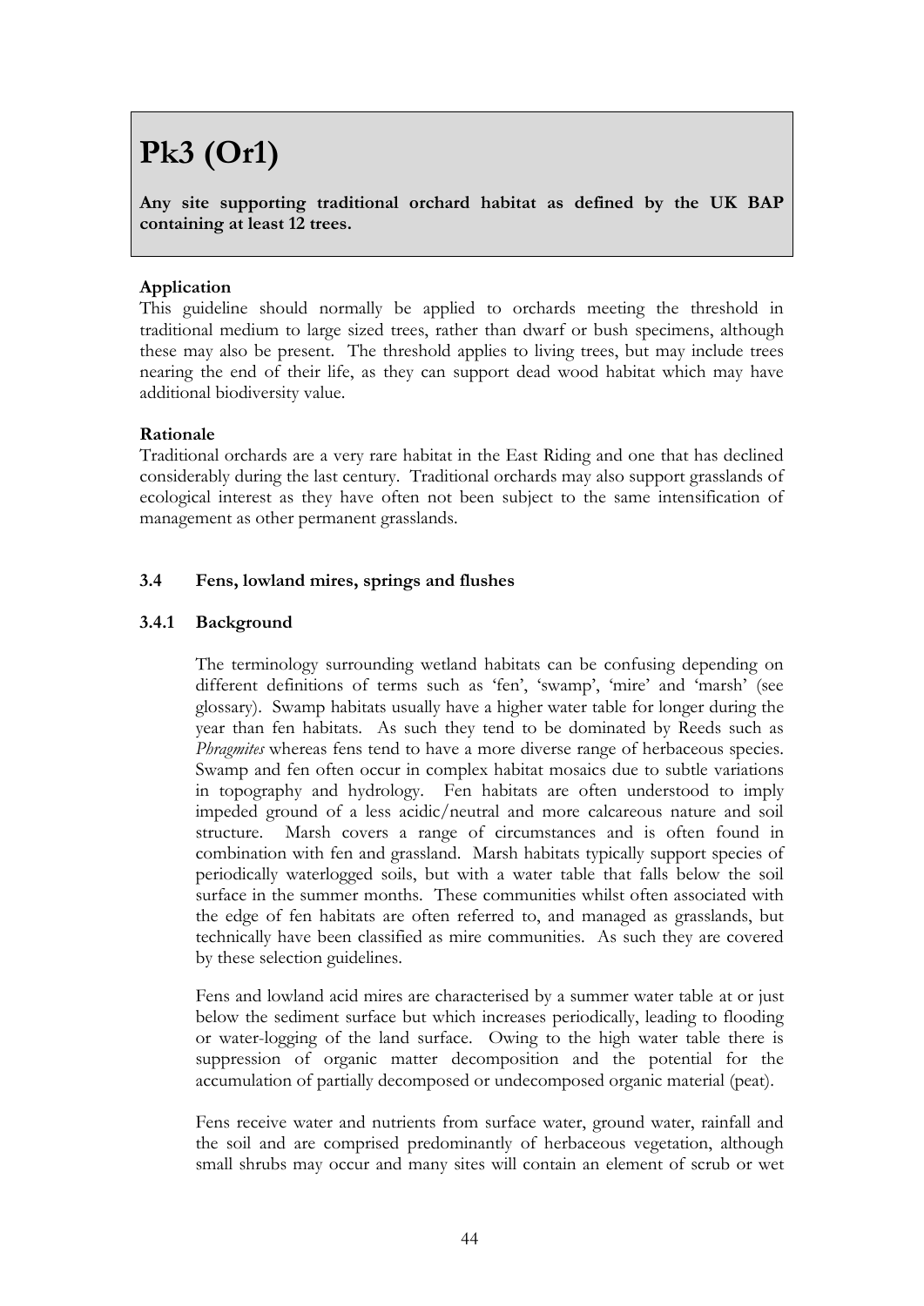# Pk3 (Or1)

**Any site supporting traditional orchard habitat as defined by the UK BAP containing at least 12 trees.**

**Application**

This guideline should normally be applied to orchards meeting the threshold in traditional medium to large sized trees, rather than dwarf or bush specimens, although these may also be present. The threshold applies to living trees, but may include trees nearing the end of their life, as they can support dead wood habitat which may have additional biodiversity value.

**Rationale**

Traditional orchards are a very rare habitat in the East Riding and one that has declined considerably during the last century. Traditional orchards may also support grasslands of ecological interest as they have often not been subject to the same intensification of management as other permanent grasslands.

### 3.4 Fens, lowland mires, springs and flushes

#### 3.4.1 Background

The terminology surrounding wetland habitats can be confusing depending on different definitions of terms such as 'fen', 'swamp', 'mire' and 'marsh' (see glossary). Swamp habitats usually have a higher water table for longer during the year than fen habitats. As such they tend to be dominated by Reeds such as *Phragmites* whereas fens tend to have a more diverse range of herbaceous species. Swamp and fen often occur in complex habitat mosaics due to subtle variations in topography and hydrology. Fen habitats are often understood to imply impeded ground of a less acidic/neutral and more calcareous nature and soil structure. Marsh covers a range of circumstances and is often found in combination with fen and grassland. Marsh habitats typically support species of periodically waterlogged soils, but with a water table that falls below the soil surface in the summer months. These communities whilst often associated with the edge of fen habitats are often referred to, and managed as grasslands, but technically have been classified as mire communities. As such they are covered by these selection guidelines.

Fens and lowland acid mires are characterised by a summer water table at or just below the sediment surface but which increases periodically, leading to flooding or water-logging of the land surface. Owing to the high water table there is suppression of organic matter decomposition and the potential for the accumulation of partially decomposed or undecomposed organic material (peat).

Fens receive water and nutrients from surface water, ground water, rainfall and the soil and are comprised predominantly of herbaceous vegetation, although small shrubs may occur and many sites will contain an element of scrub or wet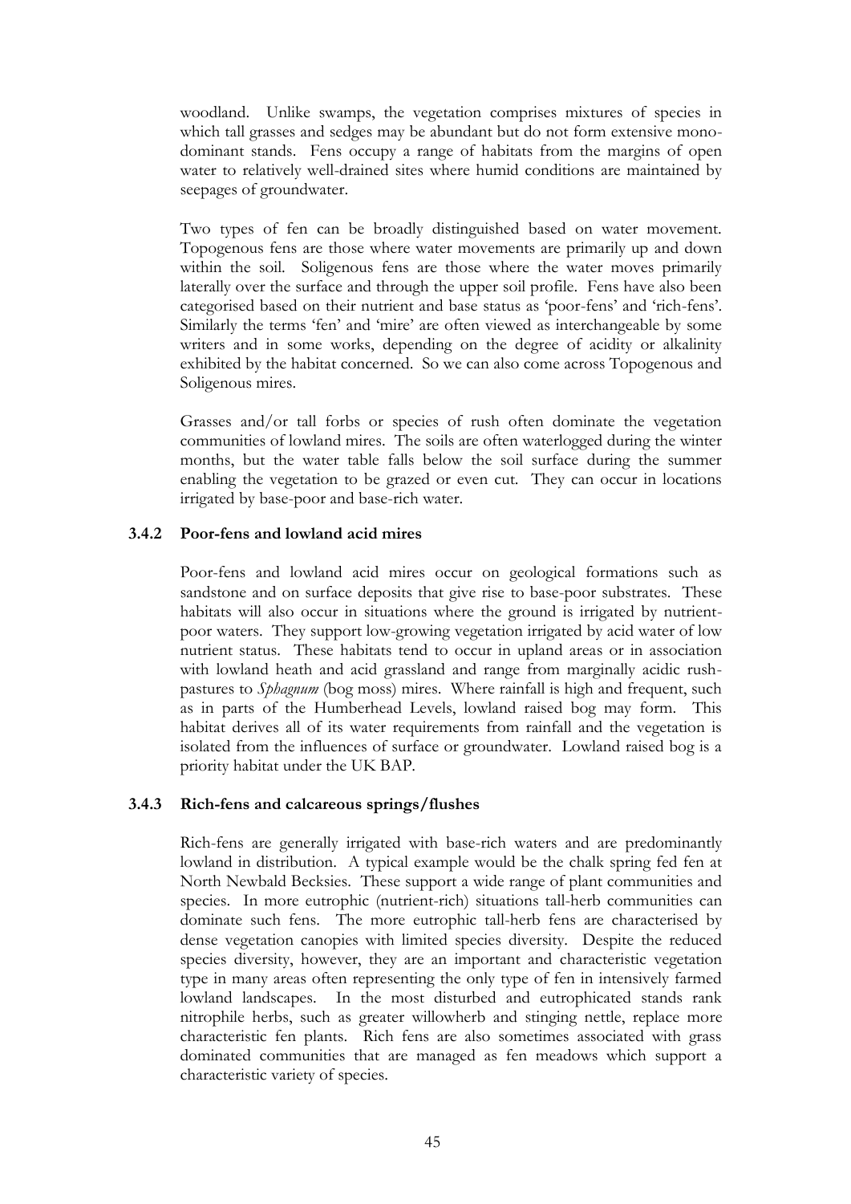woodland. Unlike swamps, the vegetation comprises mixtures of species in which tall grasses and sedges may be abundant but do not form extensive mono-dominant stands. Fens occupy a range of habitats from the margins of open water to relatively well-drained sites where humid conditions are maintained by seepages of groundwater.

Two types of fen can be broadly distinguished based on water movement. Topogenous fens are those where water movements are primarily up and down within the soil. Soligenous fens are those where the water moves primarily laterally over the surface and through the upper soil profile. Fens have also been categorised based on their nutrient and base status as 'poor-fens' and 'rich-fens'. Similarly the terms 'fen' and 'mire' are often viewed as interchangeable by some writers and in some works, depending on the degree of acidity or alkalinity exhibited by the habitat concerned. So we can also come across Topogenous and Soligenous mires.

Grasses and/or tall forbs or species of rush often dominate the vegetation communities of lowland mires. The soils are often waterlogged during the winter months, but the water table falls below the soil surface during the summer enabling the vegetation to be grazed or even cut. They can occur in locations irrigated by base-poor and base-rich water.

### 3.4.2 Poor-fens and lowland acid mires

Poor-fens and lowland acid mires occur on geological formations such as sandstone and on surface deposits that give rise to base-poor substrates. These habitats will also occur in situations where the ground is irrigated by nutrient-poor waters. They support low-growing vegetation irrigated by acid water of low nutrient status. These habitats tend to occur in upland areas or in association with lowland heath and acid grassland and range from marginally acidic rush-pastures to *Sphagnum* (bog moss) mires. Where rainfall is high and frequent, such as in parts of the Humberhead Levels, lowland raised bog may form. This habitat derives all of its water requirements from rainfall and the vegetation is isolated from the influences of surface or groundwater. Lowland raised bog is a priority habitat under the UK BAP.

### 3.4.3 Rich-fens and calcareous springs/flushes

Rich-fens are generally irrigated with base-rich waters and are predominantly lowland in distribution. A typical example would be the chalk spring fed fen at North Newbald Becksies. These support a wide range of plant communities and species. In more eutrophic (nutrient-rich) situations tall-herb communities can dominate such fens. The more eutrophic tall-herb fens are characterised by dense vegetation canopies with limited species diversity. Despite the reduced species diversity, however, they are an important and characteristic vegetation type in many areas often representing the only type of fen in intensively farmed lowland landscapes. In the most disturbed and eutrophicated stands rank nitrophile herbs, such as greater willowherb and stinging nettle, replace more characteristic fen plants. Rich fens are also sometimes associated with grass dominated communities that are managed as fen meadows which support a characteristic variety of species.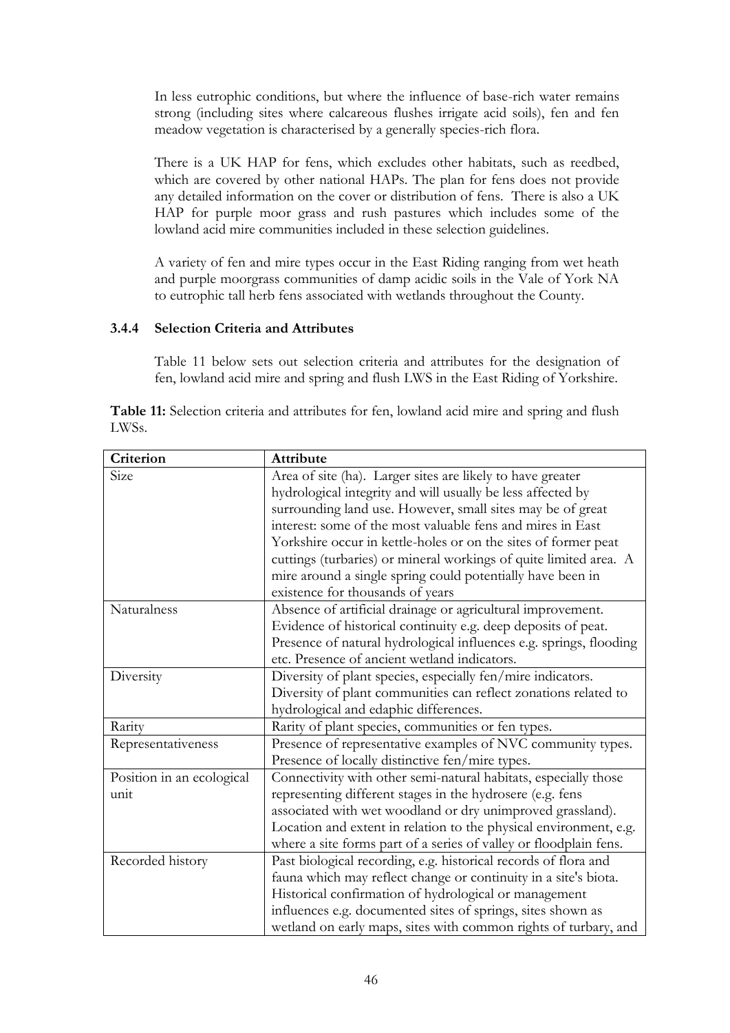In less eutrophic conditions, but where the influence of base-rich water remains strong (including sites where calcareous flushes irrigate acid soils), fen and fen meadow vegetation is characterised by a generally species-rich flora.

There is a UK HAP for fens, which excludes other habitats, such as reedbed, which are covered by other national HAPs. The plan for fens does not provide any detailed information on the cover or distribution of fens. There is also a UK HAP for purple moor grass and rush pastures which includes some of the lowland acid mire communities included in these selection guidelines.

A variety of fen and mire types occur in the East Riding ranging from wet heath and purple moorgrass communities of damp acidic soils in the Vale of York NA to eutrophic tall herb fens associated with wetlands throughout the County.

### 3.4.4 Selection Criteria and Attributes

Table 11 below sets out selection criteria and attributes for the designation of fen, lowland acid mire and spring and flush LWS in the East Riding of Yorkshire.

**Table 11:** Selection criteria and attributes for fen, lowland acid mire and spring and flush LWSs.

| Criterion | Attribute |
|---|---|
| Size | Area of site (ha). Larger sites are likely to have greater hydrological integrity and will usually be less affected by surrounding land use. However, small sites may be of great interest: some of the most valuable fens and mires in East Yorkshire occur in kettle-holes or on the sites of former peat cuttings (turbaries) or mineral workings of quite limited area. A mire around a single spring could potentially have been in existence for thousands of years |
| Naturalness | Absence of artificial drainage or agricultural improvement. Evidence of historical continuity e.g. deep deposits of peat. Presence of natural hydrological influences e.g. springs, flooding etc. Presence of ancient wetland indicators. |
| Diversity | Diversity of plant species, especially fen/mire indicators. Diversity of plant communities can reflect zonations related to hydrological and edaphic differences. |
| Rarity | Rarity of plant species, communities or fen types. |
| Representativeness | Presence of representative examples of NVC community types. Presence of locally distinctive fen/mire types. |
| Position in an ecological unit | Connectivity with other semi-natural habitats, especially those representing different stages in the hydrosere (e.g. fens associated with wet woodland or dry unimproved grassland). Location and extent in relation to the physical environment, e.g. where a site forms part of a series of valley or floodplain fens. |
| Recorded history | Past biological recording, e.g. historical records of flora and fauna which may reflect change or continuity in a site's biota. Historical confirmation of hydrological or management influences e.g. documented sites of springs, sites shown as wetland on early maps, sites with common rights of turbary, and |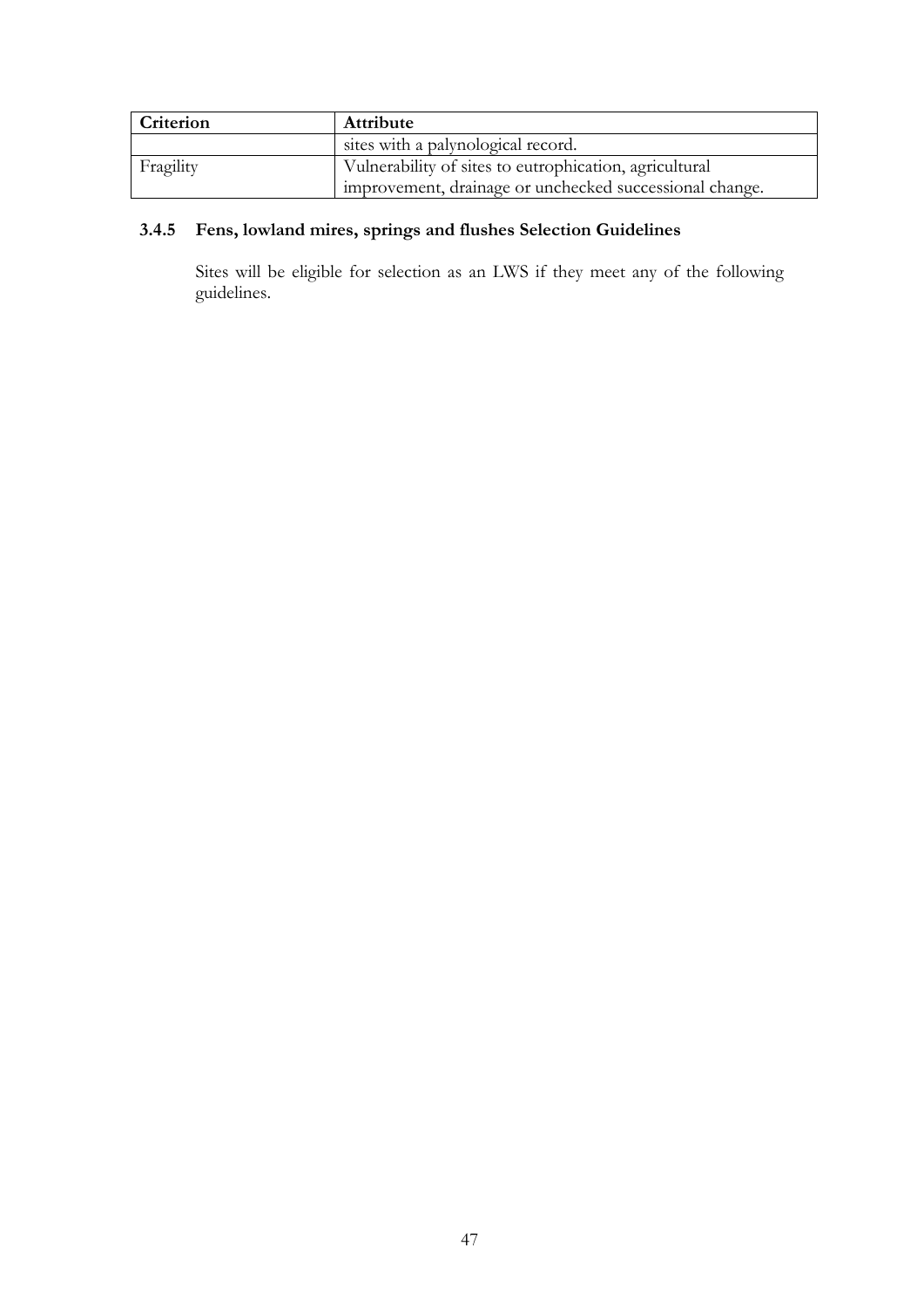| Criterion | Attribute |
|---|---|
| | sites with a palynological record. |
| Fragility | Vulnerability of sites to eutrophication, agricultural improvement, drainage or unchecked successional change. |

### 3.4.5 Fens, lowland mires, springs and flushes Selection Guidelines

Sites will be eligible for selection as an LWS if they meet any of the following guidelines.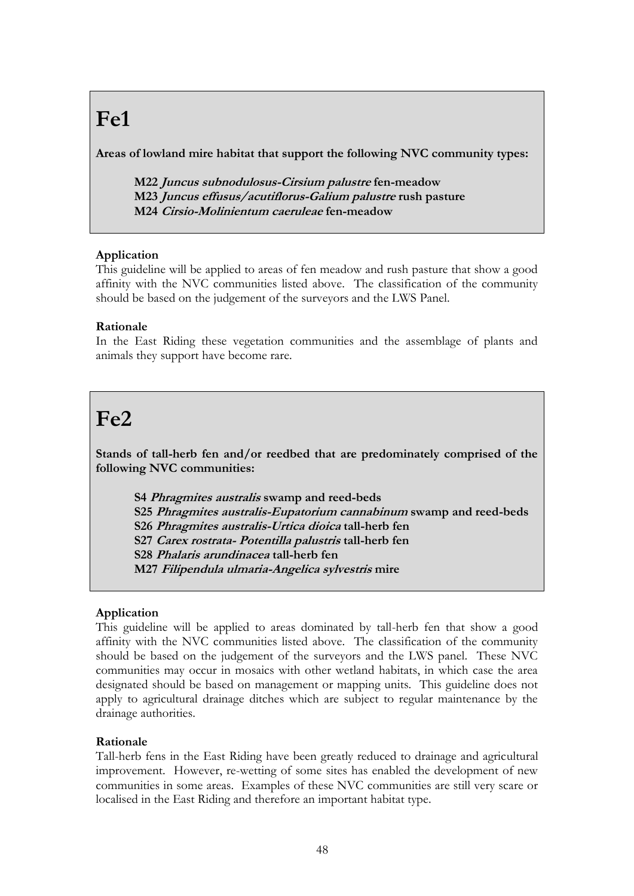# Fe1

**Areas of lowland mire habitat that support the following NVC community types:**

> **M22 *Juncus subnodulosus-Cirsium palustre* fen-meadow**
> **M23 *Juncus effusus/acutiflorus-Galium palustre* rush pasture**
> **M24 *Cirsio-Molinientum caeruleae* fen-meadow**

**Application**
This guideline will be applied to areas of fen meadow and rush pasture that show a good affinity with the NVC communities listed above. The classification of the community should be based on the judgement of the surveyors and the LWS Panel.

**Rationale**
In the East Riding these vegetation communities and the assemblage of plants and animals they support have become rare.

# Fe2

**Stands of tall-herb fen and/or reedbed that are predominately comprised of the following NVC communities:**

> **S4 *Phragmites australis* swamp and reed-beds**
> **S25 *Phragmites australis-Eupatorium cannabinum* swamp and reed-beds**
> **S26 *Phragmites australis-Urtica dioica* tall-herb fen**
> **S27 *Carex rostrata- Potentilla palustris* tall-herb fen**
> **S28 *Phalaris arundinacea* tall-herb fen**
> **M27 *Filipendula ulmaria-Angelica sylvestris* mire**

**Application**
This guideline will be applied to areas dominated by tall-herb fen that show a good affinity with the NVC communities listed above. The classification of the community should be based on the judgement of the surveyors and the LWS panel. These NVC communities may occur in mosaics with other wetland habitats, in which case the area designated should be based on management or mapping units. This guideline does not apply to agricultural drainage ditches which are subject to regular maintenance by the drainage authorities.

**Rationale**
Tall-herb fens in the East Riding have been greatly reduced to drainage and agricultural improvement. However, re-wetting of some sites has enabled the development of new communities in some areas. Examples of these NVC communities are still very scare or localised in the East Riding and therefore an important habitat type.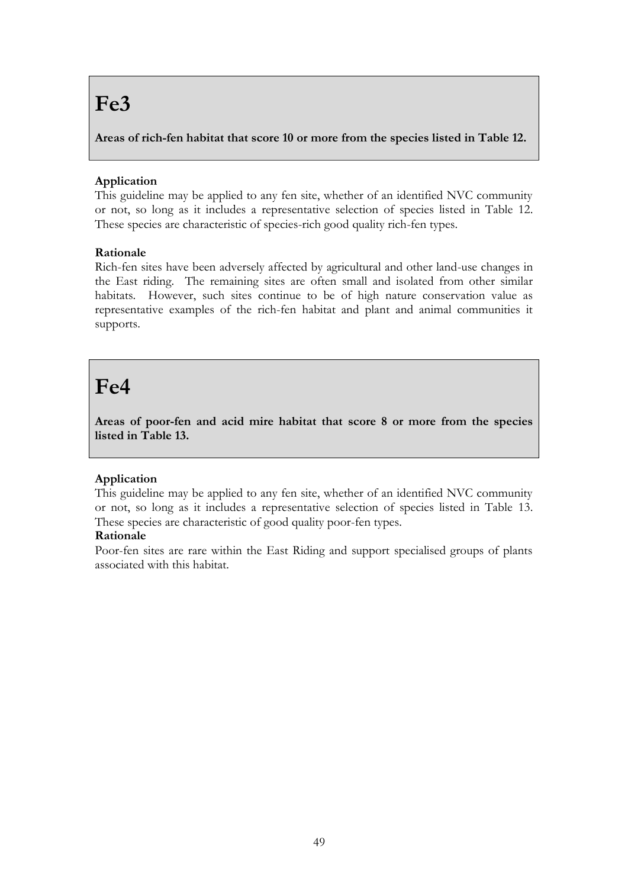# Fe3

**Areas of rich-fen habitat that score 10 or more from the species listed in Table 12.**

**Application**
This guideline may be applied to any fen site, whether of an identified NVC community or not, so long as it includes a representative selection of species listed in Table 12. These species are characteristic of species-rich good quality rich-fen types.

**Rationale**
Rich-fen sites have been adversely affected by agricultural and other land-use changes in the East riding. The remaining sites are often small and isolated from other similar habitats. However, such sites continue to be of high nature conservation value as representative examples of the rich-fen habitat and plant and animal communities it supports.

# Fe4

**Areas of poor-fen and acid mire habitat that score 8 or more from the species listed in Table 13.**

**Application**
This guideline may be applied to any fen site, whether of an identified NVC community or not, so long as it includes a representative selection of species listed in Table 13. These species are characteristic of good quality poor-fen types.

**Rationale**
Poor-fen sites are rare within the East Riding and support specialised groups of plants associated with this habitat.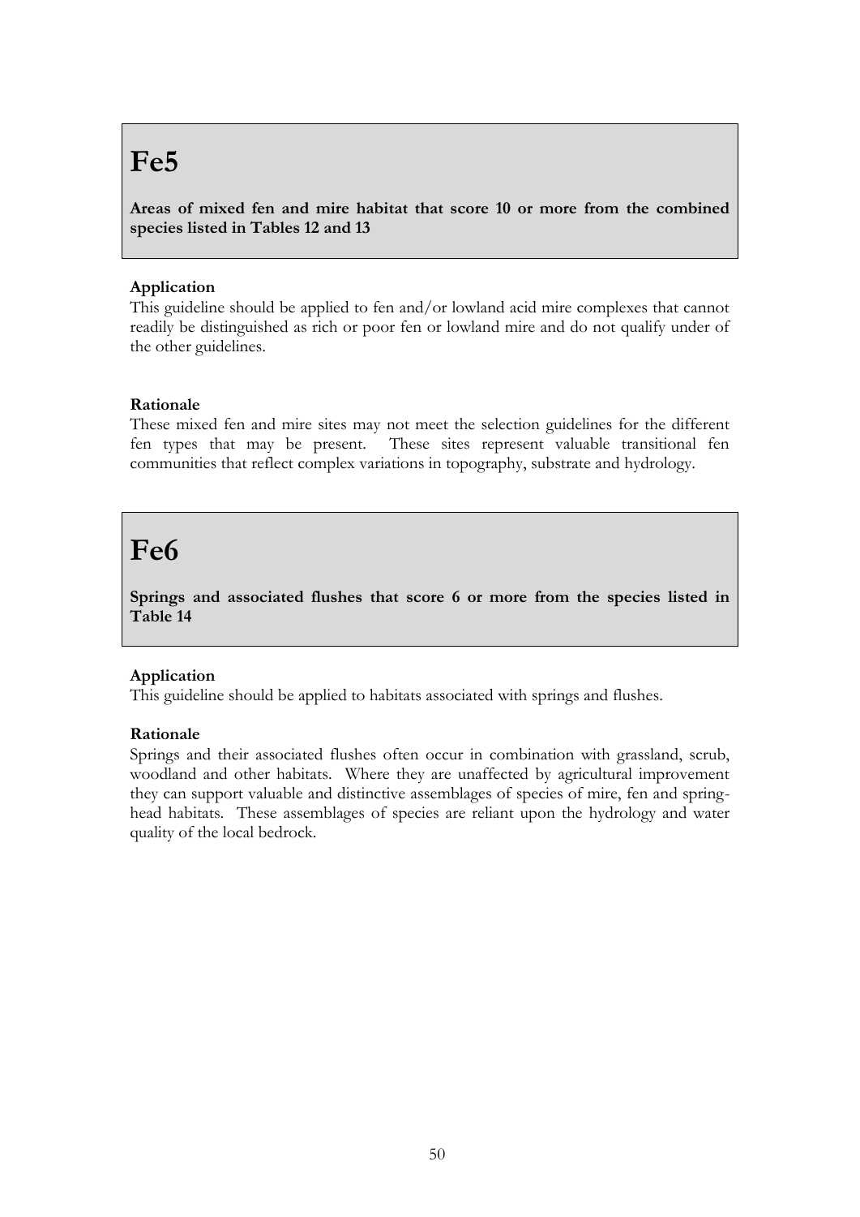# Fe5

**Areas of mixed fen and mire habitat that score 10 or more from the combined species listed in Tables 12 and 13**

**Application**

This guideline should be applied to fen and/or lowland acid mire complexes that cannot readily be distinguished as rich or poor fen or lowland mire and do not qualify under of the other guidelines.

**Rationale**

These mixed fen and mire sites may not meet the selection guidelines for the different fen types that may be present. These sites represent valuable transitional fen communities that reflect complex variations in topography, substrate and hydrology.

# Fe6

**Springs and associated flushes that score 6 or more from the species listed in Table 14**

**Application**

This guideline should be applied to habitats associated with springs and flushes.

**Rationale**

Springs and their associated flushes often occur in combination with grassland, scrub, woodland and other habitats. Where they are unaffected by agricultural improvement they can support valuable and distinctive assemblages of species of mire, fen and spring-head habitats. These assemblages of species are reliant upon the hydrology and water quality of the local bedrock.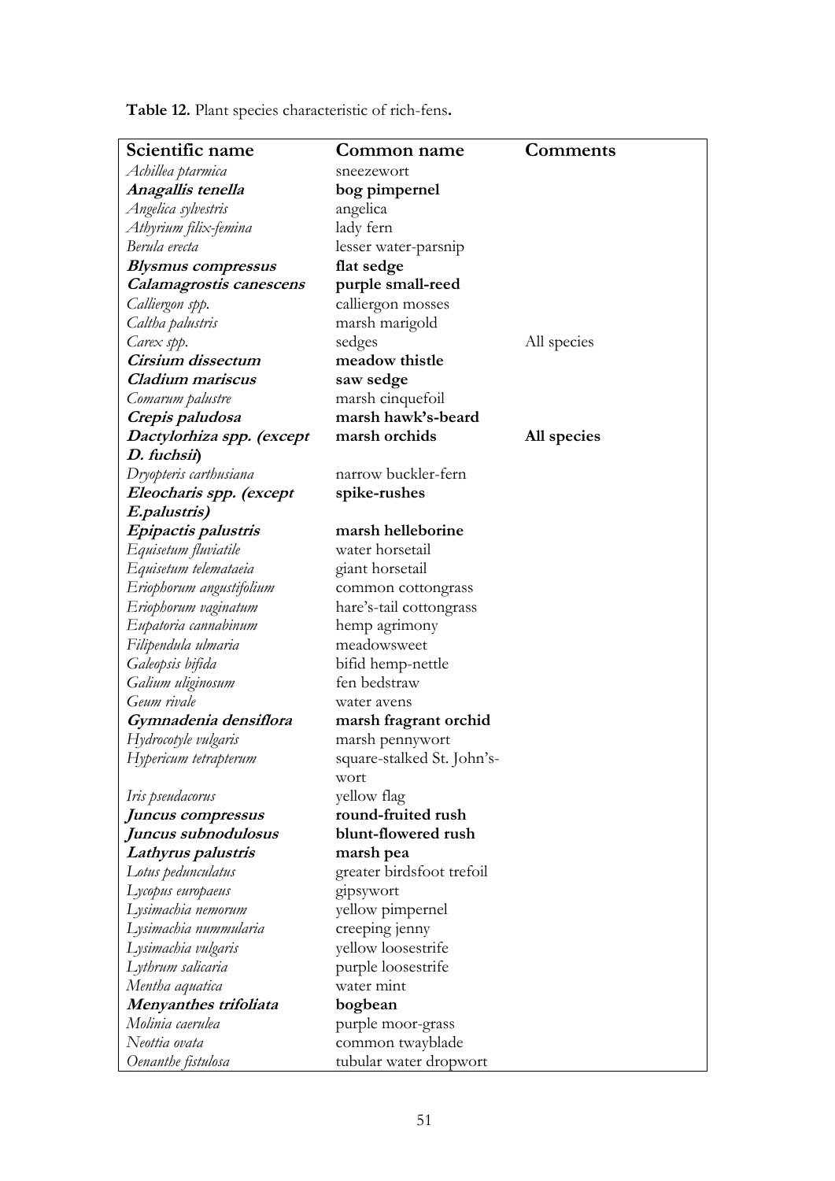**Table 12.** Plant species characteristic of rich-fens**.**

| Scientific name | Common name | Comments |
|---|---|---|
| *Achillea ptarmica* | sneezewort | |
| ***Anagallis tenella*** | **bog pimpernel** | |
| *Angelica sylvestris* | angelica | |
| *Athyrium filix-femina* | lady fern | |
| *Berula erecta* | lesser water-parsnip | |
| ***Blysmus compressus*** | **flat sedge** | |
| ***Calamagrostis canescens*** | **purple small-reed** | |
| *Calliergon spp.* | calliergon mosses | |
| *Caltha palustris* | marsh marigold | |
| *Carex spp.* | sedges | All species |
| ***Cirsium dissectum*** | **meadow thistle** | |
| ***Cladium mariscus*** | **saw sedge** | |
| *Comarum palustre* | marsh cinquefoil | |
| ***Crepis paludosa*** | **marsh hawk's-beard** | |
| ***Dactylorhiza spp. (except D. fuchsii)*** | **marsh orchids** | **All species** |
| *Dryopteris carthusiana* | narrow buckler-fern | |
| ***Eleocharis spp. (except E.palustris)*** | **spike-rushes** | |
| ***Epipactis palustris*** | **marsh helleborine** | |
| *Equisetum fluviatile* | water horsetail | |
| *Equisetum telemataeia* | giant horsetail | |
| *Eriophorum angustifolium* | common cottongrass | |
| *Eriophorum vaginatum* | hare's-tail cottongrass | |
| *Eupatoria cannabinum* | hemp agrimony | |
| *Filipendula ulmaria* | meadowsweet | |
| *Galeopsis bifida* | bifid hemp-nettle | |
| *Galium uliginosum* | fen bedstraw | |
| *Geum rivale* | water avens | |
| ***Gymnadenia densiflora*** | **marsh fragrant orchid** | |
| *Hydrocotyle vulgaris* | marsh pennywort | |
| *Hypericum tetrapterum* | square-stalked St. John's-wort | |
| *Iris pseudacorus* | yellow flag | |
| ***Juncus compressus*** | **round-fruited rush** | |
| ***Juncus subnodulosus*** | **blunt-flowered rush** | |
| ***Lathyrus palustris*** | **marsh pea** | |
| *Lotus pedunculatus* | greater birdsfoot trefoil | |
| *Lycopus europaeus* | gipsywort | |
| *Lysimachia nemorum* | yellow pimpernel | |
| *Lysimachia nummularia* | creeping jenny | |
| *Lysimachia vulgaris* | yellow loosestrife | |
| *Lythrum salicaria* | purple loosestrife | |
| *Mentha aquatica* | water mint | |
| ***Menyanthes trifoliata*** | **bogbean** | |
| *Molinia caerulea* | purple moor-grass | |
| *Neottia ovata* | common twayblade | |
| *Oenanthe fistulosa* | tubular water dropwort | |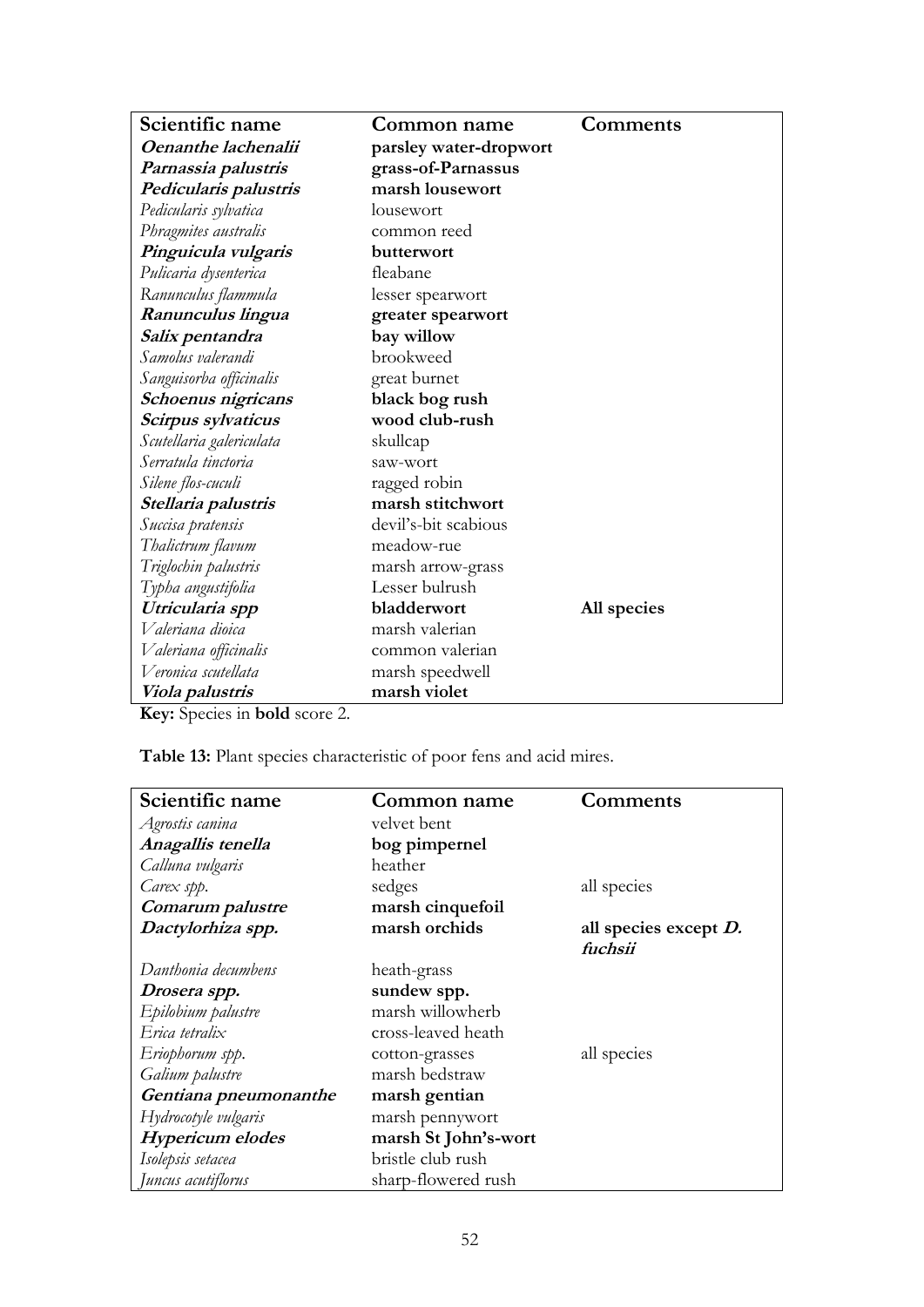| Scientific name | Common name | Comments |
|---|---|---|
| ***Oenanthe lachenalii*** | **parsley water-dropwort** | |
| ***Parnassia palustris*** | **grass-of-Parnassus** | |
| ***Pedicularis palustris*** | **marsh lousewort** | |
| *Pedicularis sylvatica* | lousewort | |
| *Phragmites australis* | common reed | |
| ***Pinguicula vulgaris*** | **butterwort** | |
| *Pulicaria dysenterica* | fleabane | |
| *Ranunculus flammula* | lesser spearwort | |
| ***Ranunculus lingua*** | **greater spearwort** | |
| ***Salix pentandra*** | **bay willow** | |
| *Samolus valerandi* | brookweed | |
| *Sanguisorba officinalis* | great burnet | |
| ***Schoenus nigricans*** | **black bog rush** | |
| ***Scirpus sylvaticus*** | **wood club-rush** | |
| *Scutellaria galericulata* | skullcap | |
| *Serratula tinctoria* | saw-wort | |
| *Silene flos-cuculi* | ragged robin | |
| ***Stellaria palustris*** | **marsh stitchwort** | |
| *Succisa pratensis* | devil's-bit scabious | |
| *Thalictrum flavum* | meadow-rue | |
| *Triglochin palustris* | marsh arrow-grass | |
| *Typha angustifolia* | Lesser bulrush | |
| ***Utricularia spp*** | **bladderwort** | **All species** |
| *Valeriana dioica* | marsh valerian | |
| *Valeriana officinalis* | common valerian | |
| *Veronica scutellata* | marsh speedwell | |
| ***Viola palustris*** | **marsh violet** | |

**Key:** Species in **bold** score 2.

**Table 13:** Plant species characteristic of poor fens and acid mires.

| Scientific name | Common name | Comments |
|---|---|---|
| *Agrostis canina* | velvet bent | |
| ***Anagallis tenella*** | **bog pimpernel** | |
| *Calluna vulgaris* | heather | |
| *Carex spp.* | sedges | all species |
| ***Comarum palustre*** | **marsh cinquefoil** | |
| ***Dactylorhiza spp.*** | **marsh orchids** | **all species except *D. fuchsii*** |
| *Danthonia decumbens* | heath-grass | |
| ***Drosera spp.*** | **sundew spp.** | |
| *Epilobium palustre* | marsh willowherb | |
| *Erica tetralix* | cross-leaved heath | |
| *Eriophorum spp.* | cotton-grasses | all species |
| *Galium palustre* | marsh bedstraw | |
| ***Gentiana pneumonanthe*** | **marsh gentian** | |
| *Hydrocotyle vulgaris* | marsh pennywort | |
| ***Hypericum elodes*** | **marsh St John's-wort** | |
| *Isolepsis setacea* | bristle club rush | |
| *Juncus acutiflorus* | sharp-flowered rush | |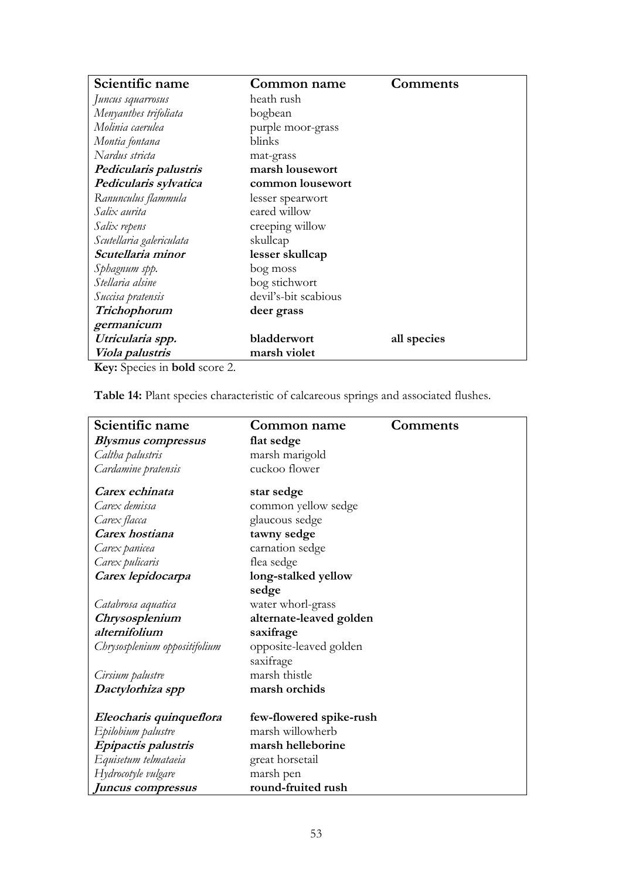| Scientific name | Common name | Comments |
|---|---|---|
| *Juncus squarrosus* | heath rush | |
| *Menyanthes trifoliata* | bogbean | |
| *Molinia caerulea* | purple moor-grass | |
| *Montia fontana* | blinks | |
| *Nardus stricta* | mat-grass | |
| ***Pedicularis palustris*** | **marsh lousewort** | |
| ***Pedicularis sylvatica*** | **common lousewort** | |
| *Ranunculus flammula* | lesser spearwort | |
| *Salix aurita* | eared willow | |
| *Salix repens* | creeping willow | |
| *Scutellaria galericulata* | skullcap | |
| ***Scutellaria minor*** | **lesser skullcap** | |
| *Sphagnum spp.* | bog moss | |
| *Stellaria alsine* | bog stichwort | |
| *Succisa pratensis* | devil's-bit scabious | |
| ***Trichophorum germanicum*** | **deer grass** | |
| ***Utricularia spp.*** | **bladderwort** | **all species** |
| ***Viola palustris*** | **marsh violet** | |

**Key:** Species in **bold** score 2.

**Table 14:** Plant species characteristic of calcareous springs and associated flushes.

| Scientific name | Common name | Comments |
|---|---|---|
| ***Blysmus compressus*** | **flat sedge** | |
| *Caltha palustris* | marsh marigold | |
| *Cardamine pratensis* | cuckoo flower | |
| ***Carex echinata*** | **star sedge** | |
| *Carex demissa* | common yellow sedge | |
| *Carex flacca* | glaucous sedge | |
| ***Carex hostiana*** | **tawny sedge** | |
| *Carex panicea* | carnation sedge | |
| *Carex pulicaris* | flea sedge | |
| ***Carex lepidocarpa*** | **long-stalked yellow sedge** | |
| *Catabrosa aquatica* | water whorl-grass | |
| ***Chrysosplenium alternifolium*** | **alternate-leaved golden saxifrage** | |
| *Chrysosplenium oppositifolium* | opposite-leaved golden saxifrage | |
| *Cirsium palustre* | marsh thistle | |
| ***Dactylorhiza spp*** | **marsh orchids** | |
| ***Eleocharis quinqueflora*** | **few-flowered spike-rush** | |
| *Epilobium palustre* | marsh willowherb | |
| ***Epipactis palustris*** | **marsh helleborine** | |
| *Equisetum telmataeia* | great horsetail | |
| *Hydrocotyle vulgare* | marsh pen | |
| ***Juncus compressus*** | **round-fruited rush** | |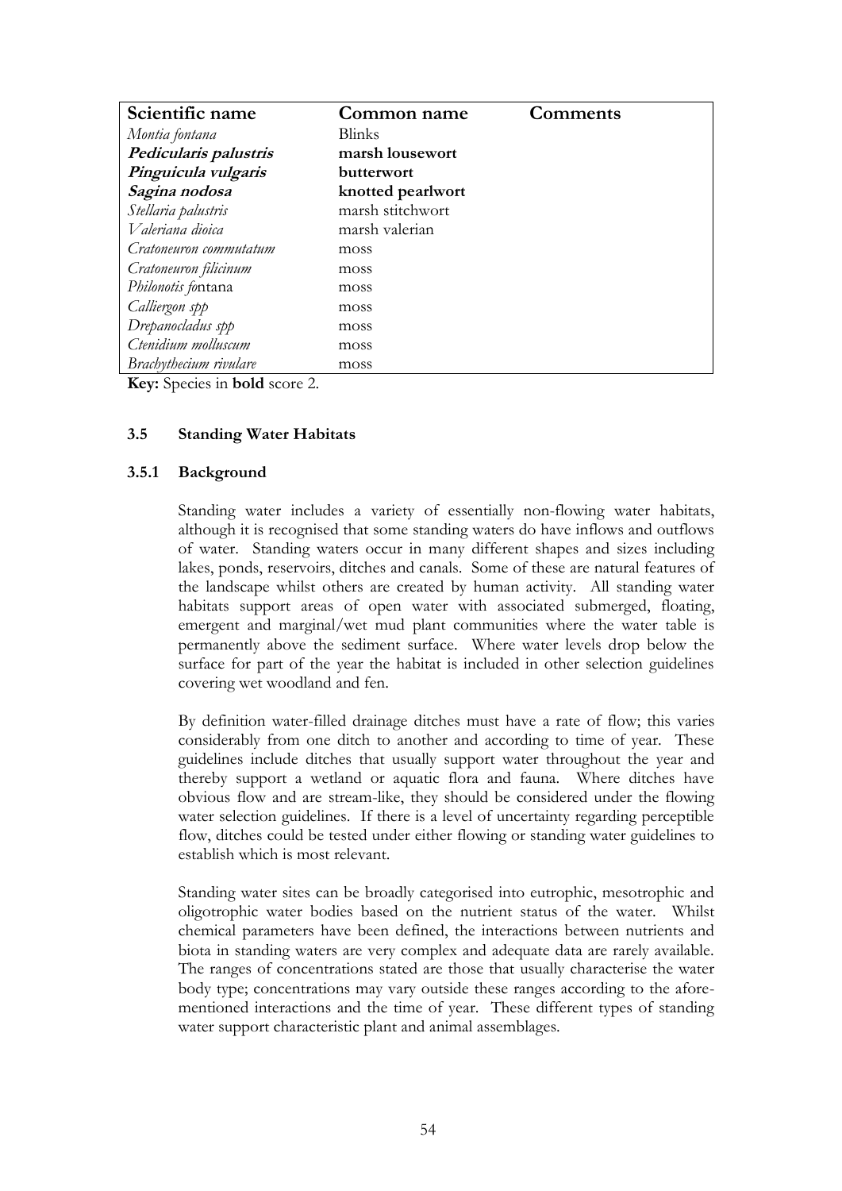| Scientific name | Common name | Comments |
|---|---|---|
| *Montia fontana* | Blinks | |
| ***Pedicularis palustris*** | **marsh lousewort** | |
| ***Pinguicula vulgaris*** | **butterwort** | |
| ***Sagina nodosa*** | **knotted pearlwort** | |
| *Stellaria palustris* | marsh stitchwort | |
| *Valeriana dioica* | marsh valerian | |
| *Cratoneuron commutatum* | moss | |
| *Cratoneuron filicinum* | moss | |
| *Philonotis fo*ntana | moss | |
| *Calliergon spp* | moss | |
| *Drepanocladus spp* | moss | |
| *Ctenidium molluscum* | moss | |
| *Brachythecium rivulare* | moss | |

**Key:** Species in **bold** score 2.

### 3.5 Standing Water Habitats

#### 3.5.1 Background

Standing water includes a variety of essentially non-flowing water habitats, although it is recognised that some standing waters do have inflows and outflows of water. Standing waters occur in many different shapes and sizes including lakes, ponds, reservoirs, ditches and canals. Some of these are natural features of the landscape whilst others are created by human activity. All standing water habitats support areas of open water with associated submerged, floating, emergent and marginal/wet mud plant communities where the water table is permanently above the sediment surface. Where water levels drop below the surface for part of the year the habitat is included in other selection guidelines covering wet woodland and fen.

By definition water-filled drainage ditches must have a rate of flow; this varies considerably from one ditch to another and according to time of year. These guidelines include ditches that usually support water throughout the year and thereby support a wetland or aquatic flora and fauna. Where ditches have obvious flow and are stream-like, they should be considered under the flowing water selection guidelines. If there is a level of uncertainty regarding perceptible flow, ditches could be tested under either flowing or standing water guidelines to establish which is most relevant.

Standing water sites can be broadly categorised into eutrophic, mesotrophic and oligotrophic water bodies based on the nutrient status of the water. Whilst chemical parameters have been defined, the interactions between nutrients and biota in standing waters are very complex and adequate data are rarely available. The ranges of concentrations stated are those that usually characterise the water body type; concentrations may vary outside these ranges according to the afore-mentioned interactions and the time of year. These different types of standing water support characteristic plant and animal assemblages.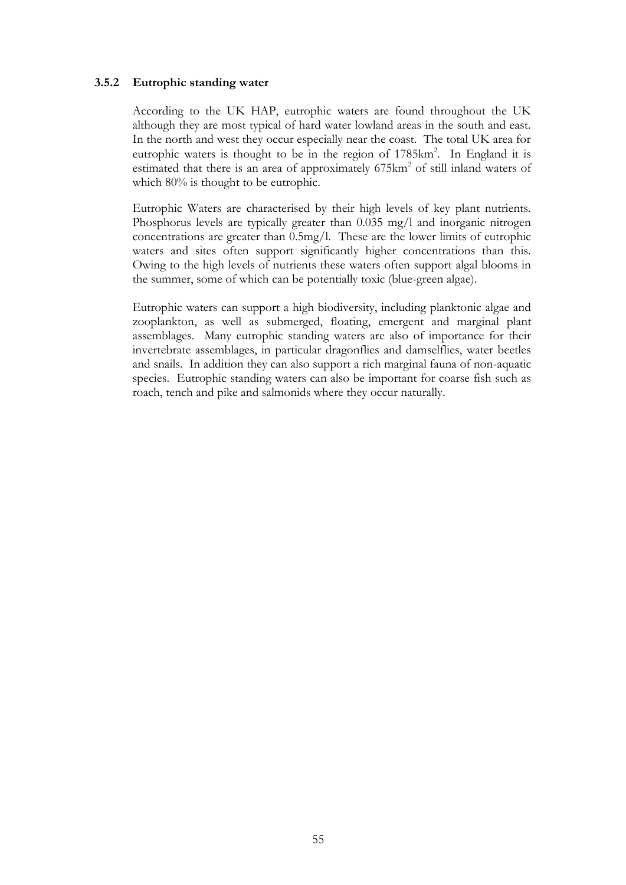### 3.5.2 Eutrophic standing water

According to the UK HAP, eutrophic waters are found throughout the UK although they are most typical of hard water lowland areas in the south and east. In the north and west they occur especially near the coast. The total UK area for eutrophic waters is thought to be in the region of 1785km$^2$. In England it is estimated that there is an area of approximately 675km$^2$ of still inland waters of which 80% is thought to be eutrophic.

Eutrophic Waters are characterised by their high levels of key plant nutrients. Phosphorus levels are typically greater than 0.035 mg/l and inorganic nitrogen concentrations are greater than 0.5mg/l. These are the lower limits of eutrophic waters and sites often support significantly higher concentrations than this. Owing to the high levels of nutrients these waters often support algal blooms in the summer, some of which can be potentially toxic (blue-green algae).

Eutrophic waters can support a high biodiversity, including planktonic algae and zooplankton, as well as submerged, floating, emergent and marginal plant assemblages. Many eutrophic standing waters are also of importance for their invertebrate assemblages, in particular dragonflies and damselflies, water beetles and snails. In addition they can also support a rich marginal fauna of non-aquatic species. Eutrophic standing waters can also be important for coarse fish such as roach, tench and pike and salmonids where they occur naturally.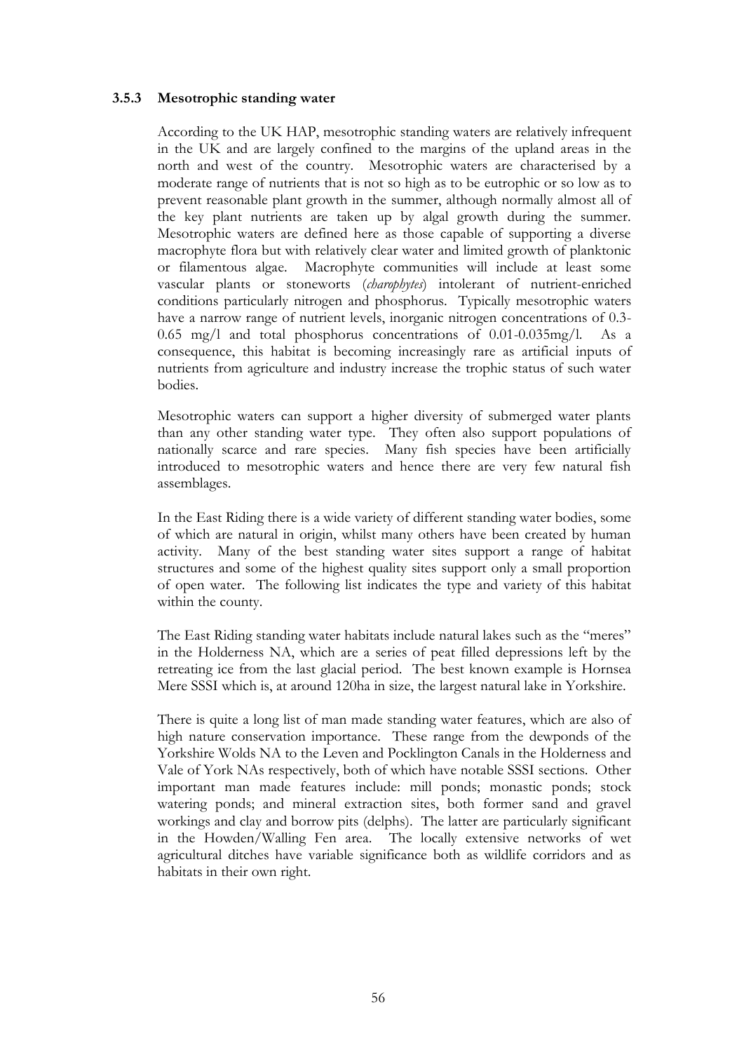### 3.5.3 Mesotrophic standing water

According to the UK HAP, mesotrophic standing waters are relatively infrequent in the UK and are largely confined to the margins of the upland areas in the north and west of the country. Mesotrophic waters are characterised by a moderate range of nutrients that is not so high as to be eutrophic or so low as to prevent reasonable plant growth in the summer, although normally almost all of the key plant nutrients are taken up by algal growth during the summer. Mesotrophic waters are defined here as those capable of supporting a diverse macrophyte flora but with relatively clear water and limited growth of planktonic or filamentous algae. Macrophyte communities will include at least some vascular plants or stoneworts (*charophytes*) intolerant of nutrient-enriched conditions particularly nitrogen and phosphorus. Typically mesotrophic waters have a narrow range of nutrient levels, inorganic nitrogen concentrations of 0.3-0.65 mg/l and total phosphorus concentrations of 0.01-0.035mg/l. As a consequence, this habitat is becoming increasingly rare as artificial inputs of nutrients from agriculture and industry increase the trophic status of such water bodies.

Mesotrophic waters can support a higher diversity of submerged water plants than any other standing water type. They often also support populations of nationally scarce and rare species. Many fish species have been artificially introduced to mesotrophic waters and hence there are very few natural fish assemblages.

In the East Riding there is a wide variety of different standing water bodies, some of which are natural in origin, whilst many others have been created by human activity. Many of the best standing water sites support a range of habitat structures and some of the highest quality sites support only a small proportion of open water. The following list indicates the type and variety of this habitat within the county.

The East Riding standing water habitats include natural lakes such as the "meres" in the Holderness NA, which are a series of peat filled depressions left by the retreating ice from the last glacial period. The best known example is Hornsea Mere SSSI which is, at around 120ha in size, the largest natural lake in Yorkshire.

There is quite a long list of man made standing water features, which are also of high nature conservation importance. These range from the dewponds of the Yorkshire Wolds NA to the Leven and Pocklington Canals in the Holderness and Vale of York NAs respectively, both of which have notable SSSI sections. Other important man made features include: mill ponds; monastic ponds; stock watering ponds; and mineral extraction sites, both former sand and gravel workings and clay and borrow pits (delphs). The latter are particularly significant in the Howden/Walling Fen area. The locally extensive networks of wet agricultural ditches have variable significance both as wildlife corridors and as habitats in their own right.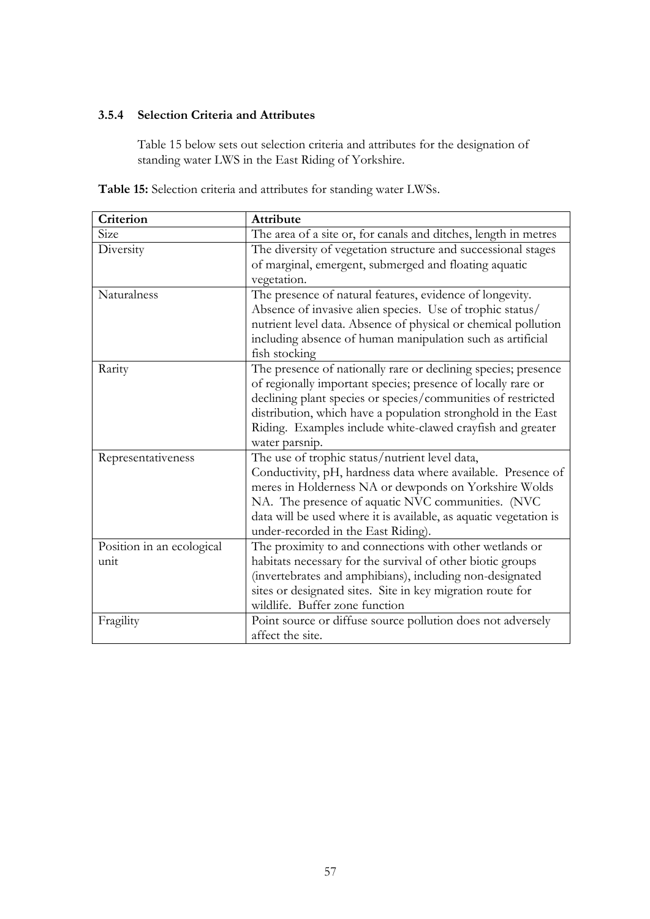### 3.5.4 Selection Criteria and Attributes

Table 15 below sets out selection criteria and attributes for the designation of standing water LWS in the East Riding of Yorkshire.

**Table 15:** Selection criteria and attributes for standing water LWSs.

| Criterion | Attribute |
|---|---|
| Size | The area of a site or, for canals and ditches, length in metres |
| Diversity | The diversity of vegetation structure and successional stages of marginal, emergent, submerged and floating aquatic vegetation. |
| Naturalness | The presence of natural features, evidence of longevity. Absence of invasive alien species. Use of trophic status/ nutrient level data. Absence of physical or chemical pollution including absence of human manipulation such as artificial fish stocking |
| Rarity | The presence of nationally rare or declining species; presence of regionally important species; presence of locally rare or declining plant species or species/communities of restricted distribution, which have a population stronghold in the East Riding. Examples include white-clawed crayfish and greater water parsnip. |
| Representativeness | The use of trophic status/nutrient level data, Conductivity, pH, hardness data where available. Presence of meres in Holderness NA or dewponds on Yorkshire Wolds NA. The presence of aquatic NVC communities. (NVC data will be used where it is available, as aquatic vegetation is under-recorded in the East Riding). |
| Position in an ecological unit | The proximity to and connections with other wetlands or habitats necessary for the survival of other biotic groups (invertebrates and amphibians), including non-designated sites or designated sites. Site in key migration route for wildlife. Buffer zone function |
| Fragility | Point source or diffuse source pollution does not adversely affect the site. |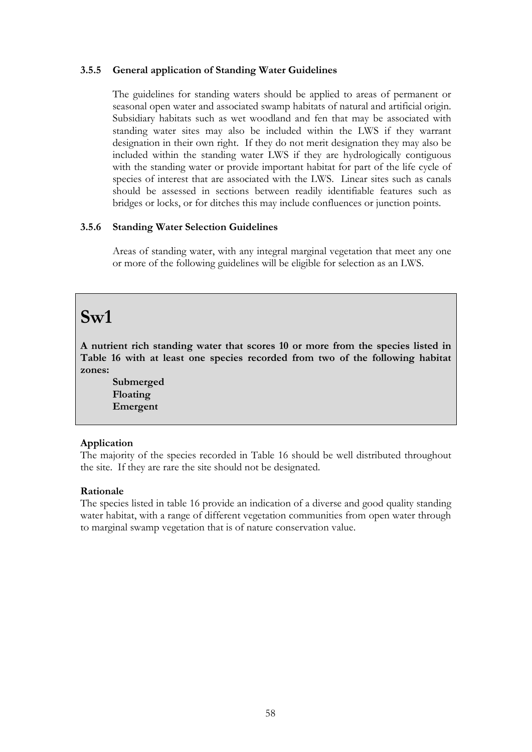### 3.5.5 General application of Standing Water Guidelines

The guidelines for standing waters should be applied to areas of permanent or seasonal open water and associated swamp habitats of natural and artificial origin. Subsidiary habitats such as wet woodland and fen that may be associated with standing water sites may also be included within the LWS if they warrant designation in their own right. If they do not merit designation they may also be included within the standing water LWS if they are hydrologically contiguous with the standing water or provide important habitat for part of the life cycle of species of interest that are associated with the LWS. Linear sites such as canals should be assessed in sections between readily identifiable features such as bridges or locks, or for ditches this may include confluences or junction points.

### 3.5.6 Standing Water Selection Guidelines

Areas of standing water, with any integral marginal vegetation that meet any one or more of the following guidelines will be eligible for selection as an LWS.

# Sw1

**A nutrient rich standing water that scores 10 or more from the species listed in Table 16 with at least one species recorded from two of the following habitat zones:**

- **Submerged**
- **Floating**
- **Emergent**

**Application**

The majority of the species recorded in Table 16 should be well distributed throughout the site. If they are rare the site should not be designated.

**Rationale**

The species listed in table 16 provide an indication of a diverse and good quality standing water habitat, with a range of different vegetation communities from open water through to marginal swamp vegetation that is of nature conservation value.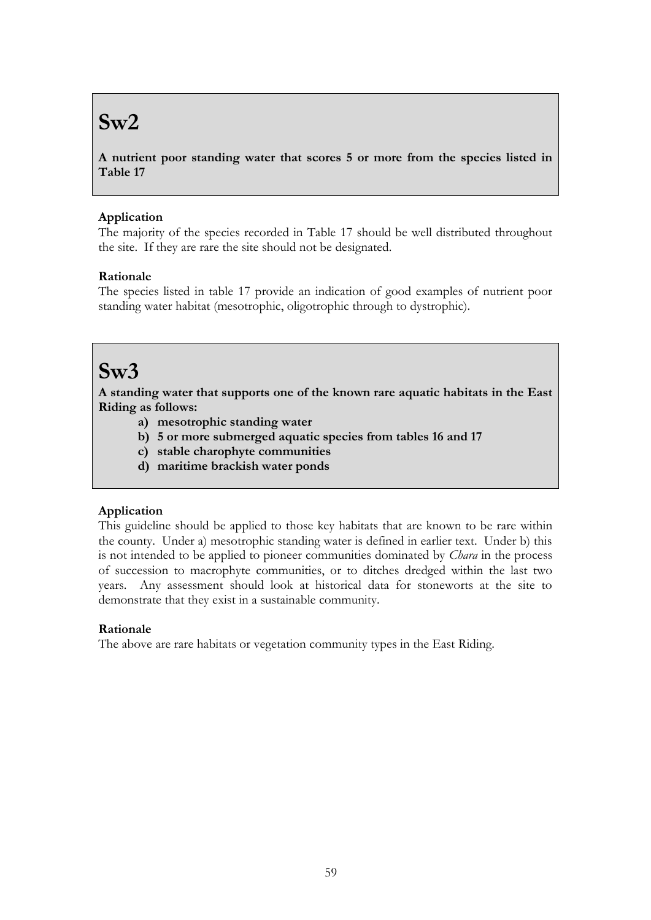# Sw2

**A nutrient poor standing water that scores 5 or more from the species listed in Table 17**

**Application**

The majority of the species recorded in Table 17 should be well distributed throughout the site. If they are rare the site should not be designated.

**Rationale**

The species listed in table 17 provide an indication of good examples of nutrient poor standing water habitat (mesotrophic, oligotrophic through to dystrophic).

# Sw3

**A standing water that supports one of the known rare aquatic habitats in the East Riding as follows:**

- **a) mesotrophic standing water**
- **b) 5 or more submerged aquatic species from tables 16 and 17**
- **c) stable charophyte communities**
- **d) maritime brackish water ponds**

**Application**

This guideline should be applied to those key habitats that are known to be rare within the county. Under a) mesotrophic standing water is defined in earlier text. Under b) this is not intended to be applied to pioneer communities dominated by *Chara* in the process of succession to macrophyte communities, or to ditches dredged within the last two years. Any assessment should look at historical data for stoneworts at the site to demonstrate that they exist in a sustainable community.

**Rationale**

The above are rare habitats or vegetation community types in the East Riding.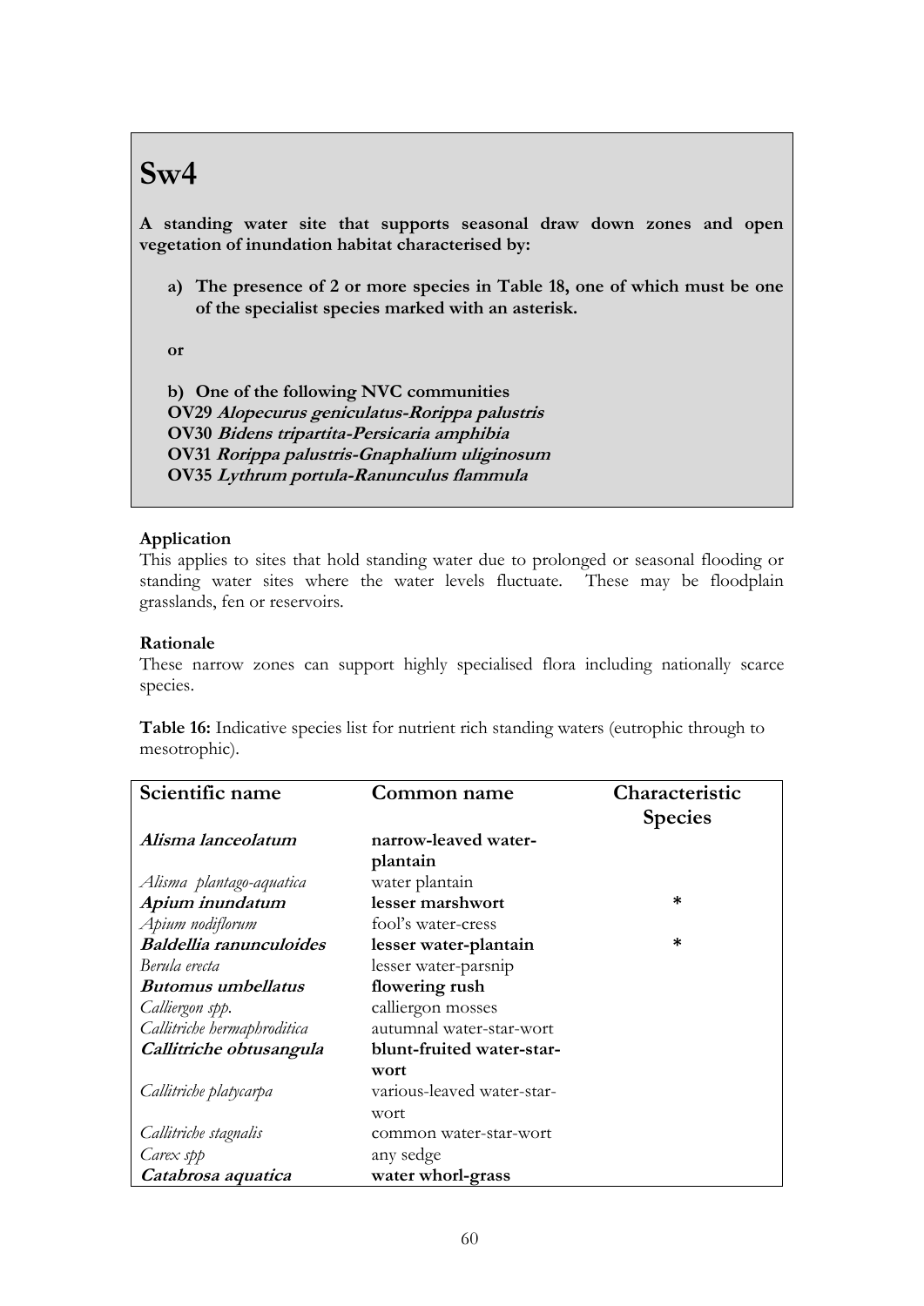# Sw4

**A standing water site that supports seasonal draw down zones and open vegetation of inundation habitat characterised by:**

**a) The presence of 2 or more species in Table 18, one of which must be one of the specialist species marked with an asterisk.**

**or**

**b) One of the following NVC communities**
**OV29 *Alopecurus geniculatus-Rorippa palustris***
**OV30 *Bidens tripartita-Persicaria amphibia***
**OV31 *Rorippa palustris-Gnaphalium uliginosum***
**OV35 *Lythrum portula-Ranunculus flammula***

**Application**
This applies to sites that hold standing water due to prolonged or seasonal flooding or standing water sites where the water levels fluctuate. These may be floodplain grasslands, fen or reservoirs.

**Rationale**
These narrow zones can support highly specialised flora including nationally scarce species.

**Table 16:** Indicative species list for nutrient rich standing waters (eutrophic through to mesotrophic).

| Scientific name | Common name | Characteristic Species |
|---|---|---|
| ***Alisma lanceolatum*** | **narrow-leaved water-plantain** | |
| *Alisma plantago-aquatica* | water plantain | |
| ***Apium inundatum*** | **lesser marshwort** | * |
| *Apium nodiflorum* | fool's water-cress | |
| ***Baldellia ranunculoides*** | **lesser water-plantain** | * |
| *Berula erecta* | lesser water-parsnip | |
| ***Butomus umbellatus*** | **flowering rush** | |
| *Calliergon spp.* | calliergon mosses | |
| *Callitriche hermaphroditica* | autumnal water-star-wort | |
| ***Callitriche obtusangula*** | **blunt-fruited water-star-wort** | |
| *Callitriche platycarpa* | various-leaved water-star-wort | |
| *Callitriche stagnalis* | common water-star-wort | |
| *Carex spp* | any sedge | |
| ***Catabrosa aquatica*** | **water whorl-grass** | |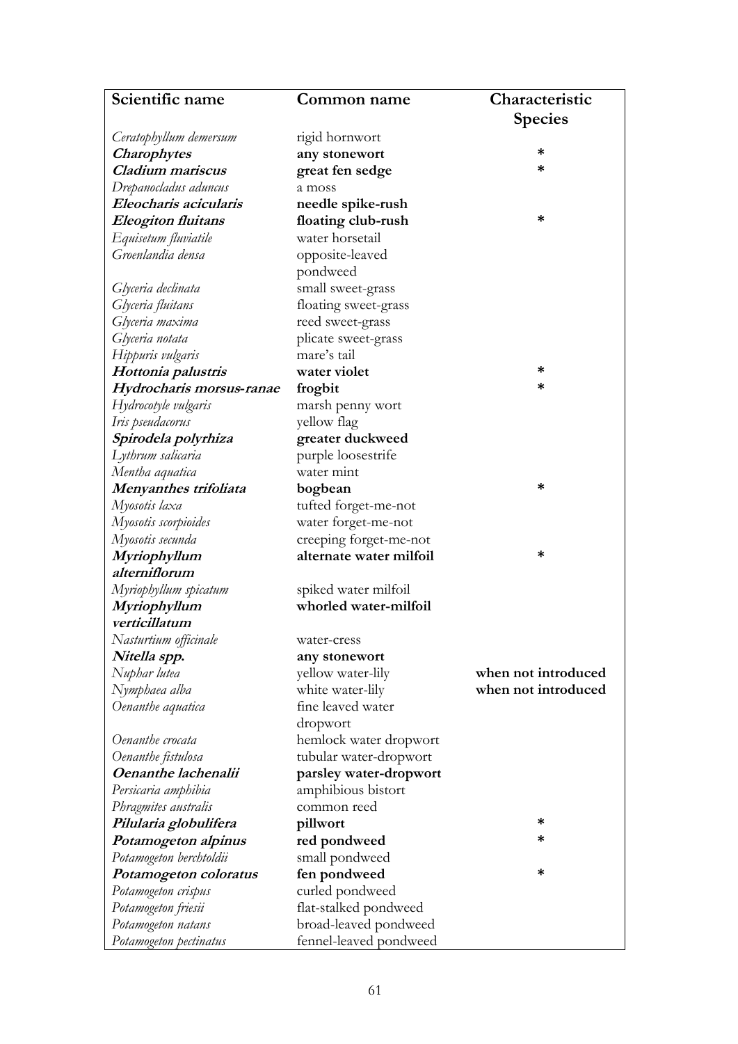| Scientific name | Common name | Characteristic Species |
|---|---|---|
| *Ceratophyllum demersum* | rigid hornwort | |
| ***Charophytes*** | **any stonewort** | * |
| ***Cladium mariscus*** | **great fen sedge** | * |
| *Drepanocladus aduncus* | a moss | |
| ***Eleocharis acicularis*** | **needle spike-rush** | |
| ***Eleogiton fluitans*** | **floating club-rush** | * |
| *Equisetum fluviatile* | water horsetail | |
| *Groenlandia densa* | opposite-leaved pondweed | |
| *Glyceria declinata* | small sweet-grass | |
| *Glyceria fluitans* | floating sweet-grass | |
| *Glyceria maxima* | reed sweet-grass | |
| *Glyceria notata* | plicate sweet-grass | |
| *Hippuris vulgaris* | mare's tail | |
| ***Hottonia palustris*** | **water violet** | * |
| ***Hydrocharis morsus-ranae*** | **frogbit** | * |
| *Hydrocotyle vulgaris* | marsh penny wort | |
| *Iris pseudacorus* | yellow flag | |
| ***Spirodela polyrhiza*** | **greater duckweed** | |
| *Lythrum salicaria* | purple loosestrife | |
| *Mentha aquatica* | water mint | |
| ***Menyanthes trifoliata*** | **bogbean** | * |
| *Myosotis laxa* | tufted forget-me-not | |
| *Myosotis scorpioides* | water forget-me-not | |
| *Myosotis secunda* | creeping forget-me-not | |
| ***Myriophyllum alterniflorum*** | **alternate water milfoil** | * |
| *Myriophyllum spicatum* | spiked water milfoil | |
| ***Myriophyllum verticillatum*** | **whorled water-milfoil** | |
| *Nasturtium officinale* | water-cress | |
| ***Nitella spp.*** | **any stonewort** | |
| *Nuphar lutea* | yellow water-lily | **when not introduced** |
| *Nymphaea alba* | white water-lily | **when not introduced** |
| *Oenanthe aquatica* | fine leaved water dropwort | |
| *Oenanthe crocata* | hemlock water dropwort | |
| *Oenanthe fistulosa* | tubular water-dropwort | |
| ***Oenanthe lachenalii*** | **parsley water-dropwort** | |
| *Persicaria amphibia* | amphibious bistort | |
| *Phragmites australis* | common reed | |
| ***Pilularia globulifera*** | **pillwort** | * |
| ***Potamogeton alpinus*** | **red pondweed** | * |
| *Potamogeton berchtoldii* | small pondweed | |
| ***Potamogeton coloratus*** | **fen pondweed** | * |
| *Potamogeton crispus* | curled pondweed | |
| *Potamogeton friesii* | flat-stalked pondweed | |
| *Potamogeton natans* | broad-leaved pondweed | |
| *Potamogeton pectinatus* | fennel-leaved pondweed | |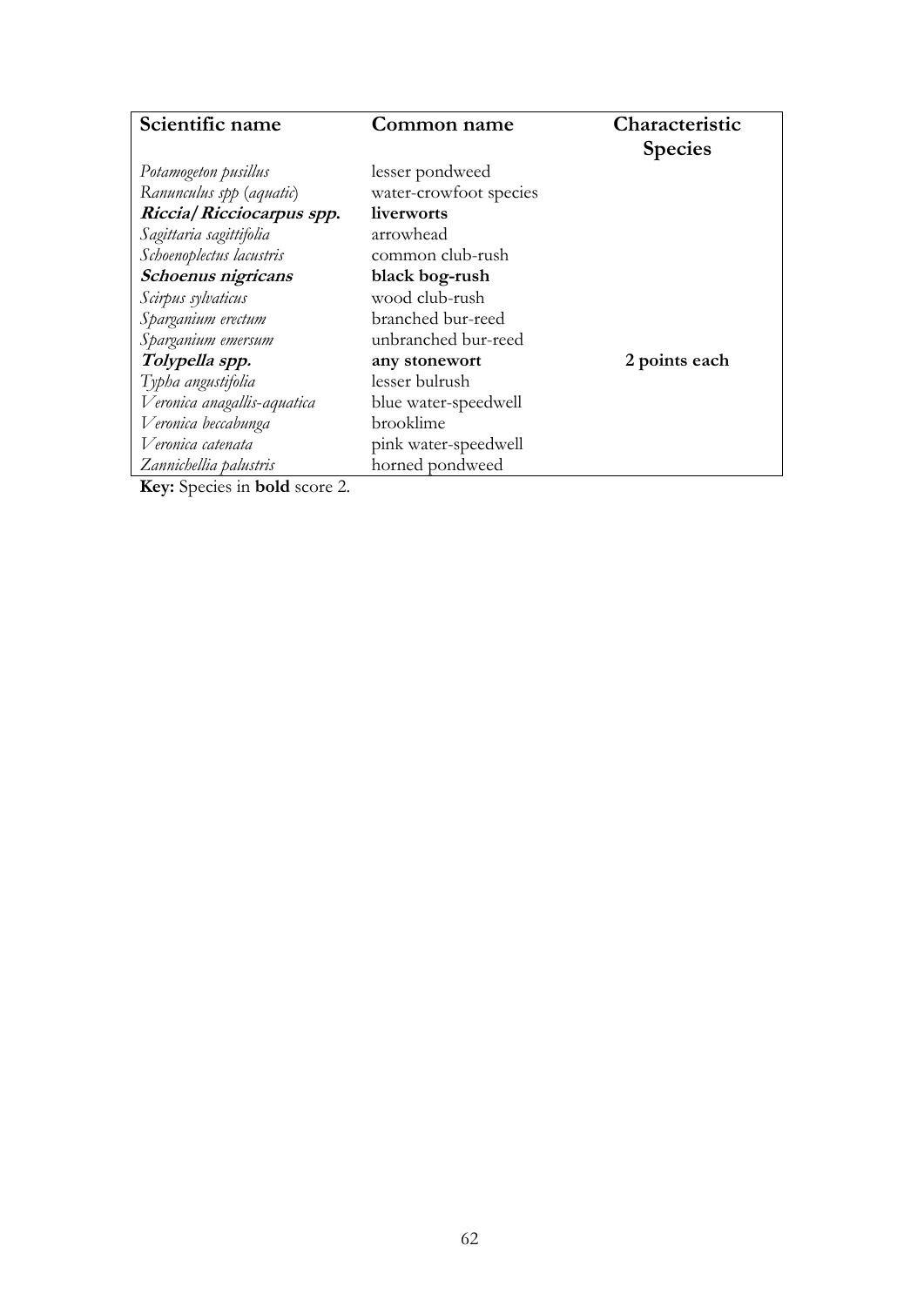| Scientific name | Common name | Characteristic Species |
|---|---|---|
| *Potamogeton pusillus* | lesser pondweed | |
| *Ranunculus spp* (*aquatic*) | water-crowfoot species | |
| ***Riccia/Ricciocarpus spp.*** | **liverworts** | |
| *Sagittaria sagittifolia* | arrowhead | |
| *Schoenoplectus lacustris* | common club-rush | |
| ***Schoenus nigricans*** | **black bog-rush** | |
| *Scirpus sylvaticus* | wood club-rush | |
| *Sparganium erectum* | branched bur-reed | |
| *Sparganium emersum* | unbranched bur-reed | |
| ***Tolypella spp.*** | **any stonewort** | **2 points each** |
| *Typha angustifolia* | lesser bulrush | |
| *Veronica anagallis-aquatica* | blue water-speedwell | |
| *Veronica beccabunga* | brooklime | |
| *Veronica catenata* | pink water-speedwell | |
| *Zannichellia palustris* | horned pondweed | |

**Key:** Species in **bold** score 2.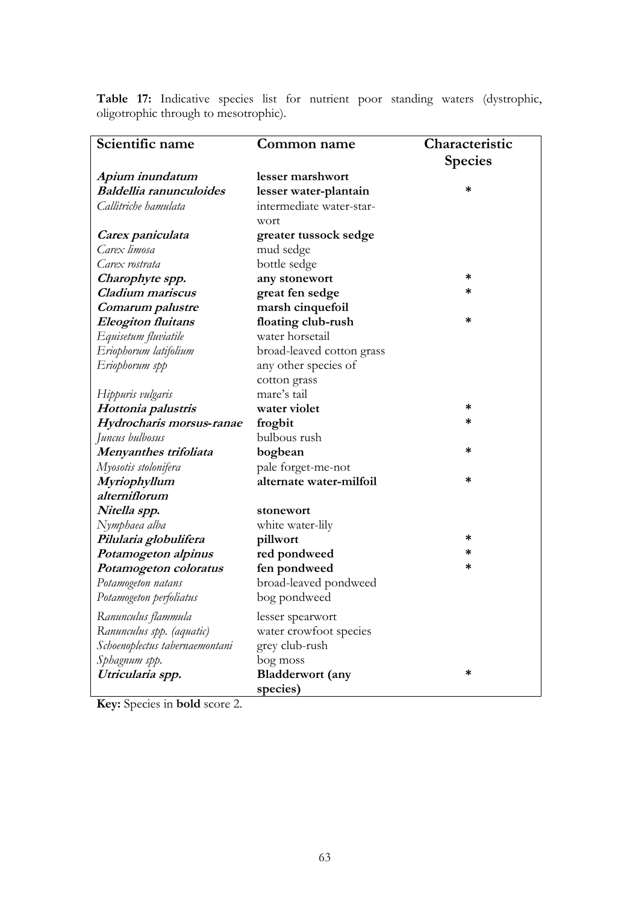**Table 17:** Indicative species list for nutrient poor standing waters (dystrophic, oligotrophic through to mesotrophic).

| Scientific name | Common name | Characteristic Species |
|---|---|---|
| ***Apium inundatum*** | **lesser marshwort** | |
| ***Baldellia ranunculoides*** | **lesser water-plantain** | * |
| *Callitriche hamulata* | intermediate water-star-wort | |
| ***Carex paniculata*** | **greater tussock sedge** | |
| *Carex limosa* | mud sedge | |
| *Carex rostrata* | bottle sedge | |
| ***Charophyte spp.*** | **any stonewort** | * |
| ***Cladium mariscus*** | **great fen sedge** | * |
| ***Comarum palustre*** | **marsh cinquefoil** | |
| ***Eleogiton fluitans*** | **floating club-rush** | * |
| *Equisetum fluviatile* | water horsetail | |
| *Eriophorum latifolium* | broad-leaved cotton grass | |
| *Eriophorum spp* | any other species of cotton grass | |
| *Hippuris vulgaris* | mare's tail | |
| ***Hottonia palustris*** | **water violet** | * |
| ***Hydrocharis morsus-ranae*** | **frogbit** | * |
| *Juncus bulbosus* | bulbous rush | |
| ***Menyanthes trifoliata*** | **bogbean** | * |
| *Myosotis stolonifera* | pale forget-me-not | |
| ***Myriophyllum alterniflorum*** | **alternate water-milfoil** | * |
| ***Nitella spp.*** | **stonewort** | |
| *Nymphaea alba* | white water-lily | |
| ***Pilularia globulifera*** | **pillwort** | * |
| ***Potamogeton alpinus*** | **red pondweed** | * |
| ***Potamogeton coloratus*** | **fen pondweed** | * |
| *Potamogeton natans* | broad-leaved pondweed | |
| *Potamogeton perfoliatus* | bog pondweed | |
| *Ranunculus flammula* | lesser spearwort | |
| *Ranunculus spp. (aquatic)* | water crowfoot species | |
| *Schoenoplectus tabernaemontani* | grey club-rush | |
| *Sphagnum spp.* | bog moss | |
| ***Utricularia spp.*** | **Bladderwort (any species)** | * |

**Key:** Species in **bold** score 2.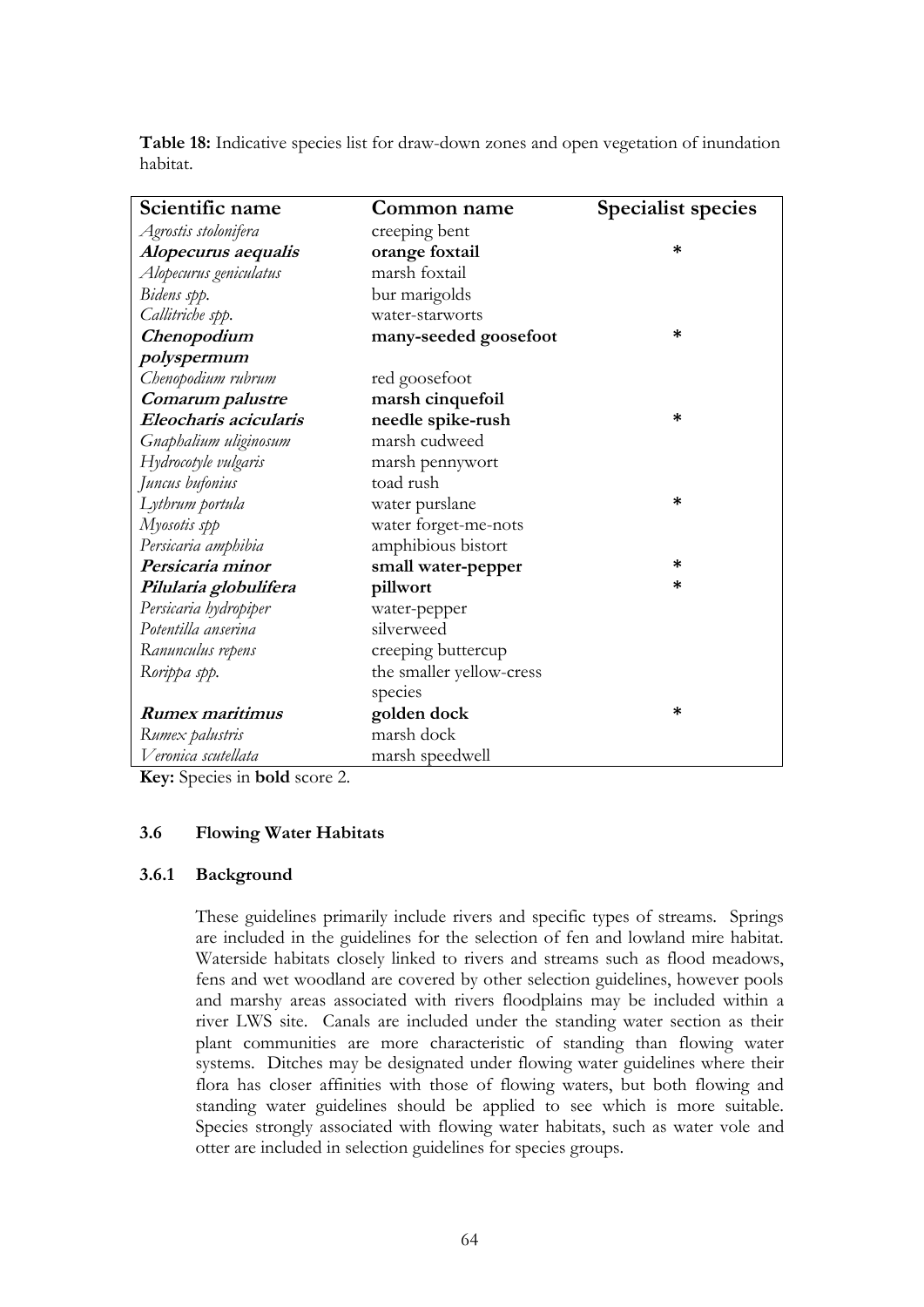**Table 18:** Indicative species list for draw-down zones and open vegetation of inundation habitat.

| Scientific name | Common name | Specialist species |
|---|---|---|
| *Agrostis stolonifera* | creeping bent | |
| ***Alopecurus aequalis*** | **orange foxtail** | * |
| *Alopecurus geniculatus* | marsh foxtail | |
| *Bidens spp.* | bur marigolds | |
| *Callitriche spp.* | water-starworts | |
| ***Chenopodium polyspermum*** | **many-seeded goosefoot** | * |
| *Chenopodium rubrum* | red goosefoot | |
| ***Comarum palustre*** | **marsh cinquefoil** | |
| ***Eleocharis acicularis*** | **needle spike-rush** | * |
| *Gnaphalium uliginosum* | marsh cudweed | |
| *Hydrocotyle vulgaris* | marsh pennywort | |
| *Juncus bufonius* | toad rush | |
| *Lythrum portula* | water purslane | * |
| *Myosotis spp* | water forget-me-nots | |
| *Persicaria amphibia* | amphibious bistort | |
| ***Persicaria minor*** | **small water-pepper** | * |
| ***Pilularia globulifera*** | **pillwort** | * |
| *Persicaria hydropiper* | water-pepper | |
| *Potentilla anserina* | silverweed | |
| *Ranunculus repens* | creeping buttercup | |
| *Rorippa spp.* | the smaller yellow-cress species | |
| ***Rumex maritimus*** | **golden dock** | * |
| *Rumex palustris* | marsh dock | |
| *Veronica scutellata* | marsh speedwell | |

**Key:** Species in **bold** score 2.

### 3.6 Flowing Water Habitats

#### 3.6.1 Background

These guidelines primarily include rivers and specific types of streams. Springs are included in the guidelines for the selection of fen and lowland mire habitat. Waterside habitats closely linked to rivers and streams such as flood meadows, fens and wet woodland are covered by other selection guidelines, however pools and marshy areas associated with rivers floodplains may be included within a river LWS site. Canals are included under the standing water section as their plant communities are more characteristic of standing than flowing water systems. Ditches may be designated under flowing water guidelines where their flora has closer affinities with those of flowing waters, but both flowing and standing water guidelines should be applied to see which is more suitable. Species strongly associated with flowing water habitats, such as water vole and otter are included in selection guidelines for species groups.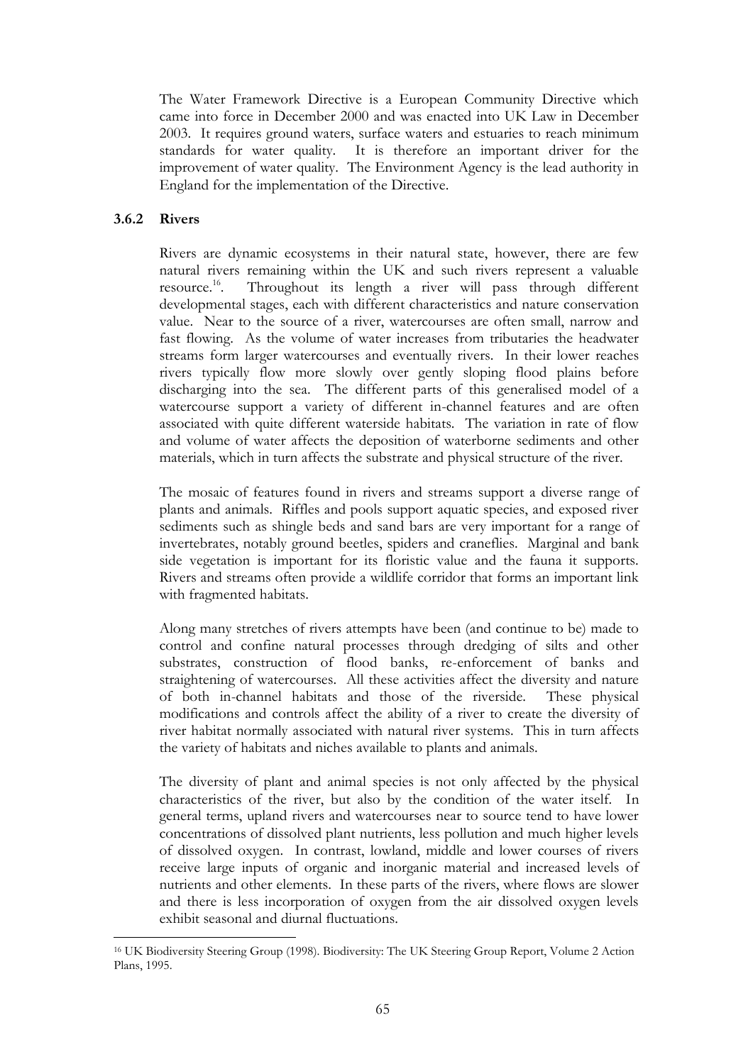The Water Framework Directive is a European Community Directive which came into force in December 2000 and was enacted into UK Law in December 2003. It requires ground waters, surface waters and estuaries to reach minimum standards for water quality. It is therefore an important driver for the improvement of water quality. The Environment Agency is the lead authority in England for the implementation of the Directive.

### 3.6.2 Rivers

Rivers are dynamic ecosystems in their natural state, however, there are few natural rivers remaining within the UK and such rivers represent a valuable resource.[16]. Throughout its length a river will pass through different developmental stages, each with different characteristics and nature conservation value. Near to the source of a river, watercourses are often small, narrow and fast flowing. As the volume of water increases from tributaries the headwater streams form larger watercourses and eventually rivers. In their lower reaches rivers typically flow more slowly over gently sloping flood plains before discharging into the sea. The different parts of this generalised model of a watercourse support a variety of different in-channel features and are often associated with quite different waterside habitats. The variation in rate of flow and volume of water affects the deposition of waterborne sediments and other materials, which in turn affects the substrate and physical structure of the river.

The mosaic of features found in rivers and streams support a diverse range of plants and animals. Riffles and pools support aquatic species, and exposed river sediments such as shingle beds and sand bars are very important for a range of invertebrates, notably ground beetles, spiders and craneflies. Marginal and bank side vegetation is important for its floristic value and the fauna it supports. Rivers and streams often provide a wildlife corridor that forms an important link with fragmented habitats.

Along many stretches of rivers attempts have been (and continue to be) made to control and confine natural processes through dredging of silts and other substrates, construction of flood banks, re-enforcement of banks and straightening of watercourses. All these activities affect the diversity and nature of both in-channel habitats and those of the riverside. These physical modifications and controls affect the ability of a river to create the diversity of river habitat normally associated with natural river systems. This in turn affects the variety of habitats and niches available to plants and animals.

The diversity of plant and animal species is not only affected by the physical characteristics of the river, but also by the condition of the water itself. In general terms, upland rivers and watercourses near to source tend to have lower concentrations of dissolved plant nutrients, less pollution and much higher levels of dissolved oxygen. In contrast, lowland, middle and lower courses of rivers receive large inputs of organic and inorganic material and increased levels of nutrients and other elements. In these parts of the rivers, where flows are slower and there is less incorporation of oxygen from the air dissolved oxygen levels exhibit seasonal and diurnal fluctuations.

---

[16] UK Biodiversity Steering Group (1998). Biodiversity: The UK Steering Group Report, Volume 2 Action Plans, 1995.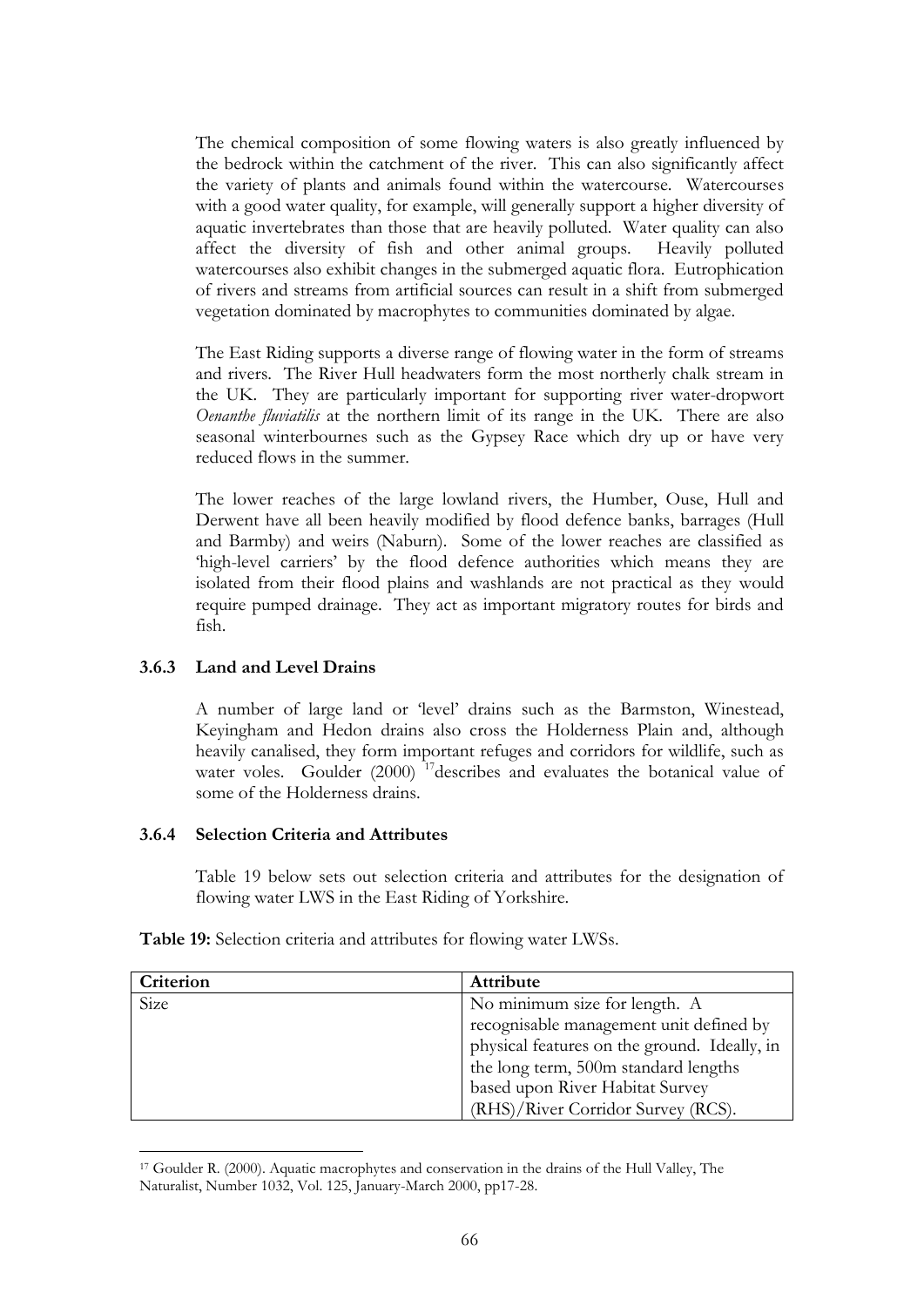The chemical composition of some flowing waters is also greatly influenced by the bedrock within the catchment of the river. This can also significantly affect the variety of plants and animals found within the watercourse. Watercourses with a good water quality, for example, will generally support a higher diversity of aquatic invertebrates than those that are heavily polluted. Water quality can also affect the diversity of fish and other animal groups. Heavily polluted watercourses also exhibit changes in the submerged aquatic flora. Eutrophication of rivers and streams from artificial sources can result in a shift from submerged vegetation dominated by macrophytes to communities dominated by algae.

The East Riding supports a diverse range of flowing water in the form of streams and rivers. The River Hull headwaters form the most northerly chalk stream in the UK. They are particularly important for supporting river water-dropwort *Oenanthe fluviatilis* at the northern limit of its range in the UK. There are also seasonal winterbournes such as the Gypsey Race which dry up or have very reduced flows in the summer.

The lower reaches of the large lowland rivers, the Humber, Ouse, Hull and Derwent have all been heavily modified by flood defence banks, barrages (Hull and Barmby) and weirs (Naburn). Some of the lower reaches are classified as 'high-level carriers' by the flood defence authorities which means they are isolated from their flood plains and washlands are not practical as they would require pumped drainage. They act as important migratory routes for birds and fish.

### 3.6.3 Land and Level Drains

A number of large land or 'level' drains such as the Barmston, Winestead, Keyingham and Hedon drains also cross the Holderness Plain and, although heavily canalised, they form important refuges and corridors for wildlife, such as water voles. Goulder (2000) [17] describes and evaluates the botanical value of some of the Holderness drains.

### 3.6.4 Selection Criteria and Attributes

Table 19 below sets out selection criteria and attributes for the designation of flowing water LWS in the East Riding of Yorkshire.

**Table 19:** Selection criteria and attributes for flowing water LWSs.

| Criterion | Attribute |
|---|---|
| Size | No minimum size for length. A recognisable management unit defined by physical features on the ground. Ideally, in the long term, 500m standard lengths based upon River Habitat Survey (RHS)/River Corridor Survey (RCS). |

[17] Goulder R. (2000). Aquatic macrophytes and conservation in the drains of the Hull Valley, The Naturalist, Number 1032, Vol. 125, January-March 2000, pp17-28.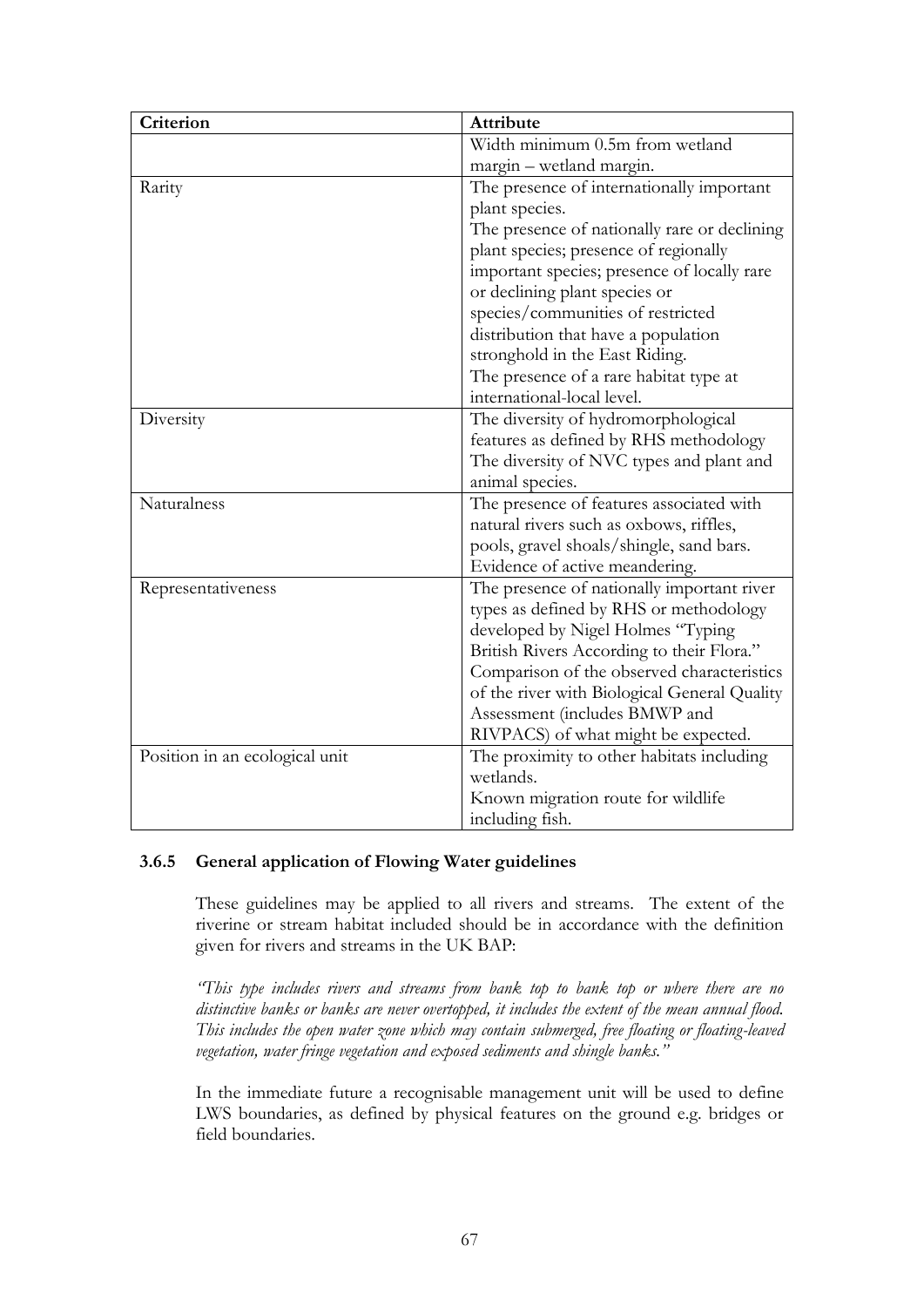| Criterion | Attribute |
|---|---|
| | Width minimum 0.5m from wetland margin – wetland margin. |
| Rarity | The presence of internationally important plant species.<br>The presence of nationally rare or declining plant species; presence of regionally important species; presence of locally rare or declining plant species or species/communities of restricted distribution that have a population stronghold in the East Riding.<br>The presence of a rare habitat type at international-local level. |
| Diversity | The diversity of hydromorphological features as defined by RHS methodology<br>The diversity of NVC types and plant and animal species. |
| Naturalness | The presence of features associated with natural rivers such as oxbows, riffles, pools, gravel shoals/shingle, sand bars.<br>Evidence of active meandering. |
| Representativeness | The presence of nationally important river types as defined by RHS or methodology developed by Nigel Holmes "Typing British Rivers According to their Flora."<br>Comparison of the observed characteristics of the river with Biological General Quality Assessment (includes BMWP and RIVPACS) of what might be expected. |
| Position in an ecological unit | The proximity to other habitats including wetlands.<br>Known migration route for wildlife including fish. |

### 3.6.5 General application of Flowing Water guidelines

These guidelines may be applied to all rivers and streams. The extent of the riverine or stream habitat included should be in accordance with the definition given for rivers and streams in the UK BAP:

*"This type includes rivers and streams from bank top to bank top or where there are no distinctive banks or banks are never overtopped, it includes the extent of the mean annual flood. This includes the open water zone which may contain submerged, free floating or floating-leaved vegetation, water fringe vegetation and exposed sediments and shingle banks."*

In the immediate future a recognisable management unit will be used to define LWS boundaries, as defined by physical features on the ground e.g. bridges or field boundaries.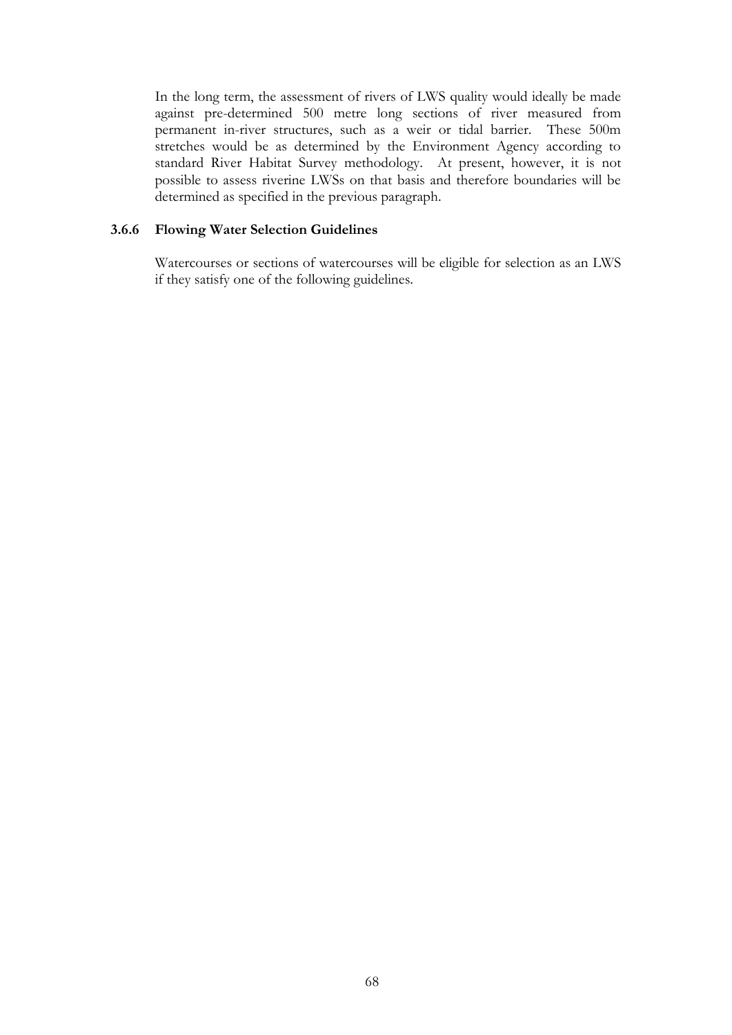In the long term, the assessment of rivers of LWS quality would ideally be made against pre-determined 500 metre long sections of river measured from permanent in-river structures, such as a weir or tidal barrier. These 500m stretches would be as determined by the Environment Agency according to standard River Habitat Survey methodology. At present, however, it is not possible to assess riverine LWSs on that basis and therefore boundaries will be determined as specified in the previous paragraph.

### 3.6.6 Flowing Water Selection Guidelines

Watercourses or sections of watercourses will be eligible for selection as an LWS if they satisfy one of the following guidelines.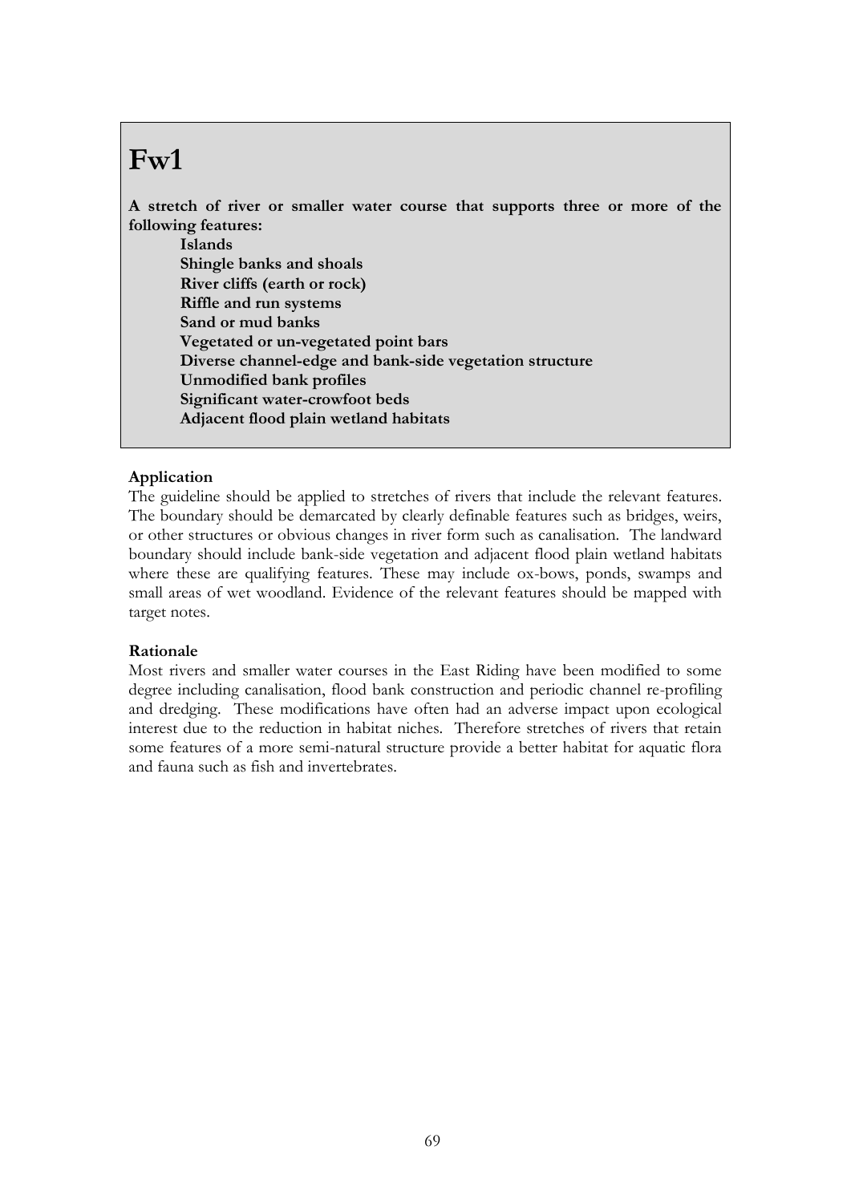# Fw1

**A stretch of river or smaller water course that supports three or more of the following features:**

- **Islands**
- **Shingle banks and shoals**
- **River cliffs (earth or rock)**
- **Riffle and run systems**
- **Sand or mud banks**
- **Vegetated or un-vegetated point bars**
- **Diverse channel-edge and bank-side vegetation structure**
- **Unmodified bank profiles**
- **Significant water-crowfoot beds**
- **Adjacent flood plain wetland habitats**

**Application**

The guideline should be applied to stretches of rivers that include the relevant features. The boundary should be demarcated by clearly definable features such as bridges, weirs, or other structures or obvious changes in river form such as canalisation. The landward boundary should include bank-side vegetation and adjacent flood plain wetland habitats where these are qualifying features. These may include ox-bows, ponds, swamps and small areas of wet woodland. Evidence of the relevant features should be mapped with target notes.

**Rationale**

Most rivers and smaller water courses in the East Riding have been modified to some degree including canalisation, flood bank construction and periodic channel re-profiling and dredging. These modifications have often had an adverse impact upon ecological interest due to the reduction in habitat niches. Therefore stretches of rivers that retain some features of a more semi-natural structure provide a better habitat for aquatic flora and fauna such as fish and invertebrates.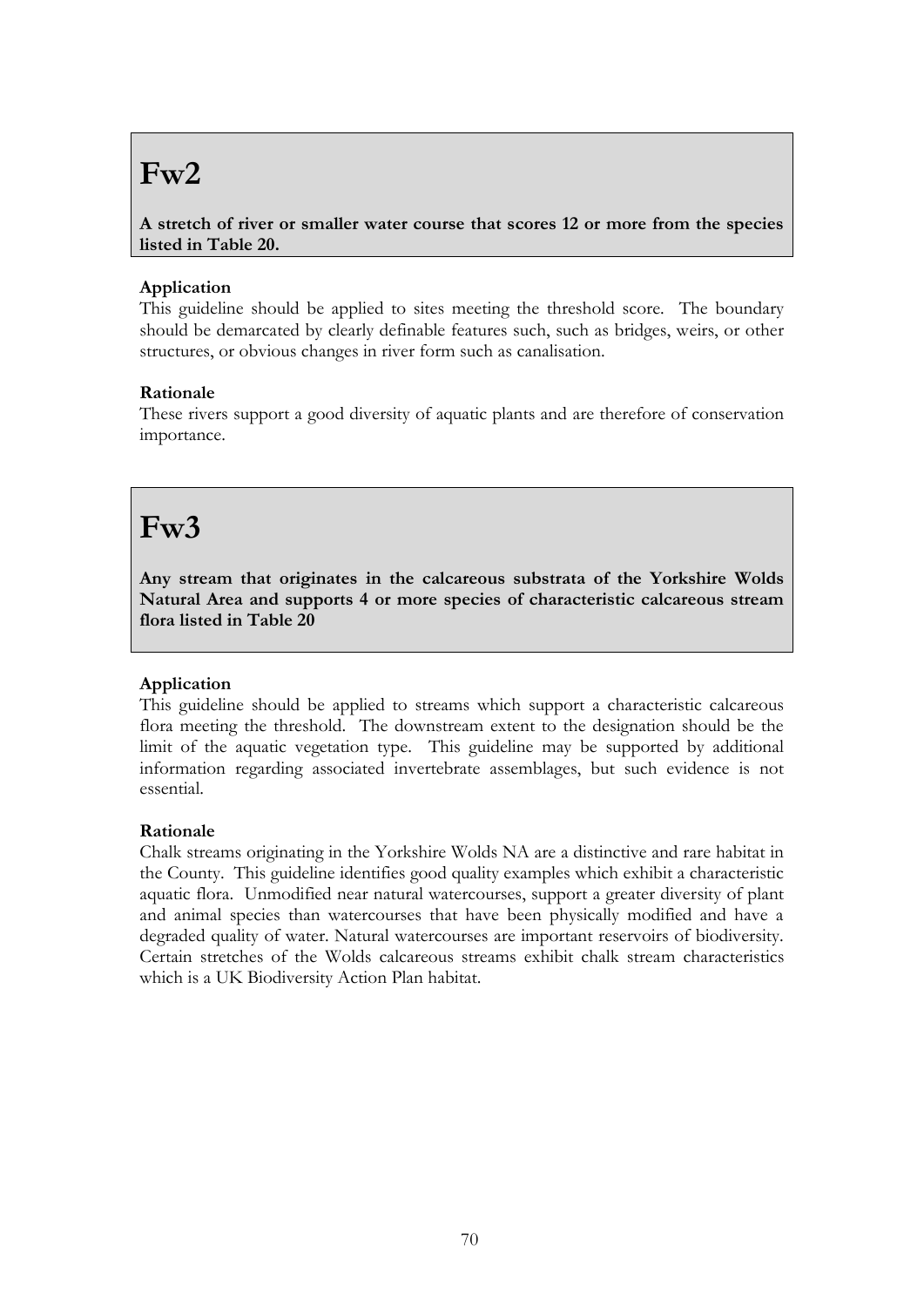# Fw2

**A stretch of river or smaller water course that scores 12 or more from the species listed in Table 20.**

**Application**

This guideline should be applied to sites meeting the threshold score. The boundary should be demarcated by clearly definable features such, such as bridges, weirs, or other structures, or obvious changes in river form such as canalisation.

**Rationale**

These rivers support a good diversity of aquatic plants and are therefore of conservation importance.

# Fw3

**Any stream that originates in the calcareous substrata of the Yorkshire Wolds Natural Area and supports 4 or more species of characteristic calcareous stream flora listed in Table 20**

**Application**

This guideline should be applied to streams which support a characteristic calcareous flora meeting the threshold. The downstream extent to the designation should be the limit of the aquatic vegetation type. This guideline may be supported by additional information regarding associated invertebrate assemblages, but such evidence is not essential.

**Rationale**

Chalk streams originating in the Yorkshire Wolds NA are a distinctive and rare habitat in the County. This guideline identifies good quality examples which exhibit a characteristic aquatic flora. Unmodified near natural watercourses, support a greater diversity of plant and animal species than watercourses that have been physically modified and have a degraded quality of water. Natural watercourses are important reservoirs of biodiversity. Certain stretches of the Wolds calcareous streams exhibit chalk stream characteristics which is a UK Biodiversity Action Plan habitat.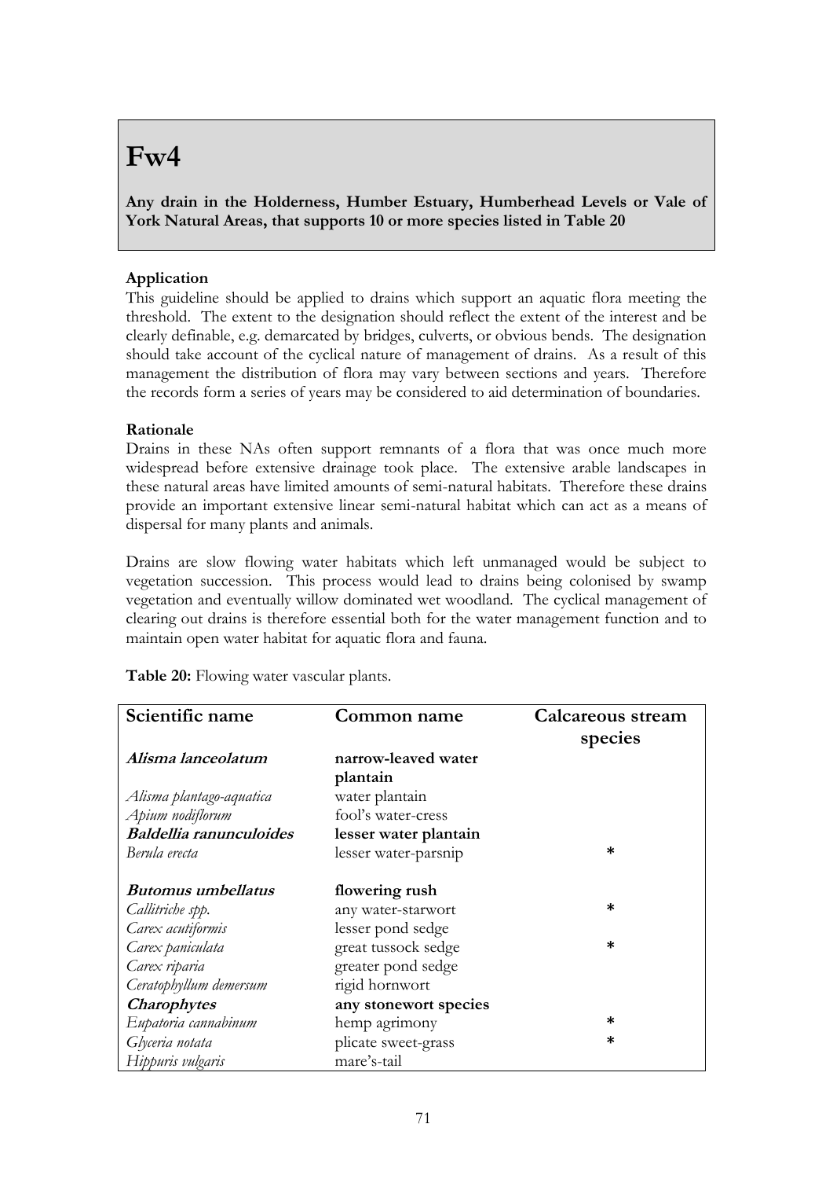# Fw4

**Any drain in the Holderness, Humber Estuary, Humberhead Levels or Vale of York Natural Areas, that supports 10 or more species listed in Table 20**

**Application**

This guideline should be applied to drains which support an aquatic flora meeting the threshold. The extent to the designation should reflect the extent of the interest and be clearly definable, e.g. demarcated by bridges, culverts, or obvious bends. The designation should take account of the cyclical nature of management of drains. As a result of this management the distribution of flora may vary between sections and years. Therefore the records form a series of years may be considered to aid determination of boundaries.

**Rationale**

Drains in these NAs often support remnants of a flora that was once much more widespread before extensive drainage took place. The extensive arable landscapes in these natural areas have limited amounts of semi-natural habitats. Therefore these drains provide an important extensive linear semi-natural habitat which can act as a means of dispersal for many plants and animals.

Drains are slow flowing water habitats which left unmanaged would be subject to vegetation succession. This process would lead to drains being colonised by swamp vegetation and eventually willow dominated wet woodland. The cyclical management of clearing out drains is therefore essential both for the water management function and to maintain open water habitat for aquatic flora and fauna.

**Table 20:** Flowing water vascular plants.

| Scientific name | Common name | Calcareous stream species |
|---|---|---|
| ***Alisma lanceolatum*** | **narrow-leaved water plantain** | |
| *Alisma plantago-aquatica* | water plantain | |
| *Apium nodiflorum* | fool's water-cress | |
| ***Baldellia ranunculoides*** | **lesser water plantain** | |
| *Berula erecta* | lesser water-parsnip | * |
| ***Butomus umbellatus*** | **flowering rush** | |
| *Callitriche spp.* | any water-starwort | * |
| *Carex acutiformis* | lesser pond sedge | |
| *Carex paniculata* | great tussock sedge | * |
| *Carex riparia* | greater pond sedge | |
| *Ceratophyllum demersum* | rigid hornwort | |
| ***Charophytes*** | **any stonewort species** | |
| *Eupatoria cannabinum* | hemp agrimony | * |
| *Glyceria notata* | plicate sweet-grass | * |
| *Hippuris vulgaris* | mare's-tail | |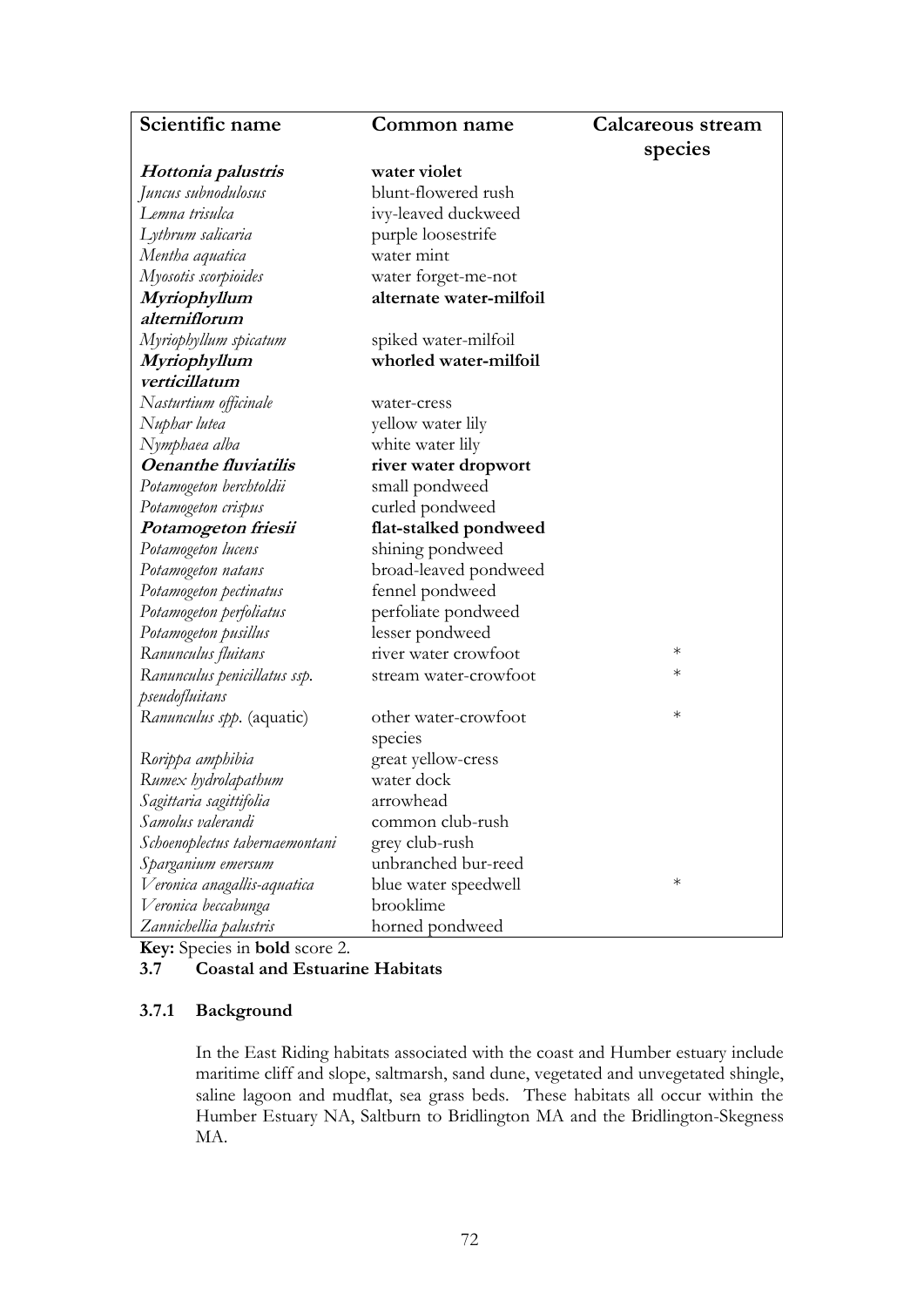| Scientific name | Common name | Calcareous stream species |
|---|---|---|
| ***Hottonia palustris*** | **water violet** | |
| *Juncus subnodulosus* | blunt-flowered rush | |
| *Lemna trisulca* | ivy-leaved duckweed | |
| *Lythrum salicaria* | purple loosestrife | |
| *Mentha aquatica* | water mint | |
| *Myosotis scorpioides* | water forget-me-not | |
| ***Myriophyllum alterniflorum*** | **alternate water-milfoil** | |
| *Myriophyllum spicatum* | spiked water-milfoil | |
| ***Myriophyllum verticillatum*** | **whorled water-milfoil** | |
| *Nasturtium officinale* | water-cress | |
| *Nuphar lutea* | yellow water lily | |
| *Nymphaea alba* | white water lily | |
| ***Oenanthe fluviatilis*** | **river water dropwort** | |
| *Potamogeton berchtoldii* | small pondweed | |
| *Potamogeton crispus* | curled pondweed | |
| ***Potamogeton friesii*** | **flat-stalked pondweed** | |
| *Potamogeton lucens* | shining pondweed | |
| *Potamogeton natans* | broad-leaved pondweed | |
| *Potamogeton pectinatus* | fennel pondweed | |
| *Potamogeton perfoliatus* | perfoliate pondweed | |
| *Potamogeton pusillus* | lesser pondweed | |
| *Ranunculus fluitans* | river water crowfoot | * |
| *Ranunculus penicillatus ssp. pseudofluitans* | stream water-crowfoot | * |
| *Ranunculus spp.* (aquatic) | other water-crowfoot species | * |
| *Rorippa amphibia* | great yellow-cress | |
| *Rumex hydrolapathum* | water dock | |
| *Sagittaria sagittifolia* | arrowhead | |
| *Samolus valerandi* | common club-rush | |
| *Schoenoplectus tabernaemontani* | grey club-rush | |
| *Sparganium emersum* | unbranched bur-reed | |
| *Veronica anagallis-aquatica* | blue water speedwell | * |
| *Veronica beccabunga* | brooklime | |
| *Zannichellia palustris* | horned pondweed | |

**Key:** Species in **bold** score 2.

## 3.7 Coastal and Estuarine Habitats

### 3.7.1 Background

In the East Riding habitats associated with the coast and Humber estuary include maritime cliff and slope, saltmarsh, sand dune, vegetated and unvegetated shingle, saline lagoon and mudflat, sea grass beds. These habitats all occur within the Humber Estuary NA, Saltburn to Bridlington MA and the Bridlington-Skegness MA.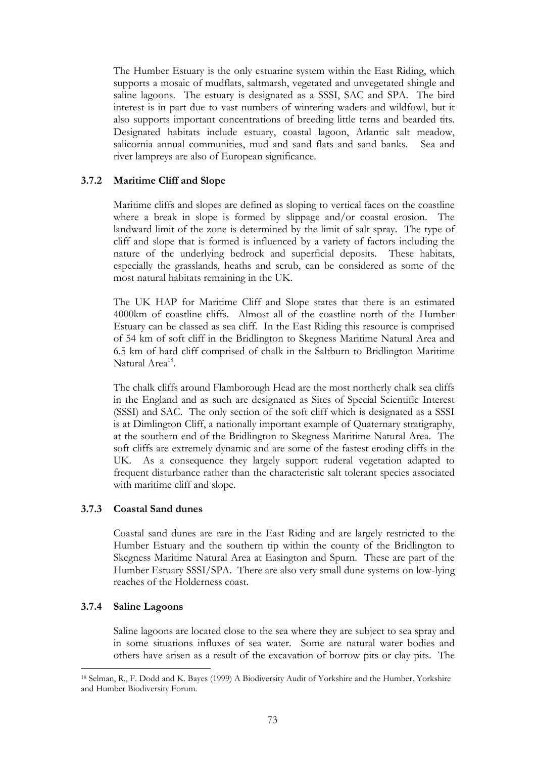The Humber Estuary is the only estuarine system within the East Riding, which supports a mosaic of mudflats, saltmarsh, vegetated and unvegetated shingle and saline lagoons. The estuary is designated as a SSSI, SAC and SPA. The bird interest is in part due to vast numbers of wintering waders and wildfowl, but it also supports important concentrations of breeding little terns and bearded tits. Designated habitats include estuary, coastal lagoon, Atlantic salt meadow, salicornia annual communities, mud and sand flats and sand banks. Sea and river lampreys are also of European significance.

### 3.7.2 Maritime Cliff and Slope

Maritime cliffs and slopes are defined as sloping to vertical faces on the coastline where a break in slope is formed by slippage and/or coastal erosion. The landward limit of the zone is determined by the limit of salt spray. The type of cliff and slope that is formed is influenced by a variety of factors including the nature of the underlying bedrock and superficial deposits. These habitats, especially the grasslands, heaths and scrub, can be considered as some of the most natural habitats remaining in the UK.

The UK HAP for Maritime Cliff and Slope states that there is an estimated 4000km of coastline cliffs. Almost all of the coastline north of the Humber Estuary can be classed as sea cliff. In the East Riding this resource is comprised of 54 km of soft cliff in the Bridlington to Skegness Maritime Natural Area and 6.5 km of hard cliff comprised of chalk in the Saltburn to Bridlington Maritime Natural Area[18].

The chalk cliffs around Flamborough Head are the most northerly chalk sea cliffs in the England and as such are designated as Sites of Special Scientific Interest (SSSI) and SAC. The only section of the soft cliff which is designated as a SSSI is at Dimlington Cliff, a nationally important example of Quaternary stratigraphy, at the southern end of the Bridlington to Skegness Maritime Natural Area. The soft cliffs are extremely dynamic and are some of the fastest eroding cliffs in the UK. As a consequence they largely support ruderal vegetation adapted to frequent disturbance rather than the characteristic salt tolerant species associated with maritime cliff and slope.

### 3.7.3 Coastal Sand dunes

Coastal sand dunes are rare in the East Riding and are largely restricted to the Humber Estuary and the southern tip within the county of the Bridlington to Skegness Maritime Natural Area at Easington and Spurn. These are part of the Humber Estuary SSSI/SPA. There are also very small dune systems on low-lying reaches of the Holderness coast.

### 3.7.4 Saline Lagoons

Saline lagoons are located close to the sea where they are subject to sea spray and in some situations influxes of sea water. Some are natural water bodies and others have arisen as a result of the excavation of borrow pits or clay pits. The

---

[18] Selman, R., F. Dodd and K. Bayes (1999) A Biodiversity Audit of Yorkshire and the Humber. Yorkshire and Humber Biodiversity Forum.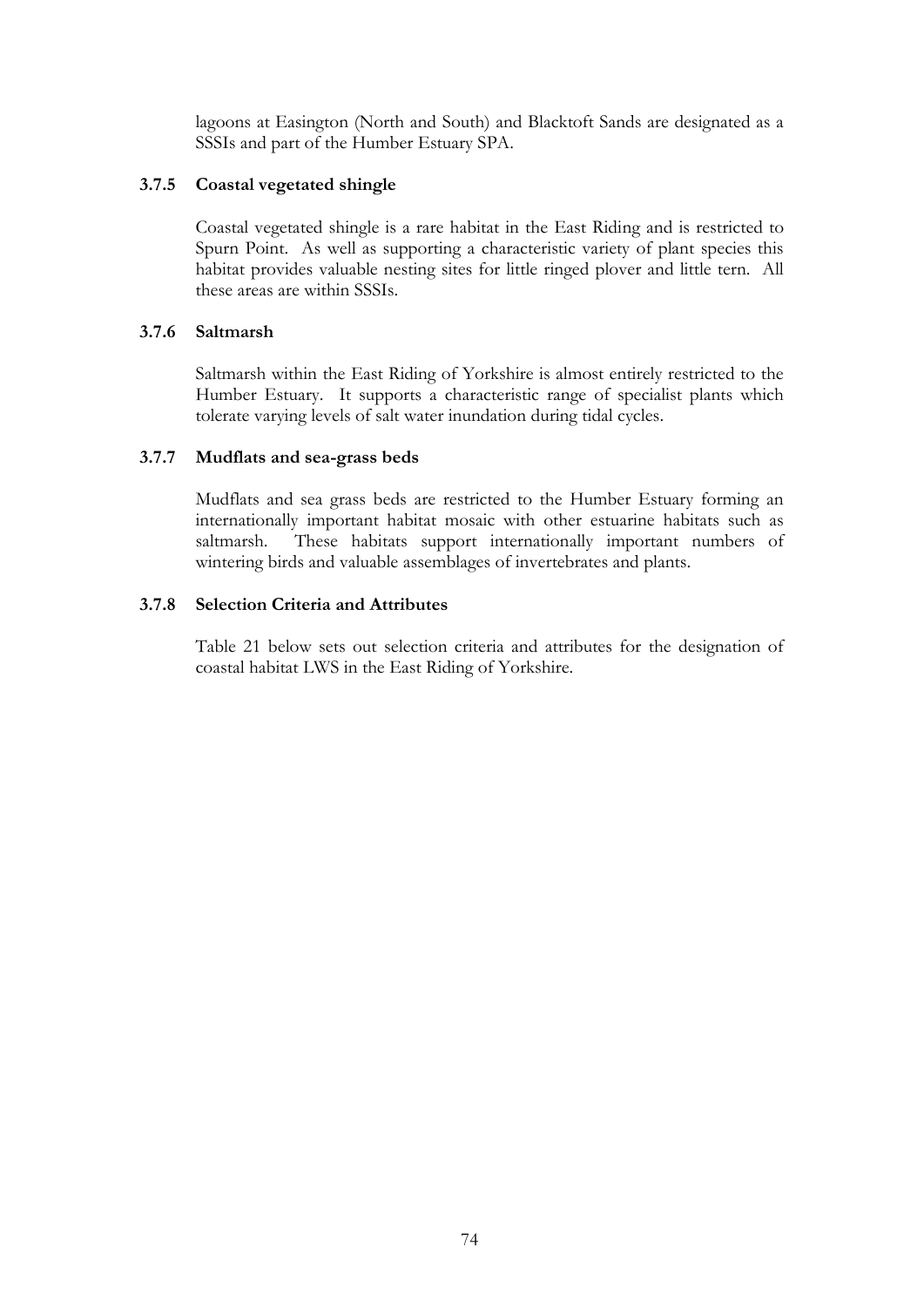lagoons at Easington (North and South) and Blacktoft Sands are designated as a SSSIs and part of the Humber Estuary SPA.

### 3.7.5 Coastal vegetated shingle

Coastal vegetated shingle is a rare habitat in the East Riding and is restricted to Spurn Point. As well as supporting a characteristic variety of plant species this habitat provides valuable nesting sites for little ringed plover and little tern. All these areas are within SSSIs.

### 3.7.6 Saltmarsh

Saltmarsh within the East Riding of Yorkshire is almost entirely restricted to the Humber Estuary. It supports a characteristic range of specialist plants which tolerate varying levels of salt water inundation during tidal cycles.

### 3.7.7 Mudflats and sea-grass beds

Mudflats and sea grass beds are restricted to the Humber Estuary forming an internationally important habitat mosaic with other estuarine habitats such as saltmarsh. These habitats support internationally important numbers of wintering birds and valuable assemblages of invertebrates and plants.

### 3.7.8 Selection Criteria and Attributes

Table 21 below sets out selection criteria and attributes for the designation of coastal habitat LWS in the East Riding of Yorkshire.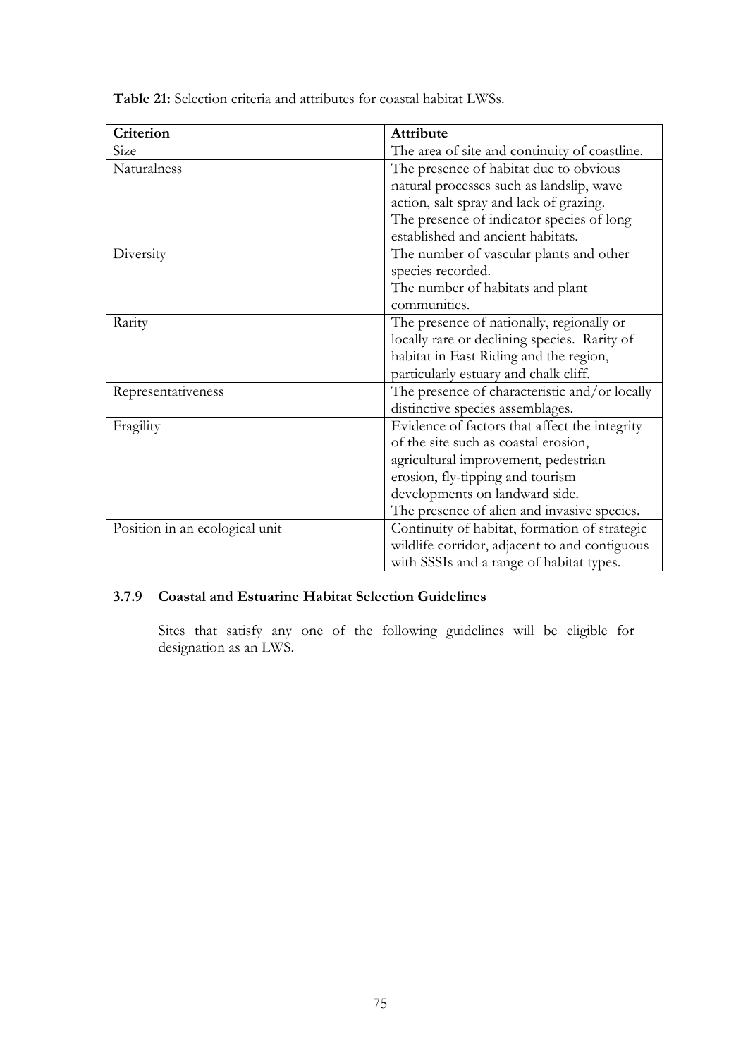**Table 21:** Selection criteria and attributes for coastal habitat LWSs.

| Criterion | Attribute |
| --- | --- |
| Size | The area of site and continuity of coastline. |
| Naturalness | The presence of habitat due to obvious natural processes such as landslip, wave action, salt spray and lack of grazing. The presence of indicator species of long established and ancient habitats. |
| Diversity | The number of vascular plants and other species recorded. The number of habitats and plant communities. |
| Rarity | The presence of nationally, regionally or locally rare or declining species. Rarity of habitat in East Riding and the region, particularly estuary and chalk cliff. |
| Representativeness | The presence of characteristic and/or locally distinctive species assemblages. |
| Fragility | Evidence of factors that affect the integrity of the site such as coastal erosion, agricultural improvement, pedestrian erosion, fly-tipping and tourism developments on landward side. The presence of alien and invasive species. |
| Position in an ecological unit | Continuity of habitat, formation of strategic wildlife corridor, adjacent to and contiguous with SSSIs and a range of habitat types. |

### 3.7.9 Coastal and Estuarine Habitat Selection Guidelines

Sites that satisfy any one of the following guidelines will be eligible for designation as an LWS.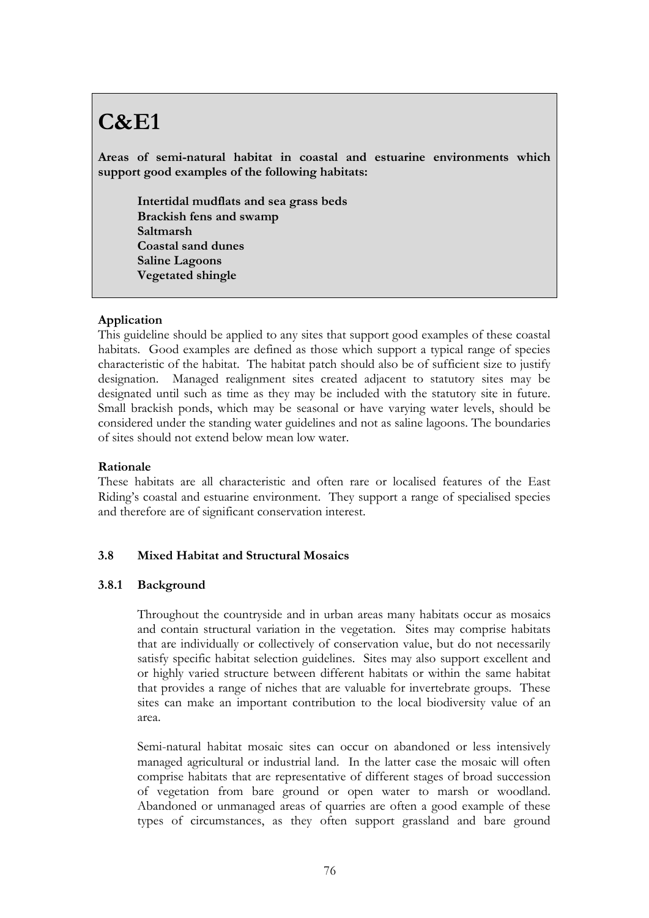# C&E1

**Areas of semi-natural habitat in coastal and estuarine environments which support good examples of the following habitats:**

**Intertidal mudflats and sea grass beds**
**Brackish fens and swamp**
**Saltmarsh**
**Coastal sand dunes**
**Saline Lagoons**
**Vegetated shingle**

**Application**
This guideline should be applied to any sites that support good examples of these coastal habitats. Good examples are defined as those which support a typical range of species characteristic of the habitat. The habitat patch should also be of sufficient size to justify designation. Managed realignment sites created adjacent to statutory sites may be designated until such as time as they may be included with the statutory site in future. Small brackish ponds, which may be seasonal or have varying water levels, should be considered under the standing water guidelines and not as saline lagoons. The boundaries of sites should not extend below mean low water.

**Rationale**
These habitats are all characteristic and often rare or localised features of the East Riding's coastal and estuarine environment. They support a range of specialised species and therefore are of significant conservation interest.

### 3.8 Mixed Habitat and Structural Mosaics

#### 3.8.1 Background

Throughout the countryside and in urban areas many habitats occur as mosaics and contain structural variation in the vegetation. Sites may comprise habitats that are individually or collectively of conservation value, but do not necessarily satisfy specific habitat selection guidelines. Sites may also support excellent and or highly varied structure between different habitats or within the same habitat that provides a range of niches that are valuable for invertebrate groups. These sites can make an important contribution to the local biodiversity value of an area.

Semi-natural habitat mosaic sites can occur on abandoned or less intensively managed agricultural or industrial land. In the latter case the mosaic will often comprise habitats that are representative of different stages of broad succession of vegetation from bare ground or open water to marsh or woodland. Abandoned or unmanaged areas of quarries are often a good example of these types of circumstances, as they often support grassland and bare ground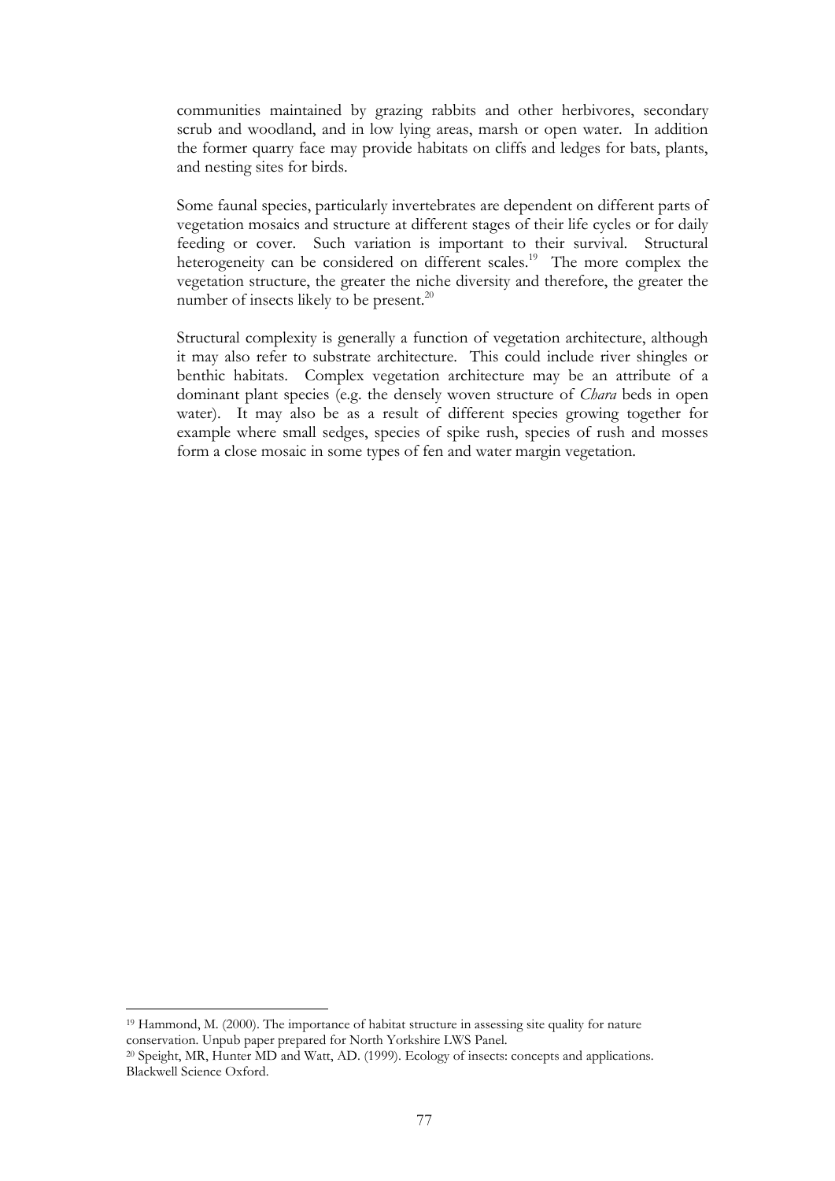communities maintained by grazing rabbits and other herbivores, secondary scrub and woodland, and in low lying areas, marsh or open water. In addition the former quarry face may provide habitats on cliffs and ledges for bats, plants, and nesting sites for birds.

Some faunal species, particularly invertebrates are dependent on different parts of vegetation mosaics and structure at different stages of their life cycles or for daily feeding or cover. Such variation is important to their survival. Structural heterogeneity can be considered on different scales.[19] The more complex the vegetation structure, the greater the niche diversity and therefore, the greater the number of insects likely to be present.[20]

Structural complexity is generally a function of vegetation architecture, although it may also refer to substrate architecture. This could include river shingles or benthic habitats. Complex vegetation architecture may be an attribute of a dominant plant species (e.g. the densely woven structure of *Chara* beds in open water). It may also be as a result of different species growing together for example where small sedges, species of spike rush, species of rush and mosses form a close mosaic in some types of fen and water margin vegetation.

---

[19] Hammond, M. (2000). The importance of habitat structure in assessing site quality for nature conservation. Unpub paper prepared for North Yorkshire LWS Panel.

[20] Speight, MR, Hunter MD and Watt, AD. (1999). Ecology of insects: concepts and applications. Blackwell Science Oxford.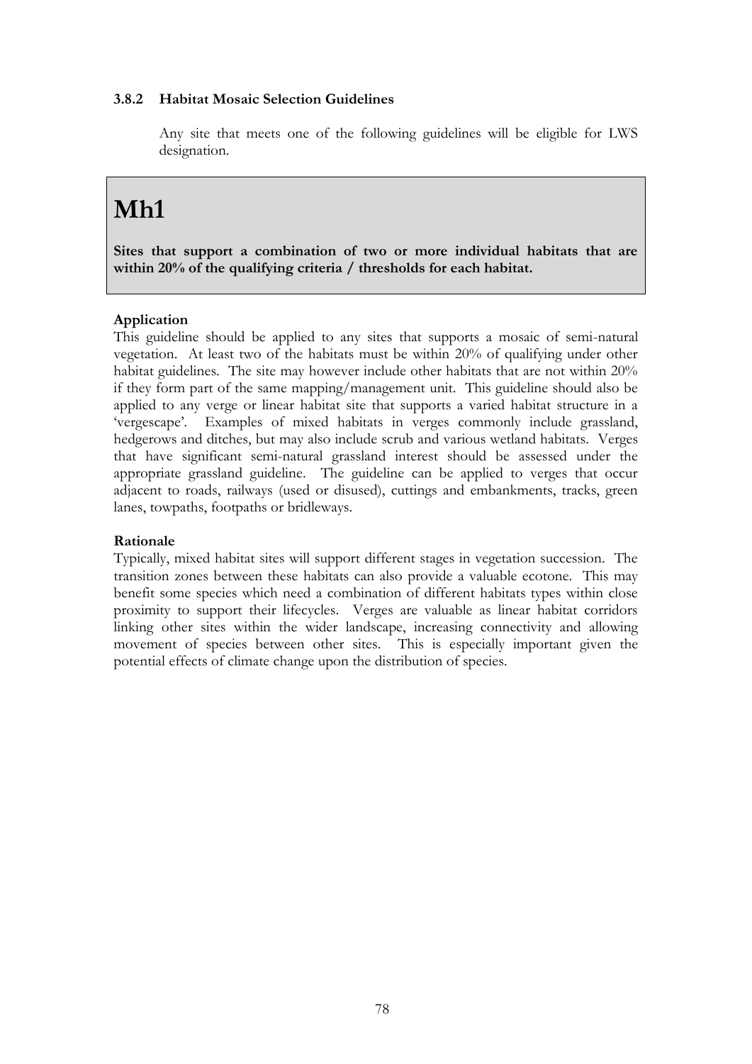### 3.8.2 Habitat Mosaic Selection Guidelines

Any site that meets one of the following guidelines will be eligible for LWS designation.

# Mh1

**Sites that support a combination of two or more individual habitats that are within 20% of the qualifying criteria / thresholds for each habitat.**

**Application**

This guideline should be applied to any sites that supports a mosaic of semi-natural vegetation. At least two of the habitats must be within 20% of qualifying under other habitat guidelines. The site may however include other habitats that are not within 20% if they form part of the same mapping/management unit. This guideline should also be applied to any verge or linear habitat site that supports a varied habitat structure in a 'vergescape'. Examples of mixed habitats in verges commonly include grassland, hedgerows and ditches, but may also include scrub and various wetland habitats. Verges that have significant semi-natural grassland interest should be assessed under the appropriate grassland guideline. The guideline can be applied to verges that occur adjacent to roads, railways (used or disused), cuttings and embankments, tracks, green lanes, towpaths, footpaths or bridleways.

**Rationale**

Typically, mixed habitat sites will support different stages in vegetation succession. The transition zones between these habitats can also provide a valuable ecotone. This may benefit some species which need a combination of different habitats types within close proximity to support their lifecycles. Verges are valuable as linear habitat corridors linking other sites within the wider landscape, increasing connectivity and allowing movement of species between other sites. This is especially important given the potential effects of climate change upon the distribution of species.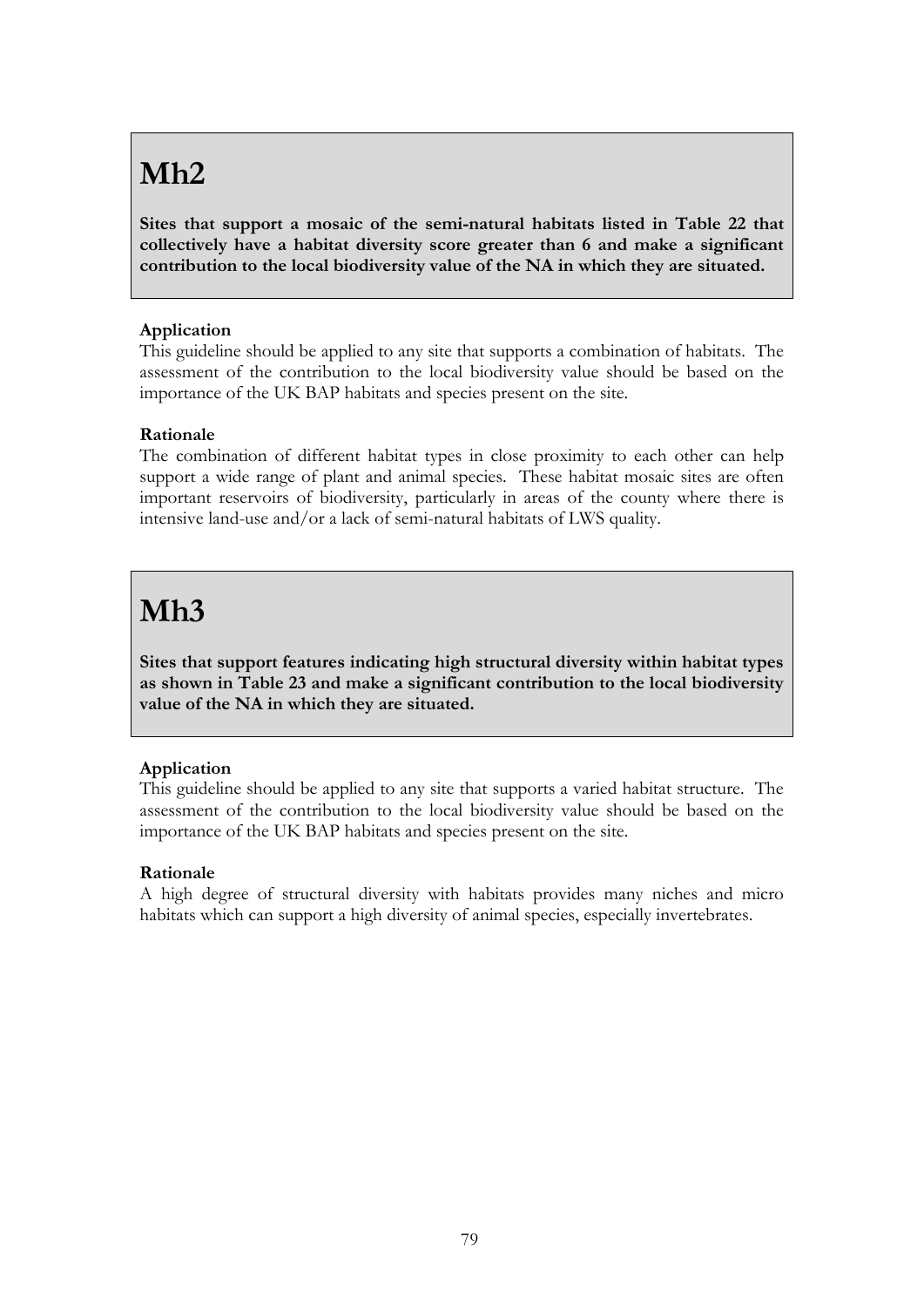# Mh2

**Sites that support a mosaic of the semi-natural habitats listed in Table 22 that collectively have a habitat diversity score greater than 6 and make a significant contribution to the local biodiversity value of the NA in which they are situated.**

**Application**

This guideline should be applied to any site that supports a combination of habitats. The assessment of the contribution to the local biodiversity value should be based on the importance of the UK BAP habitats and species present on the site.

**Rationale**

The combination of different habitat types in close proximity to each other can help support a wide range of plant and animal species. These habitat mosaic sites are often important reservoirs of biodiversity, particularly in areas of the county where there is intensive land-use and/or a lack of semi-natural habitats of LWS quality.

# Mh3

**Sites that support features indicating high structural diversity within habitat types as shown in Table 23 and make a significant contribution to the local biodiversity value of the NA in which they are situated.**

**Application**

This guideline should be applied to any site that supports a varied habitat structure. The assessment of the contribution to the local biodiversity value should be based on the importance of the UK BAP habitats and species present on the site.

**Rationale**

A high degree of structural diversity with habitats provides many niches and micro habitats which can support a high diversity of animal species, especially invertebrates.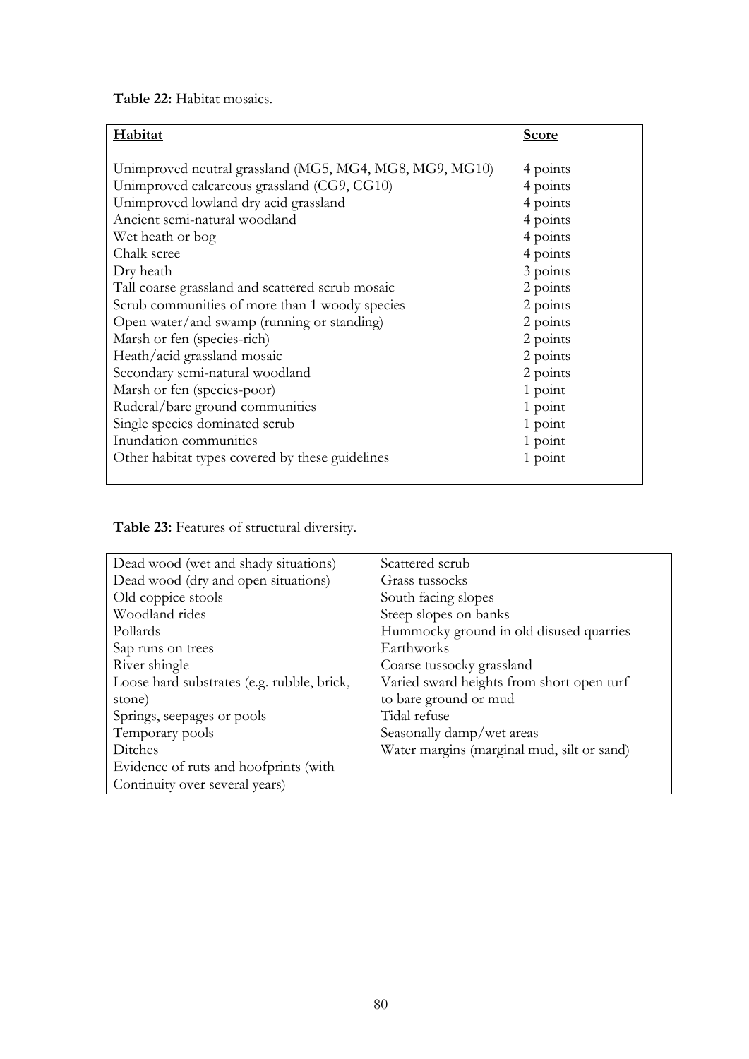**Table 22:** Habitat mosaics.

| Habitat | Score |
|---|---|
| Unimproved neutral grassland (MG5, MG4, MG8, MG9, MG10) | 4 points |
| Unimproved calcareous grassland (CG9, CG10) | 4 points |
| Unimproved lowland dry acid grassland | 4 points |
| Ancient semi-natural woodland | 4 points |
| Wet heath or bog | 4 points |
| Chalk scree | 4 points |
| Dry heath | 3 points |
| Tall coarse grassland and scattered scrub mosaic | 2 points |
| Scrub communities of more than 1 woody species | 2 points |
| Open water/and swamp (running or standing) | 2 points |
| Marsh or fen (species-rich) | 2 points |
| Heath/acid grassland mosaic | 2 points |
| Secondary semi-natural woodland | 2 points |
| Marsh or fen (species-poor) | 1 point |
| Ruderal/bare ground communities | 1 point |
| Single species dominated scrub | 1 point |
| Inundation communities | 1 point |
| Other habitat types covered by these guidelines | 1 point |

**Table 23:** Features of structural diversity.

| | |
|---|---|
| Dead wood (wet and shady situations) | Scattered scrub |
| Dead wood (dry and open situations) | Grass tussocks |
| Old coppice stools | South facing slopes |
| Woodland rides | Steep slopes on banks |
| Pollards | Hummocky ground in old disused quarries |
| Sap runs on trees | Earthworks |
| River shingle | Coarse tussocky grassland |
| Loose hard substrates (e.g. rubble, brick, stone) | Varied sward heights from short open turf to bare ground or mud |
| Springs, seepages or pools | Tidal refuse |
| Temporary pools | Seasonally damp/wet areas |
| Ditches | Water margins (marginal mud, silt or sand) |
| Evidence of ruts and hoofprints (with Continuity over several years) | |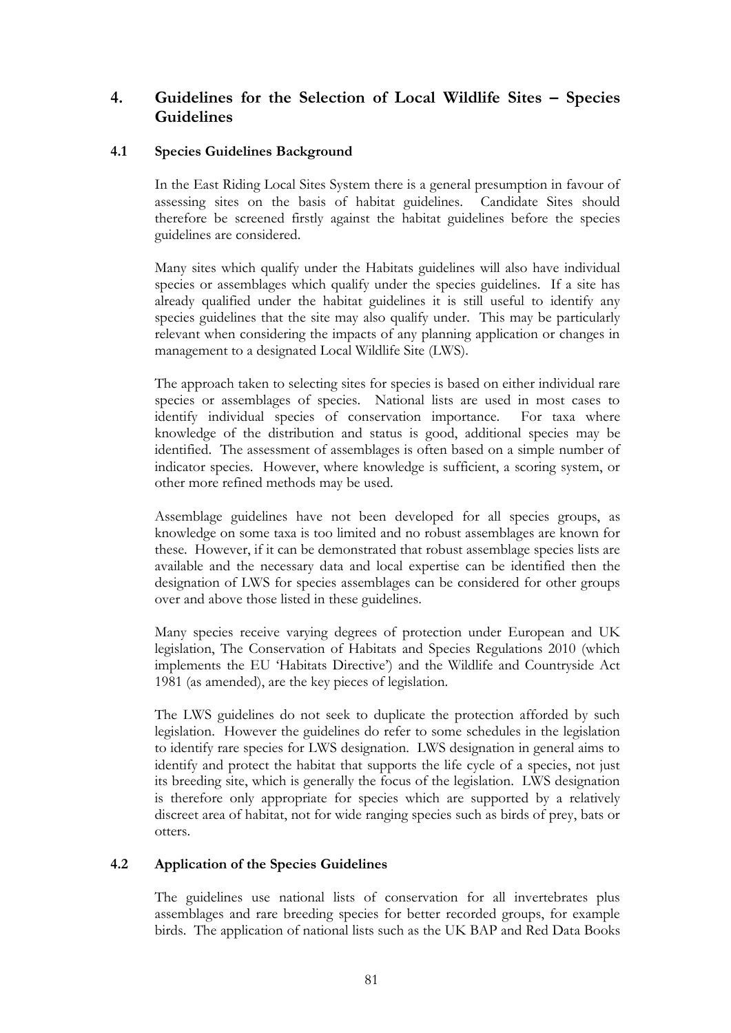# 4. Guidelines for the Selection of Local Wildlife Sites – Species Guidelines

## 4.1 Species Guidelines Background

In the East Riding Local Sites System there is a general presumption in favour of assessing sites on the basis of habitat guidelines. Candidate Sites should therefore be screened firstly against the habitat guidelines before the species guidelines are considered.

Many sites which qualify under the Habitats guidelines will also have individual species or assemblages which qualify under the species guidelines. If a site has already qualified under the habitat guidelines it is still useful to identify any species guidelines that the site may also qualify under. This may be particularly relevant when considering the impacts of any planning application or changes in management to a designated Local Wildlife Site (LWS).

The approach taken to selecting sites for species is based on either individual rare species or assemblages of species. National lists are used in most cases to identify individual species of conservation importance. For taxa where knowledge of the distribution and status is good, additional species may be identified. The assessment of assemblages is often based on a simple number of indicator species. However, where knowledge is sufficient, a scoring system, or other more refined methods may be used.

Assemblage guidelines have not been developed for all species groups, as knowledge on some taxa is too limited and no robust assemblages are known for these. However, if it can be demonstrated that robust assemblage species lists are available and the necessary data and local expertise can be identified then the designation of LWS for species assemblages can be considered for other groups over and above those listed in these guidelines.

Many species receive varying degrees of protection under European and UK legislation, The Conservation of Habitats and Species Regulations 2010 (which implements the EU 'Habitats Directive') and the Wildlife and Countryside Act 1981 (as amended), are the key pieces of legislation.

The LWS guidelines do not seek to duplicate the protection afforded by such legislation. However the guidelines do refer to some schedules in the legislation to identify rare species for LWS designation. LWS designation in general aims to identify and protect the habitat that supports the life cycle of a species, not just its breeding site, which is generally the focus of the legislation. LWS designation is therefore only appropriate for species which are supported by a relatively discreet area of habitat, not for wide ranging species such as birds of prey, bats or otters.

## 4.2 Application of the Species Guidelines

The guidelines use national lists of conservation for all invertebrates plus assemblages and rare breeding species for better recorded groups, for example birds. The application of national lists such as the UK BAP and Red Data Books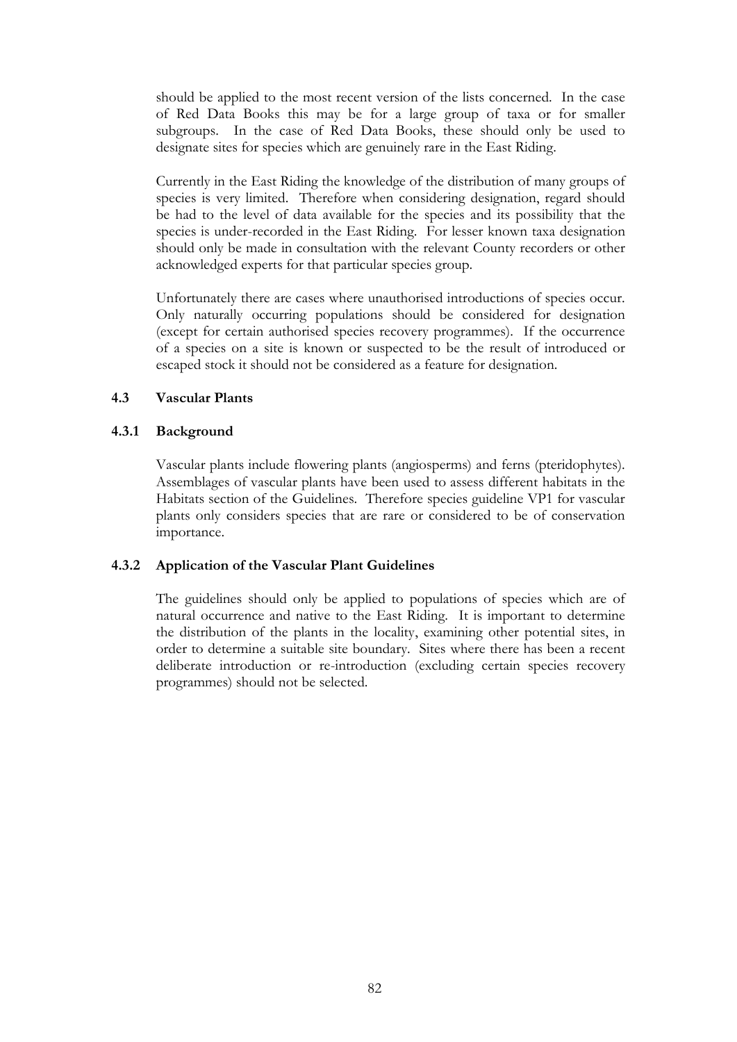should be applied to the most recent version of the lists concerned. In the case of Red Data Books this may be for a large group of taxa or for smaller subgroups. In the case of Red Data Books, these should only be used to designate sites for species which are genuinely rare in the East Riding.

Currently in the East Riding the knowledge of the distribution of many groups of species is very limited. Therefore when considering designation, regard should be had to the level of data available for the species and its possibility that the species is under-recorded in the East Riding. For lesser known taxa designation should only be made in consultation with the relevant County recorders or other acknowledged experts for that particular species group.

Unfortunately there are cases where unauthorised introductions of species occur. Only naturally occurring populations should be considered for designation (except for certain authorised species recovery programmes). If the occurrence of a species on a site is known or suspected to be the result of introduced or escaped stock it should not be considered as a feature for designation.

## 4.3 Vascular Plants

### 4.3.1 Background

Vascular plants include flowering plants (angiosperms) and ferns (pteridophytes). Assemblages of vascular plants have been used to assess different habitats in the Habitats section of the Guidelines. Therefore species guideline VP1 for vascular plants only considers species that are rare or considered to be of conservation importance.

### 4.3.2 Application of the Vascular Plant Guidelines

The guidelines should only be applied to populations of species which are of natural occurrence and native to the East Riding. It is important to determine the distribution of the plants in the locality, examining other potential sites, in order to determine a suitable site boundary. Sites where there has been a recent deliberate introduction or re-introduction (excluding certain species recovery programmes) should not be selected.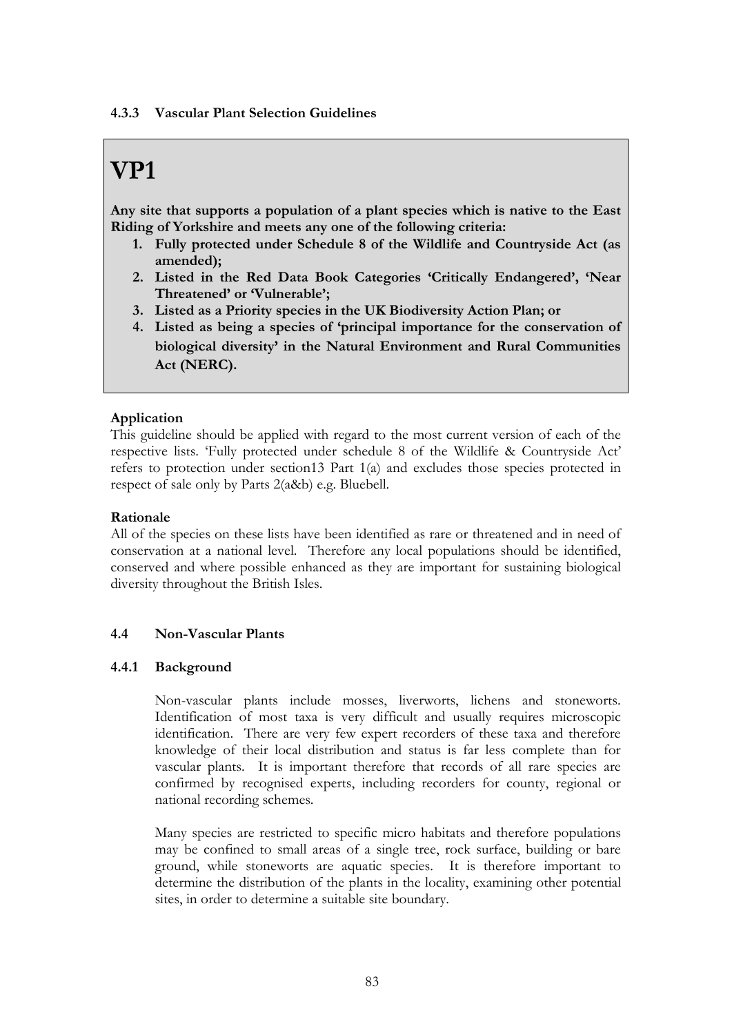#### 4.3.3 Vascular Plant Selection Guidelines

## VP1

**Any site that supports a population of a plant species which is native to the East Riding of Yorkshire and meets any one of the following criteria:**

1. **Fully protected under Schedule 8 of the Wildlife and Countryside Act (as amended);**
2. **Listed in the Red Data Book Categories 'Critically Endangered', 'Near Threatened' or 'Vulnerable';**
3. **Listed as a Priority species in the UK Biodiversity Action Plan; or**
4. **Listed as being a species of 'principal importance for the conservation of biological diversity' in the Natural Environment and Rural Communities Act (NERC).**

**Application**

This guideline should be applied with regard to the most current version of each of the respective lists. 'Fully protected under schedule 8 of the Wildlife & Countryside Act' refers to protection under section13 Part 1(a) and excludes those species protected in respect of sale only by Parts 2(a&b) e.g. Bluebell.

**Rationale**

All of the species on these lists have been identified as rare or threatened and in need of conservation at a national level. Therefore any local populations should be identified, conserved and where possible enhanced as they are important for sustaining biological diversity throughout the British Isles.

### 4.4 Non-Vascular Plants

#### 4.4.1 Background

Non-vascular plants include mosses, liverworts, lichens and stoneworts. Identification of most taxa is very difficult and usually requires microscopic identification. There are very few expert recorders of these taxa and therefore knowledge of their local distribution and status is far less complete than for vascular plants. It is important therefore that records of all rare species are confirmed by recognised experts, including recorders for county, regional or national recording schemes.

Many species are restricted to specific micro habitats and therefore populations may be confined to small areas of a single tree, rock surface, building or bare ground, while stoneworts are aquatic species. It is therefore important to determine the distribution of the plants in the locality, examining other potential sites, in order to determine a suitable site boundary.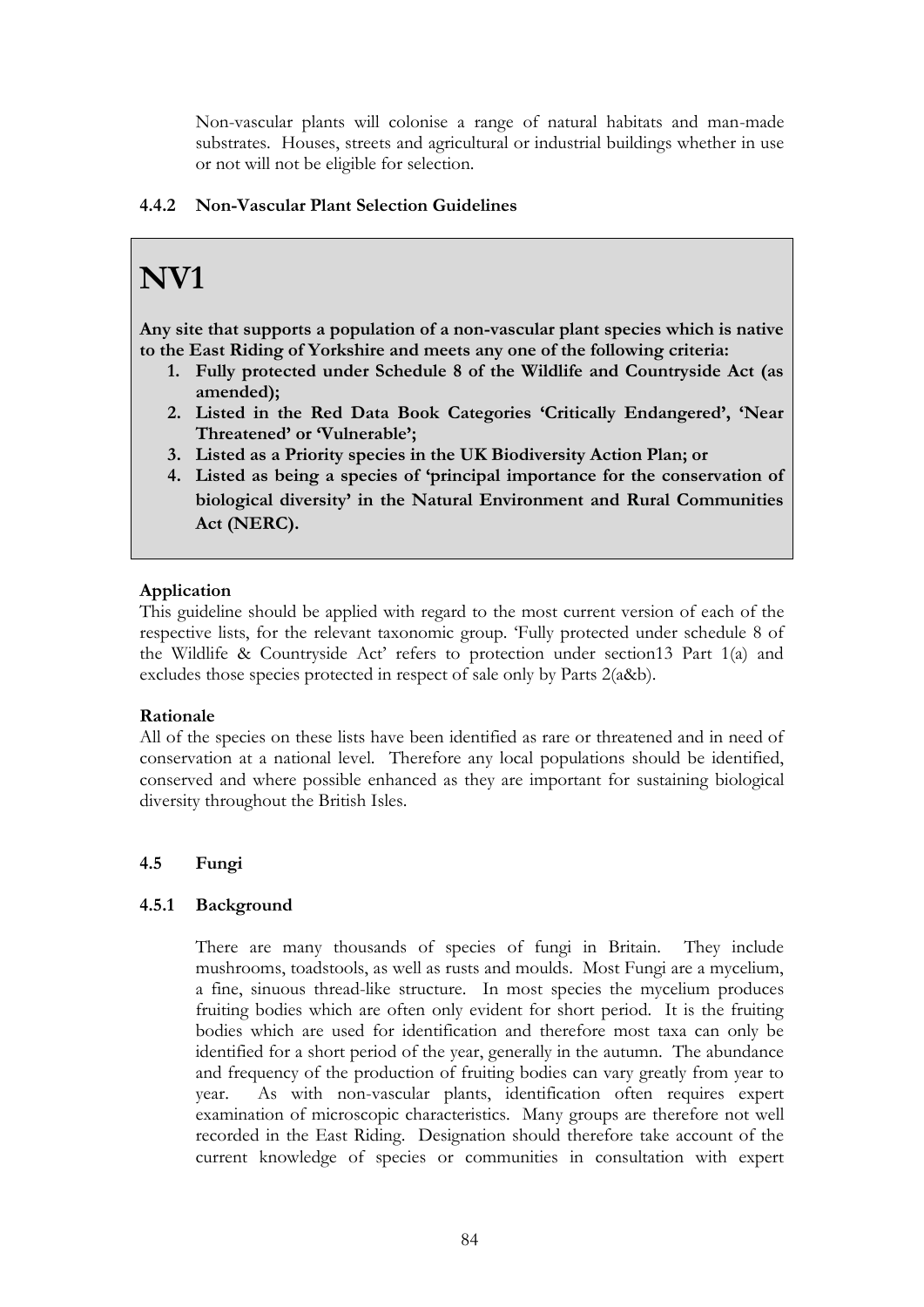Non-vascular plants will colonise a range of natural habitats and man-made substrates. Houses, streets and agricultural or industrial buildings whether in use or not will not be eligible for selection.

### 4.4.2 Non-Vascular Plant Selection Guidelines

# NV1

**Any site that supports a population of a non-vascular plant species which is native to the East Riding of Yorkshire and meets any one of the following criteria:**

1. **Fully protected under Schedule 8 of the Wildlife and Countryside Act (as amended);**
2. **Listed in the Red Data Book Categories 'Critically Endangered', 'Near Threatened' or 'Vulnerable';**
3. **Listed as a Priority species in the UK Biodiversity Action Plan; or**
4. **Listed as being a species of 'principal importance for the conservation of biological diversity' in the Natural Environment and Rural Communities Act (NERC).**

**Application**

This guideline should be applied with regard to the most current version of each of the respective lists, for the relevant taxonomic group. 'Fully protected under schedule 8 of the Wildlife & Countryside Act' refers to protection under section13 Part 1(a) and excludes those species protected in respect of sale only by Parts 2(a&b).

**Rationale**

All of the species on these lists have been identified as rare or threatened and in need of conservation at a national level. Therefore any local populations should be identified, conserved and where possible enhanced as they are important for sustaining biological diversity throughout the British Isles.

## 4.5 Fungi

### 4.5.1 Background

There are many thousands of species of fungi in Britain. They include mushrooms, toadstools, as well as rusts and moulds. Most Fungi are a mycelium, a fine, sinuous thread-like structure. In most species the mycelium produces fruiting bodies which are often only evident for short period. It is the fruiting bodies which are used for identification and therefore most taxa can only be identified for a short period of the year, generally in the autumn. The abundance and frequency of the production of fruiting bodies can vary greatly from year to year. As with non-vascular plants, identification often requires expert examination of microscopic characteristics. Many groups are therefore not well recorded in the East Riding. Designation should therefore take account of the current knowledge of species or communities in consultation with expert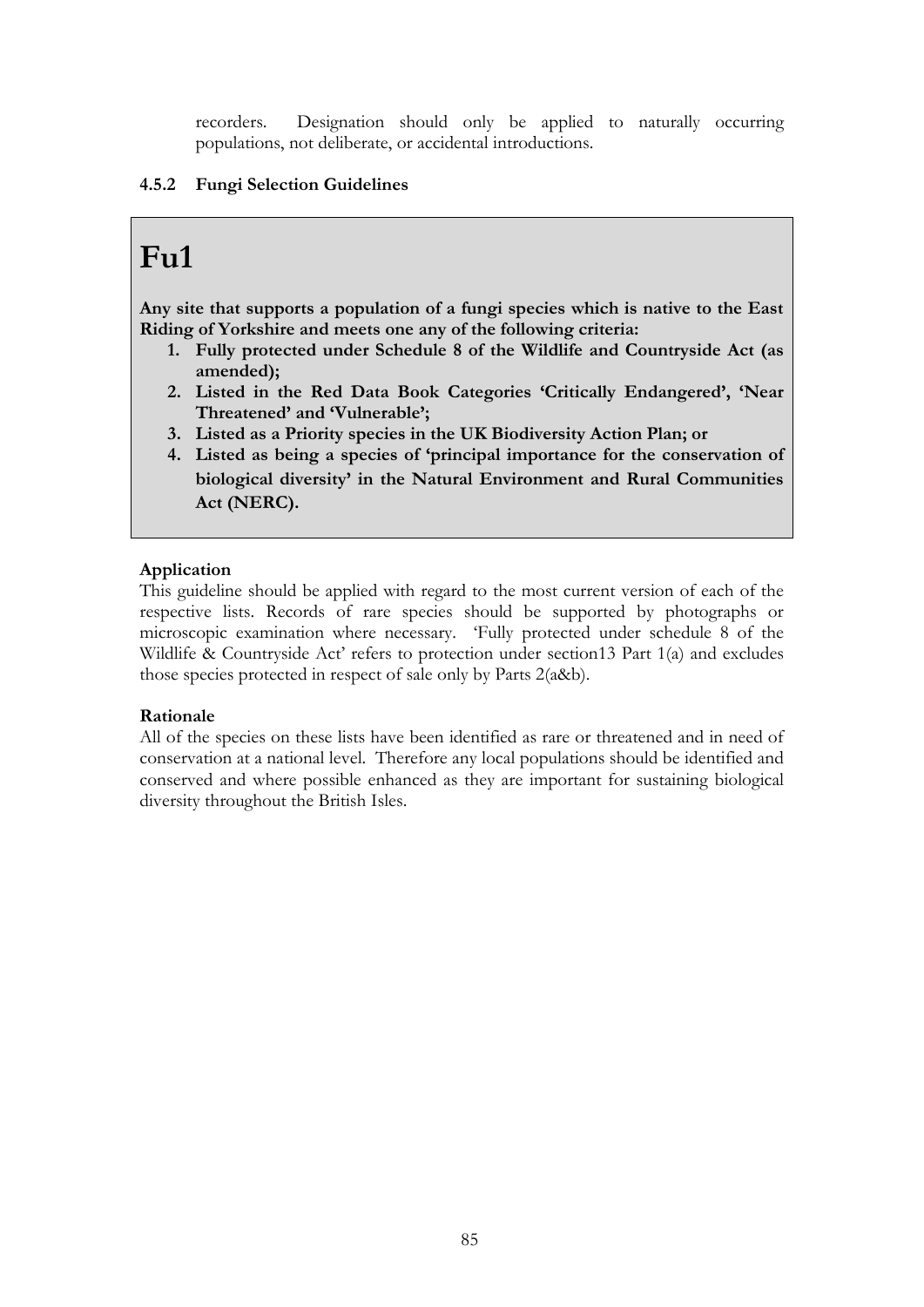recorders. Designation should only be applied to naturally occurring populations, not deliberate, or accidental introductions.

### 4.5.2 Fungi Selection Guidelines

# Fu1

**Any site that supports a population of a fungi species which is native to the East Riding of Yorkshire and meets one any of the following criteria:**

1. **Fully protected under Schedule 8 of the Wildlife and Countryside Act (as amended);**
2. **Listed in the Red Data Book Categories 'Critically Endangered', 'Near Threatened' and 'Vulnerable';**
3. **Listed as a Priority species in the UK Biodiversity Action Plan; or**
4. **Listed as being a species of 'principal importance for the conservation of biological diversity' in the Natural Environment and Rural Communities Act (NERC).**

**Application**

This guideline should be applied with regard to the most current version of each of the respective lists. Records of rare species should be supported by photographs or microscopic examination where necessary. 'Fully protected under schedule 8 of the Wildlife & Countryside Act' refers to protection under section13 Part 1(a) and excludes those species protected in respect of sale only by Parts 2(a&b).

**Rationale**

All of the species on these lists have been identified as rare or threatened and in need of conservation at a national level. Therefore any local populations should be identified and conserved and where possible enhanced as they are important for sustaining biological diversity throughout the British Isles.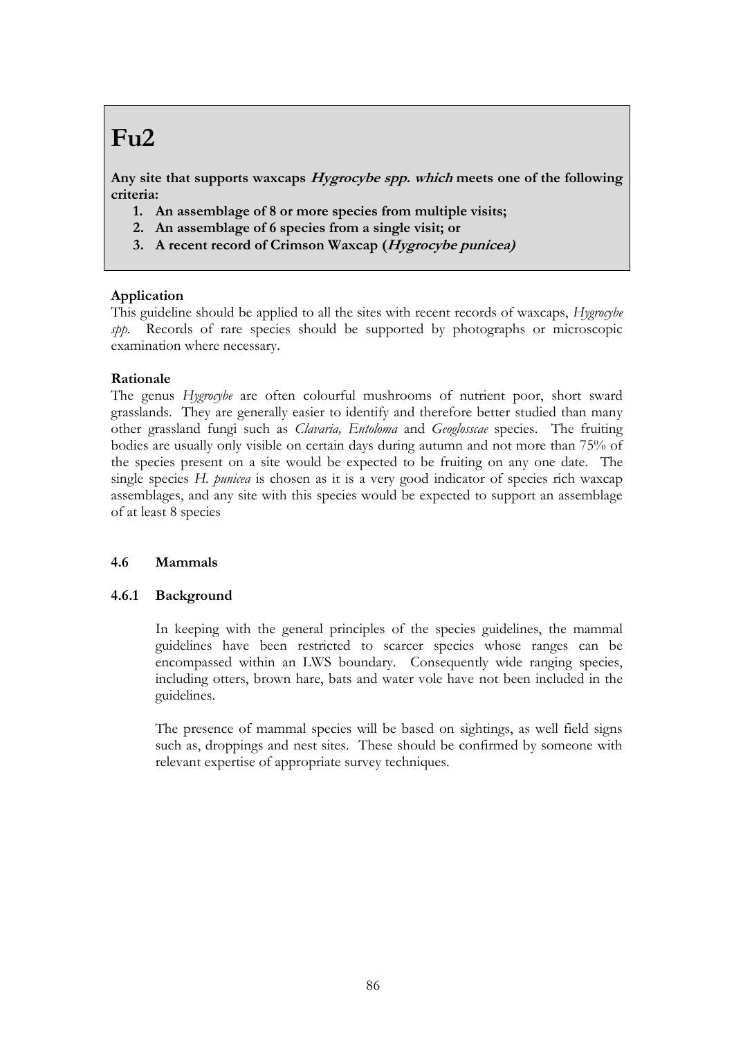# Fu2

**Any site that supports waxcaps *Hygrocybe spp. which* meets one of the following criteria:**

1. **An assemblage of 8 or more species from multiple visits;**
2. **An assemblage of 6 species from a single visit; or**
3. **A recent record of Crimson Waxcap (*Hygrocybe punicea)***

**Application**

This guideline should be applied to all the sites with recent records of waxcaps, *Hygrocybe spp.* Records of rare species should be supported by photographs or microscopic examination where necessary.

**Rationale**

The genus *Hygrocybe* are often colourful mushrooms of nutrient poor, short sward grasslands. They are generally easier to identify and therefore better studied than many other grassland fungi such as *Clavaria, Entoloma* and *Geoglosscae* species. The fruiting bodies are usually only visible on certain days during autumn and not more than 75% of the species present on a site would be expected to be fruiting on any one date. The single species *H. punicea* is chosen as it is a very good indicator of species rich waxcap assemblages, and any site with this species would be expected to support an assemblage of at least 8 species

### 4.6 Mammals

#### 4.6.1 Background

In keeping with the general principles of the species guidelines, the mammal guidelines have been restricted to scarcer species whose ranges can be encompassed within an LWS boundary. Consequently wide ranging species, including otters, brown hare, bats and water vole have not been included in the guidelines.

The presence of mammal species will be based on sightings, as well field signs such as, droppings and nest sites. These should be confirmed by someone with relevant expertise of appropriate survey techniques.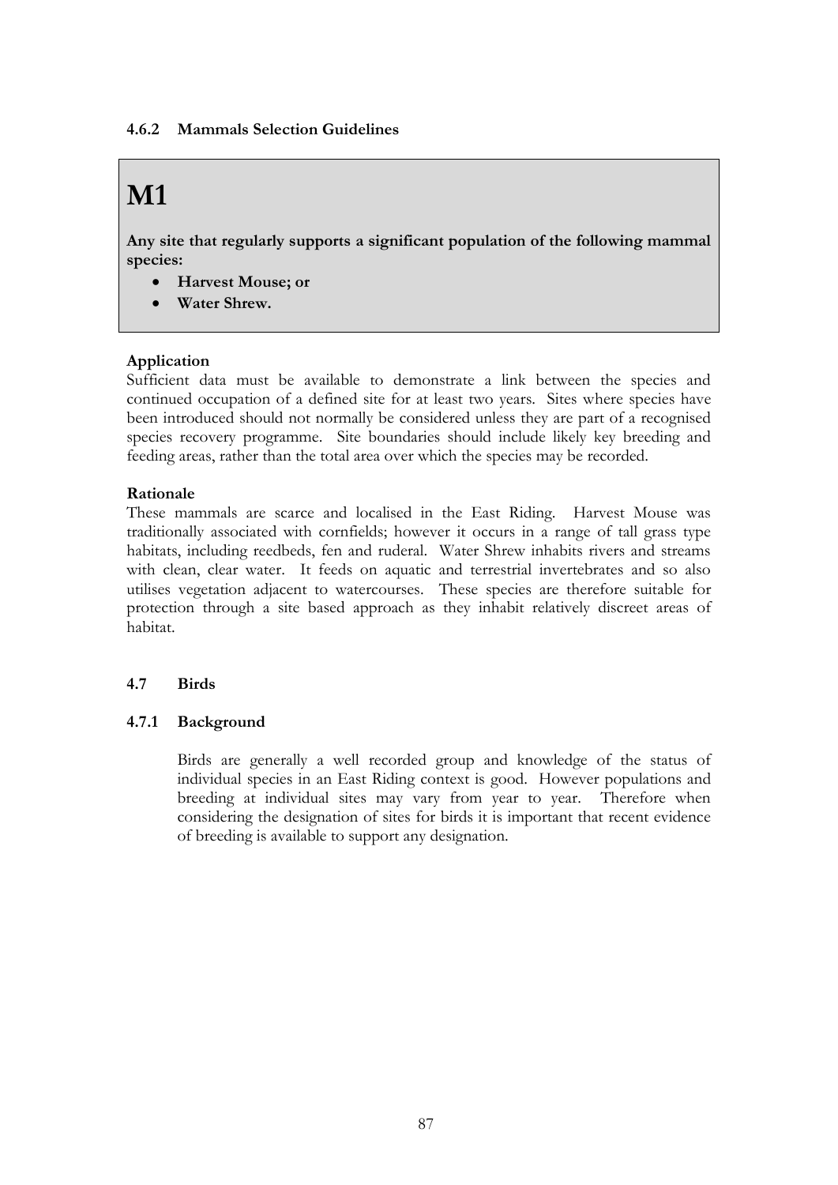#### 4.6.2 Mammals Selection Guidelines

# M1

**Any site that regularly supports a significant population of the following mammal species:**

- **Harvest Mouse; or**
- **Water Shrew.**

**Application**

Sufficient data must be available to demonstrate a link between the species and continued occupation of a defined site for at least two years. Sites where species have been introduced should not normally be considered unless they are part of a recognised species recovery programme. Site boundaries should include likely key breeding and feeding areas, rather than the total area over which the species may be recorded.

**Rationale**

These mammals are scarce and localised in the East Riding. Harvest Mouse was traditionally associated with cornfields; however it occurs in a range of tall grass type habitats, including reedbeds, fen and ruderal. Water Shrew inhabits rivers and streams with clean, clear water. It feeds on aquatic and terrestrial invertebrates and so also utilises vegetation adjacent to watercourses. These species are therefore suitable for protection through a site based approach as they inhabit relatively discreet areas of habitat.

### 4.7 Birds

#### 4.7.1 Background

Birds are generally a well recorded group and knowledge of the status of individual species in an East Riding context is good. However populations and breeding at individual sites may vary from year to year. Therefore when considering the designation of sites for birds it is important that recent evidence of breeding is available to support any designation.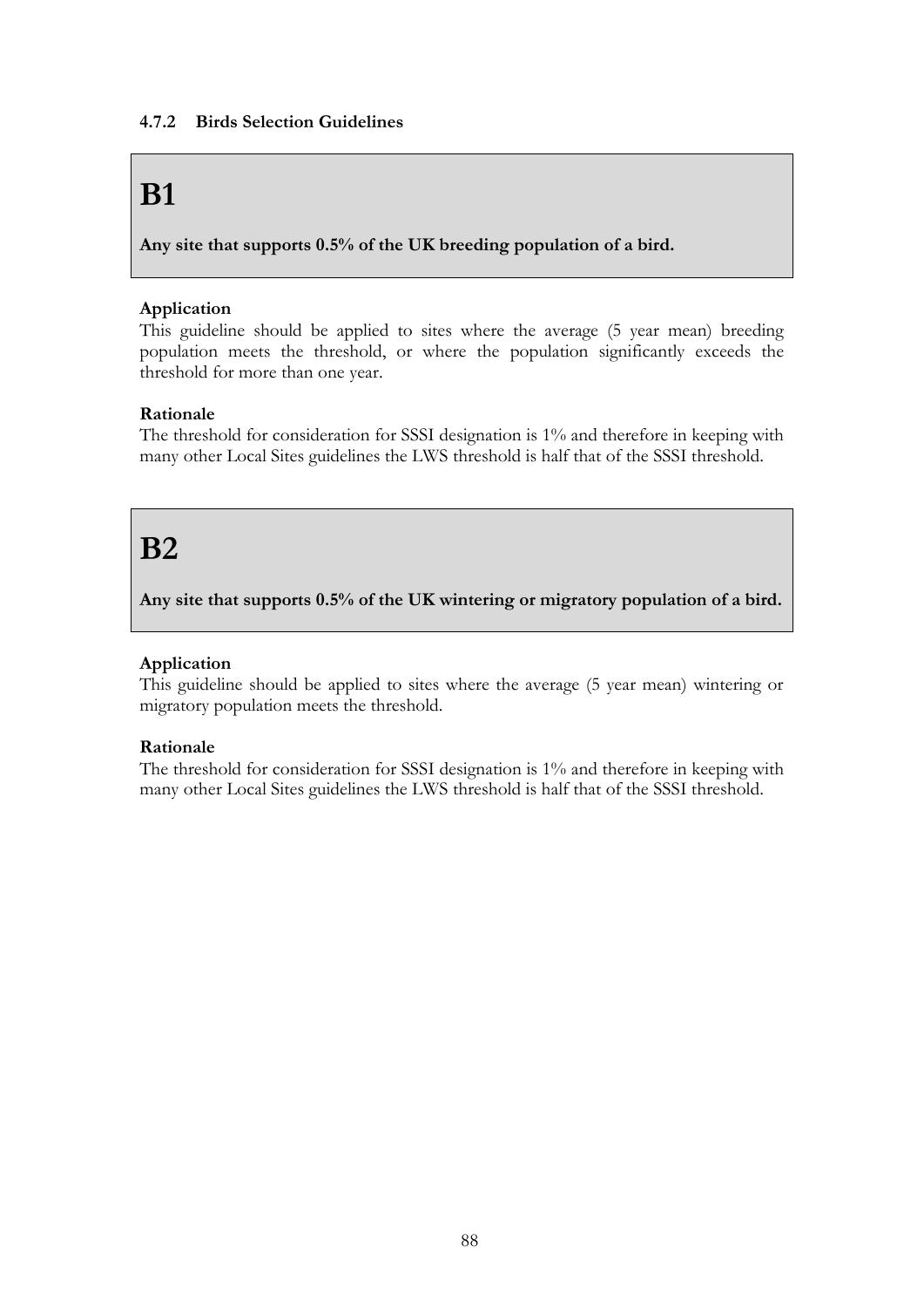### 4.7.2 Birds Selection Guidelines

# B1

**Any site that supports 0.5% of the UK breeding population of a bird.**

**Application**

This guideline should be applied to sites where the average (5 year mean) breeding population meets the threshold, or where the population significantly exceeds the threshold for more than one year.

**Rationale**

The threshold for consideration for SSSI designation is 1% and therefore in keeping with many other Local Sites guidelines the LWS threshold is half that of the SSSI threshold.

# B2

**Any site that supports 0.5% of the UK wintering or migratory population of a bird.**

**Application**

This guideline should be applied to sites where the average (5 year mean) wintering or migratory population meets the threshold.

**Rationale**

The threshold for consideration for SSSI designation is 1% and therefore in keeping with many other Local Sites guidelines the LWS threshold is half that of the SSSI threshold.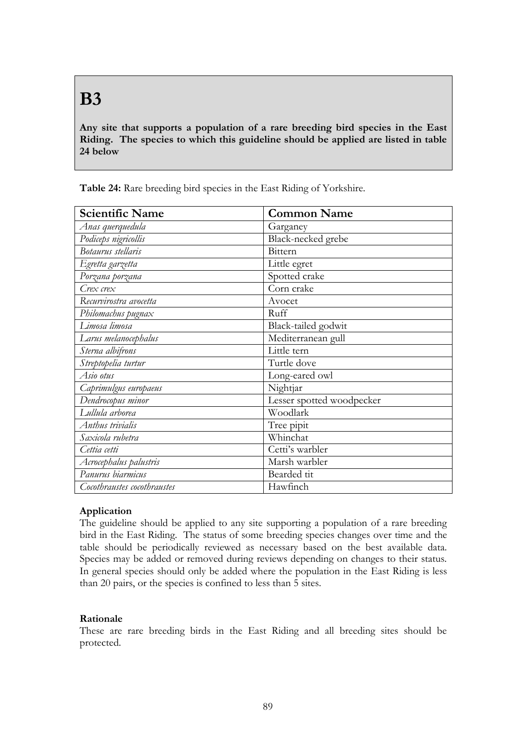# B3

**Any site that supports a population of a rare breeding bird species in the East Riding. The species to which this guideline should be applied are listed in table 24 below**

**Table 24:** Rare breeding bird species in the East Riding of Yorkshire.

| Scientific Name | Common Name |
|---|---|
| *Anas querquedula* | Garganey |
| *Podiceps nigricollis* | Black-necked grebe |
| *Botaurus stellaris* | Bittern |
| *Egretta garzetta* | Little egret |
| *Porzana porzana* | Spotted crake |
| *Crex crex* | Corn crake |
| *Recurvirostra avocetta* | Avocet |
| *Philomachus pugnax* | Ruff |
| *Limosa limosa* | Black-tailed godwit |
| *Larus melanocephalus* | Mediterranean gull |
| *Sterna albifrons* | Little tern |
| *Streptopelia turtur* | Turtle dove |
| *Asio otus* | Long-eared owl |
| *Caprimulgus europaeus* | Nightjar |
| *Dendrocopus minor* | Lesser spotted woodpecker |
| *Lullula arborea* | Woodlark |
| *Anthus trivialis* | Tree pipit |
| *Saxicola rubetra* | Whinchat |
| *Cettia cetti* | Cetti's warbler |
| *Acrocephalus palustris* | Marsh warbler |
| *Panurus biarmicus* | Bearded tit |
| *Cocothraustes cocothraustes* | Hawfinch |

**Application**

The guideline should be applied to any site supporting a population of a rare breeding bird in the East Riding. The status of some breeding species changes over time and the table should be periodically reviewed as necessary based on the best available data. Species may be added or removed during reviews depending on changes to their status. In general species should only be added where the population in the East Riding is less than 20 pairs, or the species is confined to less than 5 sites.

**Rationale**

These are rare breeding birds in the East Riding and all breeding sites should be protected.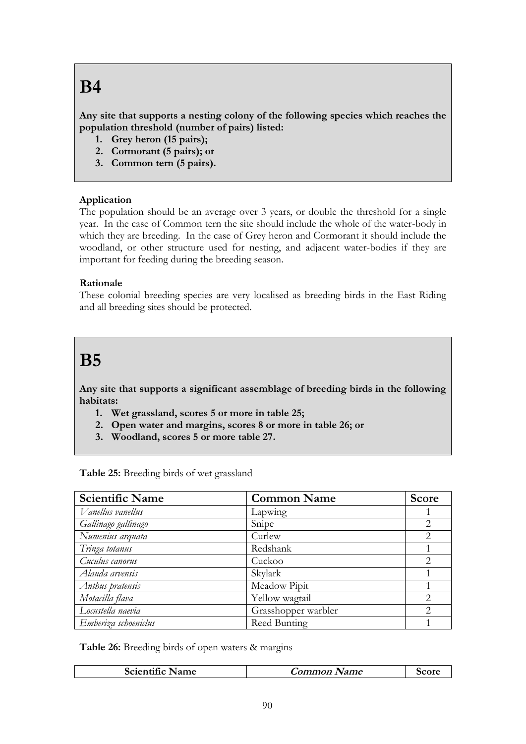# B4

**Any site that supports a nesting colony of the following species which reaches the population threshold (number of pairs) listed:**

1. **Grey heron (15 pairs);**
2. **Cormorant (5 pairs); or**
3. **Common tern (5 pairs).**

**Application**

The population should be an average over 3 years, or double the threshold for a single year. In the case of Common tern the site should include the whole of the water-body in which they are breeding. In the case of Grey heron and Cormorant it should include the woodland, or other structure used for nesting, and adjacent water-bodies if they are important for feeding during the breeding season.

**Rationale**

These colonial breeding species are very localised as breeding birds in the East Riding and all breeding sites should be protected.

# B5

**Any site that supports a significant assemblage of breeding birds in the following habitats:**

1. **Wet grassland, scores 5 or more in table 25;**
2. **Open water and margins, scores 8 or more in table 26; or**
3. **Woodland, scores 5 or more table 27.**

**Table 25:** Breeding birds of wet grassland

| Scientific Name | Common Name | Score |
|---|---|---|
| *Vanellus vanellus* | Lapwing | 1 |
| *Gallinago gallinago* | Snipe | 2 |
| *Numenius arquata* | Curlew | 2 |
| *Tringa totanus* | Redshank | 1 |
| *Cuculus canorus* | Cuckoo | 2 |
| *Alauda arvensis* | Skylark | 1 |
| *Anthus pratensis* | Meadow Pipit | 1 |
| *Motacilla flava* | Yellow wagtail | 2 |
| *Locustella naevia* | Grasshopper warbler | 2 |
| *Emberiza schoeniclus* | Reed Bunting | 1 |

**Table 26:** Breeding birds of open waters & margins

| Scientific Name | *Common Name* | Score |
|---|---|---|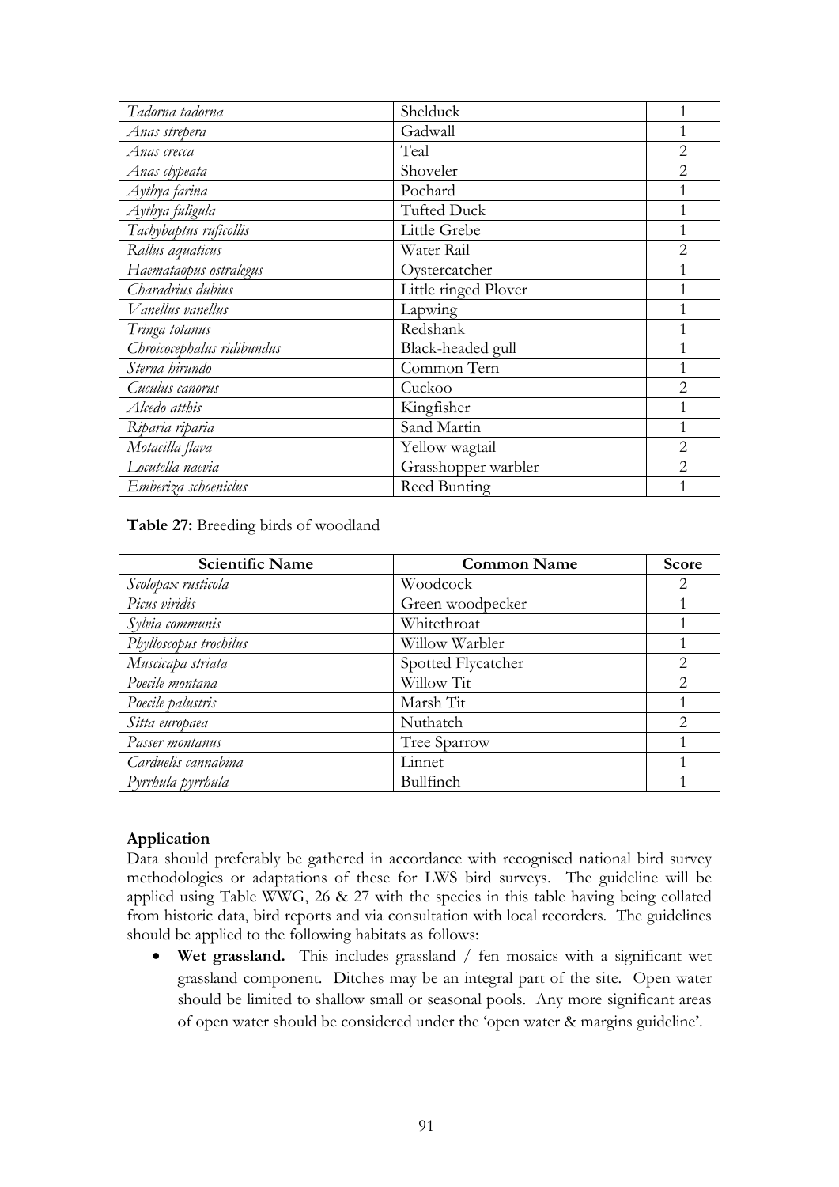| | | |
|---|---|---|
| *Tadorna tadorna* | Shelduck | 1 |
| *Anas strepera* | Gadwall | 1 |
| *Anas crecca* | Teal | 2 |
| *Anas clypeata* | Shoveler | 2 |
| *Aythya farina* | Pochard | 1 |
| *Aythya fuligula* | Tufted Duck | 1 |
| *Tachybaptus ruficollis* | Little Grebe | 1 |
| *Rallus aquaticus* | Water Rail | 2 |
| *Haemataopus ostralegus* | Oystercatcher | 1 |
| *Charadrius dubius* | Little ringed Plover | 1 |
| *Vanellus vanellus* | Lapwing | 1 |
| *Tringa totanus* | Redshank | 1 |
| *Chroicocephalus ridibundus* | Black-headed gull | 1 |
| *Sterna hirundo* | Common Tern | 1 |
| *Cuculus canorus* | Cuckoo | 2 |
| *Alcedo atthis* | Kingfisher | 1 |
| *Riparia riparia* | Sand Martin | 1 |
| *Motacilla flava* | Yellow wagtail | 2 |
| *Locutella naevia* | Grasshopper warbler | 2 |
| *Emberiza schoeniclus* | Reed Bunting | 1 |

**Table 27:** Breeding birds of woodland

| Scientific Name | Common Name | Score |
|---|---|---|
| *Scolopax rusticola* | Woodcock | 2 |
| *Picus viridis* | Green woodpecker | 1 |
| *Sylvia communis* | Whitethroat | 1 |
| *Phylloscopus trochilus* | Willow Warbler | 1 |
| *Muscicapa striata* | Spotted Flycatcher | 2 |
| *Poecile montana* | Willow Tit | 2 |
| *Poecile palustris* | Marsh Tit | 1 |
| *Sitta europaea* | Nuthatch | 2 |
| *Passer montanus* | Tree Sparrow | 1 |
| *Carduelis cannabina* | Linnet | 1 |
| *Pyrrhula pyrrhula* | Bullfinch | 1 |

**Application**

Data should preferably be gathered in accordance with recognised national bird survey methodologies or adaptations of these for LWS bird surveys. The guideline will be applied using Table WWG, 26 & 27 with the species in this table having being collated from historic data, bird reports and via consultation with local recorders. The guidelines should be applied to the following habitats as follows:

- **Wet grassland.** This includes grassland / fen mosaics with a significant wet grassland component. Ditches may be an integral part of the site. Open water should be limited to shallow small or seasonal pools. Any more significant areas of open water should be considered under the 'open water & margins guideline'.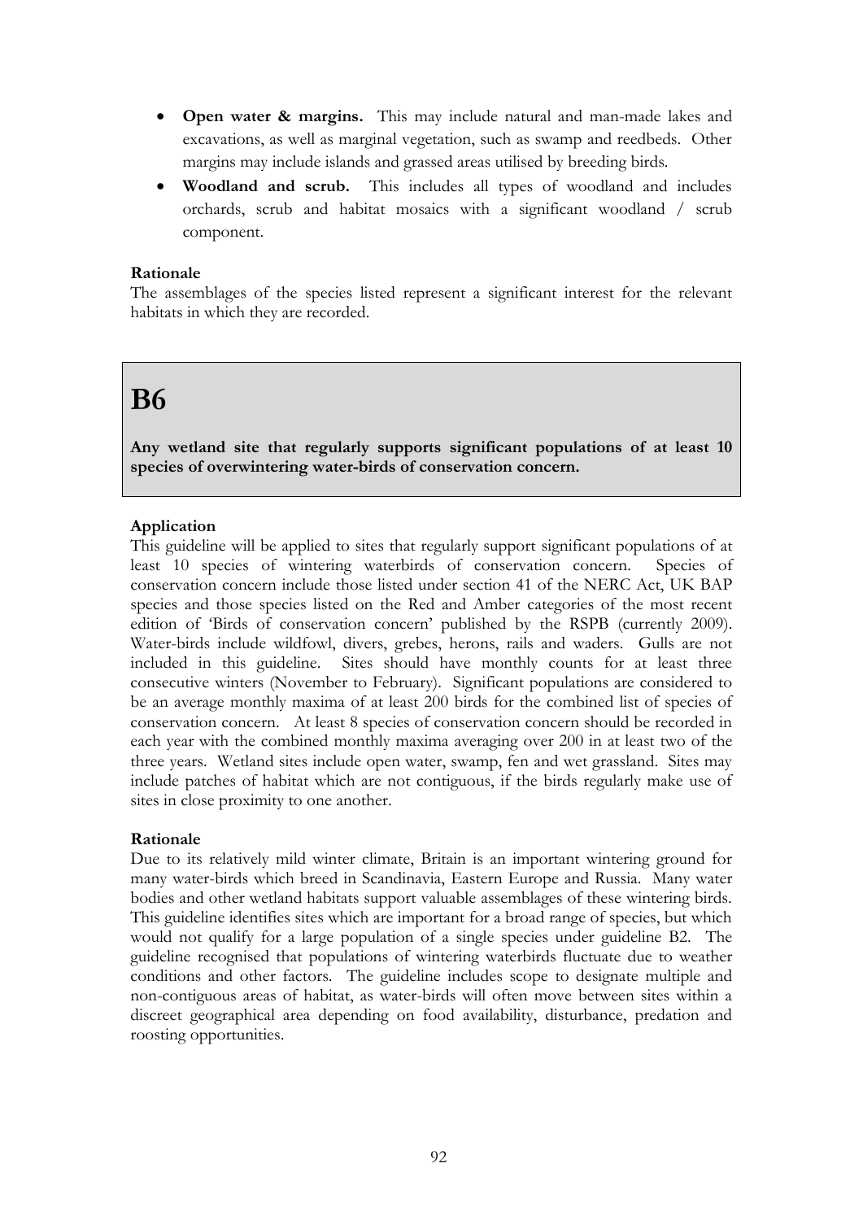- **Open water & margins.** This may include natural and man-made lakes and excavations, as well as marginal vegetation, such as swamp and reedbeds. Other margins may include islands and grassed areas utilised by breeding birds.
- **Woodland and scrub.** This includes all types of woodland and includes orchards, scrub and habitat mosaics with a significant woodland / scrub component.

**Rationale**
The assemblages of the species listed represent a significant interest for the relevant habitats in which they are recorded.

# B6

**Any wetland site that regularly supports significant populations of at least 10 species of overwintering water-birds of conservation concern.**

**Application**
This guideline will be applied to sites that regularly support significant populations of at least 10 species of wintering waterbirds of conservation concern. Species of conservation concern include those listed under section 41 of the NERC Act, UK BAP species and those species listed on the Red and Amber categories of the most recent edition of 'Birds of conservation concern' published by the RSPB (currently 2009). Water-birds include wildfowl, divers, grebes, herons, rails and waders. Gulls are not included in this guideline. Sites should have monthly counts for at least three consecutive winters (November to February). Significant populations are considered to be an average monthly maxima of at least 200 birds for the combined list of species of conservation concern. At least 8 species of conservation concern should be recorded in each year with the combined monthly maxima averaging over 200 in at least two of the three years. Wetland sites include open water, swamp, fen and wet grassland. Sites may include patches of habitat which are not contiguous, if the birds regularly make use of sites in close proximity to one another.

**Rationale**
Due to its relatively mild winter climate, Britain is an important wintering ground for many water-birds which breed in Scandinavia, Eastern Europe and Russia. Many water bodies and other wetland habitats support valuable assemblages of these wintering birds. This guideline identifies sites which are important for a broad range of species, but which would not qualify for a large population of a single species under guideline B2. The guideline recognised that populations of wintering waterbirds fluctuate due to weather conditions and other factors. The guideline includes scope to designate multiple and non-contiguous areas of habitat, as water-birds will often move between sites within a discreet geographical area depending on food availability, disturbance, predation and roosting opportunities.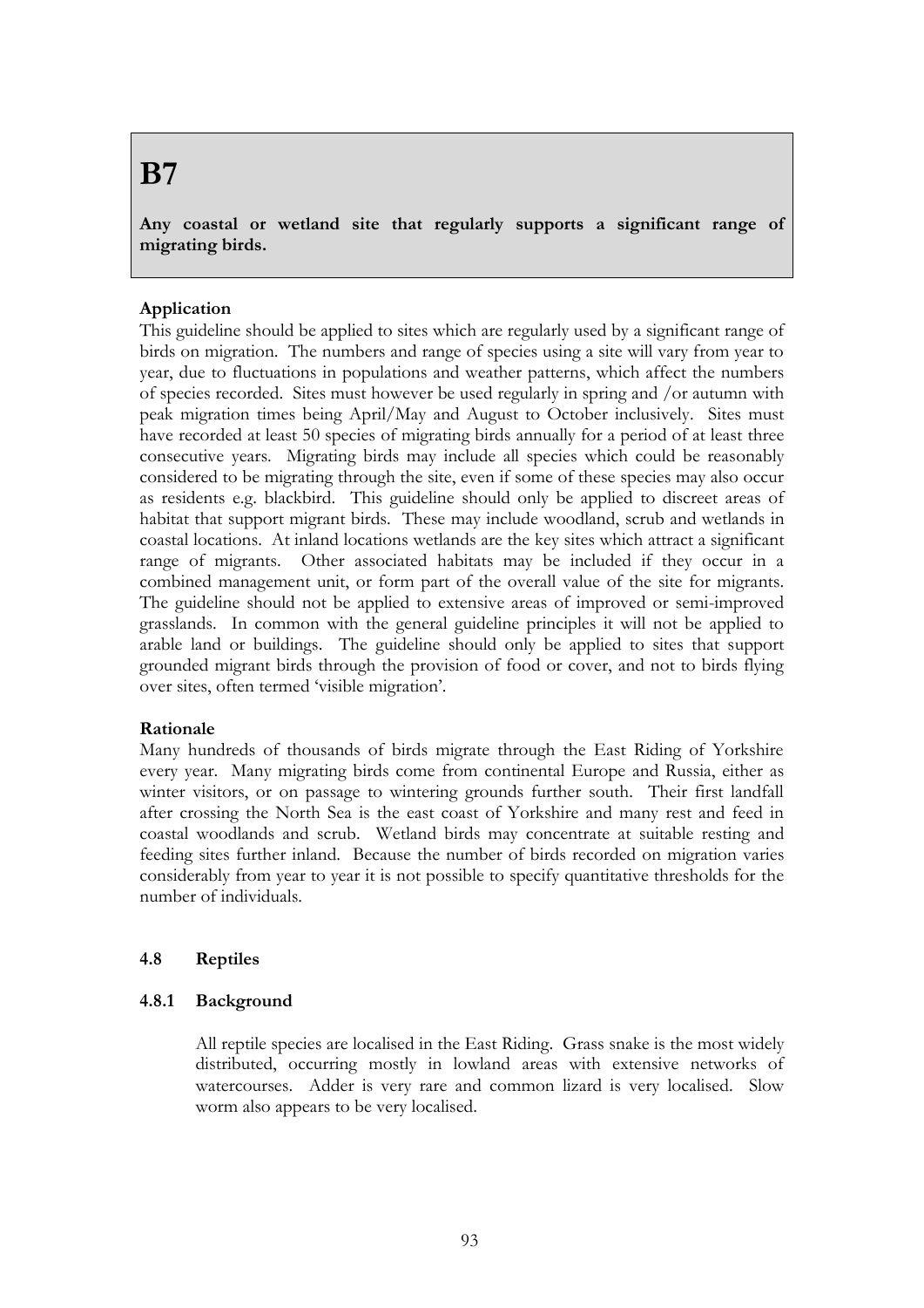# B7

**Any coastal or wetland site that regularly supports a significant range of migrating birds.**

**Application**

This guideline should be applied to sites which are regularly used by a significant range of birds on migration. The numbers and range of species using a site will vary from year to year, due to fluctuations in populations and weather patterns, which affect the numbers of species recorded. Sites must however be used regularly in spring and /or autumn with peak migration times being April/May and August to October inclusively. Sites must have recorded at least 50 species of migrating birds annually for a period of at least three consecutive years. Migrating birds may include all species which could be reasonably considered to be migrating through the site, even if some of these species may also occur as residents e.g. blackbird. This guideline should only be applied to discreet areas of habitat that support migrant birds. These may include woodland, scrub and wetlands in coastal locations. At inland locations wetlands are the key sites which attract a significant range of migrants. Other associated habitats may be included if they occur in a combined management unit, or form part of the overall value of the site for migrants. The guideline should not be applied to extensive areas of improved or semi-improved grasslands. In common with the general guideline principles it will not be applied to arable land or buildings. The guideline should only be applied to sites that support grounded migrant birds through the provision of food or cover, and not to birds flying over sites, often termed 'visible migration'.

**Rationale**

Many hundreds of thousands of birds migrate through the East Riding of Yorkshire every year. Many migrating birds come from continental Europe and Russia, either as winter visitors, or on passage to wintering grounds further south. Their first landfall after crossing the North Sea is the east coast of Yorkshire and many rest and feed in coastal woodlands and scrub. Wetland birds may concentrate at suitable resting and feeding sites further inland. Because the number of birds recorded on migration varies considerably from year to year it is not possible to specify quantitative thresholds for the number of individuals.

## 4.8 Reptiles

### 4.8.1 Background

All reptile species are localised in the East Riding. Grass snake is the most widely distributed, occurring mostly in lowland areas with extensive networks of watercourses. Adder is very rare and common lizard is very localised. Slow worm also appears to be very localised.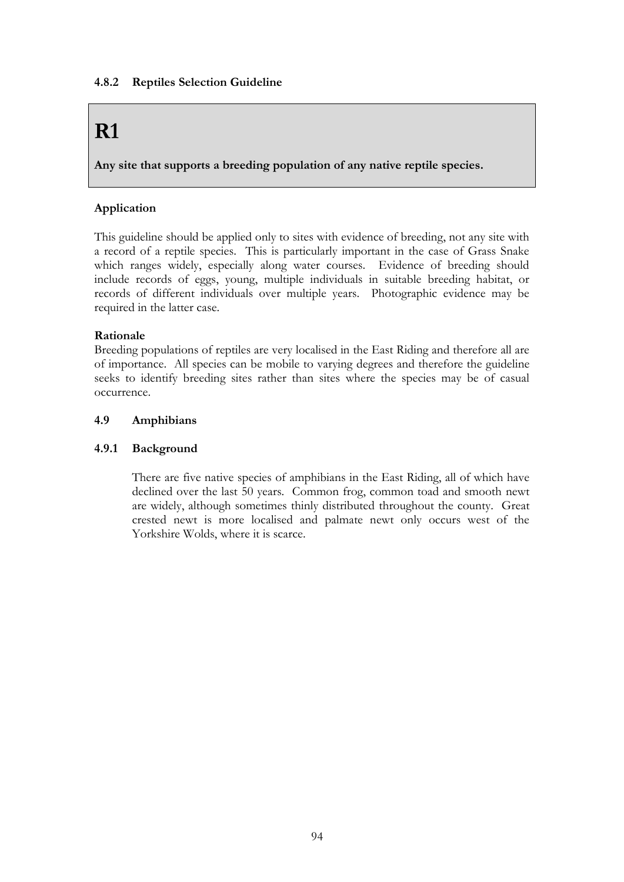#### 4.8.2 Reptiles Selection Guideline

## R1

**Any site that supports a breeding population of any native reptile species.**

**Application**

This guideline should be applied only to sites with evidence of breeding, not any site with a record of a reptile species. This is particularly important in the case of Grass Snake which ranges widely, especially along water courses. Evidence of breeding should include records of eggs, young, multiple individuals in suitable breeding habitat, or records of different individuals over multiple years. Photographic evidence may be required in the latter case.

**Rationale**

Breeding populations of reptiles are very localised in the East Riding and therefore all are of importance. All species can be mobile to varying degrees and therefore the guideline seeks to identify breeding sites rather than sites where the species may be of casual occurrence.

### 4.9 Amphibians

#### 4.9.1 Background

There are five native species of amphibians in the East Riding, all of which have declined over the last 50 years. Common frog, common toad and smooth newt are widely, although sometimes thinly distributed throughout the county. Great crested newt is more localised and palmate newt only occurs west of the Yorkshire Wolds, where it is scarce.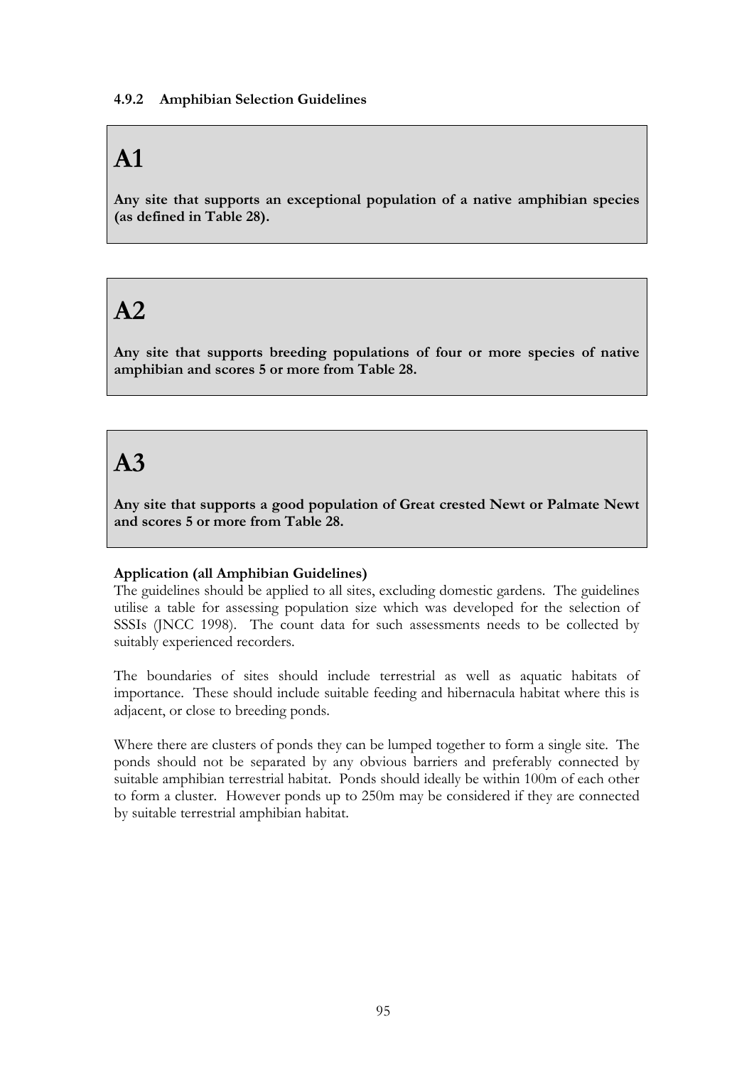#### 4.9.2 Amphibian Selection Guidelines

## A1

**Any site that supports an exceptional population of a native amphibian species (as defined in Table 28).**

## A2

**Any site that supports breeding populations of four or more species of native amphibian and scores 5 or more from Table 28.**

## A3

**Any site that supports a good population of Great crested Newt or Palmate Newt and scores 5 or more from Table 28.**

**Application (all Amphibian Guidelines)**

The guidelines should be applied to all sites, excluding domestic gardens. The guidelines utilise a table for assessing population size which was developed for the selection of SSSIs (JNCC 1998). The count data for such assessments needs to be collected by suitably experienced recorders.

The boundaries of sites should include terrestrial as well as aquatic habitats of importance. These should include suitable feeding and hibernacula habitat where this is adjacent, or close to breeding ponds.

Where there are clusters of ponds they can be lumped together to form a single site. The ponds should not be separated by any obvious barriers and preferably connected by suitable amphibian terrestrial habitat. Ponds should ideally be within 100m of each other to form a cluster. However ponds up to 250m may be considered if they are connected by suitable terrestrial amphibian habitat.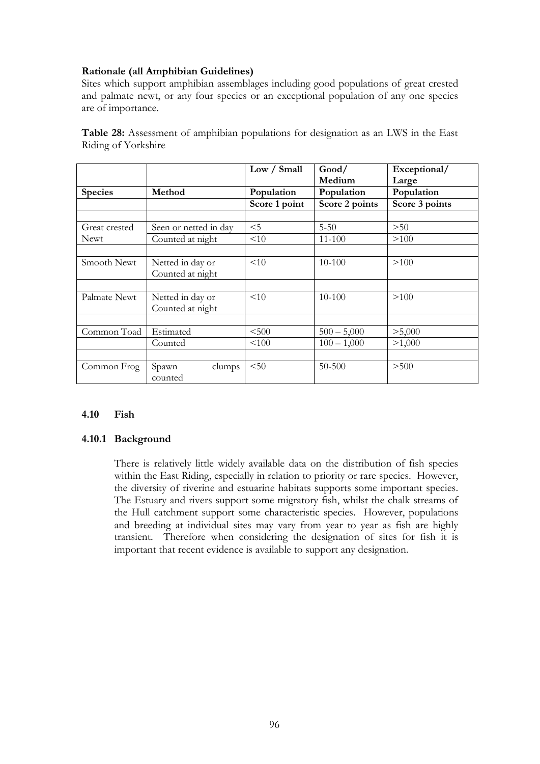**Rationale (all Amphibian Guidelines)**

Sites which support amphibian assemblages including good populations of great crested and palmate newt, or any four species or an exceptional population of any one species are of importance.

**Table 28:** Assessment of amphibian populations for designation as an LWS in the East Riding of Yorkshire

| | | Low / Small | Good/ Medium | Exceptional/ Large |
|---|---|---|---|---|
| **Species** | **Method** | **Population** | **Population** | **Population** |
| | | **Score 1 point** | **Score 2 points** | **Score 3 points** |
| | | | | |
| Great crested Newt | Seen or netted in day | <5 | 5-50 | >50 |
| | Counted at night | <10 | 11-100 | >100 |
| | | | | |
| Smooth Newt | Netted in day or Counted at night | <10 | 10-100 | >100 |
| | | | | |
| Palmate Newt | Netted in day or Counted at night | <10 | 10-100 | >100 |
| | | | | |
| Common Toad | Estimated | <500 | 500 – 5,000 | >5,000 |
| | Counted | <100 | 100 – 1,000 | >1,000 |
| | | | | |
| Common Frog | Spawn clumps counted | <50 | 50-500 | >500 |

## 4.10 Fish

### 4.10.1 Background

There is relatively little widely available data on the distribution of fish species within the East Riding, especially in relation to priority or rare species. However, the diversity of riverine and estuarine habitats supports some important species. The Estuary and rivers support some migratory fish, whilst the chalk streams of the Hull catchment support some characteristic species. However, populations and breeding at individual sites may vary from year to year as fish are highly transient. Therefore when considering the designation of sites for fish it is important that recent evidence is available to support any designation.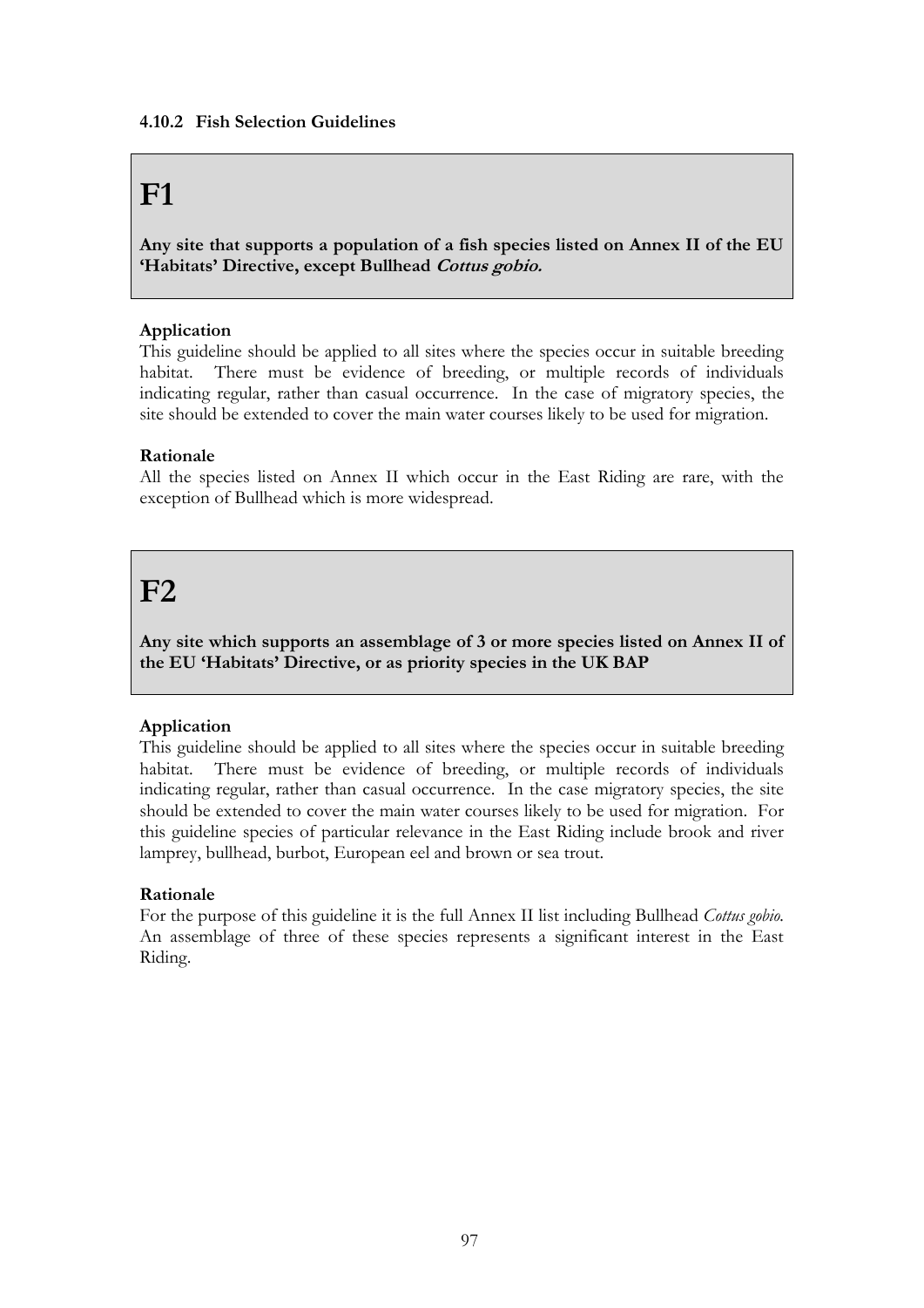#### 4.10.2 Fish Selection Guidelines

# F1

**Any site that supports a population of a fish species listed on Annex II of the EU 'Habitats' Directive, except Bullhead *Cottus gobio.***

**Application**

This guideline should be applied to all sites where the species occur in suitable breeding habitat. There must be evidence of breeding, or multiple records of individuals indicating regular, rather than casual occurrence. In the case of migratory species, the site should be extended to cover the main water courses likely to be used for migration.

**Rationale**

All the species listed on Annex II which occur in the East Riding are rare, with the exception of Bullhead which is more widespread.

# F2

**Any site which supports an assemblage of 3 or more species listed on Annex II of the EU 'Habitats' Directive, or as priority species in the UK BAP**

**Application**

This guideline should be applied to all sites where the species occur in suitable breeding habitat. There must be evidence of breeding, or multiple records of individuals indicating regular, rather than casual occurrence. In the case migratory species, the site should be extended to cover the main water courses likely to be used for migration. For this guideline species of particular relevance in the East Riding include brook and river lamprey, bullhead, burbot, European eel and brown or sea trout.

**Rationale**

For the purpose of this guideline it is the full Annex II list including Bullhead *Cottus gobio.* An assemblage of three of these species represents a significant interest in the East Riding.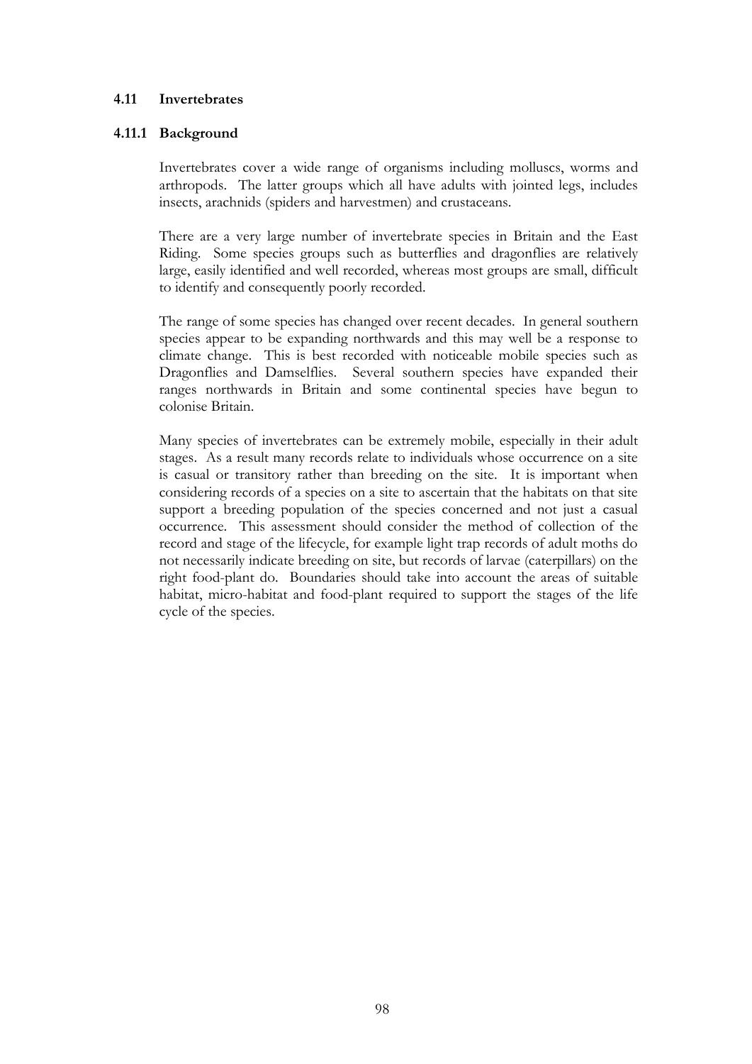## 4.11 Invertebrates

### 4.11.1 Background

Invertebrates cover a wide range of organisms including molluscs, worms and arthropods. The latter groups which all have adults with jointed legs, includes insects, arachnids (spiders and harvestmen) and crustaceans.

There are a very large number of invertebrate species in Britain and the East Riding. Some species groups such as butterflies and dragonflies are relatively large, easily identified and well recorded, whereas most groups are small, difficult to identify and consequently poorly recorded.

The range of some species has changed over recent decades. In general southern species appear to be expanding northwards and this may well be a response to climate change. This is best recorded with noticeable mobile species such as Dragonflies and Damselflies. Several southern species have expanded their ranges northwards in Britain and some continental species have begun to colonise Britain.

Many species of invertebrates can be extremely mobile, especially in their adult stages. As a result many records relate to individuals whose occurrence on a site is casual or transitory rather than breeding on the site. It is important when considering records of a species on a site to ascertain that the habitats on that site support a breeding population of the species concerned and not just a casual occurrence. This assessment should consider the method of collection of the record and stage of the lifecycle, for example light trap records of adult moths do not necessarily indicate breeding on site, but records of larvae (caterpillars) on the right food-plant do. Boundaries should take into account the areas of suitable habitat, micro-habitat and food-plant required to support the stages of the life cycle of the species.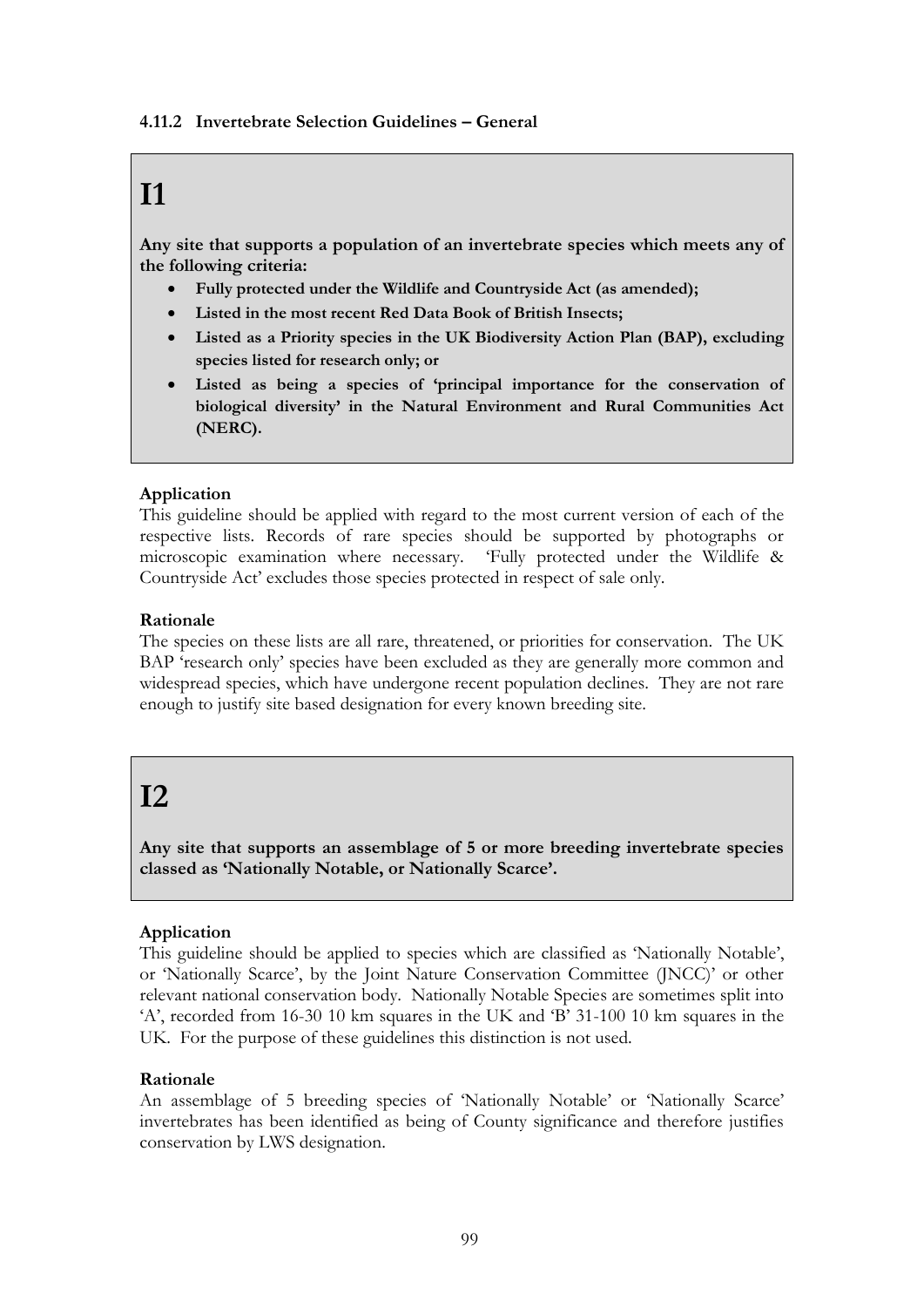#### 4.11.2 Invertebrate Selection Guidelines – General

## I1

**Any site that supports a population of an invertebrate species which meets any of the following criteria:**

- **Fully protected under the Wildlife and Countryside Act (as amended);**
- **Listed in the most recent Red Data Book of British Insects;**
- **Listed as a Priority species in the UK Biodiversity Action Plan (BAP), excluding species listed for research only; or**
- **Listed as being a species of 'principal importance for the conservation of biological diversity' in the Natural Environment and Rural Communities Act (NERC).**

**Application**

This guideline should be applied with regard to the most current version of each of the respective lists. Records of rare species should be supported by photographs or microscopic examination where necessary. 'Fully protected under the Wildlife & Countryside Act' excludes those species protected in respect of sale only.

**Rationale**

The species on these lists are all rare, threatened, or priorities for conservation. The UK BAP 'research only' species have been excluded as they are generally more common and widespread species, which have undergone recent population declines. They are not rare enough to justify site based designation for every known breeding site.

## I2

**Any site that supports an assemblage of 5 or more breeding invertebrate species classed as 'Nationally Notable, or Nationally Scarce'.**

**Application**

This guideline should be applied to species which are classified as 'Nationally Notable', or 'Nationally Scarce', by the Joint Nature Conservation Committee (JNCC)' or other relevant national conservation body. Nationally Notable Species are sometimes split into 'A', recorded from 16-30 10 km squares in the UK and 'B' 31-100 10 km squares in the UK. For the purpose of these guidelines this distinction is not used.

**Rationale**

An assemblage of 5 breeding species of 'Nationally Notable' or 'Nationally Scarce' invertebrates has been identified as being of County significance and therefore justifies conservation by LWS designation.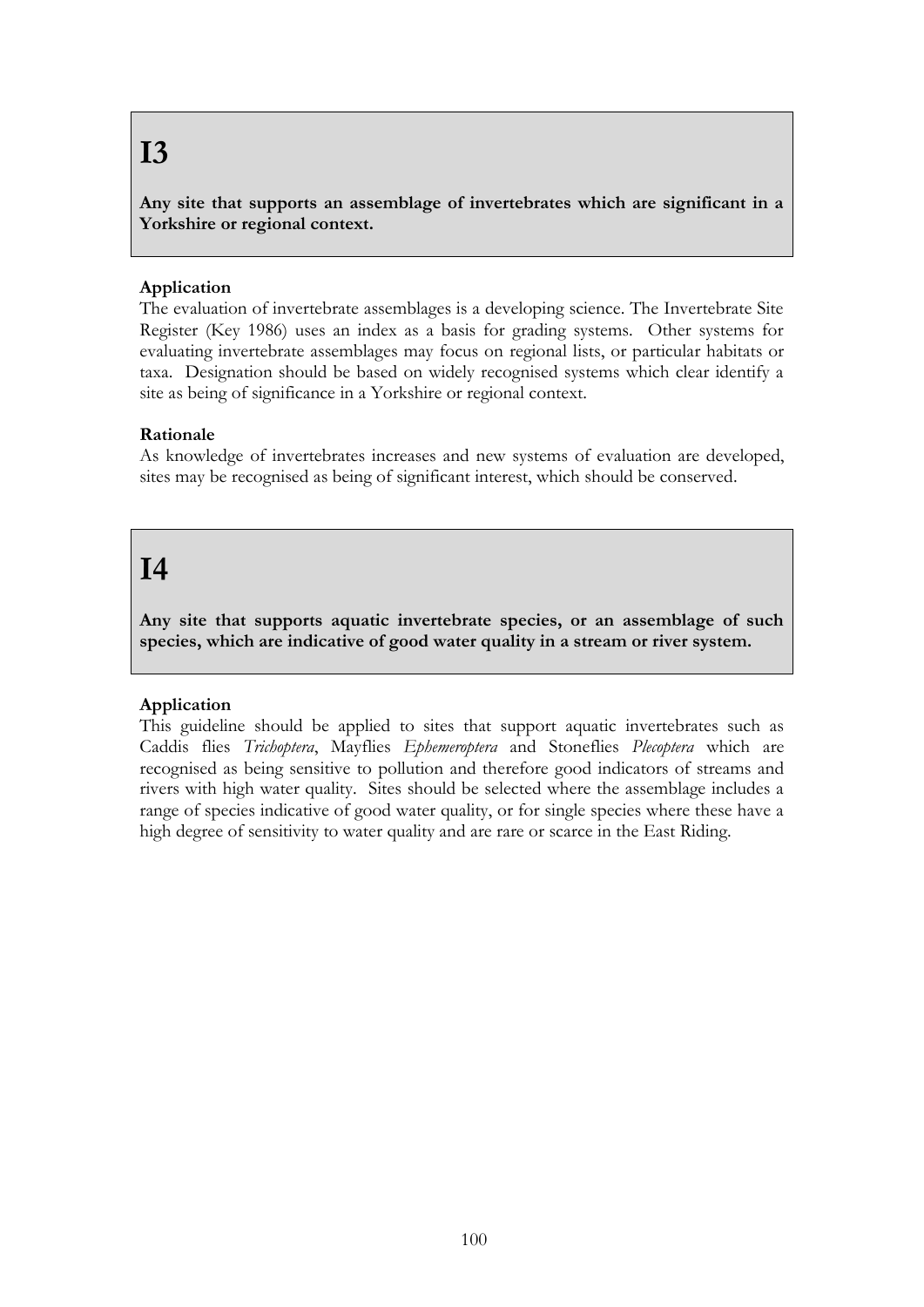# I3

**Any site that supports an assemblage of invertebrates which are significant in a Yorkshire or regional context.**

### Application

The evaluation of invertebrate assemblages is a developing science. The Invertebrate Site Register (Key 1986) uses an index as a basis for grading systems. Other systems for evaluating invertebrate assemblages may focus on regional lists, or particular habitats or taxa. Designation should be based on widely recognised systems which clear identify a site as being of significance in a Yorkshire or regional context.

### Rationale

As knowledge of invertebrates increases and new systems of evaluation are developed, sites may be recognised as being of significant interest, which should be conserved.

# I4

**Any site that supports aquatic invertebrate species, or an assemblage of such species, which are indicative of good water quality in a stream or river system.**

### Application

This guideline should be applied to sites that support aquatic invertebrates such as Caddis flies *Trichoptera*, Mayflies *Ephemeroptera* and Stoneflies *Plecoptera* which are recognised as being sensitive to pollution and therefore good indicators of streams and rivers with high water quality. Sites should be selected where the assemblage includes a range of species indicative of good water quality, or for single species where these have a high degree of sensitivity to water quality and are rare or scarce in the East Riding.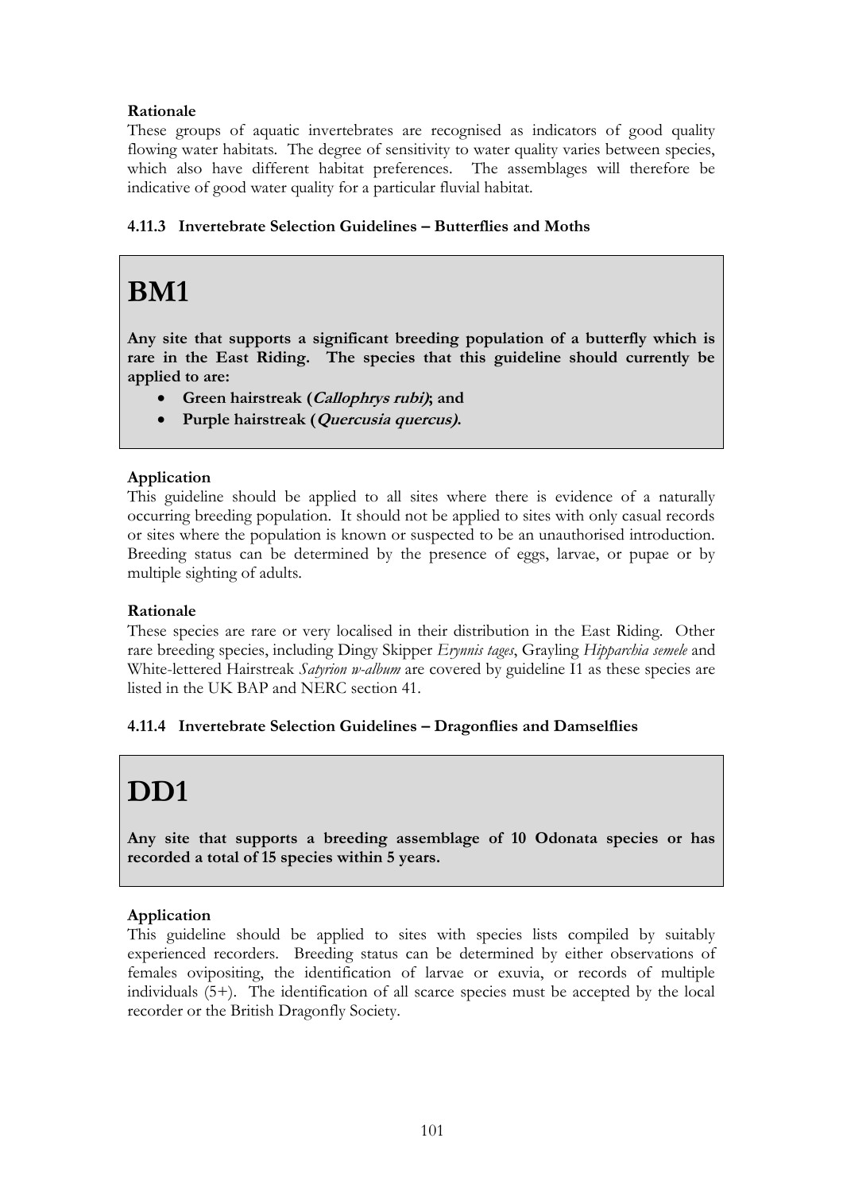**Rationale**

These groups of aquatic invertebrates are recognised as indicators of good quality flowing water habitats. The degree of sensitivity to water quality varies between species, which also have different habitat preferences. The assemblages will therefore be indicative of good water quality for a particular fluvial habitat.

### 4.11.3 Invertebrate Selection Guidelines – Butterflies and Moths

## BM1

**Any site that supports a significant breeding population of a butterfly which is rare in the East Riding. The species that this guideline should currently be applied to are:**

- **Green hairstreak (*Callophrys rubi*); and**
- **Purple hairstreak (*Quercusia quercus*).**

**Application**

This guideline should be applied to all sites where there is evidence of a naturally occurring breeding population. It should not be applied to sites with only casual records or sites where the population is known or suspected to be an unauthorised introduction. Breeding status can be determined by the presence of eggs, larvae, or pupae or by multiple sighting of adults.

**Rationale**

These species are rare or very localised in their distribution in the East Riding. Other rare breeding species, including Dingy Skipper *Erynnis tages*, Grayling *Hipparchia semele* and White-lettered Hairstreak *Satyrion w-album* are covered by guideline I1 as these species are listed in the UK BAP and NERC section 41.

### 4.11.4 Invertebrate Selection Guidelines – Dragonflies and Damselflies

## DD1

**Any site that supports a breeding assemblage of 10 Odonata species or has recorded a total of 15 species within 5 years.**

**Application**

This guideline should be applied to sites with species lists compiled by suitably experienced recorders. Breeding status can be determined by either observations of females ovipositing, the identification of larvae or exuvia, or records of multiple individuals (5+). The identification of all scarce species must be accepted by the local recorder or the British Dragonfly Society.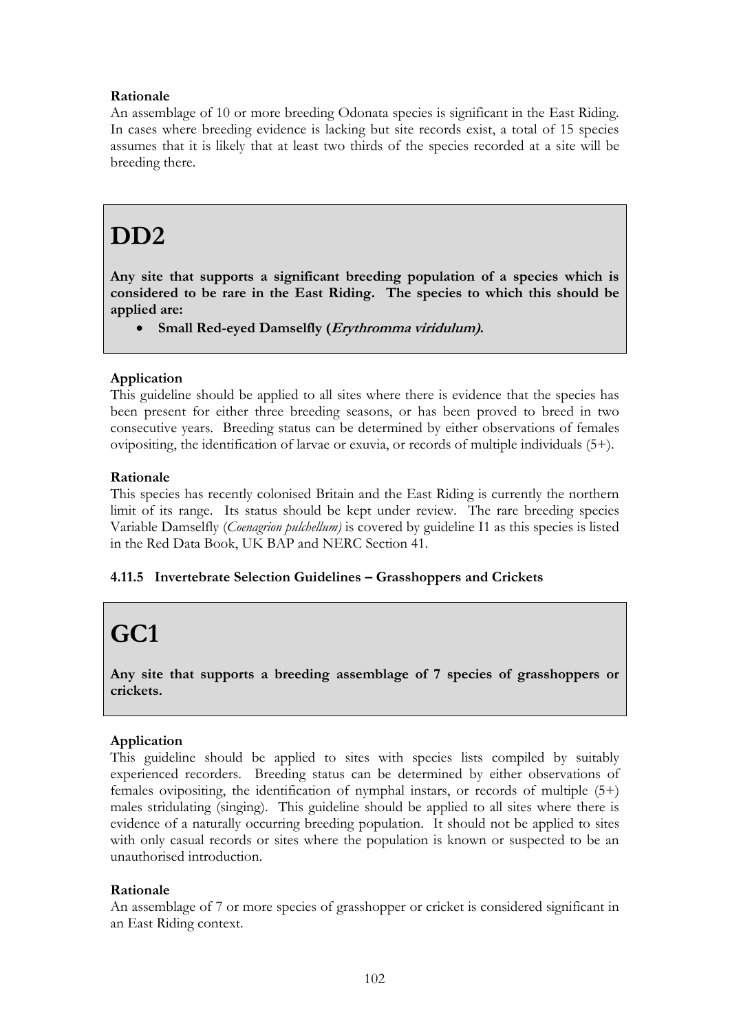**Rationale**

An assemblage of 10 or more breeding Odonata species is significant in the East Riding. In cases where breeding evidence is lacking but site records exist, a total of 15 species assumes that it is likely that at least two thirds of the species recorded at a site will be breeding there.

# DD2

**Any site that supports a significant breeding population of a species which is considered to be rare in the East Riding. The species to which this should be applied are:**

- **Small Red-eyed Damselfly (*Erythromma viridulum*).**

**Application**

This guideline should be applied to all sites where there is evidence that the species has been present for either three breeding seasons, or has been proved to breed in two consecutive years. Breeding status can be determined by either observations of females ovipositing, the identification of larvae or exuvia, or records of multiple individuals (5+).

**Rationale**

This species has recently colonised Britain and the East Riding is currently the northern limit of its range. Its status should be kept under review. The rare breeding species Variable Damselfly (*Coenagrion pulchellum*) is covered by guideline I1 as this species is listed in the Red Data Book, UK BAP and NERC Section 41.

### 4.11.5 Invertebrate Selection Guidelines – Grasshoppers and Crickets

# GC1

**Any site that supports a breeding assemblage of 7 species of grasshoppers or crickets.**

**Application**

This guideline should be applied to sites with species lists compiled by suitably experienced recorders. Breeding status can be determined by either observations of females ovipositing, the identification of nymphal instars, or records of multiple (5+) males stridulating (singing). This guideline should be applied to all sites where there is evidence of a naturally occurring breeding population. It should not be applied to sites with only casual records or sites where the population is known or suspected to be an unauthorised introduction.

**Rationale**

An assemblage of 7 or more species of grasshopper or cricket is considered significant in an East Riding context.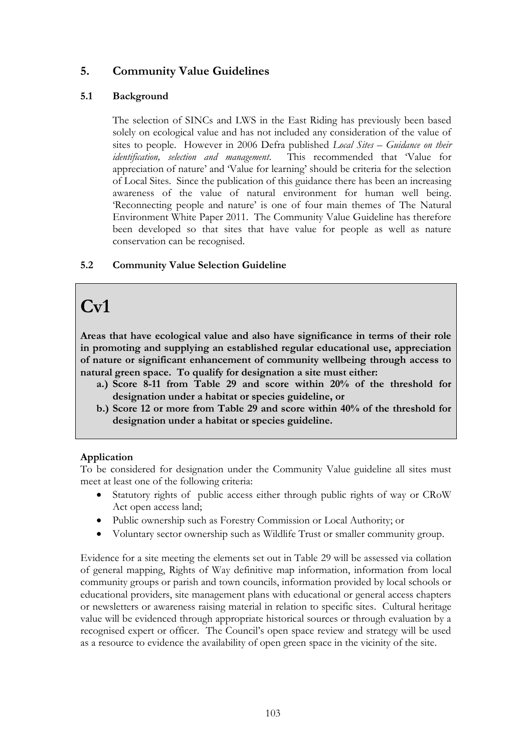## 5. Community Value Guidelines

### 5.1 Background

The selection of SINCs and LWS in the East Riding has previously been based solely on ecological value and has not included any consideration of the value of sites to people. However in 2006 Defra published *Local Sites – Guidance on their identification, selection and management*. This recommended that 'Value for appreciation of nature' and 'Value for learning' should be criteria for the selection of Local Sites. Since the publication of this guidance there has been an increasing awareness of the value of natural environment for human well being. 'Reconnecting people and nature' is one of four main themes of The Natural Environment White Paper 2011. The Community Value Guideline has therefore been developed so that sites that have value for people as well as nature conservation can be recognised.

### 5.2 Community Value Selection Guideline

# Cv1

**Areas that have ecological value and also have significance in terms of their role in promoting and supplying an established regular educational use, appreciation of nature or significant enhancement of community wellbeing through access to natural green space. To qualify for designation a site must either:**

- **a.) Score 8-11 from Table 29 and score within 20% of the threshold for designation under a habitat or species guideline, or**
- **b.) Score 12 or more from Table 29 and score within 40% of the threshold for designation under a habitat or species guideline.**

**Application**

To be considered for designation under the Community Value guideline all sites must meet at least one of the following criteria:

- Statutory rights of public access either through public rights of way or CRoW Act open access land;
- Public ownership such as Forestry Commission or Local Authority; or
- Voluntary sector ownership such as Wildlife Trust or smaller community group.

Evidence for a site meeting the elements set out in Table 29 will be assessed via collation of general mapping, Rights of Way definitive map information, information from local community groups or parish and town councils, information provided by local schools or educational providers, site management plans with educational or general access chapters or newsletters or awareness raising material in relation to specific sites. Cultural heritage value will be evidenced through appropriate historical sources or through evaluation by a recognised expert or officer. The Council's open space review and strategy will be used as a resource to evidence the availability of open green space in the vicinity of the site.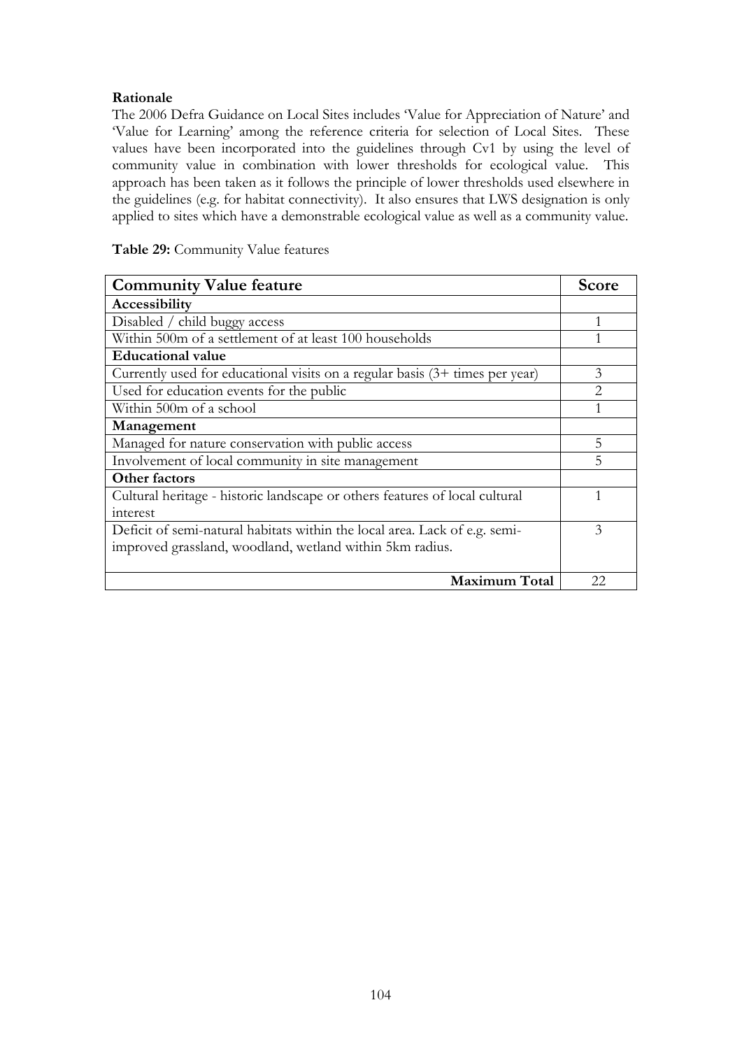**Rationale**

The 2006 Defra Guidance on Local Sites includes 'Value for Appreciation of Nature' and 'Value for Learning' among the reference criteria for selection of Local Sites. These values have been incorporated into the guidelines through Cv1 by using the level of community value in combination with lower thresholds for ecological value. This approach has been taken as it follows the principle of lower thresholds used elsewhere in the guidelines (e.g. for habitat connectivity). It also ensures that LWS designation is only applied to sites which have a demonstrable ecological value as well as a community value.

**Table 29:** Community Value features

| Community Value feature | Score |
| --- | --- |
| **Accessibility** | |
| Disabled / child buggy access | 1 |
| Within 500m of a settlement of at least 100 households | 1 |
| **Educational value** | |
| Currently used for educational visits on a regular basis (3+ times per year) | 3 |
| Used for education events for the public | 2 |
| Within 500m of a school | 1 |
| **Management** | |
| Managed for nature conservation with public access | 5 |
| Involvement of local community in site management | 5 |
| **Other factors** | |
| Cultural heritage - historic landscape or others features of local cultural interest | 1 |
| Deficit of semi-natural habitats within the local area. Lack of e.g. semi-improved grassland, woodland, wetland within 5km radius. | 3 |
| **Maximum Total** | 22 |